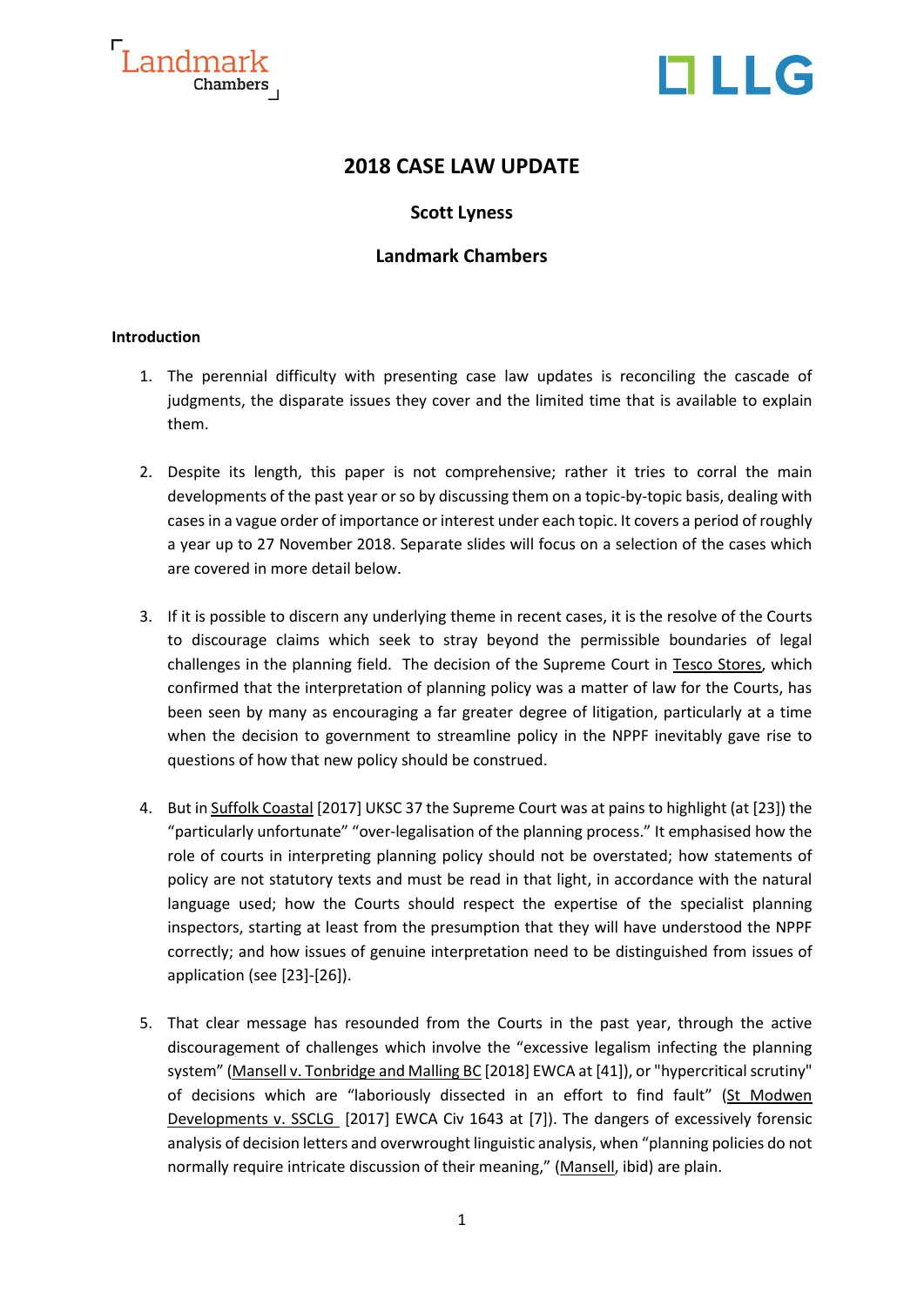# 2018 CASE LAW UPDATE

**Scott Lyness**

**Landmark Chambers**

## Introduction

1. The perennial difficulty with presenting case law updates is reconciling the cascade of judgments, the disparate issues they cover and the limited time that is available to explain them.

2. Despite its length, this paper is not comprehensive; rather it tries to corral the main developments of the past year or so by discussing them on a topic-by-topic basis, dealing with cases in a vague order of importance or interest under each topic. It covers a period of roughly a year up to 27 November 2018. Separate slides will focus on a selection of the cases which are covered in more detail below.

3. If it is possible to discern any underlying theme in recent cases, it is the resolve of the Courts to discourage claims which seek to stray beyond the permissible boundaries of legal challenges in the planning field. The decision of the Supreme Court in Tesco Stores, which confirmed that the interpretation of planning policy was a matter of law for the Courts, has been seen by many as encouraging a far greater degree of litigation, particularly at a time when the decision to government to streamline policy in the NPPF inevitably gave rise to questions of how that new policy should be construed.

4. But in Suffolk Coastal [2017] UKSC 37 the Supreme Court was at pains to highlight (at [23]) the "particularly unfortunate" "over-legalisation of the planning process." It emphasised how the role of courts in interpreting planning policy should not be overstated; how statements of policy are not statutory texts and must be read in that light, in accordance with the natural language used; how the Courts should respect the expertise of the specialist planning inspectors, starting at least from the presumption that they will have understood the NPPF correctly; and how issues of genuine interpretation need to be distinguished from issues of application (see [23]-[26]).

5. That clear message has resounded from the Courts in the past year, through the active discouragement of challenges which involve the "excessive legalism infecting the planning system" (Mansell v. Tonbridge and Malling BC [2018] EWCA at [41]), or "hypercritical scrutiny" of decisions which are "laboriously dissected in an effort to find fault" (St Modwen Developments v. SSCLG [2017] EWCA Civ 1643 at [7]). The dangers of excessively forensic analysis of decision letters and overwrought linguistic analysis, when "planning policies do not normally require intricate discussion of their meaning," (Mansell, ibid) are plain.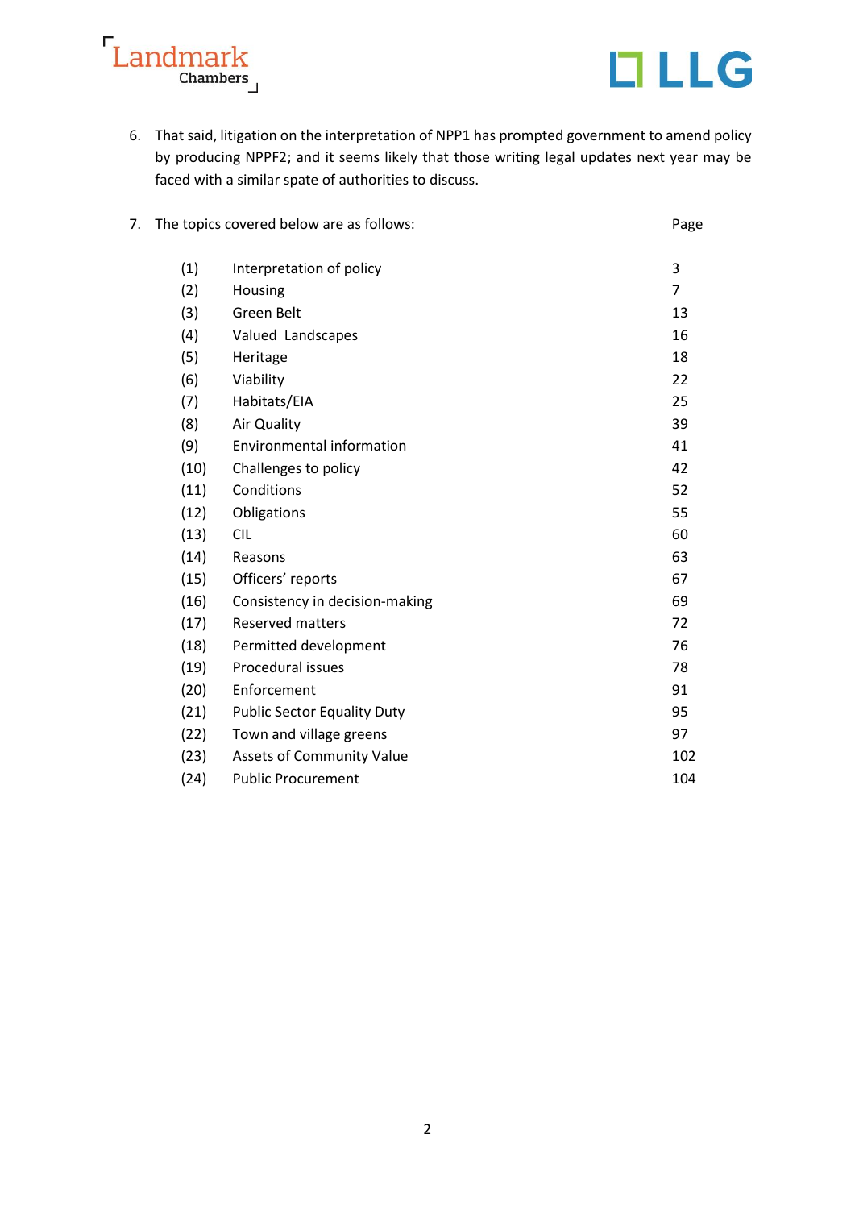6. That said, litigation on the interpretation of NPP1 has prompted government to amend policy by producing NPPF2; and it seems likely that those writing legal updates next year may be faced with a similar spate of authorities to discuss.

7. The topics covered below are as follows:

| | | Page |
|---|---|---|
| (1) | Interpretation of policy | 3 |
| (2) | Housing | 7 |
| (3) | Green Belt | 13 |
| (4) | Valued Landscapes | 16 |
| (5) | Heritage | 18 |
| (6) | Viability | 22 |
| (7) | Habitats/EIA | 25 |
| (8) | Air Quality | 39 |
| (9) | Environmental information | 41 |
| (10) | Challenges to policy | 42 |
| (11) | Conditions | 52 |
| (12) | Obligations | 55 |
| (13) | CIL | 60 |
| (14) | Reasons | 63 |
| (15) | Officers' reports | 67 |
| (16) | Consistency in decision-making | 69 |
| (17) | Reserved matters | 72 |
| (18) | Permitted development | 76 |
| (19) | Procedural issues | 78 |
| (20) | Enforcement | 91 |
| (21) | Public Sector Equality Duty | 95 |
| (22) | Town and village greens | 97 |
| (23) | Assets of Community Value | 102 |
| (24) | Public Procurement | 104 |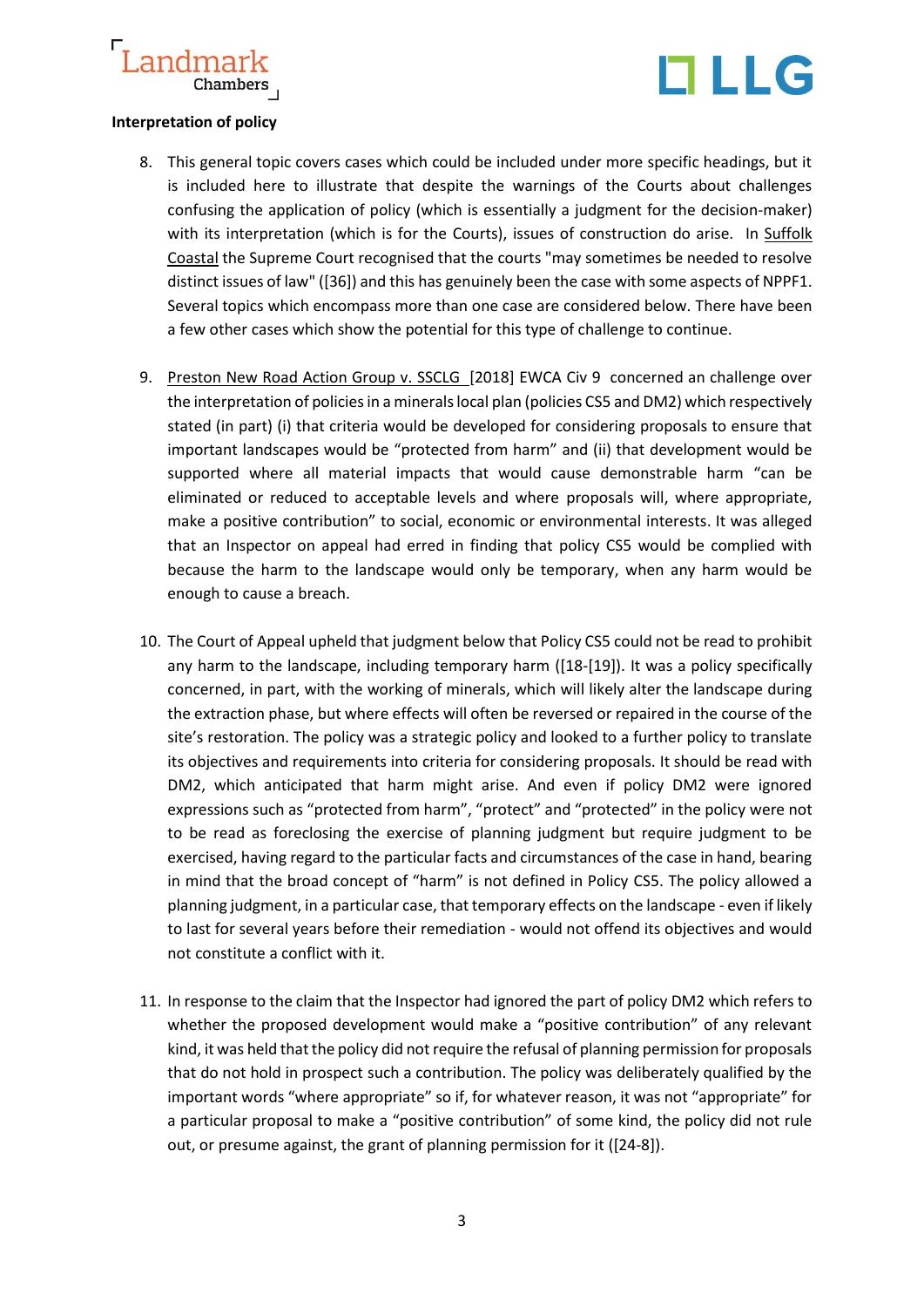**Interpretation of policy**

8. This general topic covers cases which could be included under more specific headings, but it is included here to illustrate that despite the warnings of the Courts about challenges confusing the application of policy (which is essentially a judgment for the decision-maker) with its interpretation (which is for the Courts), issues of construction do arise. In Suffolk Coastal the Supreme Court recognised that the courts "may sometimes be needed to resolve distinct issues of law" ([36]) and this has genuinely been the case with some aspects of NPPF1. Several topics which encompass more than one case are considered below. There have been a few other cases which show the potential for this type of challenge to continue.

9. Preston New Road Action Group v. SSCLG [2018] EWCA Civ 9 concerned an challenge over the interpretation of policies in a minerals local plan (policies CS5 and DM2) which respectively stated (in part) (i) that criteria would be developed for considering proposals to ensure that important landscapes would be "protected from harm" and (ii) that development would be supported where all material impacts that would cause demonstrable harm "can be eliminated or reduced to acceptable levels and where proposals will, where appropriate, make a positive contribution" to social, economic or environmental interests. It was alleged that an Inspector on appeal had erred in finding that policy CS5 would be complied with because the harm to the landscape would only be temporary, when any harm would be enough to cause a breach.

10. The Court of Appeal upheld that judgment below that Policy CS5 could not be read to prohibit any harm to the landscape, including temporary harm ([18-[19]). It was a policy specifically concerned, in part, with the working of minerals, which will likely alter the landscape during the extraction phase, but where effects will often be reversed or repaired in the course of the site's restoration. The policy was a strategic policy and looked to a further policy to translate its objectives and requirements into criteria for considering proposals. It should be read with DM2, which anticipated that harm might arise. And even if policy DM2 were ignored expressions such as "protected from harm", "protect" and "protected" in the policy were not to be read as foreclosing the exercise of planning judgment but require judgment to be exercised, having regard to the particular facts and circumstances of the case in hand, bearing in mind that the broad concept of "harm" is not defined in Policy CS5. The policy allowed a planning judgment, in a particular case, that temporary effects on the landscape - even if likely to last for several years before their remediation - would not offend its objectives and would not constitute a conflict with it.

11. In response to the claim that the Inspector had ignored the part of policy DM2 which refers to whether the proposed development would make a "positive contribution" of any relevant kind, it was held that the policy did not require the refusal of planning permission for proposals that do not hold in prospect such a contribution. The policy was deliberately qualified by the important words "where appropriate" so if, for whatever reason, it was not "appropriate" for a particular proposal to make a "positive contribution" of some kind, the policy did not rule out, or presume against, the grant of planning permission for it ([24-8]).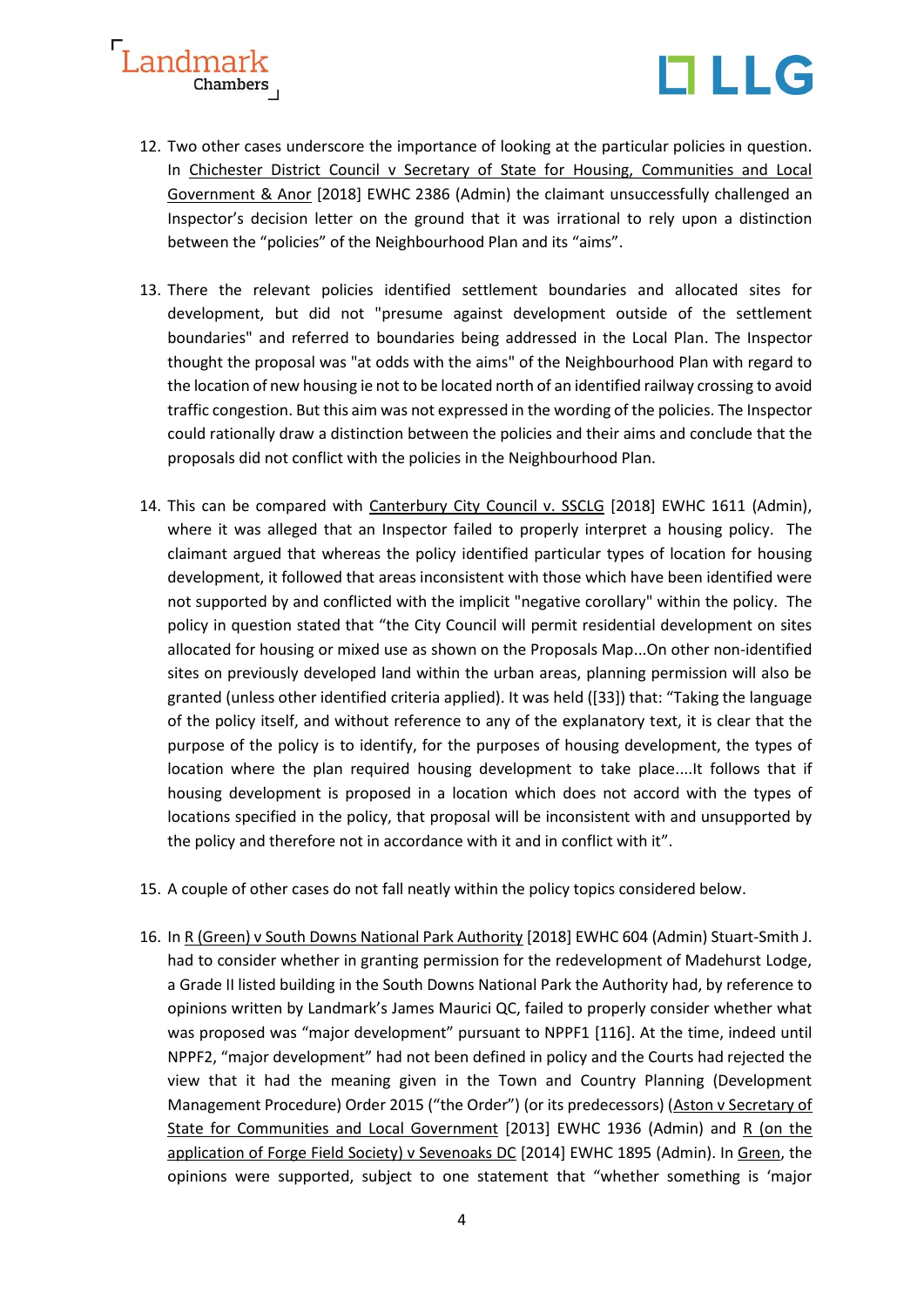12. Two other cases underscore the importance of looking at the particular policies in question. In Chichester District Council v Secretary of State for Housing, Communities and Local Government & Anor [2018] EWHC 2386 (Admin) the claimant unsuccessfully challenged an Inspector's decision letter on the ground that it was irrational to rely upon a distinction between the "policies" of the Neighbourhood Plan and its "aims".

13. There the relevant policies identified settlement boundaries and allocated sites for development, but did not "presume against development outside of the settlement boundaries" and referred to boundaries being addressed in the Local Plan. The Inspector thought the proposal was "at odds with the aims" of the Neighbourhood Plan with regard to the location of new housing ie not to be located north of an identified railway crossing to avoid traffic congestion. But this aim was not expressed in the wording of the policies. The Inspector could rationally draw a distinction between the policies and their aims and conclude that the proposals did not conflict with the policies in the Neighbourhood Plan.

14. This can be compared with Canterbury City Council v. SSCLG [2018] EWHC 1611 (Admin), where it was alleged that an Inspector failed to properly interpret a housing policy. The claimant argued that whereas the policy identified particular types of location for housing development, it followed that areas inconsistent with those which have been identified were not supported by and conflicted with the implicit "negative corollary" within the policy. The policy in question stated that "the City Council will permit residential development on sites allocated for housing or mixed use as shown on the Proposals Map...On other non-identified sites on previously developed land within the urban areas, planning permission will also be granted (unless other identified criteria applied). It was held ([33]) that: "Taking the language of the policy itself, and without reference to any of the explanatory text, it is clear that the purpose of the policy is to identify, for the purposes of housing development, the types of location where the plan required housing development to take place....It follows that if housing development is proposed in a location which does not accord with the types of locations specified in the policy, that proposal will be inconsistent with and unsupported by the policy and therefore not in accordance with it and in conflict with it".

15. A couple of other cases do not fall neatly within the policy topics considered below.

16. In R (Green) v South Downs National Park Authority [2018] EWHC 604 (Admin) Stuart-Smith J. had to consider whether in granting permission for the redevelopment of Madehurst Lodge, a Grade II listed building in the South Downs National Park the Authority had, by reference to opinions written by Landmark's James Maurici QC, failed to properly consider whether what was proposed was "major development" pursuant to NPPF1 [116]. At the time, indeed until NPPF2, "major development" had not been defined in policy and the Courts had rejected the view that it had the meaning given in the Town and Country Planning (Development Management Procedure) Order 2015 ("the Order") (or its predecessors) (Aston v Secretary of State for Communities and Local Government [2013] EWHC 1936 (Admin) and R (on the application of Forge Field Society) v Sevenoaks DC [2014] EWHC 1895 (Admin). In Green, the opinions were supported, subject to one statement that "whether something is 'major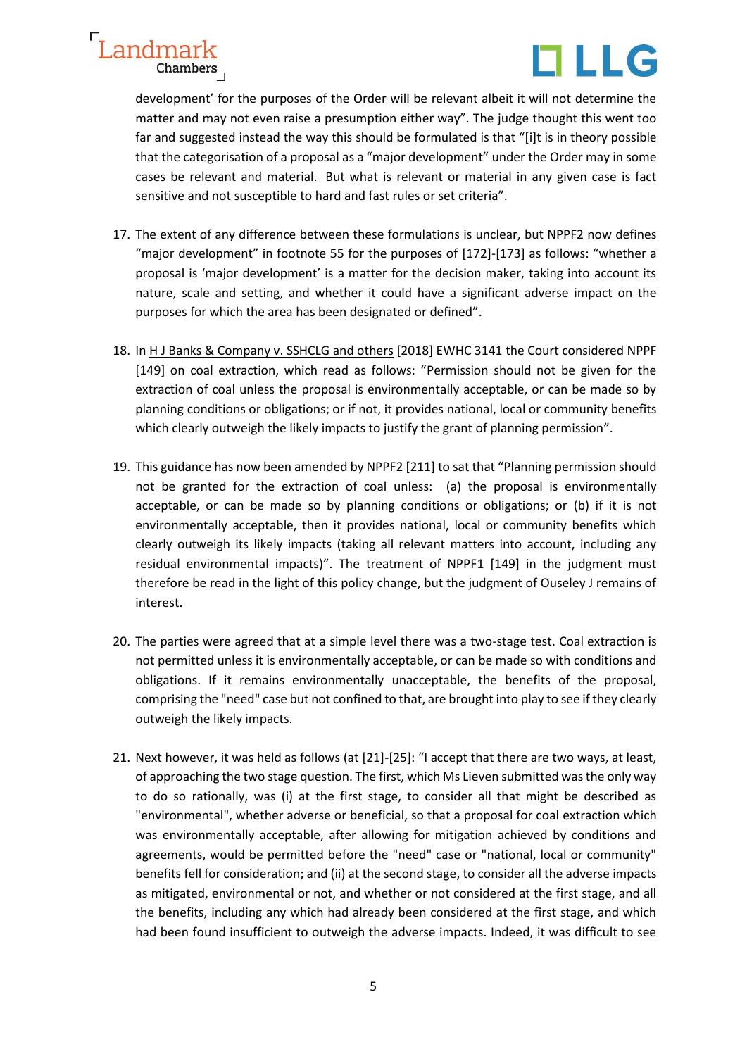development' for the purposes of the Order will be relevant albeit it will not determine the matter and may not even raise a presumption either way". The judge thought this went too far and suggested instead the way this should be formulated is that "[i]t is in theory possible that the categorisation of a proposal as a "major development" under the Order may in some cases be relevant and material. But what is relevant or material in any given case is fact sensitive and not susceptible to hard and fast rules or set criteria".

17. The extent of any difference between these formulations is unclear, but NPPF2 now defines "major development" in footnote 55 for the purposes of [172]-[173] as follows: "whether a proposal is 'major development' is a matter for the decision maker, taking into account its nature, scale and setting, and whether it could have a significant adverse impact on the purposes for which the area has been designated or defined".

18. In H J Banks & Company v. SSHCLG and others [2018] EWHC 3141 the Court considered NPPF [149] on coal extraction, which read as follows: "Permission should not be given for the extraction of coal unless the proposal is environmentally acceptable, or can be made so by planning conditions or obligations; or if not, it provides national, local or community benefits which clearly outweigh the likely impacts to justify the grant of planning permission".

19. This guidance has now been amended by NPPF2 [211] to sat that "Planning permission should not be granted for the extraction of coal unless: (a) the proposal is environmentally acceptable, or can be made so by planning conditions or obligations; or (b) if it is not environmentally acceptable, then it provides national, local or community benefits which clearly outweigh its likely impacts (taking all relevant matters into account, including any residual environmental impacts)". The treatment of NPPF1 [149] in the judgment must therefore be read in the light of this policy change, but the judgment of Ouseley J remains of interest.

20. The parties were agreed that at a simple level there was a two-stage test. Coal extraction is not permitted unless it is environmentally acceptable, or can be made so with conditions and obligations. If it remains environmentally unacceptable, the benefits of the proposal, comprising the "need" case but not confined to that, are brought into play to see if they clearly outweigh the likely impacts.

21. Next however, it was held as follows (at [21]-[25]: "I accept that there are two ways, at least, of approaching the two stage question. The first, which Ms Lieven submitted was the only way to do so rationally, was (i) at the first stage, to consider all that might be described as "environmental", whether adverse or beneficial, so that a proposal for coal extraction which was environmentally acceptable, after allowing for mitigation achieved by conditions and agreements, would be permitted before the "need" case or "national, local or community" benefits fell for consideration; and (ii) at the second stage, to consider all the adverse impacts as mitigated, environmental or not, and whether or not considered at the first stage, and all the benefits, including any which had already been considered at the first stage, and which had been found insufficient to outweigh the adverse impacts. Indeed, it was difficult to see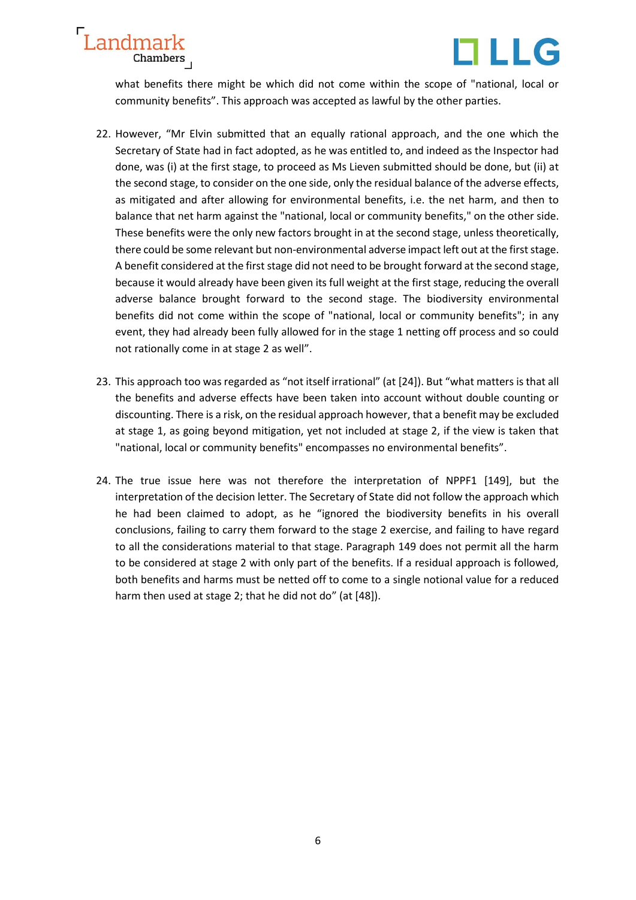what benefits there might be which did not come within the scope of "national, local or community benefits". This approach was accepted as lawful by the other parties.

22. However, "Mr Elvin submitted that an equally rational approach, and the one which the Secretary of State had in fact adopted, as he was entitled to, and indeed as the Inspector had done, was (i) at the first stage, to proceed as Ms Lieven submitted should be done, but (ii) at the second stage, to consider on the one side, only the residual balance of the adverse effects, as mitigated and after allowing for environmental benefits, i.e. the net harm, and then to balance that net harm against the "national, local or community benefits," on the other side. These benefits were the only new factors brought in at the second stage, unless theoretically, there could be some relevant but non-environmental adverse impact left out at the first stage. A benefit considered at the first stage did not need to be brought forward at the second stage, because it would already have been given its full weight at the first stage, reducing the overall adverse balance brought forward to the second stage. The biodiversity environmental benefits did not come within the scope of "national, local or community benefits"; in any event, they had already been fully allowed for in the stage 1 netting off process and so could not rationally come in at stage 2 as well".

23. This approach too was regarded as "not itself irrational" (at [24]). But "what matters is that all the benefits and adverse effects have been taken into account without double counting or discounting. There is a risk, on the residual approach however, that a benefit may be excluded at stage 1, as going beyond mitigation, yet not included at stage 2, if the view is taken that "national, local or community benefits" encompasses no environmental benefits".

24. The true issue here was not therefore the interpretation of NPPF1 [149], but the interpretation of the decision letter. The Secretary of State did not follow the approach which he had been claimed to adopt, as he "ignored the biodiversity benefits in his overall conclusions, failing to carry them forward to the stage 2 exercise, and failing to have regard to all the considerations material to that stage. Paragraph 149 does not permit all the harm to be considered at stage 2 with only part of the benefits. If a residual approach is followed, both benefits and harms must be netted off to come to a single notional value for a reduced harm then used at stage 2; that he did not do" (at [48]).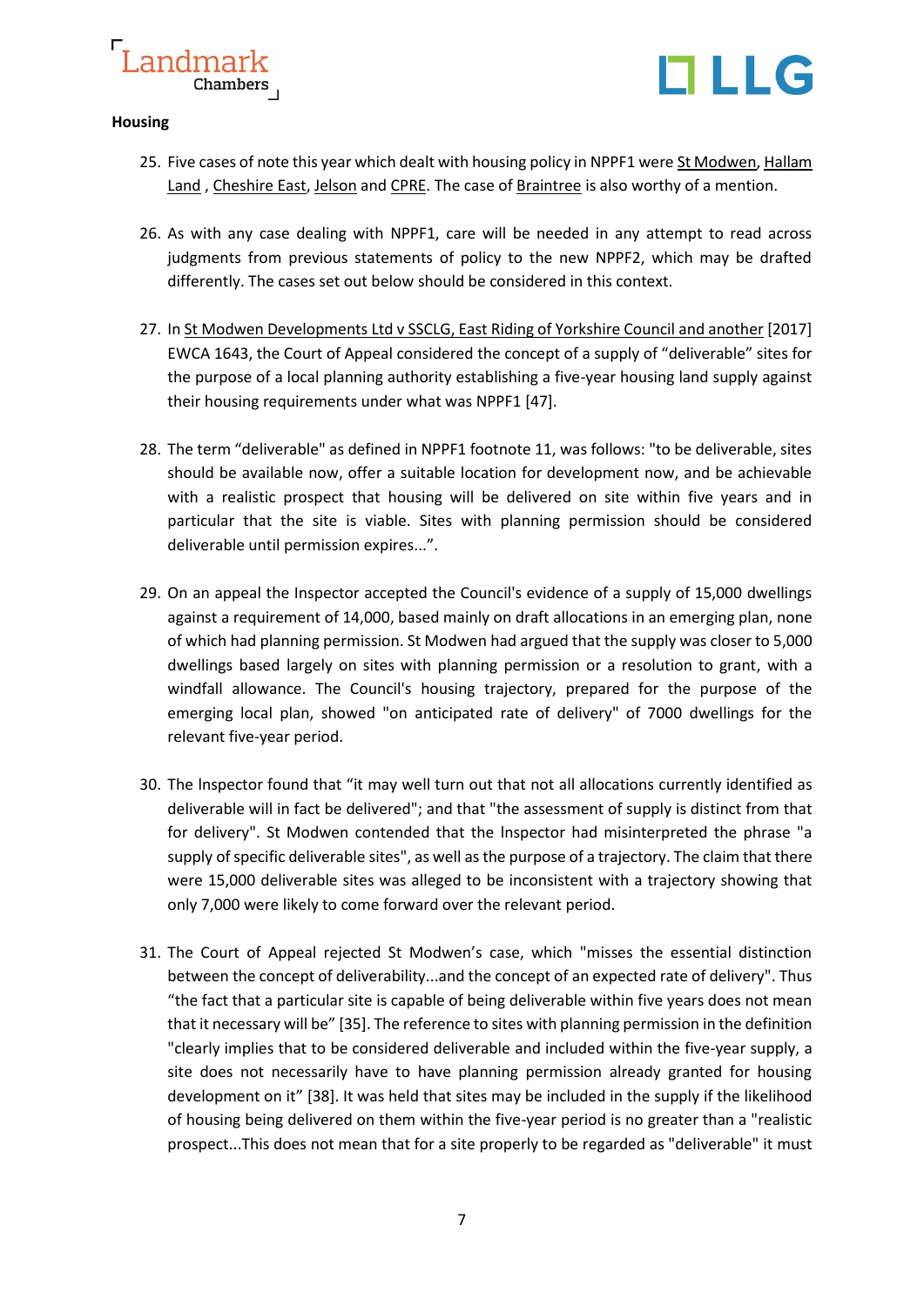**Housing**

25. Five cases of note this year which dealt with housing policy in NPPF1 were St Modwen, Hallam Land , Cheshire East, Jelson and CPRE. The case of Braintree is also worthy of a mention.

26. As with any case dealing with NPPF1, care will be needed in any attempt to read across judgments from previous statements of policy to the new NPPF2, which may be drafted differently. The cases set out below should be considered in this context.

27. In St Modwen Developments Ltd v SSCLG, East Riding of Yorkshire Council and another [2017] EWCA 1643, the Court of Appeal considered the concept of a supply of "deliverable" sites for the purpose of a local planning authority establishing a five-year housing land supply against their housing requirements under what was NPPF1 [47].

28. The term "deliverable" as defined in NPPF1 footnote 11, was follows: "to be deliverable, sites should be available now, offer a suitable location for development now, and be achievable with a realistic prospect that housing will be delivered on site within five years and in particular that the site is viable. Sites with planning permission should be considered deliverable until permission expires...".

29. On an appeal the Inspector accepted the Council's evidence of a supply of 15,000 dwellings against a requirement of 14,000, based mainly on draft allocations in an emerging plan, none of which had planning permission. St Modwen had argued that the supply was closer to 5,000 dwellings based largely on sites with planning permission or a resolution to grant, with a windfall allowance. The Council's housing trajectory, prepared for the purpose of the emerging local plan, showed "on anticipated rate of delivery" of 7000 dwellings for the relevant five-year period.

30. The Inspector found that "it may well turn out that not all allocations currently identified as deliverable will in fact be delivered"; and that "the assessment of supply is distinct from that for delivery". St Modwen contended that the Inspector had misinterpreted the phrase "a supply of specific deliverable sites", as well as the purpose of a trajectory. The claim that there were 15,000 deliverable sites was alleged to be inconsistent with a trajectory showing that only 7,000 were likely to come forward over the relevant period.

31. The Court of Appeal rejected St Modwen's case, which "misses the essential distinction between the concept of deliverability...and the concept of an expected rate of delivery". Thus "the fact that a particular site is capable of being deliverable within five years does not mean that it necessary will be" [35]. The reference to sites with planning permission in the definition "clearly implies that to be considered deliverable and included within the five-year supply, a site does not necessarily have to have planning permission already granted for housing development on it" [38]. It was held that sites may be included in the supply if the likelihood of housing being delivered on them within the five-year period is no greater than a "realistic prospect...This does not mean that for a site properly to be regarded as "deliverable" it must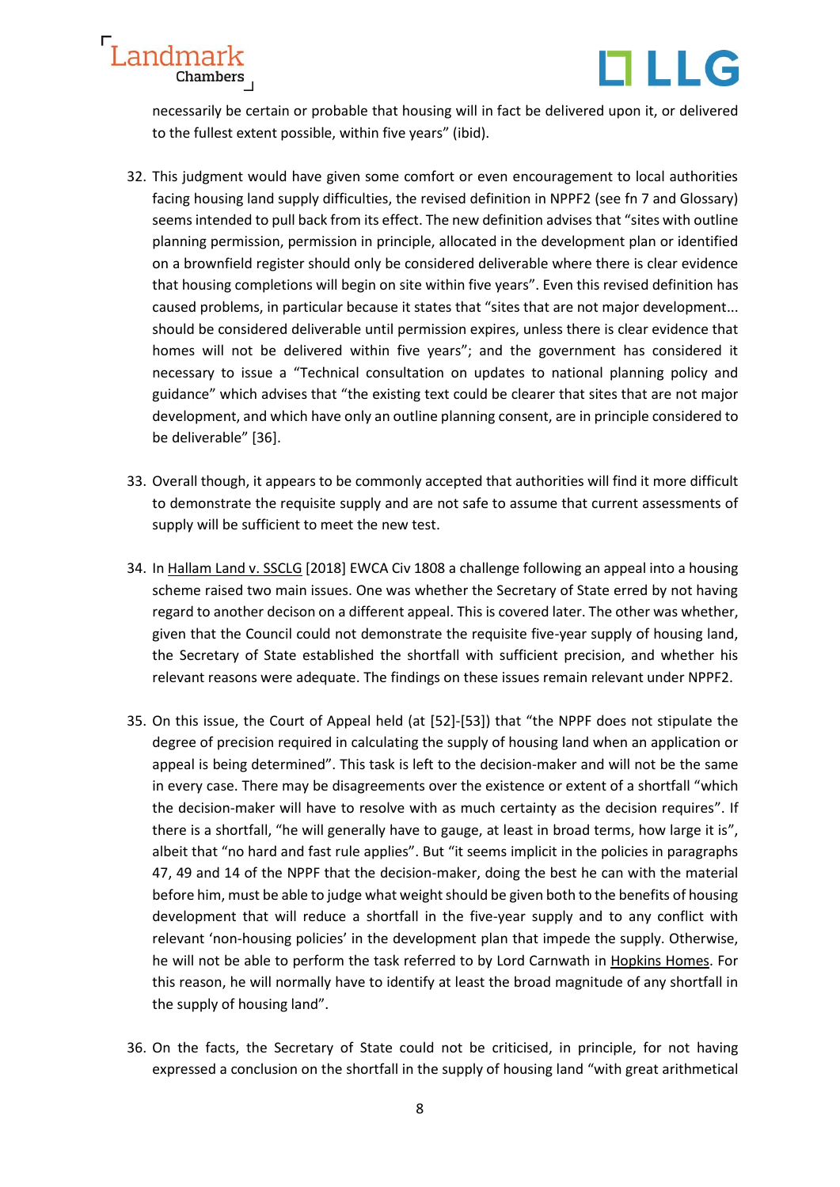necessarily be certain or probable that housing will in fact be delivered upon it, or delivered to the fullest extent possible, within five years" (ibid).

32. This judgment would have given some comfort or even encouragement to local authorities facing housing land supply difficulties, the revised definition in NPPF2 (see fn 7 and Glossary) seems intended to pull back from its effect. The new definition advises that "sites with outline planning permission, permission in principle, allocated in the development plan or identified on a brownfield register should only be considered deliverable where there is clear evidence that housing completions will begin on site within five years". Even this revised definition has caused problems, in particular because it states that "sites that are not major development... should be considered deliverable until permission expires, unless there is clear evidence that homes will not be delivered within five years"; and the government has considered it necessary to issue a "Technical consultation on updates to national planning policy and guidance" which advises that "the existing text could be clearer that sites that are not major development, and which have only an outline planning consent, are in principle considered to be deliverable" [36].

33. Overall though, it appears to be commonly accepted that authorities will find it more difficult to demonstrate the requisite supply and are not safe to assume that current assessments of supply will be sufficient to meet the new test.

34. In Hallam Land v. SSCLG [2018] EWCA Civ 1808 a challenge following an appeal into a housing scheme raised two main issues. One was whether the Secretary of State erred by not having regard to another decison on a different appeal. This is covered later. The other was whether, given that the Council could not demonstrate the requisite five-year supply of housing land, the Secretary of State established the shortfall with sufficient precision, and whether his relevant reasons were adequate. The findings on these issues remain relevant under NPPF2.

35. On this issue, the Court of Appeal held (at [52]-[53]) that "the NPPF does not stipulate the degree of precision required in calculating the supply of housing land when an application or appeal is being determined". This task is left to the decision-maker and will not be the same in every case. There may be disagreements over the existence or extent of a shortfall "which the decision-maker will have to resolve with as much certainty as the decision requires". If there is a shortfall, "he will generally have to gauge, at least in broad terms, how large it is", albeit that "no hard and fast rule applies". But "it seems implicit in the policies in paragraphs 47, 49 and 14 of the NPPF that the decision-maker, doing the best he can with the material before him, must be able to judge what weight should be given both to the benefits of housing development that will reduce a shortfall in the five-year supply and to any conflict with relevant 'non-housing policies' in the development plan that impede the supply. Otherwise, he will not be able to perform the task referred to by Lord Carnwath in Hopkins Homes. For this reason, he will normally have to identify at least the broad magnitude of any shortfall in the supply of housing land".

36. On the facts, the Secretary of State could not be criticised, in principle, for not having expressed a conclusion on the shortfall in the supply of housing land "with great arithmetical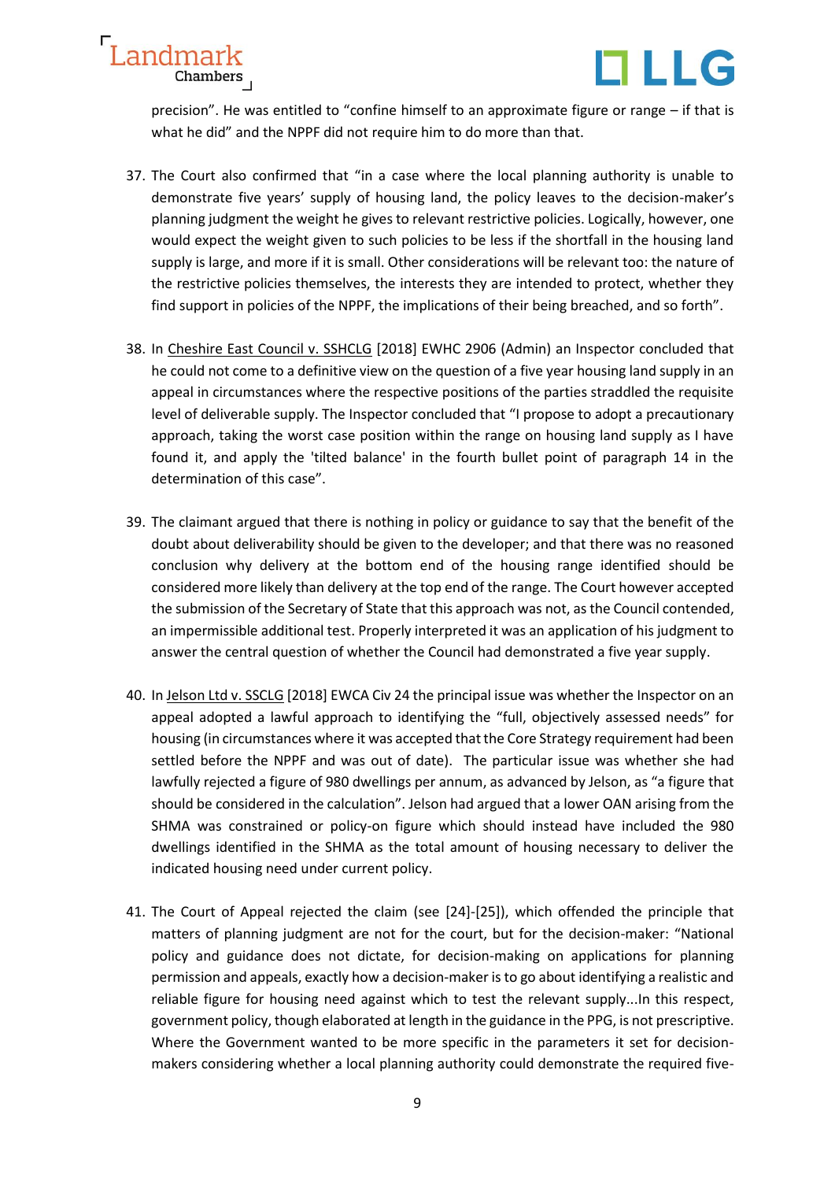precision". He was entitled to "confine himself to an approximate figure or range – if that is what he did" and the NPPF did not require him to do more than that.

37. The Court also confirmed that "in a case where the local planning authority is unable to demonstrate five years' supply of housing land, the policy leaves to the decision-maker's planning judgment the weight he gives to relevant restrictive policies. Logically, however, one would expect the weight given to such policies to be less if the shortfall in the housing land supply is large, and more if it is small. Other considerations will be relevant too: the nature of the restrictive policies themselves, the interests they are intended to protect, whether they find support in policies of the NPPF, the implications of their being breached, and so forth".

38. In Cheshire East Council v. SSHCLG [2018] EWHC 2906 (Admin) an Inspector concluded that he could not come to a definitive view on the question of a five year housing land supply in an appeal in circumstances where the respective positions of the parties straddled the requisite level of deliverable supply. The Inspector concluded that "I propose to adopt a precautionary approach, taking the worst case position within the range on housing land supply as I have found it, and apply the 'tilted balance' in the fourth bullet point of paragraph 14 in the determination of this case".

39. The claimant argued that there is nothing in policy or guidance to say that the benefit of the doubt about deliverability should be given to the developer; and that there was no reasoned conclusion why delivery at the bottom end of the housing range identified should be considered more likely than delivery at the top end of the range. The Court however accepted the submission of the Secretary of State that this approach was not, as the Council contended, an impermissible additional test. Properly interpreted it was an application of his judgment to answer the central question of whether the Council had demonstrated a five year supply.

40. In Jelson Ltd v. SSCLG [2018] EWCA Civ 24 the principal issue was whether the Inspector on an appeal adopted a lawful approach to identifying the "full, objectively assessed needs" for housing (in circumstances where it was accepted that the Core Strategy requirement had been settled before the NPPF and was out of date). The particular issue was whether she had lawfully rejected a figure of 980 dwellings per annum, as advanced by Jelson, as "a figure that should be considered in the calculation". Jelson had argued that a lower OAN arising from the SHMA was constrained or policy-on figure which should instead have included the 980 dwellings identified in the SHMA as the total amount of housing necessary to deliver the indicated housing need under current policy.

41. The Court of Appeal rejected the claim (see [24]-[25]), which offended the principle that matters of planning judgment are not for the court, but for the decision-maker: "National policy and guidance does not dictate, for decision-making on applications for planning permission and appeals, exactly how a decision-maker is to go about identifying a realistic and reliable figure for housing need against which to test the relevant supply...In this respect, government policy, though elaborated at length in the guidance in the PPG, is not prescriptive. Where the Government wanted to be more specific in the parameters it set for decision-makers considering whether a local planning authority could demonstrate the required five-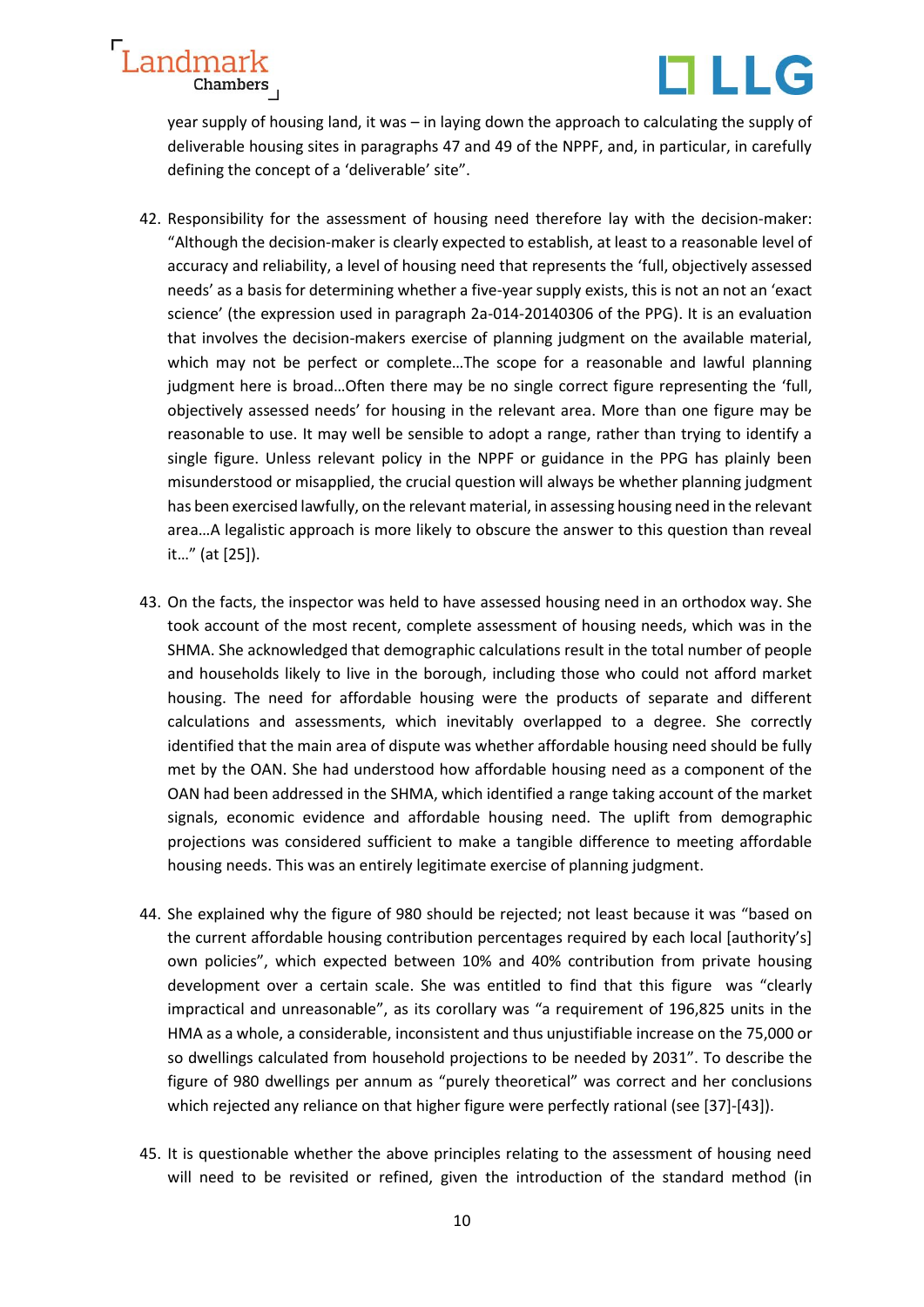year supply of housing land, it was – in laying down the approach to calculating the supply of deliverable housing sites in paragraphs 47 and 49 of the NPPF, and, in particular, in carefully defining the concept of a 'deliverable' site".

42. Responsibility for the assessment of housing need therefore lay with the decision-maker: "Although the decision-maker is clearly expected to establish, at least to a reasonable level of accuracy and reliability, a level of housing need that represents the 'full, objectively assessed needs' as a basis for determining whether a five-year supply exists, this is not an not an 'exact science' (the expression used in paragraph 2a-014-20140306 of the PPG). It is an evaluation that involves the decision-makers exercise of planning judgment on the available material, which may not be perfect or complete…The scope for a reasonable and lawful planning judgment here is broad…Often there may be no single correct figure representing the 'full, objectively assessed needs' for housing in the relevant area. More than one figure may be reasonable to use. It may well be sensible to adopt a range, rather than trying to identify a single figure. Unless relevant policy in the NPPF or guidance in the PPG has plainly been misunderstood or misapplied, the crucial question will always be whether planning judgment has been exercised lawfully, on the relevant material, in assessing housing need in the relevant area…A legalistic approach is more likely to obscure the answer to this question than reveal it…" (at [25]).

43. On the facts, the inspector was held to have assessed housing need in an orthodox way. She took account of the most recent, complete assessment of housing needs, which was in the SHMA. She acknowledged that demographic calculations result in the total number of people and households likely to live in the borough, including those who could not afford market housing. The need for affordable housing were the products of separate and different calculations and assessments, which inevitably overlapped to a degree. She correctly identified that the main area of dispute was whether affordable housing need should be fully met by the OAN. She had understood how affordable housing need as a component of the OAN had been addressed in the SHMA, which identified a range taking account of the market signals, economic evidence and affordable housing need. The uplift from demographic projections was considered sufficient to make a tangible difference to meeting affordable housing needs. This was an entirely legitimate exercise of planning judgment.

44. She explained why the figure of 980 should be rejected; not least because it was "based on the current affordable housing contribution percentages required by each local [authority's] own policies", which expected between 10% and 40% contribution from private housing development over a certain scale. She was entitled to find that this figure was "clearly impractical and unreasonable", as its corollary was "a requirement of 196,825 units in the HMA as a whole, a considerable, inconsistent and thus unjustifiable increase on the 75,000 or so dwellings calculated from household projections to be needed by 2031". To describe the figure of 980 dwellings per annum as "purely theoretical" was correct and her conclusions which rejected any reliance on that higher figure were perfectly rational (see [37]-[43]).

45. It is questionable whether the above principles relating to the assessment of housing need will need to be revisited or refined, given the introduction of the standard method (in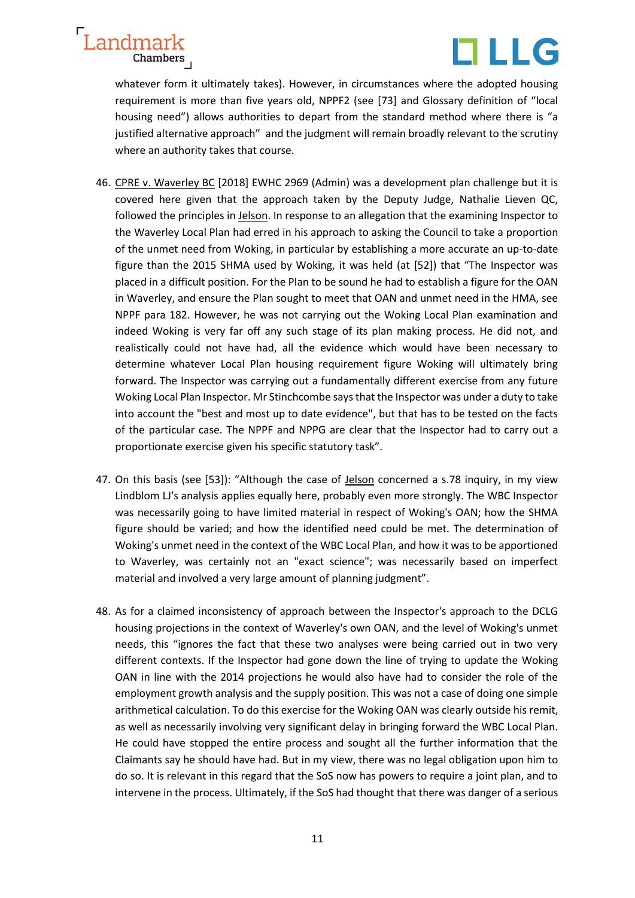whatever form it ultimately takes). However, in circumstances where the adopted housing requirement is more than five years old, NPPF2 (see [73] and Glossary definition of "local housing need") allows authorities to depart from the standard method where there is "a justified alternative approach" and the judgment will remain broadly relevant to the scrutiny where an authority takes that course.

46. CPRE v. Waverley BC [2018] EWHC 2969 (Admin) was a development plan challenge but it is covered here given that the approach taken by the Deputy Judge, Nathalie Lieven QC, followed the principles in Jelson. In response to an allegation that the examining Inspector to the Waverley Local Plan had erred in his approach to asking the Council to take a proportion of the unmet need from Woking, in particular by establishing a more accurate an up-to-date figure than the 2015 SHMA used by Woking, it was held (at [52]) that "The Inspector was placed in a difficult position. For the Plan to be sound he had to establish a figure for the OAN in Waverley, and ensure the Plan sought to meet that OAN and unmet need in the HMA, see NPPF para 182. However, he was not carrying out the Woking Local Plan examination and indeed Woking is very far off any such stage of its plan making process. He did not, and realistically could not have had, all the evidence which would have been necessary to determine whatever Local Plan housing requirement figure Woking will ultimately bring forward. The Inspector was carrying out a fundamentally different exercise from any future Woking Local Plan Inspector. Mr Stinchcombe says that the Inspector was under a duty to take into account the "best and most up to date evidence", but that has to be tested on the facts of the particular case. The NPPF and NPPG are clear that the Inspector had to carry out a proportionate exercise given his specific statutory task".

47. On this basis (see [53]): "Although the case of Jelson concerned a s.78 inquiry, in my view Lindblom LJ's analysis applies equally here, probably even more strongly. The WBC Inspector was necessarily going to have limited material in respect of Woking's OAN; how the SHMA figure should be varied; and how the identified need could be met. The determination of Woking's unmet need in the context of the WBC Local Plan, and how it was to be apportioned to Waverley, was certainly not an "exact science"; was necessarily based on imperfect material and involved a very large amount of planning judgment".

48. As for a claimed inconsistency of approach between the Inspector's approach to the DCLG housing projections in the context of Waverley's own OAN, and the level of Woking's unmet needs, this "ignores the fact that these two analyses were being carried out in two very different contexts. If the Inspector had gone down the line of trying to update the Woking OAN in line with the 2014 projections he would also have had to consider the role of the employment growth analysis and the supply position. This was not a case of doing one simple arithmetical calculation. To do this exercise for the Woking OAN was clearly outside his remit, as well as necessarily involving very significant delay in bringing forward the WBC Local Plan. He could have stopped the entire process and sought all the further information that the Claimants say he should have had. But in my view, there was no legal obligation upon him to do so. It is relevant in this regard that the SoS now has powers to require a joint plan, and to intervene in the process. Ultimately, if the SoS had thought that there was danger of a serious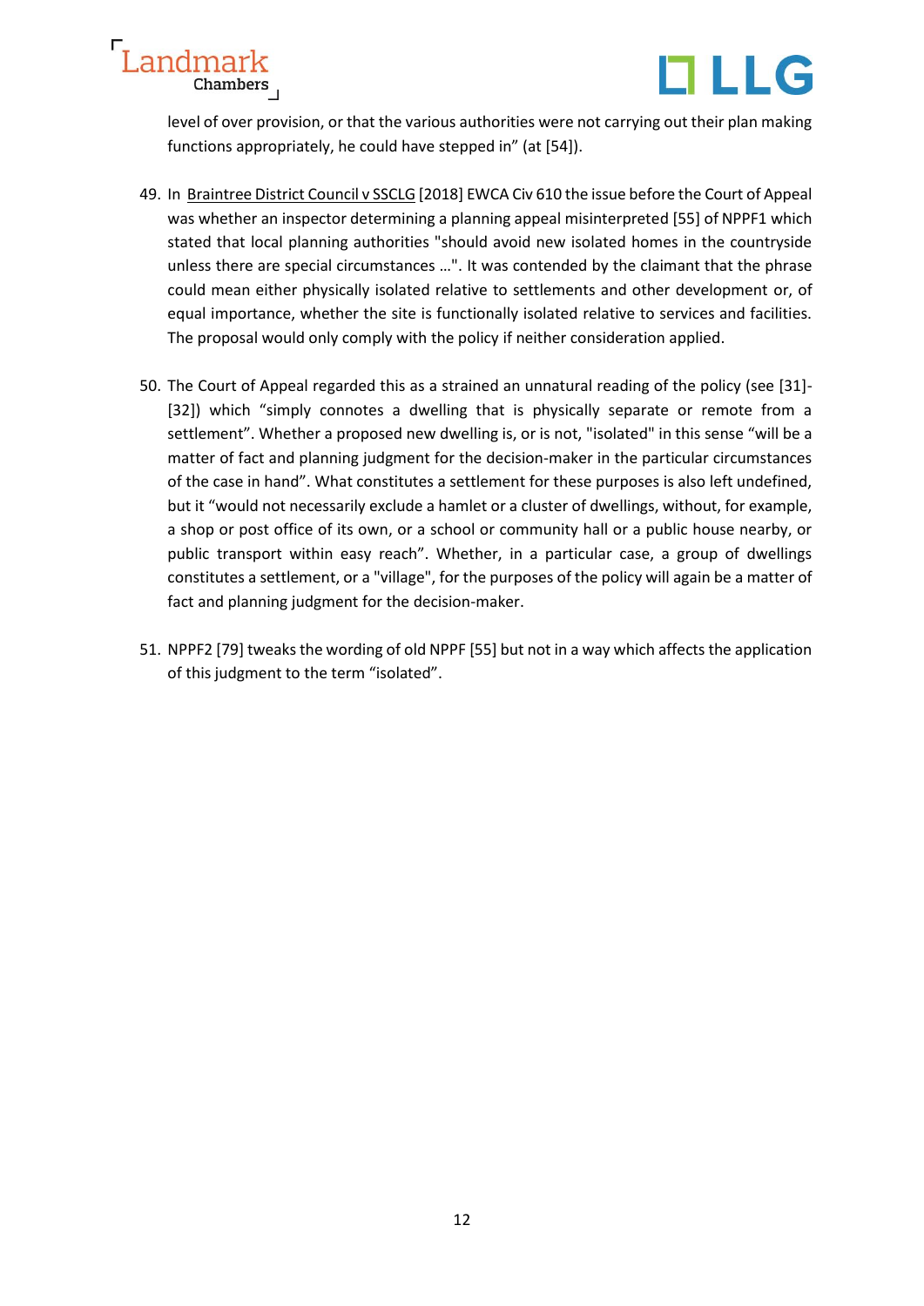level of over provision, or that the various authorities were not carrying out their plan making functions appropriately, he could have stepped in" (at [54]).

49. In Braintree District Council v SSCLG [2018] EWCA Civ 610 the issue before the Court of Appeal was whether an inspector determining a planning appeal misinterpreted [55] of NPPF1 which stated that local planning authorities "should avoid new isolated homes in the countryside unless there are special circumstances …". It was contended by the claimant that the phrase could mean either physically isolated relative to settlements and other development or, of equal importance, whether the site is functionally isolated relative to services and facilities. The proposal would only comply with the policy if neither consideration applied.

50. The Court of Appeal regarded this as a strained an unnatural reading of the policy (see [31]-[32]) which "simply connotes a dwelling that is physically separate or remote from a settlement". Whether a proposed new dwelling is, or is not, "isolated" in this sense "will be a matter of fact and planning judgment for the decision-maker in the particular circumstances of the case in hand". What constitutes a settlement for these purposes is also left undefined, but it "would not necessarily exclude a hamlet or a cluster of dwellings, without, for example, a shop or post office of its own, or a school or community hall or a public house nearby, or public transport within easy reach". Whether, in a particular case, a group of dwellings constitutes a settlement, or a "village", for the purposes of the policy will again be a matter of fact and planning judgment for the decision-maker.

51. NPPF2 [79] tweaks the wording of old NPPF [55] but not in a way which affects the application of this judgment to the term "isolated".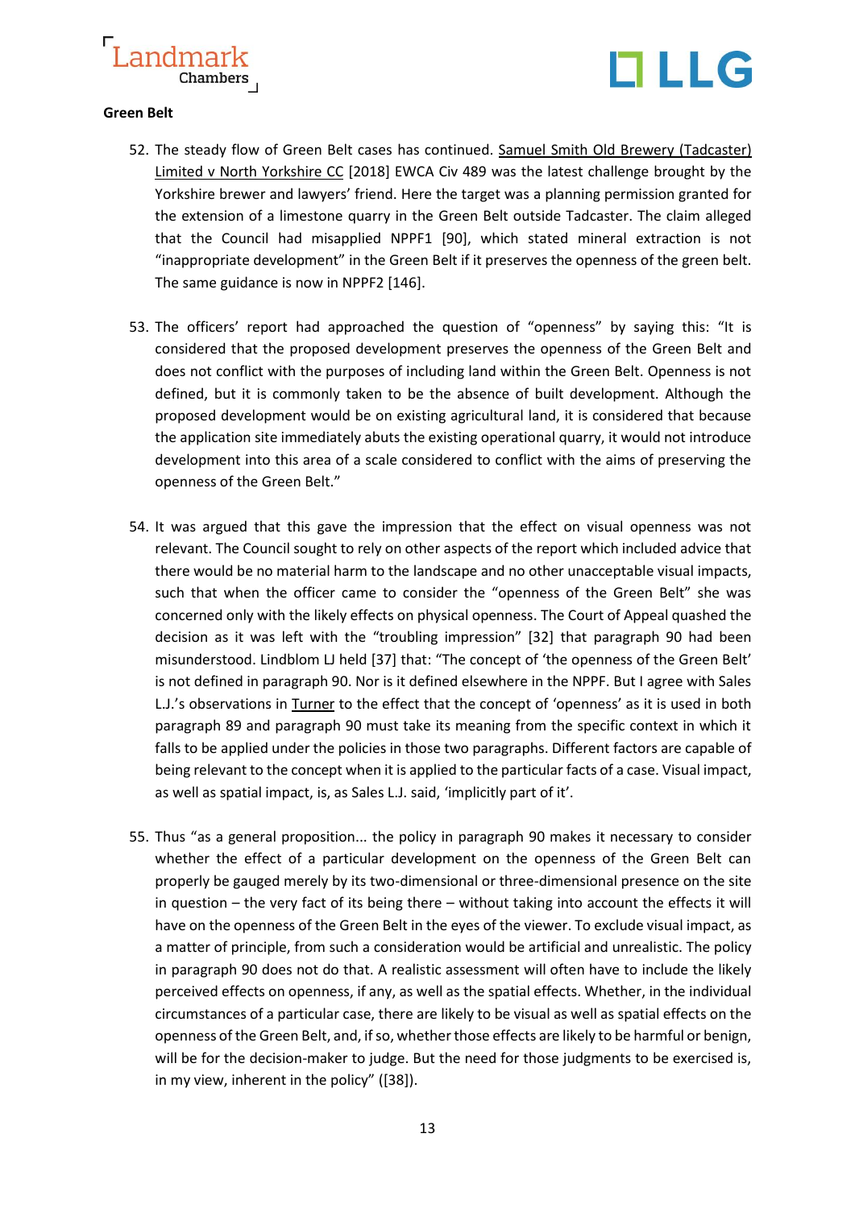**Green Belt**

52. The steady flow of Green Belt cases has continued. Samuel Smith Old Brewery (Tadcaster) Limited v North Yorkshire CC [2018] EWCA Civ 489 was the latest challenge brought by the Yorkshire brewer and lawyers' friend. Here the target was a planning permission granted for the extension of a limestone quarry in the Green Belt outside Tadcaster. The claim alleged that the Council had misapplied NPPF1 [90], which stated mineral extraction is not "inappropriate development" in the Green Belt if it preserves the openness of the green belt. The same guidance is now in NPPF2 [146].

53. The officers' report had approached the question of "openness" by saying this: "It is considered that the proposed development preserves the openness of the Green Belt and does not conflict with the purposes of including land within the Green Belt. Openness is not defined, but it is commonly taken to be the absence of built development. Although the proposed development would be on existing agricultural land, it is considered that because the application site immediately abuts the existing operational quarry, it would not introduce development into this area of a scale considered to conflict with the aims of preserving the openness of the Green Belt."

54. It was argued that this gave the impression that the effect on visual openness was not relevant. The Council sought to rely on other aspects of the report which included advice that there would be no material harm to the landscape and no other unacceptable visual impacts, such that when the officer came to consider the "openness of the Green Belt" she was concerned only with the likely effects on physical openness. The Court of Appeal quashed the decision as it was left with the "troubling impression" [32] that paragraph 90 had been misunderstood. Lindblom LJ held [37] that: "The concept of 'the openness of the Green Belt' is not defined in paragraph 90. Nor is it defined elsewhere in the NPPF. But I agree with Sales L.J.'s observations in Turner to the effect that the concept of 'openness' as it is used in both paragraph 89 and paragraph 90 must take its meaning from the specific context in which it falls to be applied under the policies in those two paragraphs. Different factors are capable of being relevant to the concept when it is applied to the particular facts of a case. Visual impact, as well as spatial impact, is, as Sales L.J. said, 'implicitly part of it'.

55. Thus "as a general proposition... the policy in paragraph 90 makes it necessary to consider whether the effect of a particular development on the openness of the Green Belt can properly be gauged merely by its two-dimensional or three-dimensional presence on the site in question – the very fact of its being there – without taking into account the effects it will have on the openness of the Green Belt in the eyes of the viewer. To exclude visual impact, as a matter of principle, from such a consideration would be artificial and unrealistic. The policy in paragraph 90 does not do that. A realistic assessment will often have to include the likely perceived effects on openness, if any, as well as the spatial effects. Whether, in the individual circumstances of a particular case, there are likely to be visual as well as spatial effects on the openness of the Green Belt, and, if so, whether those effects are likely to be harmful or benign, will be for the decision-maker to judge. But the need for those judgments to be exercised is, in my view, inherent in the policy" ([38]).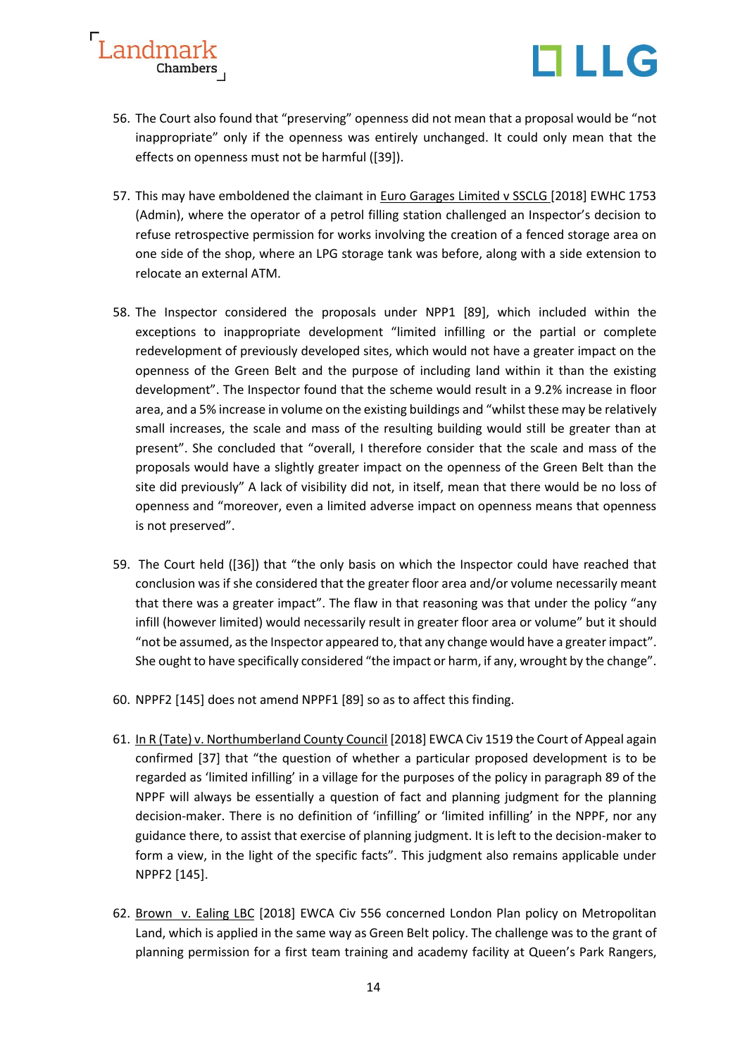56. The Court also found that "preserving" openness did not mean that a proposal would be "not inappropriate" only if the openness was entirely unchanged. It could only mean that the effects on openness must not be harmful ([39]).

57. This may have emboldened the claimant in Euro Garages Limited v SSCLG [2018] EWHC 1753 (Admin), where the operator of a petrol filling station challenged an Inspector's decision to refuse retrospective permission for works involving the creation of a fenced storage area on one side of the shop, where an LPG storage tank was before, along with a side extension to relocate an external ATM.

58. The Inspector considered the proposals under NPP1 [89], which included within the exceptions to inappropriate development "limited infilling or the partial or complete redevelopment of previously developed sites, which would not have a greater impact on the openness of the Green Belt and the purpose of including land within it than the existing development". The Inspector found that the scheme would result in a 9.2% increase in floor area, and a 5% increase in volume on the existing buildings and "whilst these may be relatively small increases, the scale and mass of the resulting building would still be greater than at present". She concluded that "overall, I therefore consider that the scale and mass of the proposals would have a slightly greater impact on the openness of the Green Belt than the site did previously" A lack of visibility did not, in itself, mean that there would be no loss of openness and "moreover, even a limited adverse impact on openness means that openness is not preserved".

59. The Court held ([36]) that "the only basis on which the Inspector could have reached that conclusion was if she considered that the greater floor area and/or volume necessarily meant that there was a greater impact". The flaw in that reasoning was that under the policy "any infill (however limited) would necessarily result in greater floor area or volume" but it should "not be assumed, as the Inspector appeared to, that any change would have a greater impact". She ought to have specifically considered "the impact or harm, if any, wrought by the change".

60. NPPF2 [145] does not amend NPPF1 [89] so as to affect this finding.

61. In R (Tate) v. Northumberland County Council [2018] EWCA Civ 1519 the Court of Appeal again confirmed [37] that "the question of whether a particular proposed development is to be regarded as 'limited infilling' in a village for the purposes of the policy in paragraph 89 of the NPPF will always be essentially a question of fact and planning judgment for the planning decision-maker. There is no definition of 'infilling' or 'limited infilling' in the NPPF, nor any guidance there, to assist that exercise of planning judgment. It is left to the decision-maker to form a view, in the light of the specific facts". This judgment also remains applicable under NPPF2 [145].

62. Brown v. Ealing LBC [2018] EWCA Civ 556 concerned London Plan policy on Metropolitan Land, which is applied in the same way as Green Belt policy. The challenge was to the grant of planning permission for a first team training and academy facility at Queen's Park Rangers,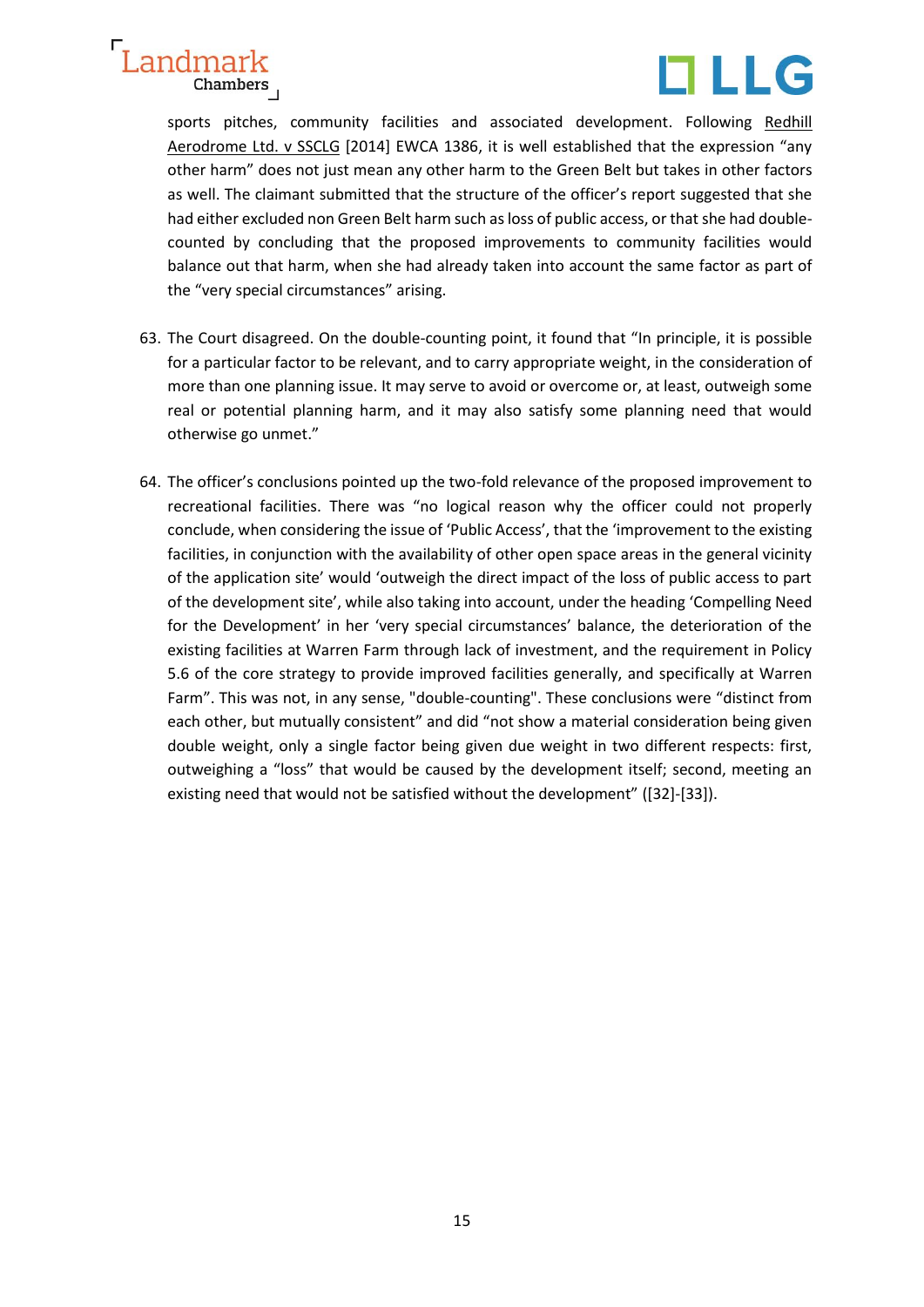sports pitches, community facilities and associated development. Following Redhill Aerodrome Ltd. v SSCLG [2014] EWCA 1386, it is well established that the expression "any other harm" does not just mean any other harm to the Green Belt but takes in other factors as well. The claimant submitted that the structure of the officer's report suggested that she had either excluded non Green Belt harm such as loss of public access, or that she had double-counted by concluding that the proposed improvements to community facilities would balance out that harm, when she had already taken into account the same factor as part of the "very special circumstances" arising.

63. The Court disagreed. On the double-counting point, it found that "In principle, it is possible for a particular factor to be relevant, and to carry appropriate weight, in the consideration of more than one planning issue. It may serve to avoid or overcome or, at least, outweigh some real or potential planning harm, and it may also satisfy some planning need that would otherwise go unmet."

64. The officer's conclusions pointed up the two-fold relevance of the proposed improvement to recreational facilities. There was "no logical reason why the officer could not properly conclude, when considering the issue of 'Public Access', that the 'improvement to the existing facilities, in conjunction with the availability of other open space areas in the general vicinity of the application site' would 'outweigh the direct impact of the loss of public access to part of the development site', while also taking into account, under the heading 'Compelling Need for the Development' in her 'very special circumstances' balance, the deterioration of the existing facilities at Warren Farm through lack of investment, and the requirement in Policy 5.6 of the core strategy to provide improved facilities generally, and specifically at Warren Farm". This was not, in any sense, "double-counting". These conclusions were "distinct from each other, but mutually consistent" and did "not show a material consideration being given double weight, only a single factor being given due weight in two different respects: first, outweighing a "loss" that would be caused by the development itself; second, meeting an existing need that would not be satisfied without the development" ([32]-[33]).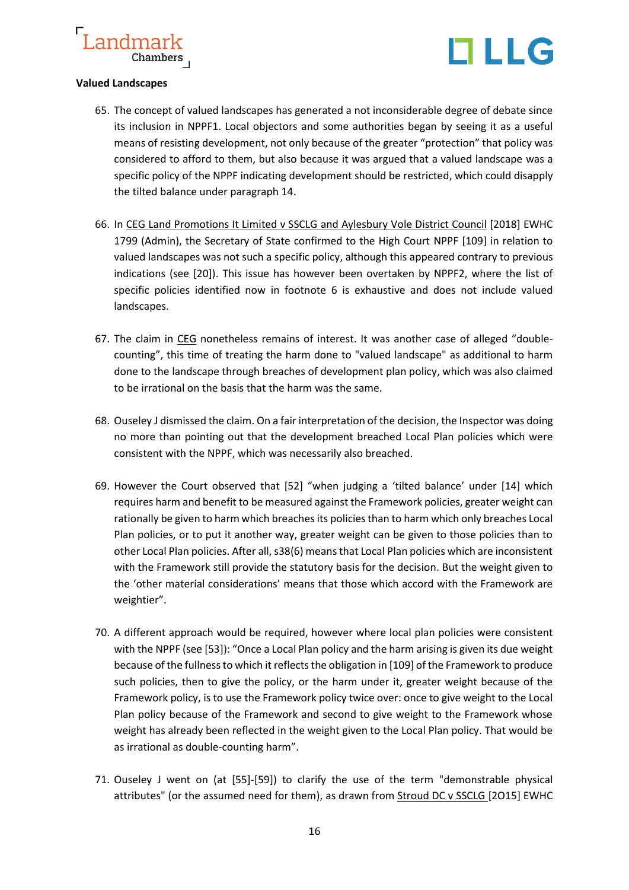**Valued Landscapes**

65. The concept of valued landscapes has generated a not inconsiderable degree of debate since its inclusion in NPPF1. Local objectors and some authorities began by seeing it as a useful means of resisting development, not only because of the greater "protection" that policy was considered to afford to them, but also because it was argued that a valued landscape was a specific policy of the NPPF indicating development should be restricted, which could disapply the tilted balance under paragraph 14.

66. In CEG Land Promotions It Limited v SSCLG and Aylesbury Vole District Council [2018] EWHC 1799 (Admin), the Secretary of State confirmed to the High Court NPPF [109] in relation to valued landscapes was not such a specific policy, although this appeared contrary to previous indications (see [20]). This issue has however been overtaken by NPPF2, where the list of specific policies identified now in footnote 6 is exhaustive and does not include valued landscapes.

67. The claim in CEG nonetheless remains of interest. It was another case of alleged "double-counting", this time of treating the harm done to "valued landscape" as additional to harm done to the landscape through breaches of development plan policy, which was also claimed to be irrational on the basis that the harm was the same.

68. Ouseley J dismissed the claim. On a fair interpretation of the decision, the Inspector was doing no more than pointing out that the development breached Local Plan policies which were consistent with the NPPF, which was necessarily also breached.

69. However the Court observed that [52] "when judging a 'tilted balance' under [14] which requires harm and benefit to be measured against the Framework policies, greater weight can rationally be given to harm which breaches its policies than to harm which only breaches Local Plan policies, or to put it another way, greater weight can be given to those policies than to other Local Plan policies. After all, s38(6) means that Local Plan policies which are inconsistent with the Framework still provide the statutory basis for the decision. But the weight given to the 'other material considerations' means that those which accord with the Framework are weightier".

70. A different approach would be required, however where local plan policies were consistent with the NPPF (see [53]): "Once a Local Plan policy and the harm arising is given its due weight because of the fullness to which it reflects the obligation in [109] of the Framework to produce such policies, then to give the policy, or the harm under it, greater weight because of the Framework policy, is to use the Framework policy twice over: once to give weight to the Local Plan policy because of the Framework and second to give weight to the Framework whose weight has already been reflected in the weight given to the Local Plan policy. That would be as irrational as double-counting harm".

71. Ouseley J went on (at [55]-[59]) to clarify the use of the term "demonstrable physical attributes" (or the assumed need for them), as drawn from Stroud DC v SSCLG [2O15] EWHC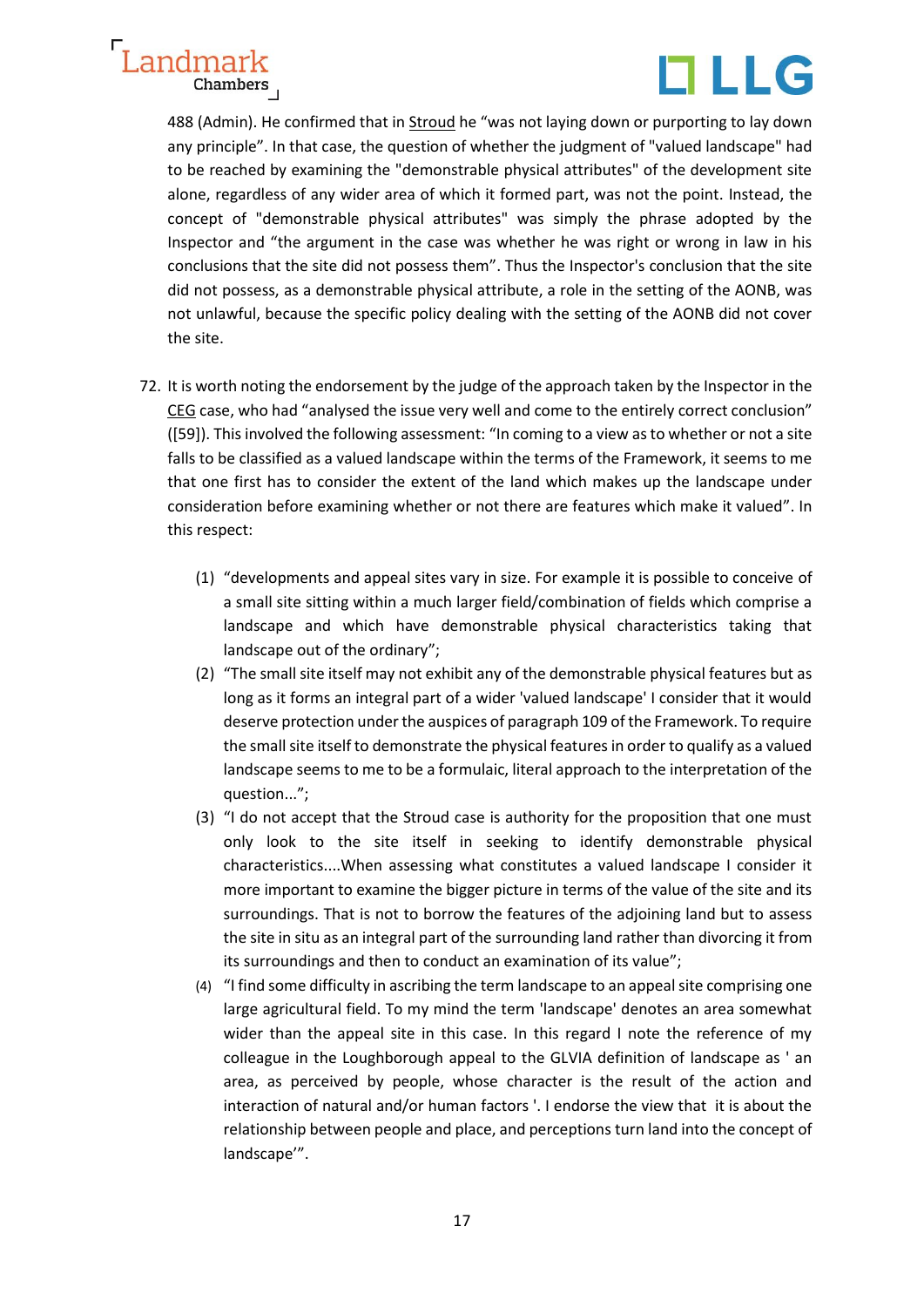488 (Admin). He confirmed that in Stroud he "was not laying down or purporting to lay down any principle". In that case, the question of whether the judgment of "valued landscape" had to be reached by examining the "demonstrable physical attributes" of the development site alone, regardless of any wider area of which it formed part, was not the point. Instead, the concept of "demonstrable physical attributes" was simply the phrase adopted by the Inspector and "the argument in the case was whether he was right or wrong in law in his conclusions that the site did not possess them". Thus the Inspector's conclusion that the site did not possess, as a demonstrable physical attribute, a role in the setting of the AONB, was not unlawful, because the specific policy dealing with the setting of the AONB did not cover the site.

72. It is worth noting the endorsement by the judge of the approach taken by the Inspector in the CEG case, who had "analysed the issue very well and come to the entirely correct conclusion" ([59]). This involved the following assessment: "In coming to a view as to whether or not a site falls to be classified as a valued landscape within the terms of the Framework, it seems to me that one first has to consider the extent of the land which makes up the landscape under consideration before examining whether or not there are features which make it valued". In this respect:

    (1) "developments and appeal sites vary in size. For example it is possible to conceive of a small site sitting within a much larger field/combination of fields which comprise a landscape and which have demonstrable physical characteristics taking that landscape out of the ordinary";
    (2) "The small site itself may not exhibit any of the demonstrable physical features but as long as it forms an integral part of a wider 'valued landscape' I consider that it would deserve protection under the auspices of paragraph 109 of the Framework. To require the small site itself to demonstrate the physical features in order to qualify as a valued landscape seems to me to be a formulaic, literal approach to the interpretation of the question...";
    (3) "I do not accept that the Stroud case is authority for the proposition that one must only look to the site itself in seeking to identify demonstrable physical characteristics....When assessing what constitutes a valued landscape I consider it more important to examine the bigger picture in terms of the value of the site and its surroundings. That is not to borrow the features of the adjoining land but to assess the site in situ as an integral part of the surrounding land rather than divorcing it from its surroundings and then to conduct an examination of its value";
    (4) "I find some difficulty in ascribing the term landscape to an appeal site comprising one large agricultural field. To my mind the term 'landscape' denotes an area somewhat wider than the appeal site in this case. In this regard I note the reference of my colleague in the Loughborough appeal to the GLVIA definition of landscape as ' an area, as perceived by people, whose character is the result of the action and interaction of natural and/or human factors '. I endorse the view that it is about the relationship between people and place, and perceptions turn land into the concept of landscape'".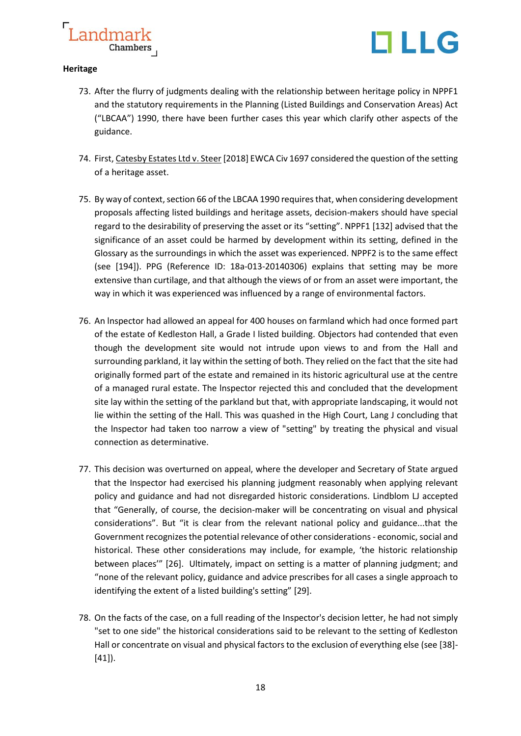## Heritage

73. After the flurry of judgments dealing with the relationship between heritage policy in NPPF1 and the statutory requirements in the Planning (Listed Buildings and Conservation Areas) Act ("LBCAA") 1990, there have been further cases this year which clarify other aspects of the guidance.

74. First, Catesby Estates Ltd v. Steer [2018] EWCA Civ 1697 considered the question of the setting of a heritage asset.

75. By way of context, section 66 of the LBCAA 1990 requires that, when considering development proposals affecting listed buildings and heritage assets, decision-makers should have special regard to the desirability of preserving the asset or its "setting". NPPF1 [132] advised that the significance of an asset could be harmed by development within its setting, defined in the Glossary as the surroundings in which the asset was experienced. NPPF2 is to the same effect (see [194]). PPG (Reference ID: 18a-013-20140306) explains that setting may be more extensive than curtilage, and that although the views of or from an asset were important, the way in which it was experienced was influenced by a range of environmental factors.

76. An Inspector had allowed an appeal for 400 houses on farmland which had once formed part of the estate of Kedleston Hall, a Grade I listed building. Objectors had contended that even though the development site would not intrude upon views to and from the Hall and surrounding parkland, it lay within the setting of both. They relied on the fact that the site had originally formed part of the estate and remained in its historic agricultural use at the centre of a managed rural estate. The Inspector rejected this and concluded that the development site lay within the setting of the parkland but that, with appropriate landscaping, it would not lie within the setting of the Hall. This was quashed in the High Court, Lang J concluding that the Inspector had taken too narrow a view of "setting" by treating the physical and visual connection as determinative.

77. This decision was overturned on appeal, where the developer and Secretary of State argued that the Inspector had exercised his planning judgment reasonably when applying relevant policy and guidance and had not disregarded historic considerations. Lindblom LJ accepted that "Generally, of course, the decision-maker will be concentrating on visual and physical considerations". But "it is clear from the relevant national policy and guidance...that the Government recognizes the potential relevance of other considerations - economic, social and historical. These other considerations may include, for example, 'the historic relationship between places'" [26]. Ultimately, impact on setting is a matter of planning judgment; and "none of the relevant policy, guidance and advice prescribes for all cases a single approach to identifying the extent of a listed building's setting" [29].

78. On the facts of the case, on a full reading of the Inspector's decision letter, he had not simply "set to one side" the historical considerations said to be relevant to the setting of Kedleston Hall or concentrate on visual and physical factors to the exclusion of everything else (see [38]-[41]).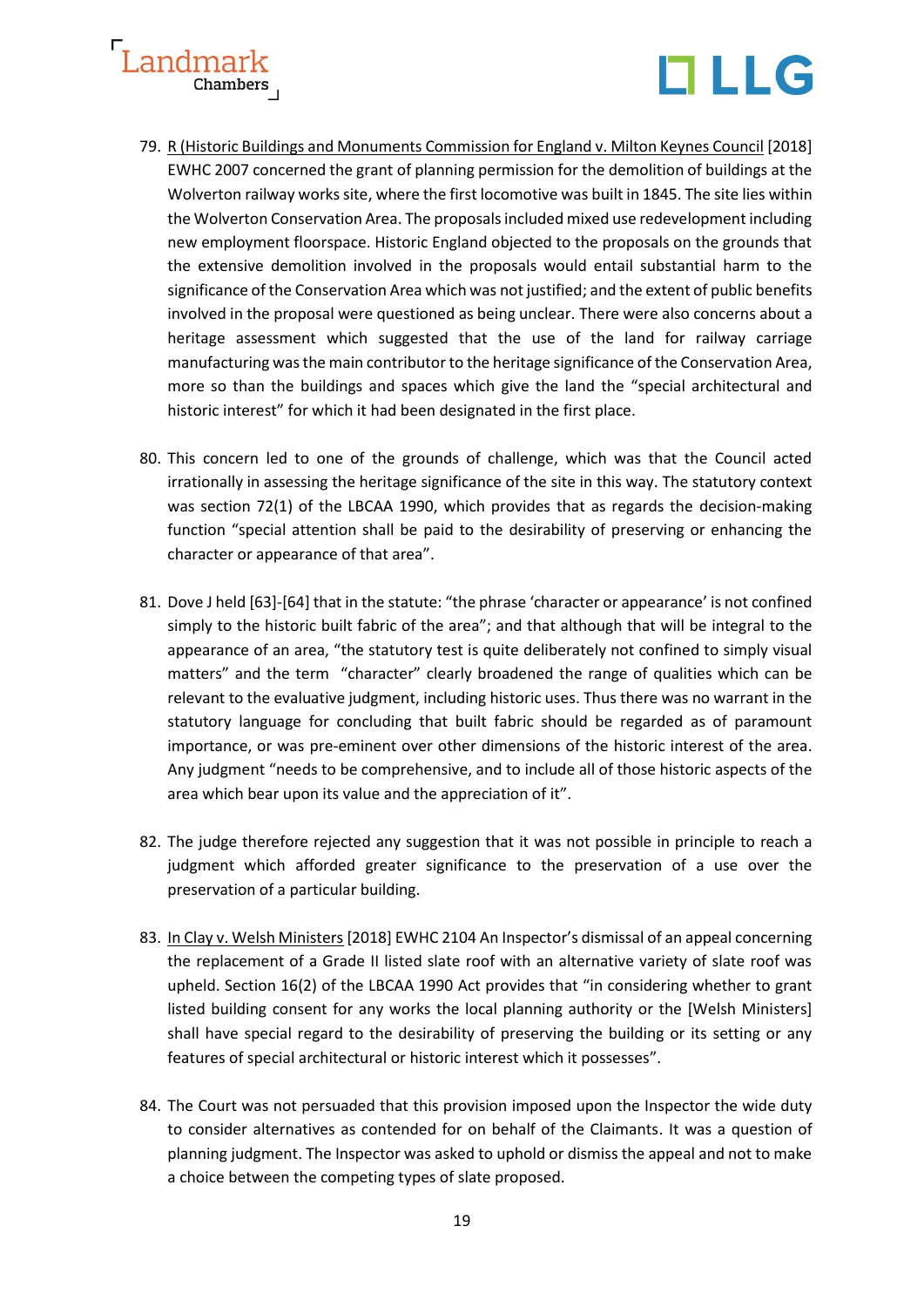79. R (Historic Buildings and Monuments Commission for England v. Milton Keynes Council [2018] EWHC 2007 concerned the grant of planning permission for the demolition of buildings at the Wolverton railway works site, where the first locomotive was built in 1845. The site lies within the Wolverton Conservation Area. The proposals included mixed use redevelopment including new employment floorspace. Historic England objected to the proposals on the grounds that the extensive demolition involved in the proposals would entail substantial harm to the significance of the Conservation Area which was not justified; and the extent of public benefits involved in the proposal were questioned as being unclear. There were also concerns about a heritage assessment which suggested that the use of the land for railway carriage manufacturing was the main contributor to the heritage significance of the Conservation Area, more so than the buildings and spaces which give the land the "special architectural and historic interest" for which it had been designated in the first place.

80. This concern led to one of the grounds of challenge, which was that the Council acted irrationally in assessing the heritage significance of the site in this way. The statutory context was section 72(1) of the LBCAA 1990, which provides that as regards the decision-making function "special attention shall be paid to the desirability of preserving or enhancing the character or appearance of that area".

81. Dove J held [63]-[64] that in the statute: "the phrase 'character or appearance' is not confined simply to the historic built fabric of the area"; and that although that will be integral to the appearance of an area, "the statutory test is quite deliberately not confined to simply visual matters" and the term "character" clearly broadened the range of qualities which can be relevant to the evaluative judgment, including historic uses. Thus there was no warrant in the statutory language for concluding that built fabric should be regarded as of paramount importance, or was pre-eminent over other dimensions of the historic interest of the area. Any judgment "needs to be comprehensive, and to include all of those historic aspects of the area which bear upon its value and the appreciation of it".

82. The judge therefore rejected any suggestion that it was not possible in principle to reach a judgment which afforded greater significance to the preservation of a use over the preservation of a particular building.

83. In Clay v. Welsh Ministers [2018] EWHC 2104 An Inspector's dismissal of an appeal concerning the replacement of a Grade II listed slate roof with an alternative variety of slate roof was upheld. Section 16(2) of the LBCAA 1990 Act provides that "in considering whether to grant listed building consent for any works the local planning authority or the [Welsh Ministers] shall have special regard to the desirability of preserving the building or its setting or any features of special architectural or historic interest which it possesses".

84. The Court was not persuaded that this provision imposed upon the Inspector the wide duty to consider alternatives as contended for on behalf of the Claimants. It was a question of planning judgment. The Inspector was asked to uphold or dismiss the appeal and not to make a choice between the competing types of slate proposed.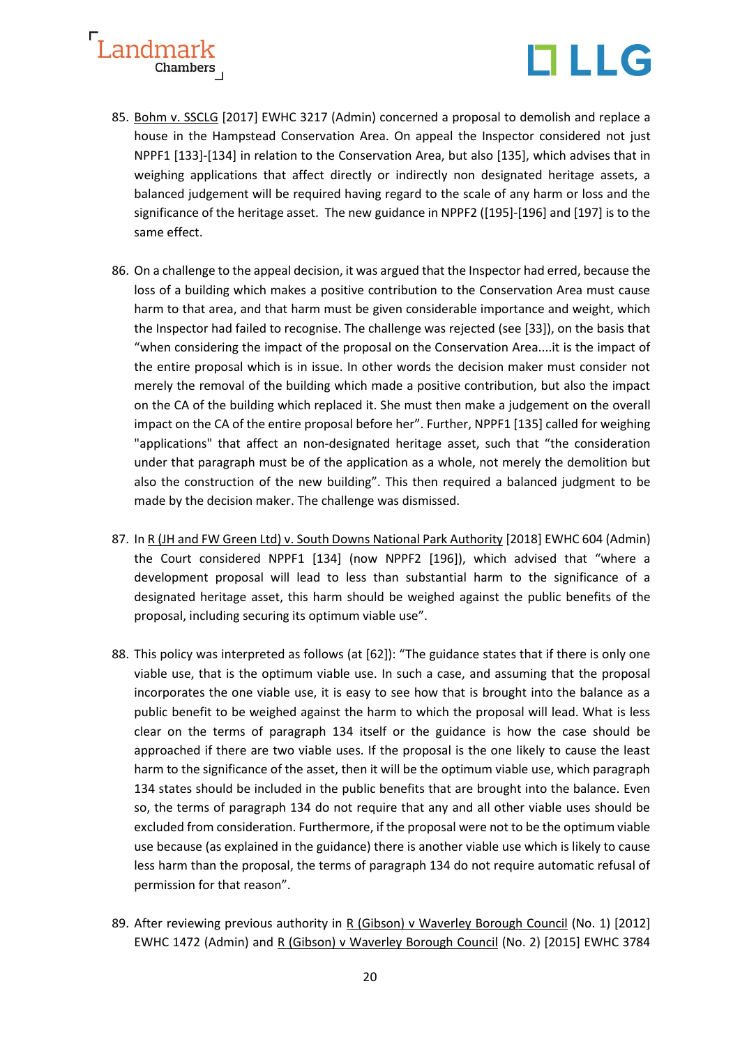85. Bohm v. SSCLG [2017] EWHC 3217 (Admin) concerned a proposal to demolish and replace a house in the Hampstead Conservation Area. On appeal the Inspector considered not just NPPF1 [133]-[134] in relation to the Conservation Area, but also [135], which advises that in weighing applications that affect directly or indirectly non designated heritage assets, a balanced judgement will be required having regard to the scale of any harm or loss and the significance of the heritage asset. The new guidance in NPPF2 ([195]-[196] and [197] is to the same effect.

86. On a challenge to the appeal decision, it was argued that the Inspector had erred, because the loss of a building which makes a positive contribution to the Conservation Area must cause harm to that area, and that harm must be given considerable importance and weight, which the Inspector had failed to recognise. The challenge was rejected (see [33]), on the basis that "when considering the impact of the proposal on the Conservation Area....it is the impact of the entire proposal which is in issue. In other words the decision maker must consider not merely the removal of the building which made a positive contribution, but also the impact on the CA of the building which replaced it. She must then make a judgement on the overall impact on the CA of the entire proposal before her". Further, NPPF1 [135] called for weighing "applications" that affect an non-designated heritage asset, such that "the consideration under that paragraph must be of the application as a whole, not merely the demolition but also the construction of the new building". This then required a balanced judgment to be made by the decision maker. The challenge was dismissed.

87. In R (JH and FW Green Ltd) v. South Downs National Park Authority [2018] EWHC 604 (Admin) the Court considered NPPF1 [134] (now NPPF2 [196]), which advised that "where a development proposal will lead to less than substantial harm to the significance of a designated heritage asset, this harm should be weighed against the public benefits of the proposal, including securing its optimum viable use".

88. This policy was interpreted as follows (at [62]): "The guidance states that if there is only one viable use, that is the optimum viable use. In such a case, and assuming that the proposal incorporates the one viable use, it is easy to see how that is brought into the balance as a public benefit to be weighed against the harm to which the proposal will lead. What is less clear on the terms of paragraph 134 itself or the guidance is how the case should be approached if there are two viable uses. If the proposal is the one likely to cause the least harm to the significance of the asset, then it will be the optimum viable use, which paragraph 134 states should be included in the public benefits that are brought into the balance. Even so, the terms of paragraph 134 do not require that any and all other viable uses should be excluded from consideration. Furthermore, if the proposal were not to be the optimum viable use because (as explained in the guidance) there is another viable use which is likely to cause less harm than the proposal, the terms of paragraph 134 do not require automatic refusal of permission for that reason".

89. After reviewing previous authority in R (Gibson) v Waverley Borough Council (No. 1) [2012] EWHC 1472 (Admin) and R (Gibson) v Waverley Borough Council (No. 2) [2015] EWHC 3784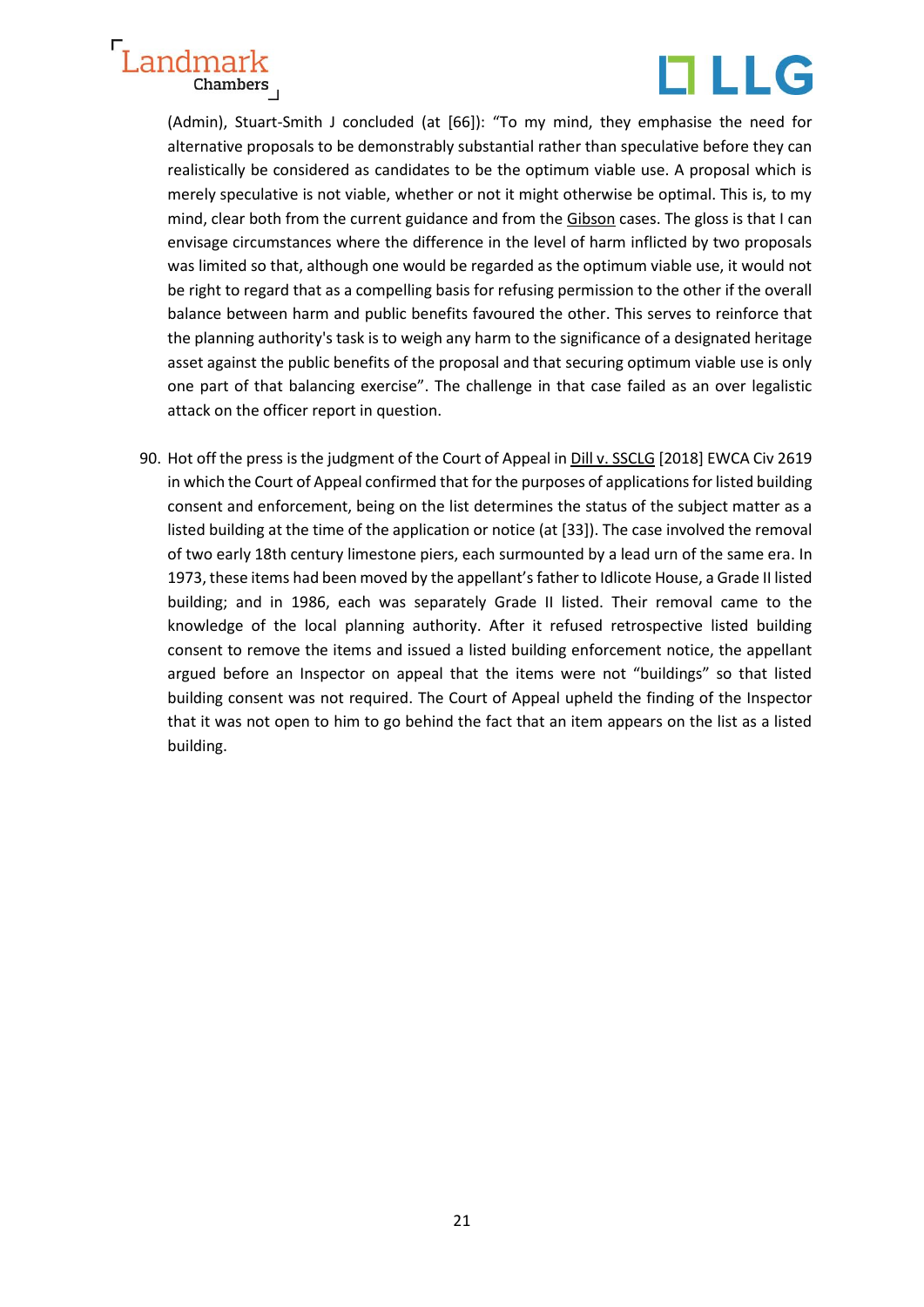(Admin), Stuart-Smith J concluded (at [66]): "To my mind, they emphasise the need for alternative proposals to be demonstrably substantial rather than speculative before they can realistically be considered as candidates to be the optimum viable use. A proposal which is merely speculative is not viable, whether or not it might otherwise be optimal. This is, to my mind, clear both from the current guidance and from the Gibson cases. The gloss is that I can envisage circumstances where the difference in the level of harm inflicted by two proposals was limited so that, although one would be regarded as the optimum viable use, it would not be right to regard that as a compelling basis for refusing permission to the other if the overall balance between harm and public benefits favoured the other. This serves to reinforce that the planning authority's task is to weigh any harm to the significance of a designated heritage asset against the public benefits of the proposal and that securing optimum viable use is only one part of that balancing exercise". The challenge in that case failed as an over legalistic attack on the officer report in question.

90. Hot off the press is the judgment of the Court of Appeal in Dill v. SSCLG [2018] EWCA Civ 2619 in which the Court of Appeal confirmed that for the purposes of applications for listed building consent and enforcement, being on the list determines the status of the subject matter as a listed building at the time of the application or notice (at [33]). The case involved the removal of two early 18th century limestone piers, each surmounted by a lead urn of the same era. In 1973, these items had been moved by the appellant's father to Idlicote House, a Grade II listed building; and in 1986, each was separately Grade II listed. Their removal came to the knowledge of the local planning authority. After it refused retrospective listed building consent to remove the items and issued a listed building enforcement notice, the appellant argued before an Inspector on appeal that the items were not "buildings" so that listed building consent was not required. The Court of Appeal upheld the finding of the Inspector that it was not open to him to go behind the fact that an item appears on the list as a listed building.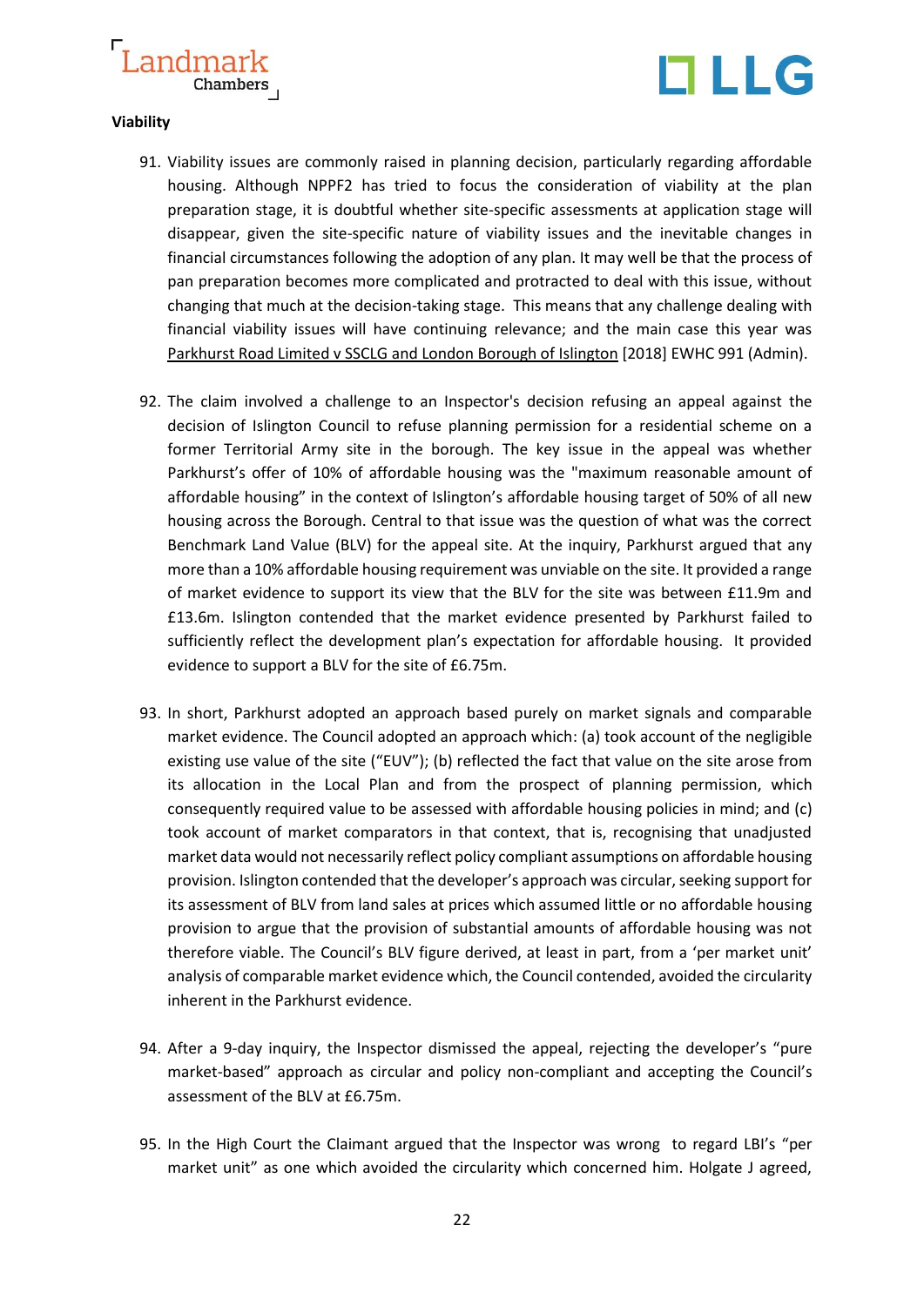**Viability**

91. Viability issues are commonly raised in planning decision, particularly regarding affordable housing. Although NPPF2 has tried to focus the consideration of viability at the plan preparation stage, it is doubtful whether site-specific assessments at application stage will disappear, given the site-specific nature of viability issues and the inevitable changes in financial circumstances following the adoption of any plan. It may well be that the process of pan preparation becomes more complicated and protracted to deal with this issue, without changing that much at the decision-taking stage. This means that any challenge dealing with financial viability issues will have continuing relevance; and the main case this year was Parkhurst Road Limited v SSCLG and London Borough of Islington [2018] EWHC 991 (Admin).

92. The claim involved a challenge to an Inspector's decision refusing an appeal against the decision of Islington Council to refuse planning permission for a residential scheme on a former Territorial Army site in the borough. The key issue in the appeal was whether Parkhurst's offer of 10% of affordable housing was the "maximum reasonable amount of affordable housing" in the context of Islington's affordable housing target of 50% of all new housing across the Borough. Central to that issue was the question of what was the correct Benchmark Land Value (BLV) for the appeal site. At the inquiry, Parkhurst argued that any more than a 10% affordable housing requirement was unviable on the site. It provided a range of market evidence to support its view that the BLV for the site was between £11.9m and £13.6m. Islington contended that the market evidence presented by Parkhurst failed to sufficiently reflect the development plan's expectation for affordable housing. It provided evidence to support a BLV for the site of £6.75m.

93. In short, Parkhurst adopted an approach based purely on market signals and comparable market evidence. The Council adopted an approach which: (a) took account of the negligible existing use value of the site ("EUV"); (b) reflected the fact that value on the site arose from its allocation in the Local Plan and from the prospect of planning permission, which consequently required value to be assessed with affordable housing policies in mind; and (c) took account of market comparators in that context, that is, recognising that unadjusted market data would not necessarily reflect policy compliant assumptions on affordable housing provision. Islington contended that the developer's approach was circular, seeking support for its assessment of BLV from land sales at prices which assumed little or no affordable housing provision to argue that the provision of substantial amounts of affordable housing was not therefore viable. The Council's BLV figure derived, at least in part, from a 'per market unit' analysis of comparable market evidence which, the Council contended, avoided the circularity inherent in the Parkhurst evidence.

94. After a 9-day inquiry, the Inspector dismissed the appeal, rejecting the developer's "pure market-based" approach as circular and policy non-compliant and accepting the Council's assessment of the BLV at £6.75m.

95. In the High Court the Claimant argued that the Inspector was wrong to regard LBI's "per market unit" as one which avoided the circularity which concerned him. Holgate J agreed,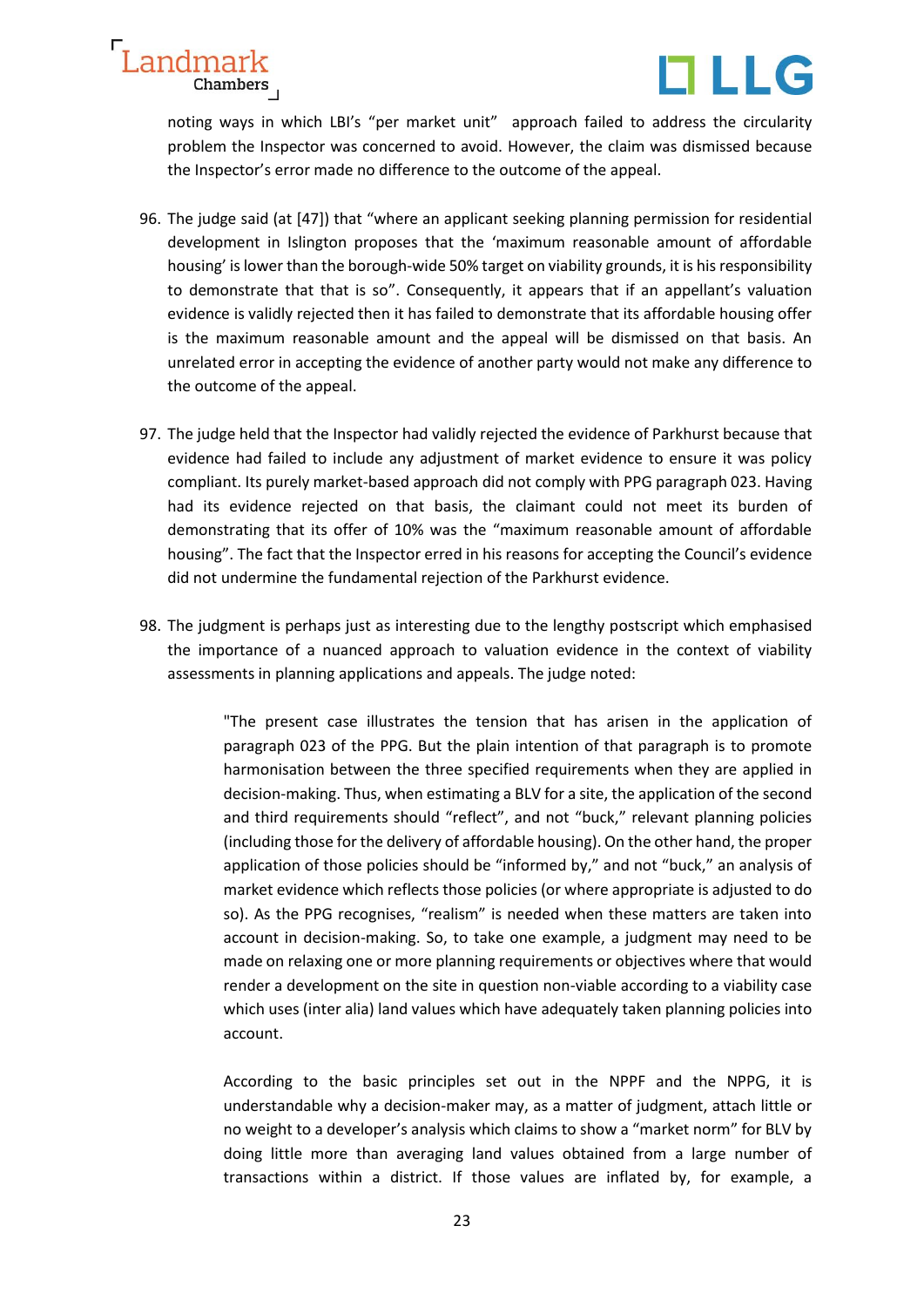noting ways in which LBI's "per market unit" approach failed to address the circularity problem the Inspector was concerned to avoid. However, the claim was dismissed because the Inspector's error made no difference to the outcome of the appeal.

96. The judge said (at [47]) that "where an applicant seeking planning permission for residential development in Islington proposes that the 'maximum reasonable amount of affordable housing' is lower than the borough-wide 50% target on viability grounds, it is his responsibility to demonstrate that that is so". Consequently, it appears that if an appellant's valuation evidence is validly rejected then it has failed to demonstrate that its affordable housing offer is the maximum reasonable amount and the appeal will be dismissed on that basis. An unrelated error in accepting the evidence of another party would not make any difference to the outcome of the appeal.

97. The judge held that the Inspector had validly rejected the evidence of Parkhurst because that evidence had failed to include any adjustment of market evidence to ensure it was policy compliant. Its purely market-based approach did not comply with PPG paragraph 023. Having had its evidence rejected on that basis, the claimant could not meet its burden of demonstrating that its offer of 10% was the "maximum reasonable amount of affordable housing". The fact that the Inspector erred in his reasons for accepting the Council's evidence did not undermine the fundamental rejection of the Parkhurst evidence.

98. The judgment is perhaps just as interesting due to the lengthy postscript which emphasised the importance of a nuanced approach to valuation evidence in the context of viability assessments in planning applications and appeals. The judge noted:

> "The present case illustrates the tension that has arisen in the application of paragraph 023 of the PPG. But the plain intention of that paragraph is to promote harmonisation between the three specified requirements when they are applied in decision-making. Thus, when estimating a BLV for a site, the application of the second and third requirements should "reflect", and not "buck," relevant planning policies (including those for the delivery of affordable housing). On the other hand, the proper application of those policies should be "informed by," and not "buck," an analysis of market evidence which reflects those policies (or where appropriate is adjusted to do so). As the PPG recognises, "realism" is needed when these matters are taken into account in decision-making. So, to take one example, a judgment may need to be made on relaxing one or more planning requirements or objectives where that would render a development on the site in question non-viable according to a viability case which uses (inter alia) land values which have adequately taken planning policies into account.
>
> According to the basic principles set out in the NPPF and the NPPG, it is understandable why a decision-maker may, as a matter of judgment, attach little or no weight to a developer's analysis which claims to show a "market norm" for BLV by doing little more than averaging land values obtained from a large number of transactions within a district. If those values are inflated by, for example, a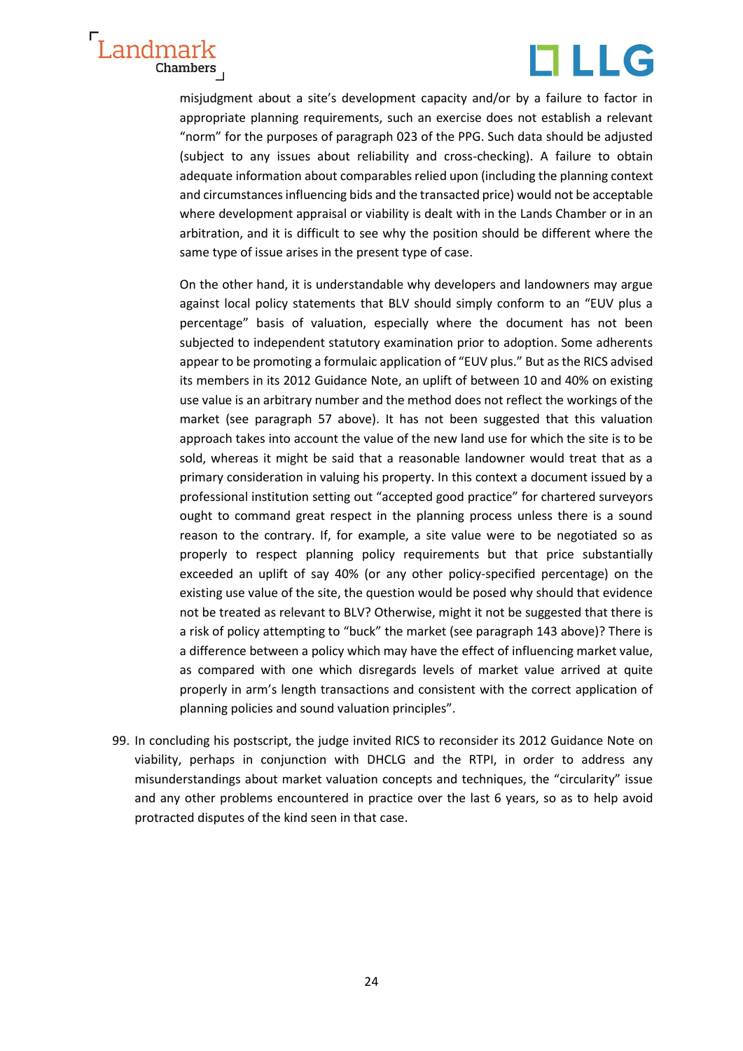misjudgment about a site's development capacity and/or by a failure to factor in appropriate planning requirements, such an exercise does not establish a relevant "norm" for the purposes of paragraph 023 of the PPG. Such data should be adjusted (subject to any issues about reliability and cross-checking). A failure to obtain adequate information about comparables relied upon (including the planning context and circumstances influencing bids and the transacted price) would not be acceptable where development appraisal or viability is dealt with in the Lands Chamber or in an arbitration, and it is difficult to see why the position should be different where the same type of issue arises in the present type of case.

On the other hand, it is understandable why developers and landowners may argue against local policy statements that BLV should simply conform to an "EUV plus a percentage" basis of valuation, especially where the document has not been subjected to independent statutory examination prior to adoption. Some adherents appear to be promoting a formulaic application of "EUV plus." But as the RICS advised its members in its 2012 Guidance Note, an uplift of between 10 and 40% on existing use value is an arbitrary number and the method does not reflect the workings of the market (see paragraph 57 above). It has not been suggested that this valuation approach takes into account the value of the new land use for which the site is to be sold, whereas it might be said that a reasonable landowner would treat that as a primary consideration in valuing his property. In this context a document issued by a professional institution setting out "accepted good practice" for chartered surveyors ought to command great respect in the planning process unless there is a sound reason to the contrary. If, for example, a site value were to be negotiated so as properly to respect planning policy requirements but that price substantially exceeded an uplift of say 40% (or any other policy-specified percentage) on the existing use value of the site, the question would be posed why should that evidence not be treated as relevant to BLV? Otherwise, might it not be suggested that there is a risk of policy attempting to "buck" the market (see paragraph 143 above)? There is a difference between a policy which may have the effect of influencing market value, as compared with one which disregards levels of market value arrived at quite properly in arm's length transactions and consistent with the correct application of planning policies and sound valuation principles".

99. In concluding his postscript, the judge invited RICS to reconsider its 2012 Guidance Note on viability, perhaps in conjunction with DHCLG and the RTPI, in order to address any misunderstandings about market valuation concepts and techniques, the "circularity" issue and any other problems encountered in practice over the last 6 years, so as to help avoid protracted disputes of the kind seen in that case.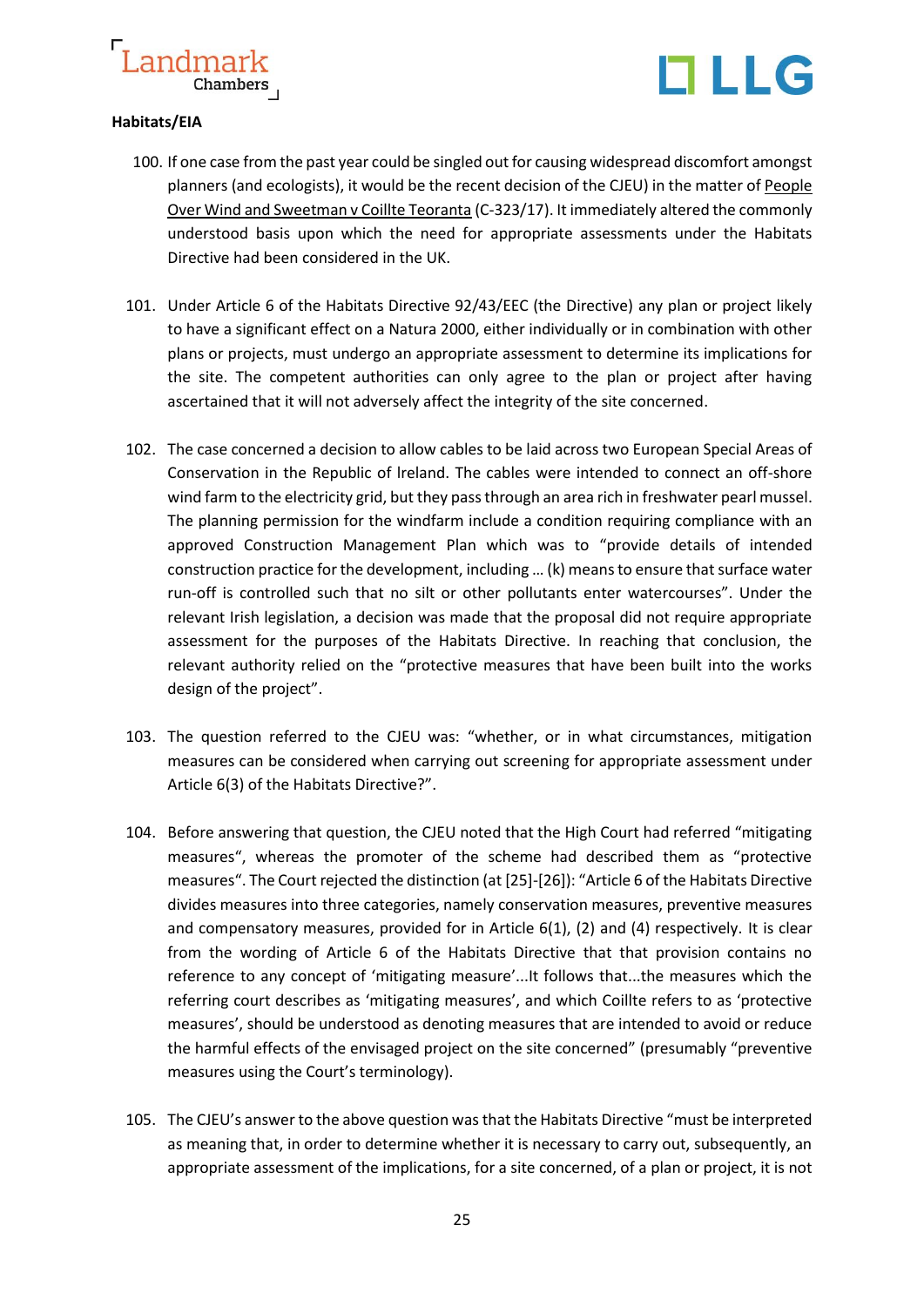**Habitats/EIA**

100. If one case from the past year could be singled out for causing widespread discomfort amongst planners (and ecologists), it would be the recent decision of the CJEU) in the matter of People Over Wind and Sweetman v Coillte Teoranta (C-323/17). It immediately altered the commonly understood basis upon which the need for appropriate assessments under the Habitats Directive had been considered in the UK.

101. Under Article 6 of the Habitats Directive 92/43/EEC (the Directive) any plan or project likely to have a significant effect on a Natura 2000, either individually or in combination with other plans or projects, must undergo an appropriate assessment to determine its implications for the site. The competent authorities can only agree to the plan or project after having ascertained that it will not adversely affect the integrity of the site concerned.

102. The case concerned a decision to allow cables to be laid across two European Special Areas of Conservation in the Republic of Ireland. The cables were intended to connect an off-shore wind farm to the electricity grid, but they pass through an area rich in freshwater pearl mussel. The planning permission for the windfarm include a condition requiring compliance with an approved Construction Management Plan which was to "provide details of intended construction practice for the development, including … (k) means to ensure that surface water run-off is controlled such that no silt or other pollutants enter watercourses". Under the relevant Irish legislation, a decision was made that the proposal did not require appropriate assessment for the purposes of the Habitats Directive. In reaching that conclusion, the relevant authority relied on the "protective measures that have been built into the works design of the project".

103. The question referred to the CJEU was: "whether, or in what circumstances, mitigation measures can be considered when carrying out screening for appropriate assessment under Article 6(3) of the Habitats Directive?".

104. Before answering that question, the CJEU noted that the High Court had referred "mitigating measures", whereas the promoter of the scheme had described them as "protective measures". The Court rejected the distinction (at [25]-[26]): "Article 6 of the Habitats Directive divides measures into three categories, namely conservation measures, preventive measures and compensatory measures, provided for in Article 6(1), (2) and (4) respectively. It is clear from the wording of Article 6 of the Habitats Directive that that provision contains no reference to any concept of 'mitigating measure'...It follows that...the measures which the referring court describes as 'mitigating measures', and which Coillte refers to as 'protective measures', should be understood as denoting measures that are intended to avoid or reduce the harmful effects of the envisaged project on the site concerned" (presumably "preventive measures using the Court's terminology).

105. The CJEU's answer to the above question was that the Habitats Directive "must be interpreted as meaning that, in order to determine whether it is necessary to carry out, subsequently, an appropriate assessment of the implications, for a site concerned, of a plan or project, it is not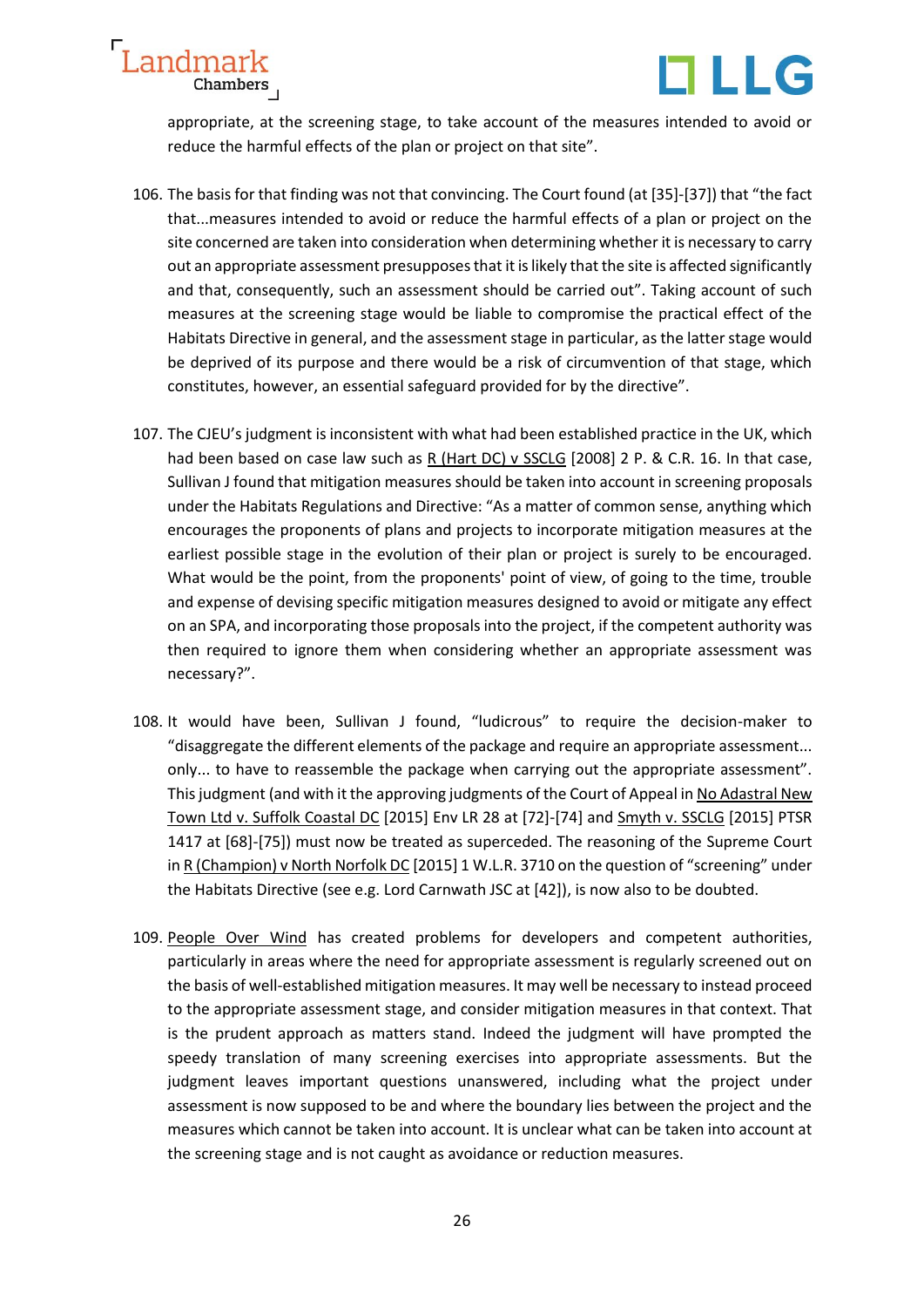appropriate, at the screening stage, to take account of the measures intended to avoid or reduce the harmful effects of the plan or project on that site".

106. The basis for that finding was not that convincing. The Court found (at [35]-[37]) that "the fact that...measures intended to avoid or reduce the harmful effects of a plan or project on the site concerned are taken into consideration when determining whether it is necessary to carry out an appropriate assessment presupposes that it is likely that the site is affected significantly and that, consequently, such an assessment should be carried out". Taking account of such measures at the screening stage would be liable to compromise the practical effect of the Habitats Directive in general, and the assessment stage in particular, as the latter stage would be deprived of its purpose and there would be a risk of circumvention of that stage, which constitutes, however, an essential safeguard provided for by the directive".

107. The CJEU's judgment is inconsistent with what had been established practice in the UK, which had been based on case law such as R (Hart DC) v SSCLG [2008] 2 P. & C.R. 16. In that case, Sullivan J found that mitigation measures should be taken into account in screening proposals under the Habitats Regulations and Directive: "As a matter of common sense, anything which encourages the proponents of plans and projects to incorporate mitigation measures at the earliest possible stage in the evolution of their plan or project is surely to be encouraged. What would be the point, from the proponents' point of view, of going to the time, trouble and expense of devising specific mitigation measures designed to avoid or mitigate any effect on an SPA, and incorporating those proposals into the project, if the competent authority was then required to ignore them when considering whether an appropriate assessment was necessary?".

108. It would have been, Sullivan J found, "ludicrous" to require the decision-maker to "disaggregate the different elements of the package and require an appropriate assessment... only... to have to reassemble the package when carrying out the appropriate assessment". This judgment (and with it the approving judgments of the Court of Appeal in No Adastral New Town Ltd v. Suffolk Coastal DC [2015] Env LR 28 at [72]-[74] and Smyth v. SSCLG [2015] PTSR 1417 at [68]-[75]) must now be treated as superceded. The reasoning of the Supreme Court in R (Champion) v North Norfolk DC [2015] 1 W.L.R. 3710 on the question of "screening" under the Habitats Directive (see e.g. Lord Carnwath JSC at [42]), is now also to be doubted.

109. People Over Wind has created problems for developers and competent authorities, particularly in areas where the need for appropriate assessment is regularly screened out on the basis of well-established mitigation measures. It may well be necessary to instead proceed to the appropriate assessment stage, and consider mitigation measures in that context. That is the prudent approach as matters stand. Indeed the judgment will have prompted the speedy translation of many screening exercises into appropriate assessments. But the judgment leaves important questions unanswered, including what the project under assessment is now supposed to be and where the boundary lies between the project and the measures which cannot be taken into account. It is unclear what can be taken into account at the screening stage and is not caught as avoidance or reduction measures.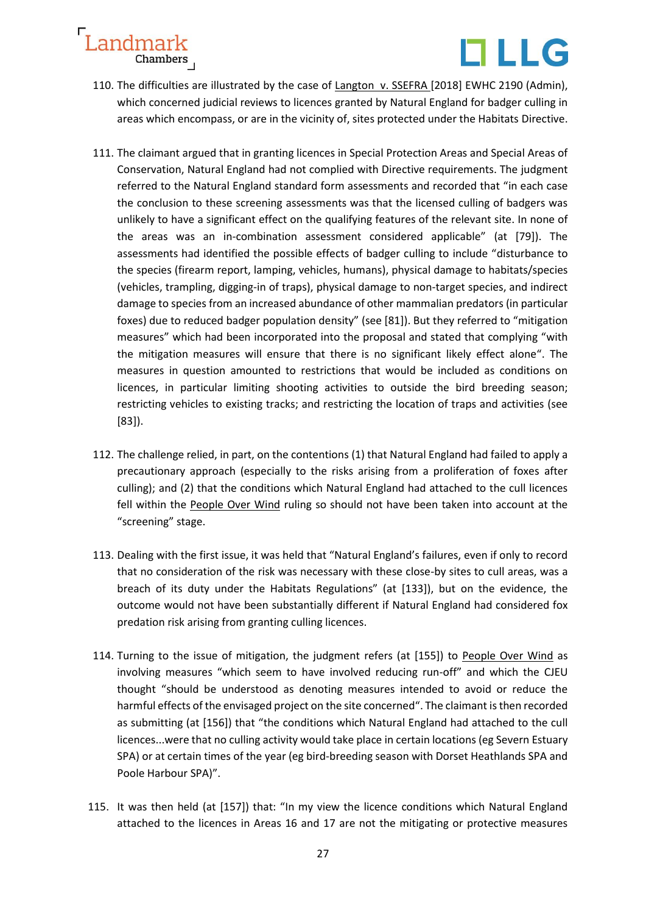110. The difficulties are illustrated by the case of Langton v. SSEFRA [2018] EWHC 2190 (Admin), which concerned judicial reviews to licences granted by Natural England for badger culling in areas which encompass, or are in the vicinity of, sites protected under the Habitats Directive.

111. The claimant argued that in granting licences in Special Protection Areas and Special Areas of Conservation, Natural England had not complied with Directive requirements. The judgment referred to the Natural England standard form assessments and recorded that "in each case the conclusion to these screening assessments was that the licensed culling of badgers was unlikely to have a significant effect on the qualifying features of the relevant site. In none of the areas was an in-combination assessment considered applicable" (at [79]). The assessments had identified the possible effects of badger culling to include "disturbance to the species (firearm report, lamping, vehicles, humans), physical damage to habitats/species (vehicles, trampling, digging-in of traps), physical damage to non-target species, and indirect damage to species from an increased abundance of other mammalian predators (in particular foxes) due to reduced badger population density" (see [81]). But they referred to "mitigation measures" which had been incorporated into the proposal and stated that complying "with the mitigation measures will ensure that there is no significant likely effect alone". The measures in question amounted to restrictions that would be included as conditions on licences, in particular limiting shooting activities to outside the bird breeding season; restricting vehicles to existing tracks; and restricting the location of traps and activities (see [83]).

112. The challenge relied, in part, on the contentions (1) that Natural England had failed to apply a precautionary approach (especially to the risks arising from a proliferation of foxes after culling); and (2) that the conditions which Natural England had attached to the cull licences fell within the People Over Wind ruling so should not have been taken into account at the "screening" stage.

113. Dealing with the first issue, it was held that "Natural England's failures, even if only to record that no consideration of the risk was necessary with these close-by sites to cull areas, was a breach of its duty under the Habitats Regulations" (at [133]), but on the evidence, the outcome would not have been substantially different if Natural England had considered fox predation risk arising from granting culling licences.

114. Turning to the issue of mitigation, the judgment refers (at [155]) to People Over Wind as involving measures "which seem to have involved reducing run-off" and which the CJEU thought "should be understood as denoting measures intended to avoid or reduce the harmful effects of the envisaged project on the site concerned". The claimant is then recorded as submitting (at [156]) that "the conditions which Natural England had attached to the cull licences...were that no culling activity would take place in certain locations (eg Severn Estuary SPA) or at certain times of the year (eg bird-breeding season with Dorset Heathlands SPA and Poole Harbour SPA)".

115. It was then held (at [157]) that: "In my view the licence conditions which Natural England attached to the licences in Areas 16 and 17 are not the mitigating or protective measures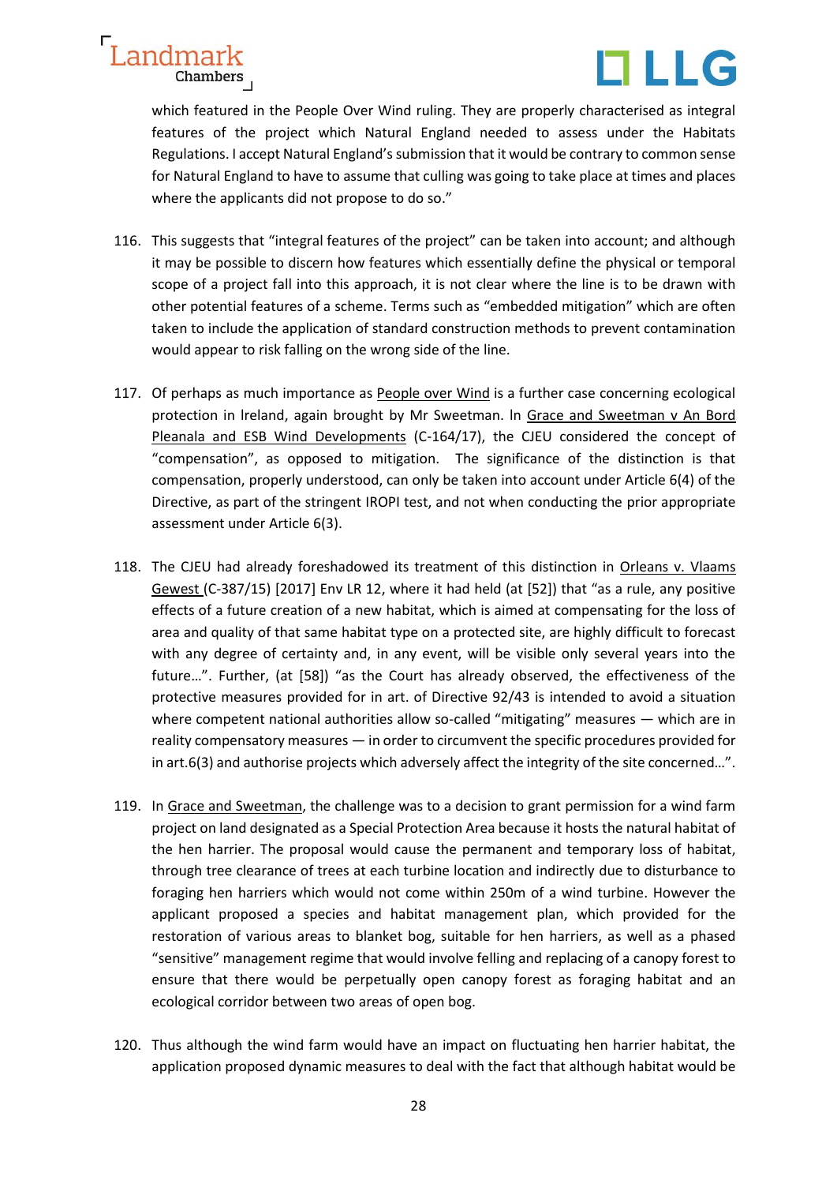which featured in the People Over Wind ruling. They are properly characterised as integral features of the project which Natural England needed to assess under the Habitats Regulations. I accept Natural England's submission that it would be contrary to common sense for Natural England to have to assume that culling was going to take place at times and places where the applicants did not propose to do so."

116. This suggests that "integral features of the project" can be taken into account; and although it may be possible to discern how features which essentially define the physical or temporal scope of a project fall into this approach, it is not clear where the line is to be drawn with other potential features of a scheme. Terms such as "embedded mitigation" which are often taken to include the application of standard construction methods to prevent contamination would appear to risk falling on the wrong side of the line.

117. Of perhaps as much importance as People over Wind is a further case concerning ecological protection in Ireland, again brought by Mr Sweetman. In Grace and Sweetman v An Bord Pleanala and ESB Wind Developments (C-164/17), the CJEU considered the concept of "compensation", as opposed to mitigation. The significance of the distinction is that compensation, properly understood, can only be taken into account under Article 6(4) of the Directive, as part of the stringent IROPI test, and not when conducting the prior appropriate assessment under Article 6(3).

118. The CJEU had already foreshadowed its treatment of this distinction in Orleans v. Vlaams Gewest (C-387/15) [2017] Env LR 12, where it had held (at [52]) that "as a rule, any positive effects of a future creation of a new habitat, which is aimed at compensating for the loss of area and quality of that same habitat type on a protected site, are highly difficult to forecast with any degree of certainty and, in any event, will be visible only several years into the future…". Further, (at [58]) "as the Court has already observed, the effectiveness of the protective measures provided for in art. of Directive 92/43 is intended to avoid a situation where competent national authorities allow so-called "mitigating" measures — which are in reality compensatory measures — in order to circumvent the specific procedures provided for in art.6(3) and authorise projects which adversely affect the integrity of the site concerned…".

119. In Grace and Sweetman, the challenge was to a decision to grant permission for a wind farm project on land designated as a Special Protection Area because it hosts the natural habitat of the hen harrier. The proposal would cause the permanent and temporary loss of habitat, through tree clearance of trees at each turbine location and indirectly due to disturbance to foraging hen harriers which would not come within 250m of a wind turbine. However the applicant proposed a species and habitat management plan, which provided for the restoration of various areas to blanket bog, suitable for hen harriers, as well as a phased "sensitive" management regime that would involve felling and replacing of a canopy forest to ensure that there would be perpetually open canopy forest as foraging habitat and an ecological corridor between two areas of open bog.

120. Thus although the wind farm would have an impact on fluctuating hen harrier habitat, the application proposed dynamic measures to deal with the fact that although habitat would be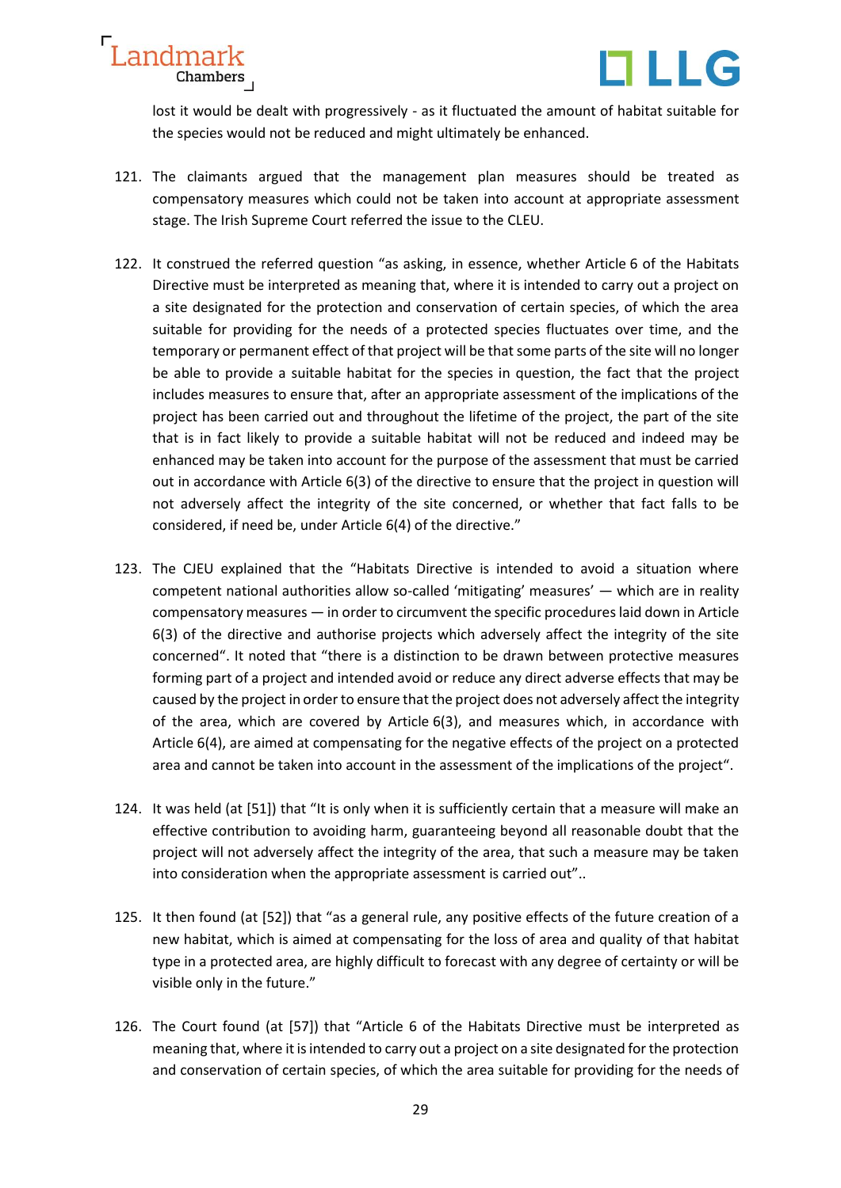lost it would be dealt with progressively - as it fluctuated the amount of habitat suitable for the species would not be reduced and might ultimately be enhanced.

121. The claimants argued that the management plan measures should be treated as compensatory measures which could not be taken into account at appropriate assessment stage. The Irish Supreme Court referred the issue to the CLEU.

122. It construed the referred question "as asking, in essence, whether Article 6 of the Habitats Directive must be interpreted as meaning that, where it is intended to carry out a project on a site designated for the protection and conservation of certain species, of which the area suitable for providing for the needs of a protected species fluctuates over time, and the temporary or permanent effect of that project will be that some parts of the site will no longer be able to provide a suitable habitat for the species in question, the fact that the project includes measures to ensure that, after an appropriate assessment of the implications of the project has been carried out and throughout the lifetime of the project, the part of the site that is in fact likely to provide a suitable habitat will not be reduced and indeed may be enhanced may be taken into account for the purpose of the assessment that must be carried out in accordance with Article 6(3) of the directive to ensure that the project in question will not adversely affect the integrity of the site concerned, or whether that fact falls to be considered, if need be, under Article 6(4) of the directive."

123. The CJEU explained that the "Habitats Directive is intended to avoid a situation where competent national authorities allow so-called 'mitigating' measures' — which are in reality compensatory measures — in order to circumvent the specific procedures laid down in Article 6(3) of the directive and authorise projects which adversely affect the integrity of the site concerned". It noted that "there is a distinction to be drawn between protective measures forming part of a project and intended avoid or reduce any direct adverse effects that may be caused by the project in order to ensure that the project does not adversely affect the integrity of the area, which are covered by Article 6(3), and measures which, in accordance with Article 6(4), are aimed at compensating for the negative effects of the project on a protected area and cannot be taken into account in the assessment of the implications of the project".

124. It was held (at [51]) that "It is only when it is sufficiently certain that a measure will make an effective contribution to avoiding harm, guaranteeing beyond all reasonable doubt that the project will not adversely affect the integrity of the area, that such a measure may be taken into consideration when the appropriate assessment is carried out"..

125. It then found (at [52]) that "as a general rule, any positive effects of the future creation of a new habitat, which is aimed at compensating for the loss of area and quality of that habitat type in a protected area, are highly difficult to forecast with any degree of certainty or will be visible only in the future."

126. The Court found (at [57]) that "Article 6 of the Habitats Directive must be interpreted as meaning that, where it is intended to carry out a project on a site designated for the protection and conservation of certain species, of which the area suitable for providing for the needs of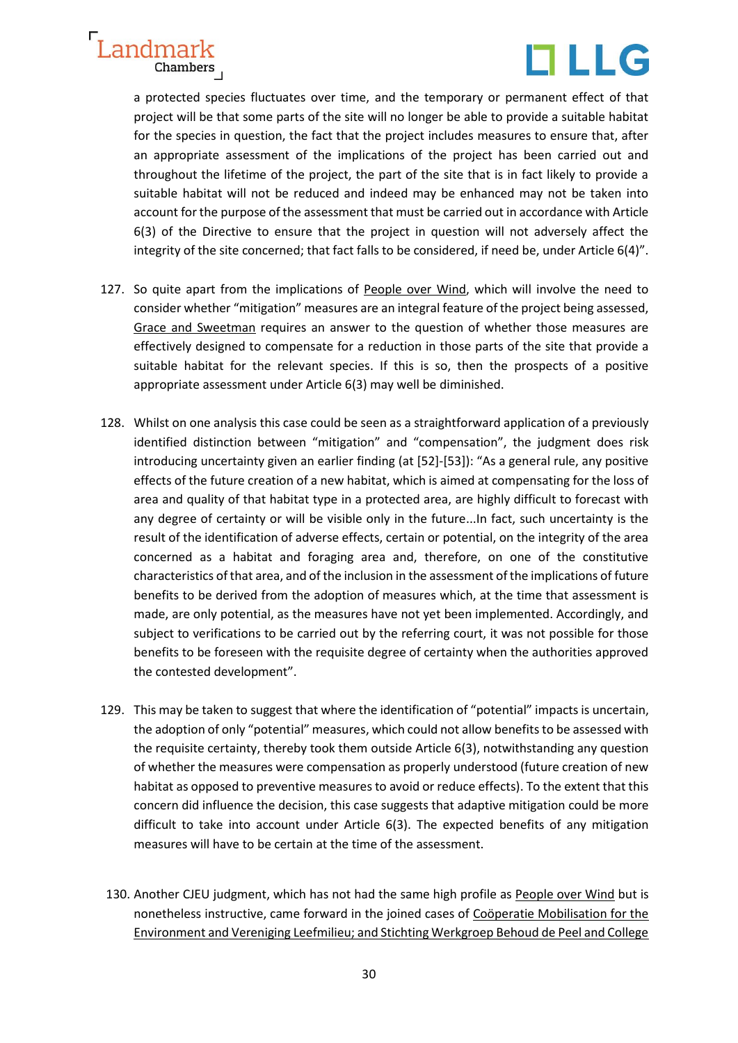a protected species fluctuates over time, and the temporary or permanent effect of that project will be that some parts of the site will no longer be able to provide a suitable habitat for the species in question, the fact that the project includes measures to ensure that, after an appropriate assessment of the implications of the project has been carried out and throughout the lifetime of the project, the part of the site that is in fact likely to provide a suitable habitat will not be reduced and indeed may be enhanced may not be taken into account for the purpose of the assessment that must be carried out in accordance with Article 6(3) of the Directive to ensure that the project in question will not adversely affect the integrity of the site concerned; that fact falls to be considered, if need be, under Article 6(4)".

127. So quite apart from the implications of People over Wind, which will involve the need to consider whether "mitigation" measures are an integral feature of the project being assessed, Grace and Sweetman requires an answer to the question of whether those measures are effectively designed to compensate for a reduction in those parts of the site that provide a suitable habitat for the relevant species. If this is so, then the prospects of a positive appropriate assessment under Article 6(3) may well be diminished.

128. Whilst on one analysis this case could be seen as a straightforward application of a previously identified distinction between "mitigation" and "compensation", the judgment does risk introducing uncertainty given an earlier finding (at [52]-[53]): "As a general rule, any positive effects of the future creation of a new habitat, which is aimed at compensating for the loss of area and quality of that habitat type in a protected area, are highly difficult to forecast with any degree of certainty or will be visible only in the future...In fact, such uncertainty is the result of the identification of adverse effects, certain or potential, on the integrity of the area concerned as a habitat and foraging area and, therefore, on one of the constitutive characteristics of that area, and of the inclusion in the assessment of the implications of future benefits to be derived from the adoption of measures which, at the time that assessment is made, are only potential, as the measures have not yet been implemented. Accordingly, and subject to verifications to be carried out by the referring court, it was not possible for those benefits to be foreseen with the requisite degree of certainty when the authorities approved the contested development".

129. This may be taken to suggest that where the identification of "potential" impacts is uncertain, the adoption of only "potential" measures, which could not allow benefits to be assessed with the requisite certainty, thereby took them outside Article 6(3), notwithstanding any question of whether the measures were compensation as properly understood (future creation of new habitat as opposed to preventive measures to avoid or reduce effects). To the extent that this concern did influence the decision, this case suggests that adaptive mitigation could be more difficult to take into account under Article 6(3). The expected benefits of any mitigation measures will have to be certain at the time of the assessment.

130. Another CJEU judgment, which has not had the same high profile as People over Wind but is nonetheless instructive, came forward in the joined cases of Coöperatie Mobilisation for the Environment and Vereniging Leefmilieu; and Stichting Werkgroep Behoud de Peel and College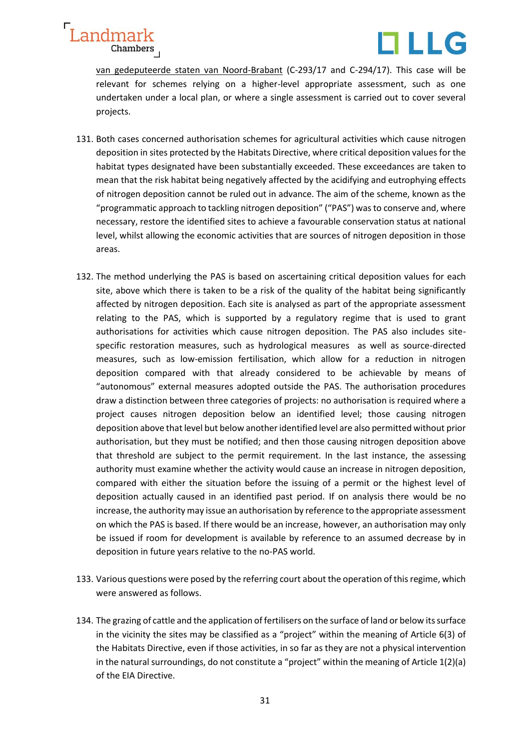van gedeputeerde staten van Noord-Brabant (C-293/17 and C-294/17). This case will be relevant for schemes relying on a higher-level appropriate assessment, such as one undertaken under a local plan, or where a single assessment is carried out to cover several projects.

131. Both cases concerned authorisation schemes for agricultural activities which cause nitrogen deposition in sites protected by the Habitats Directive, where critical deposition values for the habitat types designated have been substantially exceeded. These exceedances are taken to mean that the risk habitat being negatively affected by the acidifying and eutrophying effects of nitrogen deposition cannot be ruled out in advance. The aim of the scheme, known as the "programmatic approach to tackling nitrogen deposition" ("PAS") was to conserve and, where necessary, restore the identified sites to achieve a favourable conservation status at national level, whilst allowing the economic activities that are sources of nitrogen deposition in those areas.

132. The method underlying the PAS is based on ascertaining critical deposition values for each site, above which there is taken to be a risk of the quality of the habitat being significantly affected by nitrogen deposition. Each site is analysed as part of the appropriate assessment relating to the PAS, which is supported by a regulatory regime that is used to grant authorisations for activities which cause nitrogen deposition. The PAS also includes site-specific restoration measures, such as hydrological measures as well as source-directed measures, such as low-emission fertilisation, which allow for a reduction in nitrogen deposition compared with that already considered to be achievable by means of "autonomous" external measures adopted outside the PAS. The authorisation procedures draw a distinction between three categories of projects: no authorisation is required where a project causes nitrogen deposition below an identified level; those causing nitrogen deposition above that level but below another identified level are also permitted without prior authorisation, but they must be notified; and then those causing nitrogen deposition above that threshold are subject to the permit requirement. In the last instance, the assessing authority must examine whether the activity would cause an increase in nitrogen deposition, compared with either the situation before the issuing of a permit or the highest level of deposition actually caused in an identified past period. If on analysis there would be no increase, the authority may issue an authorisation by reference to the appropriate assessment on which the PAS is based. If there would be an increase, however, an authorisation may only be issued if room for development is available by reference to an assumed decrease by in deposition in future years relative to the no-PAS world.

133. Various questions were posed by the referring court about the operation of this regime, which were answered as follows.

134. The grazing of cattle and the application of fertilisers on the surface of land or below its surface in the vicinity the sites may be classified as a "project" within the meaning of Article 6(3) of the Habitats Directive, even if those activities, in so far as they are not a physical intervention in the natural surroundings, do not constitute a "project" within the meaning of Article 1(2)(a) of the EIA Directive.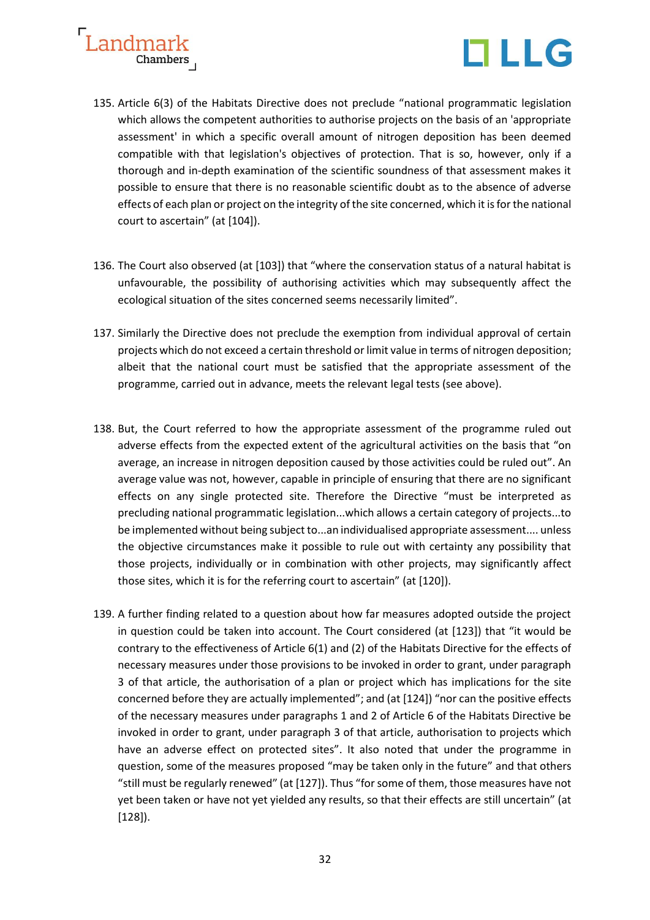135. Article 6(3) of the Habitats Directive does not preclude "national programmatic legislation which allows the competent authorities to authorise projects on the basis of an 'appropriate assessment' in which a specific overall amount of nitrogen deposition has been deemed compatible with that legislation's objectives of protection. That is so, however, only if a thorough and in-depth examination of the scientific soundness of that assessment makes it possible to ensure that there is no reasonable scientific doubt as to the absence of adverse effects of each plan or project on the integrity of the site concerned, which it is for the national court to ascertain" (at [104]).

136. The Court also observed (at [103]) that "where the conservation status of a natural habitat is unfavourable, the possibility of authorising activities which may subsequently affect the ecological situation of the sites concerned seems necessarily limited".

137. Similarly the Directive does not preclude the exemption from individual approval of certain projects which do not exceed a certain threshold or limit value in terms of nitrogen deposition; albeit that the national court must be satisfied that the appropriate assessment of the programme, carried out in advance, meets the relevant legal tests (see above).

138. But, the Court referred to how the appropriate assessment of the programme ruled out adverse effects from the expected extent of the agricultural activities on the basis that "on average, an increase in nitrogen deposition caused by those activities could be ruled out". An average value was not, however, capable in principle of ensuring that there are no significant effects on any single protected site. Therefore the Directive "must be interpreted as precluding national programmatic legislation...which allows a certain category of projects...to be implemented without being subject to...an individualised appropriate assessment.... unless the objective circumstances make it possible to rule out with certainty any possibility that those projects, individually or in combination with other projects, may significantly affect those sites, which it is for the referring court to ascertain" (at [120]).

139. A further finding related to a question about how far measures adopted outside the project in question could be taken into account. The Court considered (at [123]) that "it would be contrary to the effectiveness of Article 6(1) and (2) of the Habitats Directive for the effects of necessary measures under those provisions to be invoked in order to grant, under paragraph 3 of that article, the authorisation of a plan or project which has implications for the site concerned before they are actually implemented"; and (at [124]) "nor can the positive effects of the necessary measures under paragraphs 1 and 2 of Article 6 of the Habitats Directive be invoked in order to grant, under paragraph 3 of that article, authorisation to projects which have an adverse effect on protected sites". It also noted that under the programme in question, some of the measures proposed "may be taken only in the future" and that others "still must be regularly renewed" (at [127]). Thus "for some of them, those measures have not yet been taken or have not yet yielded any results, so that their effects are still uncertain" (at [128]).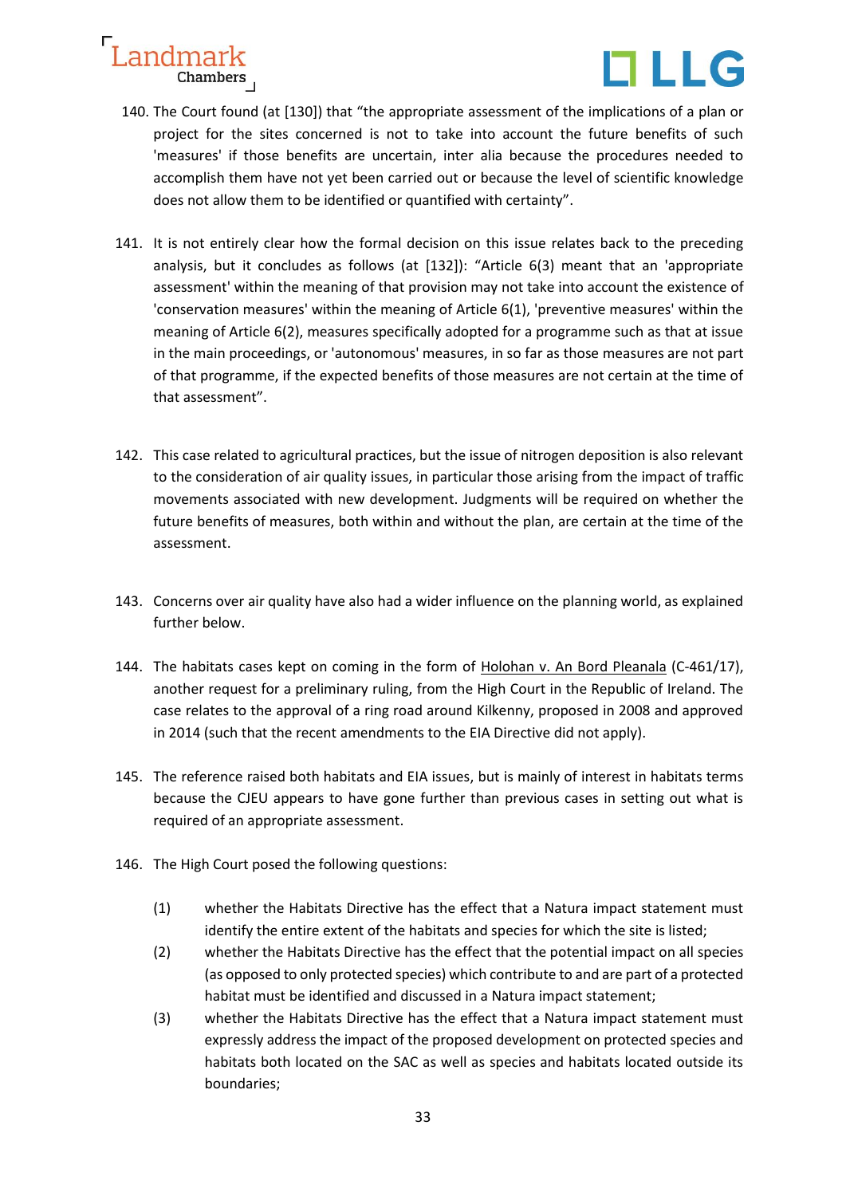140. The Court found (at [130]) that "the appropriate assessment of the implications of a plan or project for the sites concerned is not to take into account the future benefits of such 'measures' if those benefits are uncertain, inter alia because the procedures needed to accomplish them have not yet been carried out or because the level of scientific knowledge does not allow them to be identified or quantified with certainty".

141. It is not entirely clear how the formal decision on this issue relates back to the preceding analysis, but it concludes as follows (at [132]): "Article 6(3) meant that an 'appropriate assessment' within the meaning of that provision may not take into account the existence of 'conservation measures' within the meaning of Article 6(1), 'preventive measures' within the meaning of Article 6(2), measures specifically adopted for a programme such as that at issue in the main proceedings, or 'autonomous' measures, in so far as those measures are not part of that programme, if the expected benefits of those measures are not certain at the time of that assessment".

142. This case related to agricultural practices, but the issue of nitrogen deposition is also relevant to the consideration of air quality issues, in particular those arising from the impact of traffic movements associated with new development. Judgments will be required on whether the future benefits of measures, both within and without the plan, are certain at the time of the assessment.

143. Concerns over air quality have also had a wider influence on the planning world, as explained further below.

144. The habitats cases kept on coming in the form of Holohan v. An Bord Pleanala (C-461/17), another request for a preliminary ruling, from the High Court in the Republic of Ireland. The case relates to the approval of a ring road around Kilkenny, proposed in 2008 and approved in 2014 (such that the recent amendments to the EIA Directive did not apply).

145. The reference raised both habitats and EIA issues, but is mainly of interest in habitats terms because the CJEU appears to have gone further than previous cases in setting out what is required of an appropriate assessment.

146. The High Court posed the following questions:

    (1) whether the Habitats Directive has the effect that a Natura impact statement must identify the entire extent of the habitats and species for which the site is listed;

    (2) whether the Habitats Directive has the effect that the potential impact on all species (as opposed to only protected species) which contribute to and are part of a protected habitat must be identified and discussed in a Natura impact statement;

    (3) whether the Habitats Directive has the effect that a Natura impact statement must expressly address the impact of the proposed development on protected species and habitats both located on the SAC as well as species and habitats located outside its boundaries;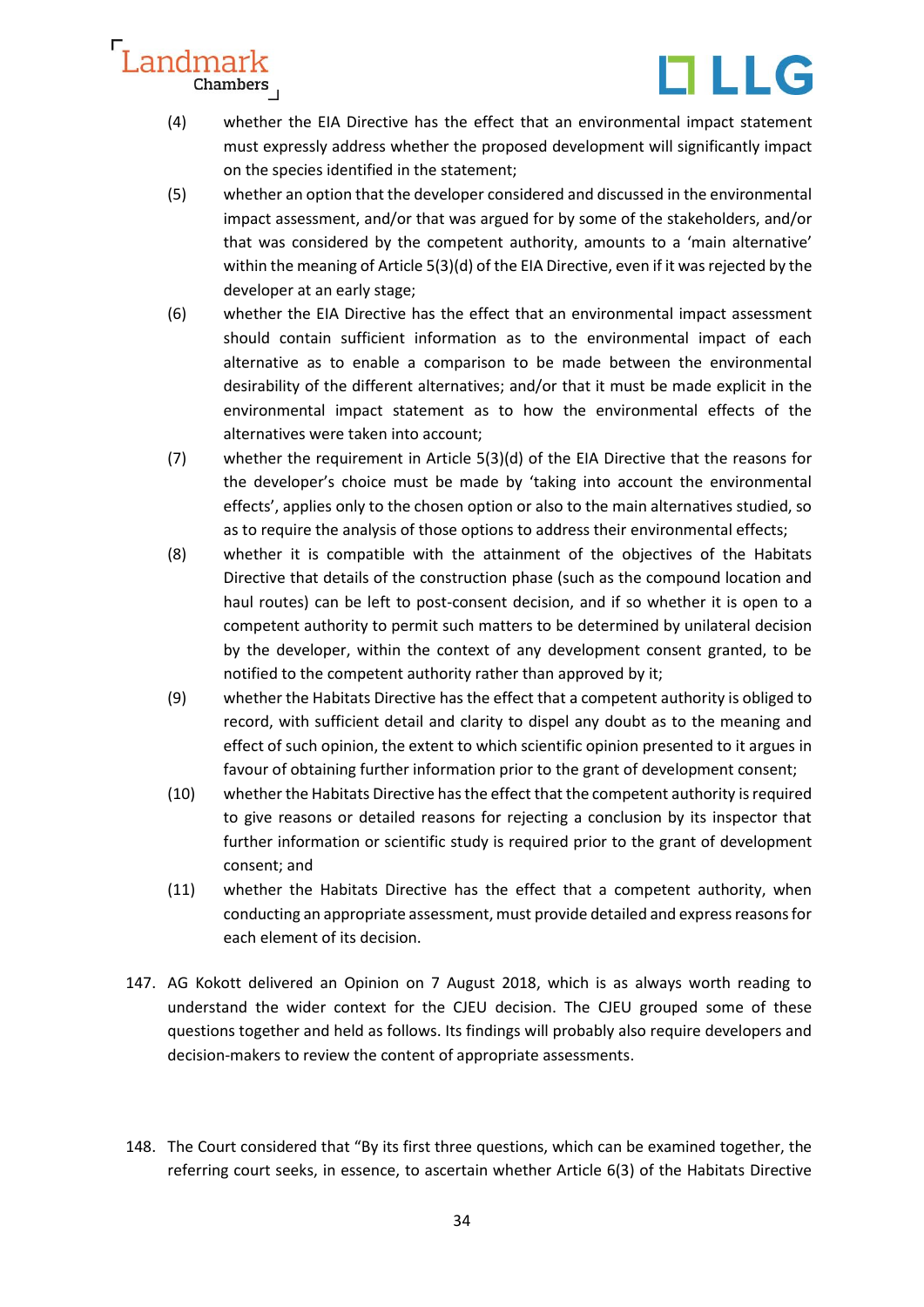(4) whether the EIA Directive has the effect that an environmental impact statement must expressly address whether the proposed development will significantly impact on the species identified in the statement;

(5) whether an option that the developer considered and discussed in the environmental impact assessment, and/or that was argued for by some of the stakeholders, and/or that was considered by the competent authority, amounts to a 'main alternative' within the meaning of Article 5(3)(d) of the EIA Directive, even if it was rejected by the developer at an early stage;

(6) whether the EIA Directive has the effect that an environmental impact assessment should contain sufficient information as to the environmental impact of each alternative as to enable a comparison to be made between the environmental desirability of the different alternatives; and/or that it must be made explicit in the environmental impact statement as to how the environmental effects of the alternatives were taken into account;

(7) whether the requirement in Article 5(3)(d) of the EIA Directive that the reasons for the developer's choice must be made by 'taking into account the environmental effects', applies only to the chosen option or also to the main alternatives studied, so as to require the analysis of those options to address their environmental effects;

(8) whether it is compatible with the attainment of the objectives of the Habitats Directive that details of the construction phase (such as the compound location and haul routes) can be left to post-consent decision, and if so whether it is open to a competent authority to permit such matters to be determined by unilateral decision by the developer, within the context of any development consent granted, to be notified to the competent authority rather than approved by it;

(9) whether the Habitats Directive has the effect that a competent authority is obliged to record, with sufficient detail and clarity to dispel any doubt as to the meaning and effect of such opinion, the extent to which scientific opinion presented to it argues in favour of obtaining further information prior to the grant of development consent;

(10) whether the Habitats Directive has the effect that the competent authority is required to give reasons or detailed reasons for rejecting a conclusion by its inspector that further information or scientific study is required prior to the grant of development consent; and

(11) whether the Habitats Directive has the effect that a competent authority, when conducting an appropriate assessment, must provide detailed and express reasons for each element of its decision.

147. AG Kokott delivered an Opinion on 7 August 2018, which is as always worth reading to understand the wider context for the CJEU decision. The CJEU grouped some of these questions together and held as follows. Its findings will probably also require developers and decision-makers to review the content of appropriate assessments.

148. The Court considered that "By its first three questions, which can be examined together, the referring court seeks, in essence, to ascertain whether Article 6(3) of the Habitats Directive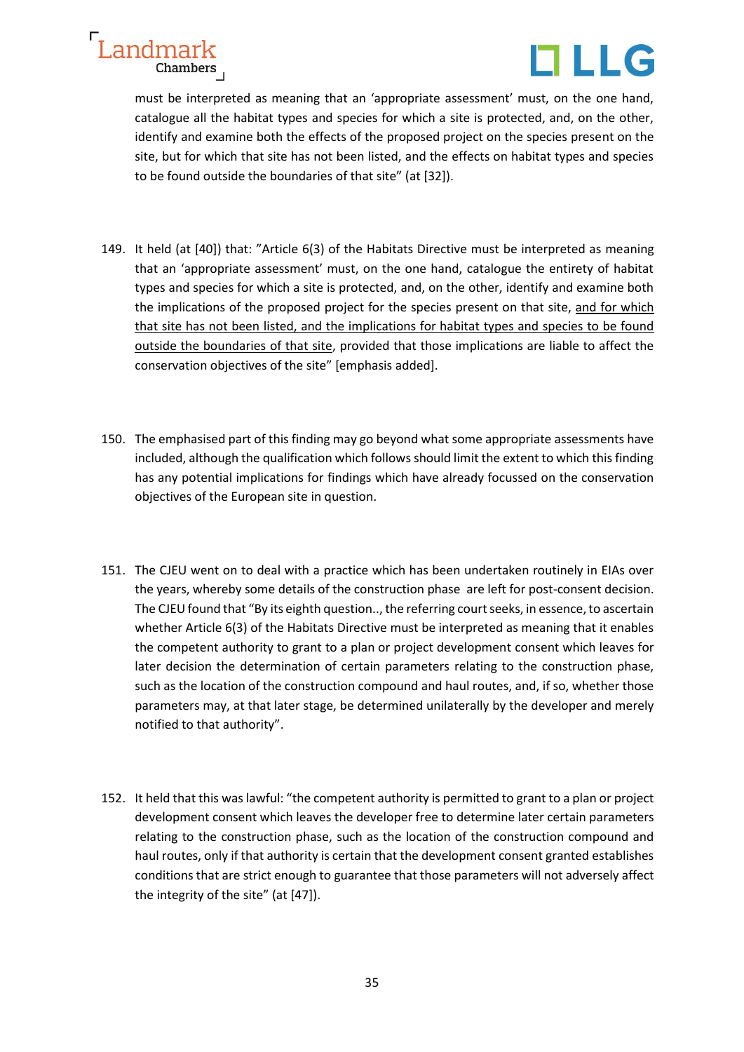must be interpreted as meaning that an 'appropriate assessment' must, on the one hand, catalogue all the habitat types and species for which a site is protected, and, on the other, identify and examine both the effects of the proposed project on the species present on the site, but for which that site has not been listed, and the effects on habitat types and species to be found outside the boundaries of that site" (at [32]).

149. It held (at [40]) that: "Article 6(3) of the Habitats Directive must be interpreted as meaning that an 'appropriate assessment' must, on the one hand, catalogue the entirety of habitat types and species for which a site is protected, and, on the other, identify and examine both the implications of the proposed project for the species present on that site, <u>and for which that site has not been listed, and the implications for habitat types and species to be found outside the boundaries of that site</u>, provided that those implications are liable to affect the conservation objectives of the site" [emphasis added].

150. The emphasised part of this finding may go beyond what some appropriate assessments have included, although the qualification which follows should limit the extent to which this finding has any potential implications for findings which have already focussed on the conservation objectives of the European site in question.

151. The CJEU went on to deal with a practice which has been undertaken routinely in EIAs over the years, whereby some details of the construction phase are left for post-consent decision. The CJEU found that "By its eighth question.., the referring court seeks, in essence, to ascertain whether Article 6(3) of the Habitats Directive must be interpreted as meaning that it enables the competent authority to grant to a plan or project development consent which leaves for later decision the determination of certain parameters relating to the construction phase, such as the location of the construction compound and haul routes, and, if so, whether those parameters may, at that later stage, be determined unilaterally by the developer and merely notified to that authority".

152. It held that this was lawful: "the competent authority is permitted to grant to a plan or project development consent which leaves the developer free to determine later certain parameters relating to the construction phase, such as the location of the construction compound and haul routes, only if that authority is certain that the development consent granted establishes conditions that are strict enough to guarantee that those parameters will not adversely affect the integrity of the site" (at [47]).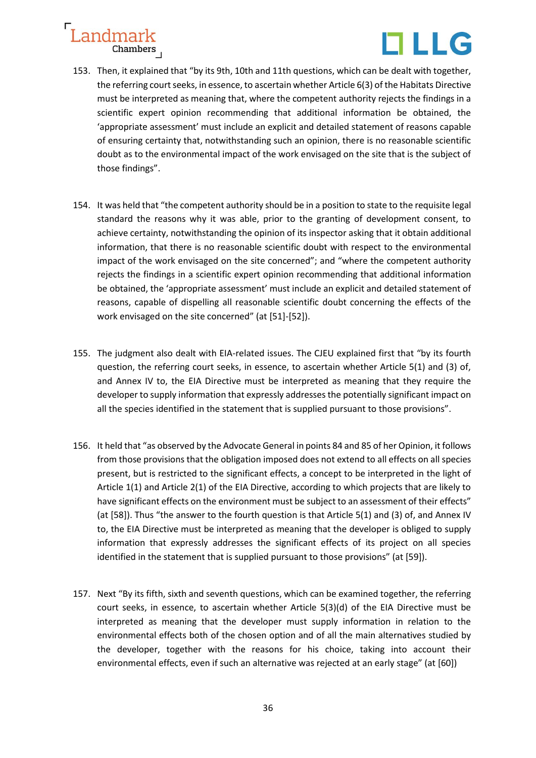153. Then, it explained that "by its 9th, 10th and 11th questions, which can be dealt with together, the referring court seeks, in essence, to ascertain whether Article 6(3) of the Habitats Directive must be interpreted as meaning that, where the competent authority rejects the findings in a scientific expert opinion recommending that additional information be obtained, the 'appropriate assessment' must include an explicit and detailed statement of reasons capable of ensuring certainty that, notwithstanding such an opinion, there is no reasonable scientific doubt as to the environmental impact of the work envisaged on the site that is the subject of those findings".

154. It was held that "the competent authority should be in a position to state to the requisite legal standard the reasons why it was able, prior to the granting of development consent, to achieve certainty, notwithstanding the opinion of its inspector asking that it obtain additional information, that there is no reasonable scientific doubt with respect to the environmental impact of the work envisaged on the site concerned"; and "where the competent authority rejects the findings in a scientific expert opinion recommending that additional information be obtained, the 'appropriate assessment' must include an explicit and detailed statement of reasons, capable of dispelling all reasonable scientific doubt concerning the effects of the work envisaged on the site concerned" (at [51]-[52]).

155. The judgment also dealt with EIA-related issues. The CJEU explained first that "by its fourth question, the referring court seeks, in essence, to ascertain whether Article 5(1) and (3) of, and Annex IV to, the EIA Directive must be interpreted as meaning that they require the developer to supply information that expressly addresses the potentially significant impact on all the species identified in the statement that is supplied pursuant to those provisions".

156. It held that "as observed by the Advocate General in points 84 and 85 of her Opinion, it follows from those provisions that the obligation imposed does not extend to all effects on all species present, but is restricted to the significant effects, a concept to be interpreted in the light of Article 1(1) and Article 2(1) of the EIA Directive, according to which projects that are likely to have significant effects on the environment must be subject to an assessment of their effects" (at [58]). Thus "the answer to the fourth question is that Article 5(1) and (3) of, and Annex IV to, the EIA Directive must be interpreted as meaning that the developer is obliged to supply information that expressly addresses the significant effects of its project on all species identified in the statement that is supplied pursuant to those provisions" (at [59]).

157. Next "By its fifth, sixth and seventh questions, which can be examined together, the referring court seeks, in essence, to ascertain whether Article 5(3)(d) of the EIA Directive must be interpreted as meaning that the developer must supply information in relation to the environmental effects both of the chosen option and of all the main alternatives studied by the developer, together with the reasons for his choice, taking into account their environmental effects, even if such an alternative was rejected at an early stage" (at [60])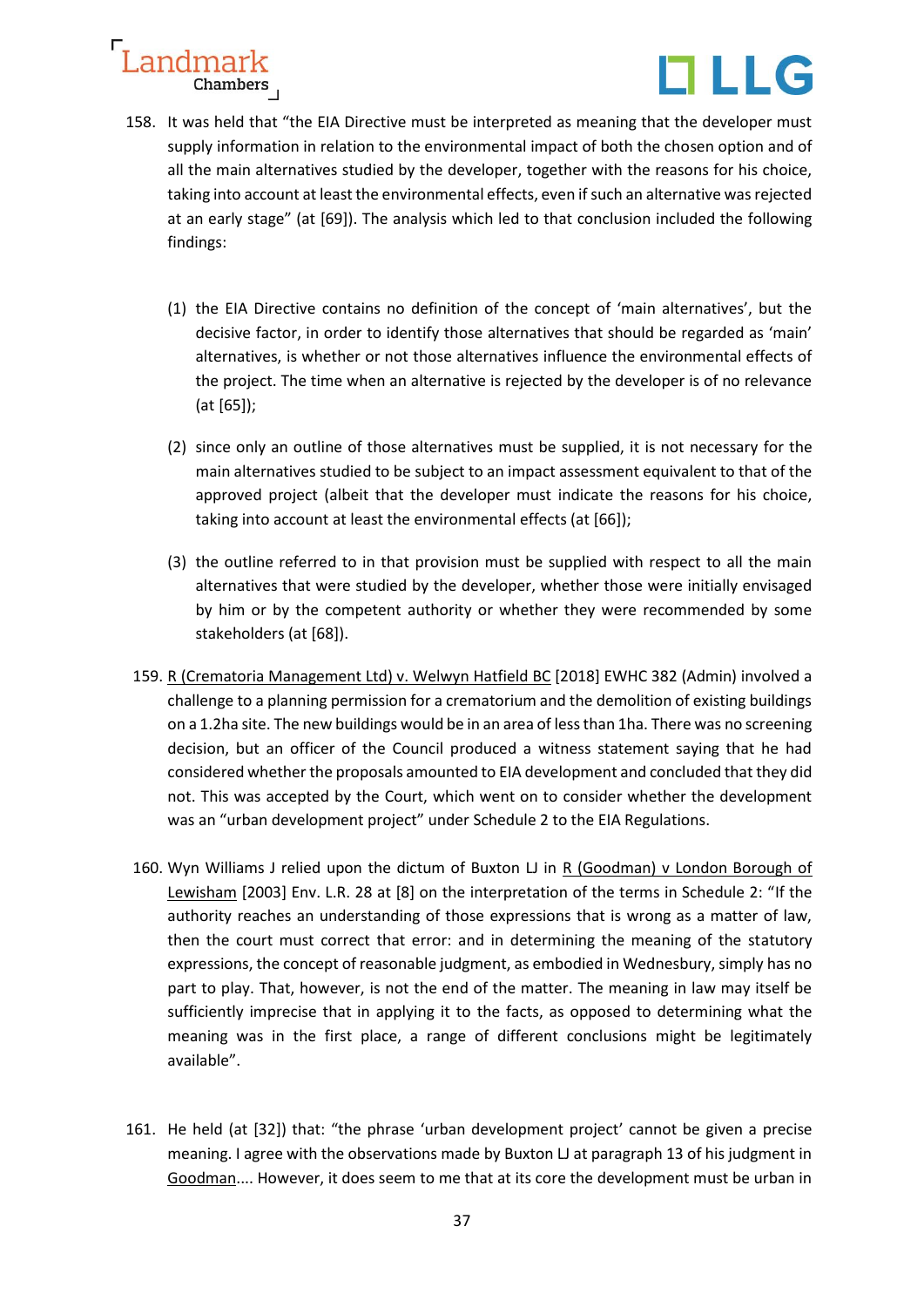158. It was held that "the EIA Directive must be interpreted as meaning that the developer must supply information in relation to the environmental impact of both the chosen option and of all the main alternatives studied by the developer, together with the reasons for his choice, taking into account at least the environmental effects, even if such an alternative was rejected at an early stage" (at [69]). The analysis which led to that conclusion included the following findings:

    (1) the EIA Directive contains no definition of the concept of 'main alternatives', but the decisive factor, in order to identify those alternatives that should be regarded as 'main' alternatives, is whether or not those alternatives influence the environmental effects of the project. The time when an alternative is rejected by the developer is of no relevance (at [65]);

    (2) since only an outline of those alternatives must be supplied, it is not necessary for the main alternatives studied to be subject to an impact assessment equivalent to that of the approved project (albeit that the developer must indicate the reasons for his choice, taking into account at least the environmental effects (at [66]);

    (3) the outline referred to in that provision must be supplied with respect to all the main alternatives that were studied by the developer, whether those were initially envisaged by him or by the competent authority or whether they were recommended by some stakeholders (at [68]).

159. R (Crematoria Management Ltd) v. Welwyn Hatfield BC [2018] EWHC 382 (Admin) involved a challenge to a planning permission for a crematorium and the demolition of existing buildings on a 1.2ha site. The new buildings would be in an area of less than 1ha. There was no screening decision, but an officer of the Council produced a witness statement saying that he had considered whether the proposals amounted to EIA development and concluded that they did not. This was accepted by the Court, which went on to consider whether the development was an "urban development project" under Schedule 2 to the EIA Regulations.

160. Wyn Williams J relied upon the dictum of Buxton LJ in R (Goodman) v London Borough of Lewisham [2003] Env. L.R. 28 at [8] on the interpretation of the terms in Schedule 2: "If the authority reaches an understanding of those expressions that is wrong as a matter of law, then the court must correct that error: and in determining the meaning of the statutory expressions, the concept of reasonable judgment, as embodied in Wednesbury, simply has no part to play. That, however, is not the end of the matter. The meaning in law may itself be sufficiently imprecise that in applying it to the facts, as opposed to determining what the meaning was in the first place, a range of different conclusions might be legitimately available".

161. He held (at [32]) that: "the phrase 'urban development project' cannot be given a precise meaning. I agree with the observations made by Buxton LJ at paragraph 13 of his judgment in Goodman.... However, it does seem to me that at its core the development must be urban in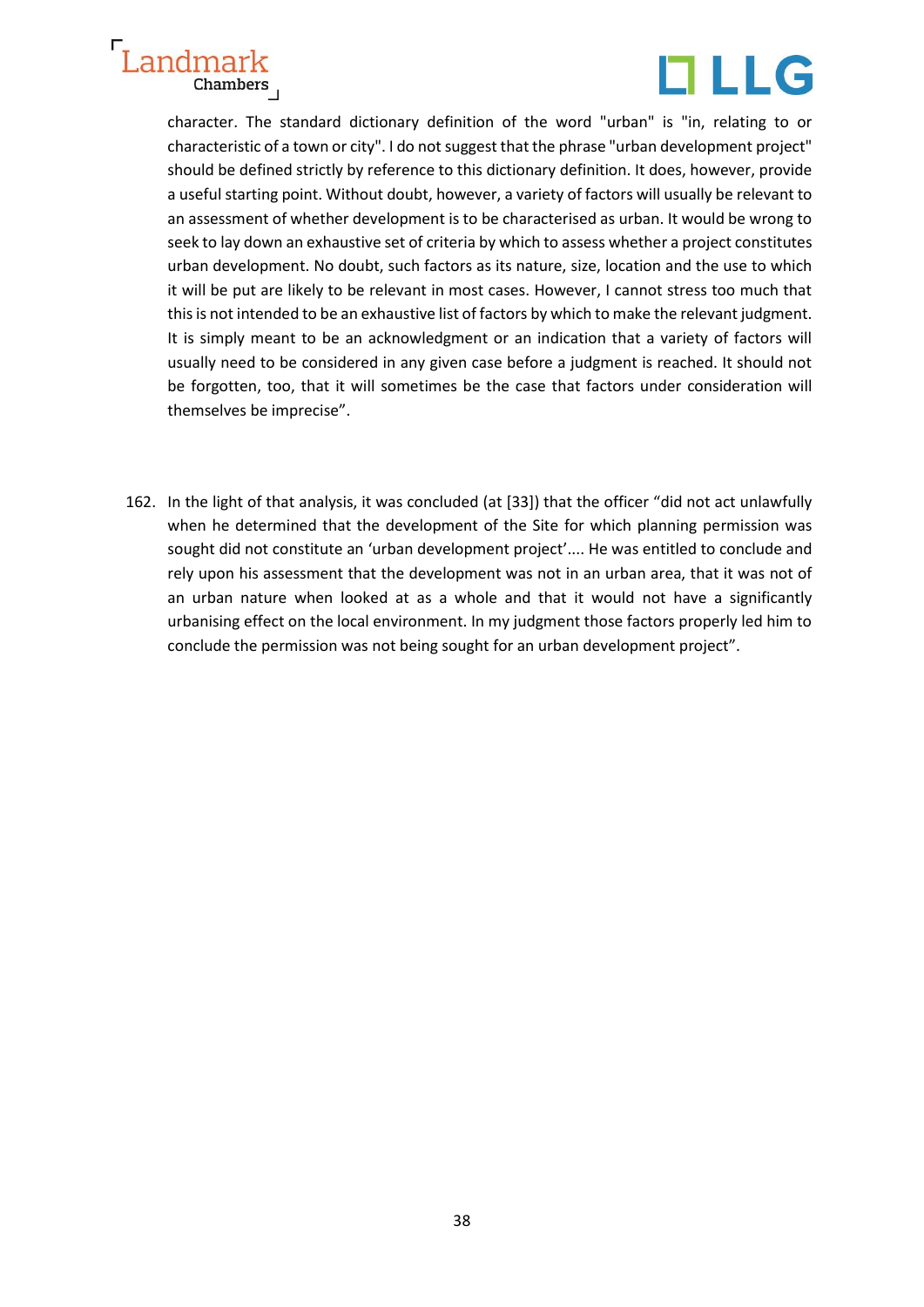character. The standard dictionary definition of the word "urban" is "in, relating to or characteristic of a town or city". I do not suggest that the phrase "urban development project" should be defined strictly by reference to this dictionary definition. It does, however, provide a useful starting point. Without doubt, however, a variety of factors will usually be relevant to an assessment of whether development is to be characterised as urban. It would be wrong to seek to lay down an exhaustive set of criteria by which to assess whether a project constitutes urban development. No doubt, such factors as its nature, size, location and the use to which it will be put are likely to be relevant in most cases. However, I cannot stress too much that this is not intended to be an exhaustive list of factors by which to make the relevant judgment. It is simply meant to be an acknowledgment or an indication that a variety of factors will usually need to be considered in any given case before a judgment is reached. It should not be forgotten, too, that it will sometimes be the case that factors under consideration will themselves be imprecise".

162. In the light of that analysis, it was concluded (at [33]) that the officer "did not act unlawfully when he determined that the development of the Site for which planning permission was sought did not constitute an 'urban development project'.... He was entitled to conclude and rely upon his assessment that the development was not in an urban area, that it was not of an urban nature when looked at as a whole and that it would not have a significantly urbanising effect on the local environment. In my judgment those factors properly led him to conclude the permission was not being sought for an urban development project".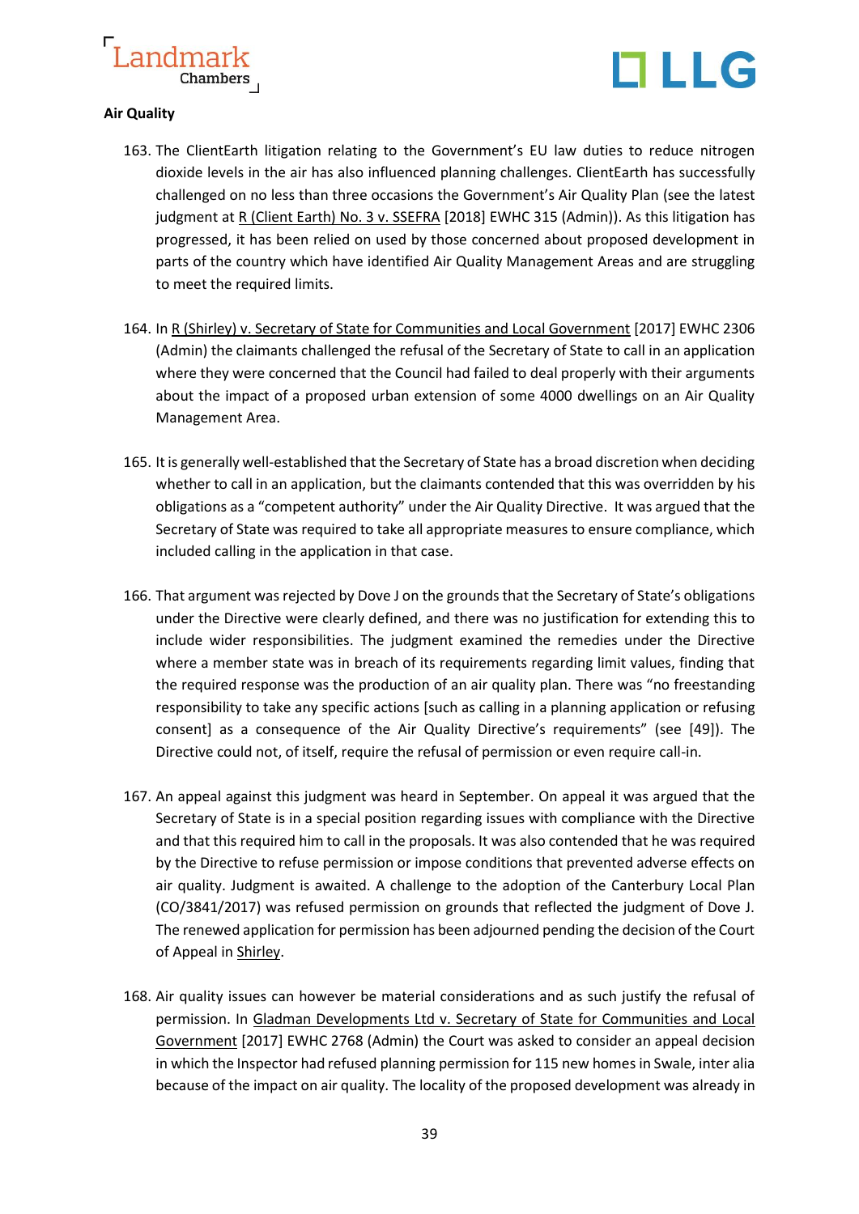**Air Quality**

163. The ClientEarth litigation relating to the Government's EU law duties to reduce nitrogen dioxide levels in the air has also influenced planning challenges. ClientEarth has successfully challenged on no less than three occasions the Government's Air Quality Plan (see the latest judgment at R (Client Earth) No. 3 v. SSEFRA [2018] EWHC 315 (Admin)). As this litigation has progressed, it has been relied on used by those concerned about proposed development in parts of the country which have identified Air Quality Management Areas and are struggling to meet the required limits.

164. In R (Shirley) v. Secretary of State for Communities and Local Government [2017] EWHC 2306 (Admin) the claimants challenged the refusal of the Secretary of State to call in an application where they were concerned that the Council had failed to deal properly with their arguments about the impact of a proposed urban extension of some 4000 dwellings on an Air Quality Management Area.

165. It is generally well-established that the Secretary of State has a broad discretion when deciding whether to call in an application, but the claimants contended that this was overridden by his obligations as a "competent authority" under the Air Quality Directive. It was argued that the Secretary of State was required to take all appropriate measures to ensure compliance, which included calling in the application in that case.

166. That argument was rejected by Dove J on the grounds that the Secretary of State's obligations under the Directive were clearly defined, and there was no justification for extending this to include wider responsibilities. The judgment examined the remedies under the Directive where a member state was in breach of its requirements regarding limit values, finding that the required response was the production of an air quality plan. There was "no freestanding responsibility to take any specific actions [such as calling in a planning application or refusing consent] as a consequence of the Air Quality Directive's requirements" (see [49]). The Directive could not, of itself, require the refusal of permission or even require call-in.

167. An appeal against this judgment was heard in September. On appeal it was argued that the Secretary of State is in a special position regarding issues with compliance with the Directive and that this required him to call in the proposals. It was also contended that he was required by the Directive to refuse permission or impose conditions that prevented adverse effects on air quality. Judgment is awaited. A challenge to the adoption of the Canterbury Local Plan (CO/3841/2017) was refused permission on grounds that reflected the judgment of Dove J. The renewed application for permission has been adjourned pending the decision of the Court of Appeal in Shirley.

168. Air quality issues can however be material considerations and as such justify the refusal of permission. In Gladman Developments Ltd v. Secretary of State for Communities and Local Government [2017] EWHC 2768 (Admin) the Court was asked to consider an appeal decision in which the Inspector had refused planning permission for 115 new homes in Swale, inter alia because of the impact on air quality. The locality of the proposed development was already in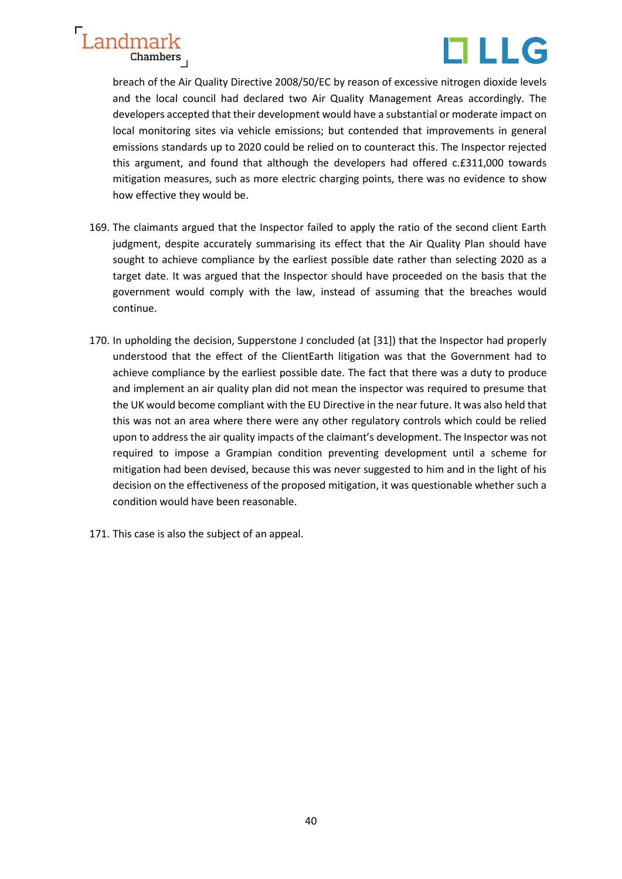breach of the Air Quality Directive 2008/50/EC by reason of excessive nitrogen dioxide levels and the local council had declared two Air Quality Management Areas accordingly. The developers accepted that their development would have a substantial or moderate impact on local monitoring sites via vehicle emissions; but contended that improvements in general emissions standards up to 2020 could be relied on to counteract this. The Inspector rejected this argument, and found that although the developers had offered c.£311,000 towards mitigation measures, such as more electric charging points, there was no evidence to show how effective they would be.

169. The claimants argued that the Inspector failed to apply the ratio of the second client Earth judgment, despite accurately summarising its effect that the Air Quality Plan should have sought to achieve compliance by the earliest possible date rather than selecting 2020 as a target date. It was argued that the Inspector should have proceeded on the basis that the government would comply with the law, instead of assuming that the breaches would continue.

170. In upholding the decision, Supperstone J concluded (at [31]) that the Inspector had properly understood that the effect of the ClientEarth litigation was that the Government had to achieve compliance by the earliest possible date. The fact that there was a duty to produce and implement an air quality plan did not mean the inspector was required to presume that the UK would become compliant with the EU Directive in the near future. It was also held that this was not an area where there were any other regulatory controls which could be relied upon to address the air quality impacts of the claimant's development. The Inspector was not required to impose a Grampian condition preventing development until a scheme for mitigation had been devised, because this was never suggested to him and in the light of his decision on the effectiveness of the proposed mitigation, it was questionable whether such a condition would have been reasonable.

171. This case is also the subject of an appeal.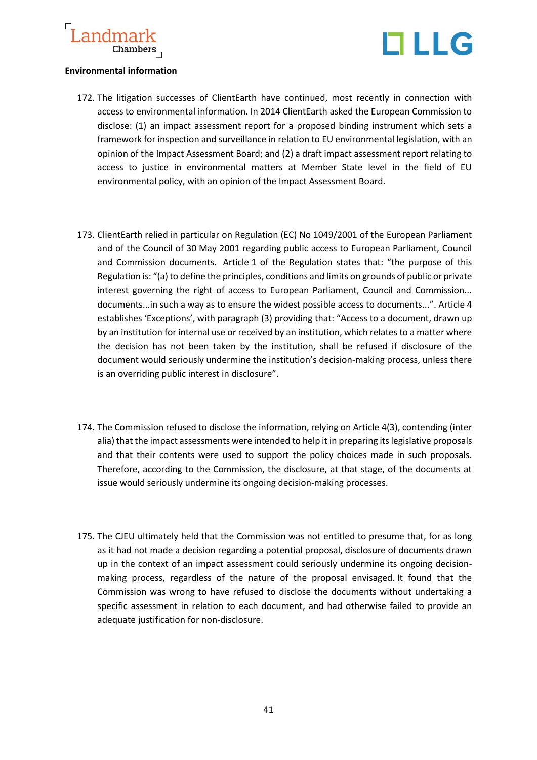**Environmental information**

172. The litigation successes of ClientEarth have continued, most recently in connection with access to environmental information. In 2014 ClientEarth asked the European Commission to disclose: (1) an impact assessment report for a proposed binding instrument which sets a framework for inspection and surveillance in relation to EU environmental legislation, with an opinion of the Impact Assessment Board; and (2) a draft impact assessment report relating to access to justice in environmental matters at Member State level in the field of EU environmental policy, with an opinion of the Impact Assessment Board.

173. ClientEarth relied in particular on Regulation (EC) No 1049/2001 of the European Parliament and of the Council of 30 May 2001 regarding public access to European Parliament, Council and Commission documents. Article 1 of the Regulation states that: "the purpose of this Regulation is: "(a) to define the principles, conditions and limits on grounds of public or private interest governing the right of access to European Parliament, Council and Commission... documents...in such a way as to ensure the widest possible access to documents...". Article 4 establishes 'Exceptions', with paragraph (3) providing that: "Access to a document, drawn up by an institution for internal use or received by an institution, which relates to a matter where the decision has not been taken by the institution, shall be refused if disclosure of the document would seriously undermine the institution's decision-making process, unless there is an overriding public interest in disclosure".

174. The Commission refused to disclose the information, relying on Article 4(3), contending (inter alia) that the impact assessments were intended to help it in preparing its legislative proposals and that their contents were used to support the policy choices made in such proposals. Therefore, according to the Commission, the disclosure, at that stage, of the documents at issue would seriously undermine its ongoing decision-making processes.

175. The CJEU ultimately held that the Commission was not entitled to presume that, for as long as it had not made a decision regarding a potential proposal, disclosure of documents drawn up in the context of an impact assessment could seriously undermine its ongoing decision-making process, regardless of the nature of the proposal envisaged. It found that the Commission was wrong to have refused to disclose the documents without undertaking a specific assessment in relation to each document, and had otherwise failed to provide an adequate justification for non-disclosure.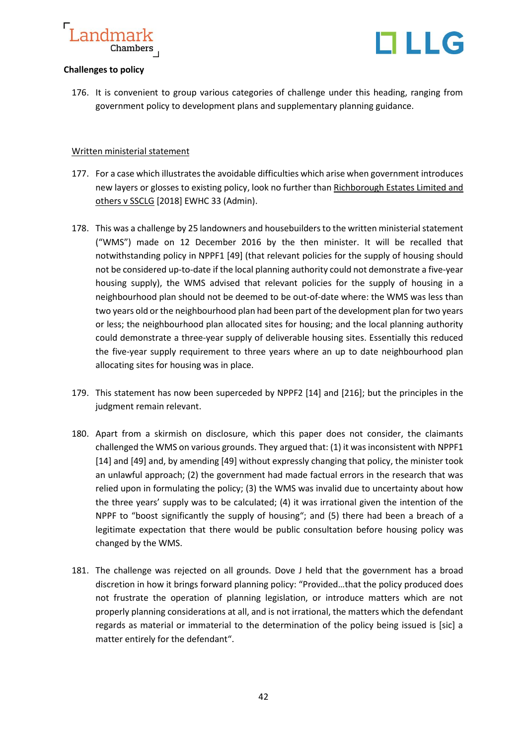**Challenges to policy**

176. It is convenient to group various categories of challenge under this heading, ranging from government policy to development plans and supplementary planning guidance.

Written ministerial statement

177. For a case which illustrates the avoidable difficulties which arise when government introduces new layers or glosses to existing policy, look no further than Richborough Estates Limited and others v SSCLG [2018] EWHC 33 (Admin).

178. This was a challenge by 25 landowners and housebuilders to the written ministerial statement ("WMS") made on 12 December 2016 by the then minister. It will be recalled that notwithstanding policy in NPPF1 [49] (that relevant policies for the supply of housing should not be considered up-to-date if the local planning authority could not demonstrate a five-year housing supply), the WMS advised that relevant policies for the supply of housing in a neighbourhood plan should not be deemed to be out-of-date where: the WMS was less than two years old or the neighbourhood plan had been part of the development plan for two years or less; the neighbourhood plan allocated sites for housing; and the local planning authority could demonstrate a three-year supply of deliverable housing sites. Essentially this reduced the five-year supply requirement to three years where an up to date neighbourhood plan allocating sites for housing was in place.

179. This statement has now been superceded by NPPF2 [14] and [216]; but the principles in the judgment remain relevant.

180. Apart from a skirmish on disclosure, which this paper does not consider, the claimants challenged the WMS on various grounds. They argued that: (1) it was inconsistent with NPPF1 [14] and [49] and, by amending [49] without expressly changing that policy, the minister took an unlawful approach; (2) the government had made factual errors in the research that was relied upon in formulating the policy; (3) the WMS was invalid due to uncertainty about how the three years' supply was to be calculated; (4) it was irrational given the intention of the NPPF to "boost significantly the supply of housing"; and (5) there had been a breach of a legitimate expectation that there would be public consultation before housing policy was changed by the WMS.

181. The challenge was rejected on all grounds. Dove J held that the government has a broad discretion in how it brings forward planning policy: "Provided…that the policy produced does not frustrate the operation of planning legislation, or introduce matters which are not properly planning considerations at all, and is not irrational, the matters which the defendant regards as material or immaterial to the determination of the policy being issued is [sic] a matter entirely for the defendant".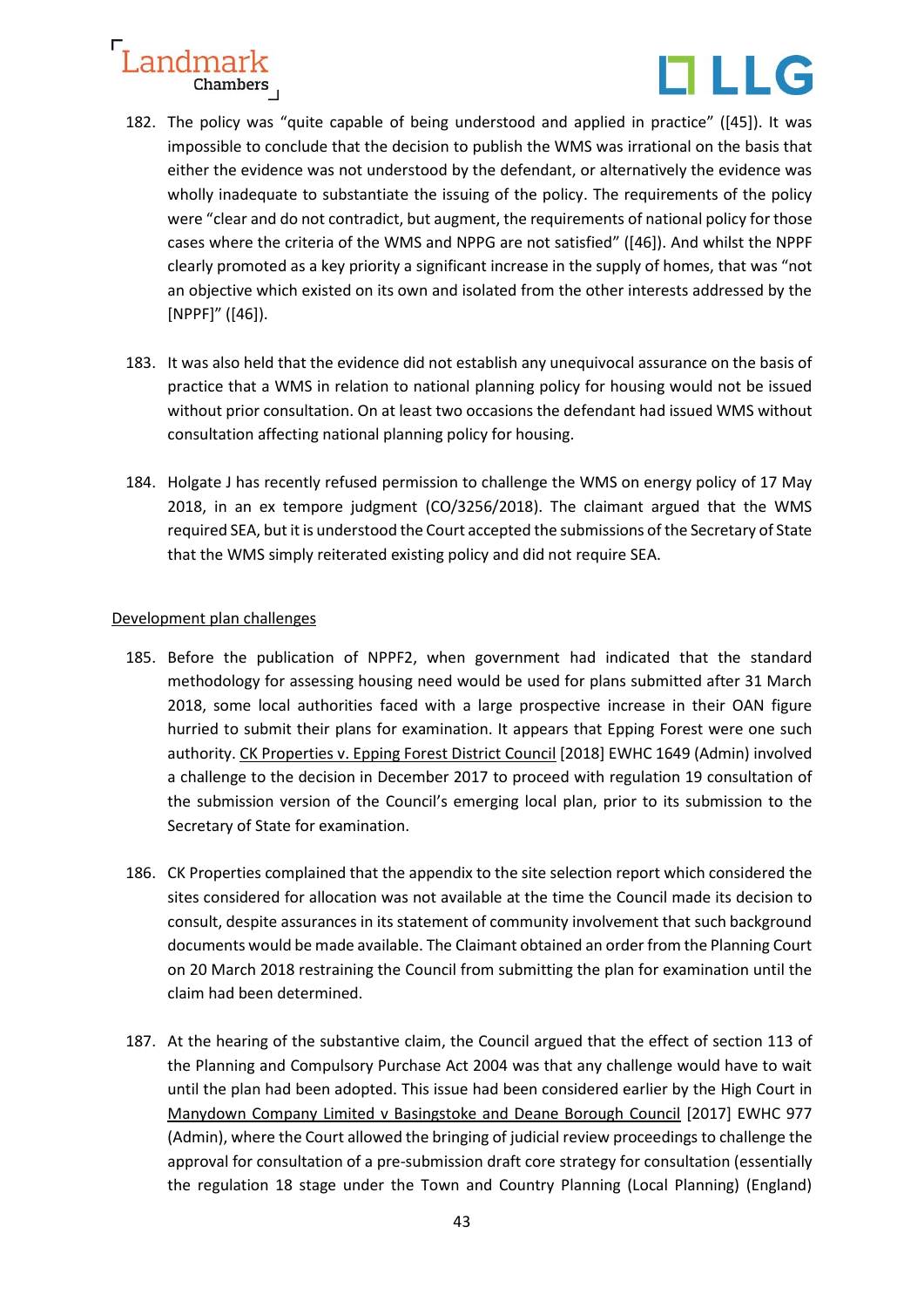182. The policy was "quite capable of being understood and applied in practice" ([45]). It was impossible to conclude that the decision to publish the WMS was irrational on the basis that either the evidence was not understood by the defendant, or alternatively the evidence was wholly inadequate to substantiate the issuing of the policy. The requirements of the policy were "clear and do not contradict, but augment, the requirements of national policy for those cases where the criteria of the WMS and NPPG are not satisfied" ([46]). And whilst the NPPF clearly promoted as a key priority a significant increase in the supply of homes, that was "not an objective which existed on its own and isolated from the other interests addressed by the [NPPF]" ([46]).

183. It was also held that the evidence did not establish any unequivocal assurance on the basis of practice that a WMS in relation to national planning policy for housing would not be issued without prior consultation. On at least two occasions the defendant had issued WMS without consultation affecting national planning policy for housing.

184. Holgate J has recently refused permission to challenge the WMS on energy policy of 17 May 2018, in an ex tempore judgment (CO/3256/2018). The claimant argued that the WMS required SEA, but it is understood the Court accepted the submissions of the Secretary of State that the WMS simply reiterated existing policy and did not require SEA.

<u>Development plan challenges</u>

185. Before the publication of NPPF2, when government had indicated that the standard methodology for assessing housing need would be used for plans submitted after 31 March 2018, some local authorities faced with a large prospective increase in their OAN figure hurried to submit their plans for examination. It appears that Epping Forest were one such authority. <u>CK Properties v. Epping Forest District Council</u> [2018] EWHC 1649 (Admin) involved a challenge to the decision in December 2017 to proceed with regulation 19 consultation of the submission version of the Council's emerging local plan, prior to its submission to the Secretary of State for examination.

186. CK Properties complained that the appendix to the site selection report which considered the sites considered for allocation was not available at the time the Council made its decision to consult, despite assurances in its statement of community involvement that such background documents would be made available. The Claimant obtained an order from the Planning Court on 20 March 2018 restraining the Council from submitting the plan for examination until the claim had been determined.

187. At the hearing of the substantive claim, the Council argued that the effect of section 113 of the Planning and Compulsory Purchase Act 2004 was that any challenge would have to wait until the plan had been adopted. This issue had been considered earlier by the High Court in <u>Manydown Company Limited v Basingstoke and Deane Borough Council</u> [2017] EWHC 977 (Admin), where the Court allowed the bringing of judicial review proceedings to challenge the approval for consultation of a pre-submission draft core strategy for consultation (essentially the regulation 18 stage under the Town and Country Planning (Local Planning) (England)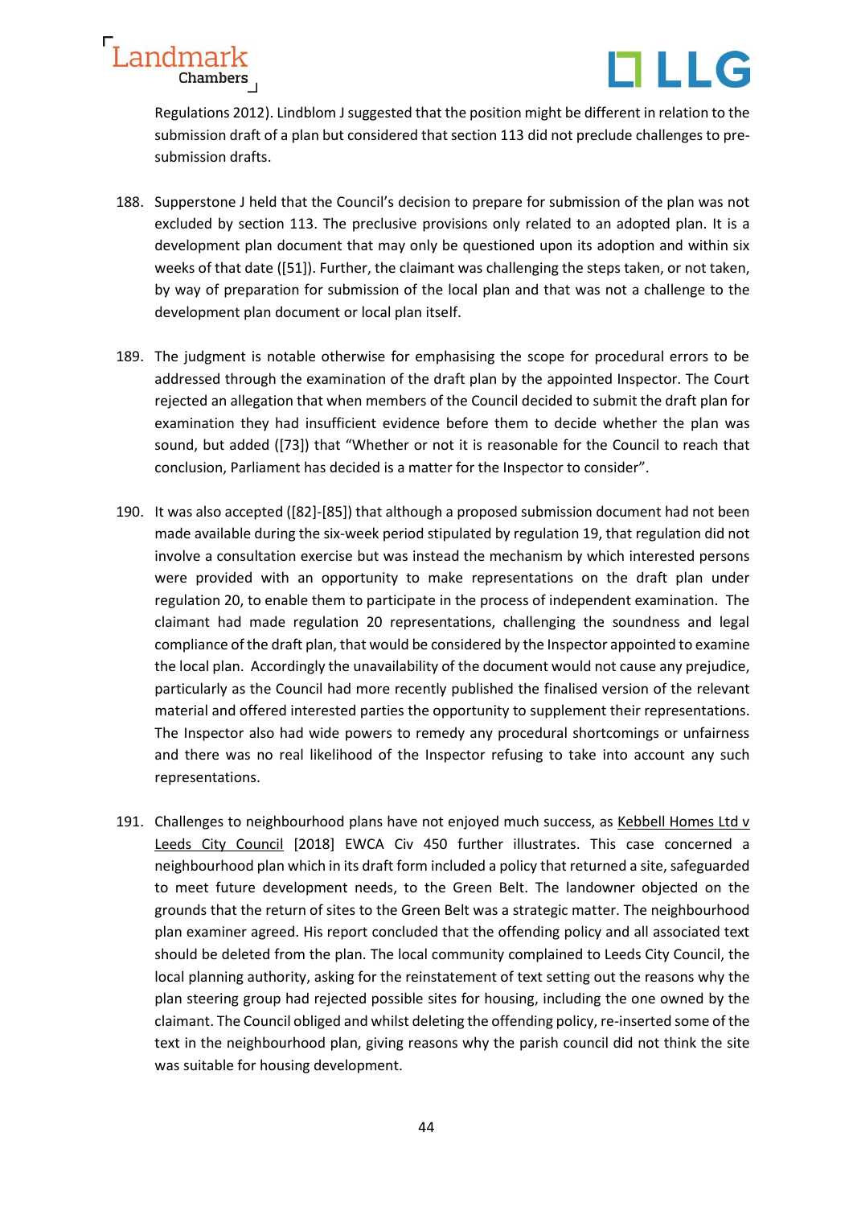Regulations 2012). Lindblom J suggested that the position might be different in relation to the submission draft of a plan but considered that section 113 did not preclude challenges to pre-submission drafts.

188. Supperstone J held that the Council's decision to prepare for submission of the plan was not excluded by section 113. The preclusive provisions only related to an adopted plan. It is a development plan document that may only be questioned upon its adoption and within six weeks of that date ([51]). Further, the claimant was challenging the steps taken, or not taken, by way of preparation for submission of the local plan and that was not a challenge to the development plan document or local plan itself.

189. The judgment is notable otherwise for emphasising the scope for procedural errors to be addressed through the examination of the draft plan by the appointed Inspector. The Court rejected an allegation that when members of the Council decided to submit the draft plan for examination they had insufficient evidence before them to decide whether the plan was sound, but added ([73]) that "Whether or not it is reasonable for the Council to reach that conclusion, Parliament has decided is a matter for the Inspector to consider".

190. It was also accepted ([82]-[85]) that although a proposed submission document had not been made available during the six-week period stipulated by regulation 19, that regulation did not involve a consultation exercise but was instead the mechanism by which interested persons were provided with an opportunity to make representations on the draft plan under regulation 20, to enable them to participate in the process of independent examination. The claimant had made regulation 20 representations, challenging the soundness and legal compliance of the draft plan, that would be considered by the Inspector appointed to examine the local plan. Accordingly the unavailability of the document would not cause any prejudice, particularly as the Council had more recently published the finalised version of the relevant material and offered interested parties the opportunity to supplement their representations. The Inspector also had wide powers to remedy any procedural shortcomings or unfairness and there was no real likelihood of the Inspector refusing to take into account any such representations.

191. Challenges to neighbourhood plans have not enjoyed much success, as Kebbell Homes Ltd v Leeds City Council [2018] EWCA Civ 450 further illustrates. This case concerned a neighbourhood plan which in its draft form included a policy that returned a site, safeguarded to meet future development needs, to the Green Belt. The landowner objected on the grounds that the return of sites to the Green Belt was a strategic matter. The neighbourhood plan examiner agreed. His report concluded that the offending policy and all associated text should be deleted from the plan. The local community complained to Leeds City Council, the local planning authority, asking for the reinstatement of text setting out the reasons why the plan steering group had rejected possible sites for housing, including the one owned by the claimant. The Council obliged and whilst deleting the offending policy, re-inserted some of the text in the neighbourhood plan, giving reasons why the parish council did not think the site was suitable for housing development.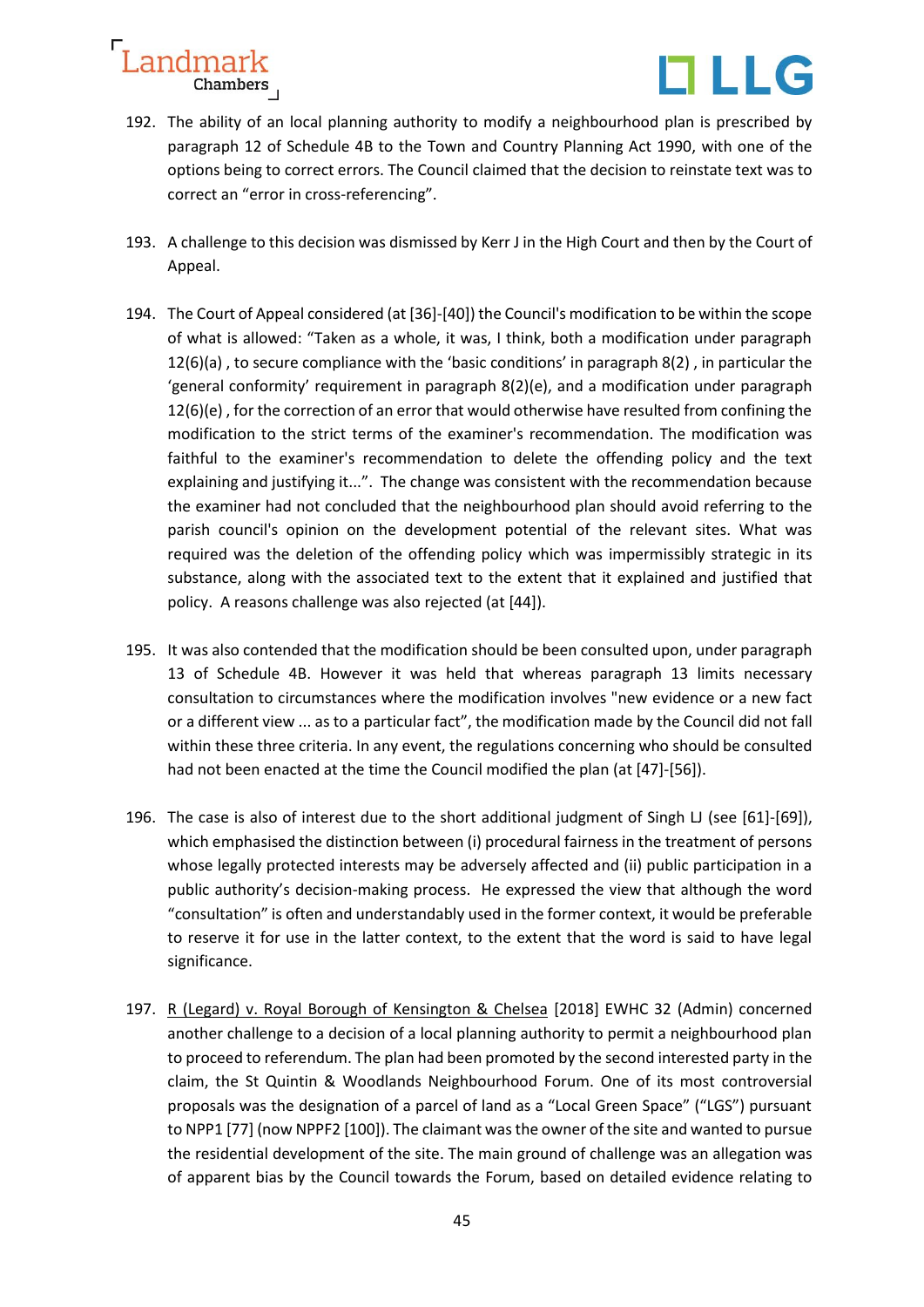192. The ability of an local planning authority to modify a neighbourhood plan is prescribed by paragraph 12 of Schedule 4B to the Town and Country Planning Act 1990, with one of the options being to correct errors. The Council claimed that the decision to reinstate text was to correct an "error in cross-referencing".

193. A challenge to this decision was dismissed by Kerr J in the High Court and then by the Court of Appeal.

194. The Court of Appeal considered (at [36]-[40]) the Council's modification to be within the scope of what is allowed: "Taken as a whole, it was, I think, both a modification under paragraph 12(6)(a) , to secure compliance with the 'basic conditions' in paragraph 8(2) , in particular the 'general conformity' requirement in paragraph 8(2)(e), and a modification under paragraph 12(6)(e) , for the correction of an error that would otherwise have resulted from confining the modification to the strict terms of the examiner's recommendation. The modification was faithful to the examiner's recommendation to delete the offending policy and the text explaining and justifying it...". The change was consistent with the recommendation because the examiner had not concluded that the neighbourhood plan should avoid referring to the parish council's opinion on the development potential of the relevant sites. What was required was the deletion of the offending policy which was impermissibly strategic in its substance, along with the associated text to the extent that it explained and justified that policy. A reasons challenge was also rejected (at [44]).

195. It was also contended that the modification should be been consulted upon, under paragraph 13 of Schedule 4B. However it was held that whereas paragraph 13 limits necessary consultation to circumstances where the modification involves "new evidence or a new fact or a different view ... as to a particular fact", the modification made by the Council did not fall within these three criteria. In any event, the regulations concerning who should be consulted had not been enacted at the time the Council modified the plan (at [47]-[56]).

196. The case is also of interest due to the short additional judgment of Singh LJ (see [61]-[69]), which emphasised the distinction between (i) procedural fairness in the treatment of persons whose legally protected interests may be adversely affected and (ii) public participation in a public authority's decision-making process. He expressed the view that although the word "consultation" is often and understandably used in the former context, it would be preferable to reserve it for use in the latter context, to the extent that the word is said to have legal significance.

197. R (Legard) v. Royal Borough of Kensington & Chelsea [2018] EWHC 32 (Admin) concerned another challenge to a decision of a local planning authority to permit a neighbourhood plan to proceed to referendum. The plan had been promoted by the second interested party in the claim, the St Quintin & Woodlands Neighbourhood Forum. One of its most controversial proposals was the designation of a parcel of land as a "Local Green Space" ("LGS") pursuant to NPP1 [77] (now NPPF2 [100]). The claimant was the owner of the site and wanted to pursue the residential development of the site. The main ground of challenge was an allegation was of apparent bias by the Council towards the Forum, based on detailed evidence relating to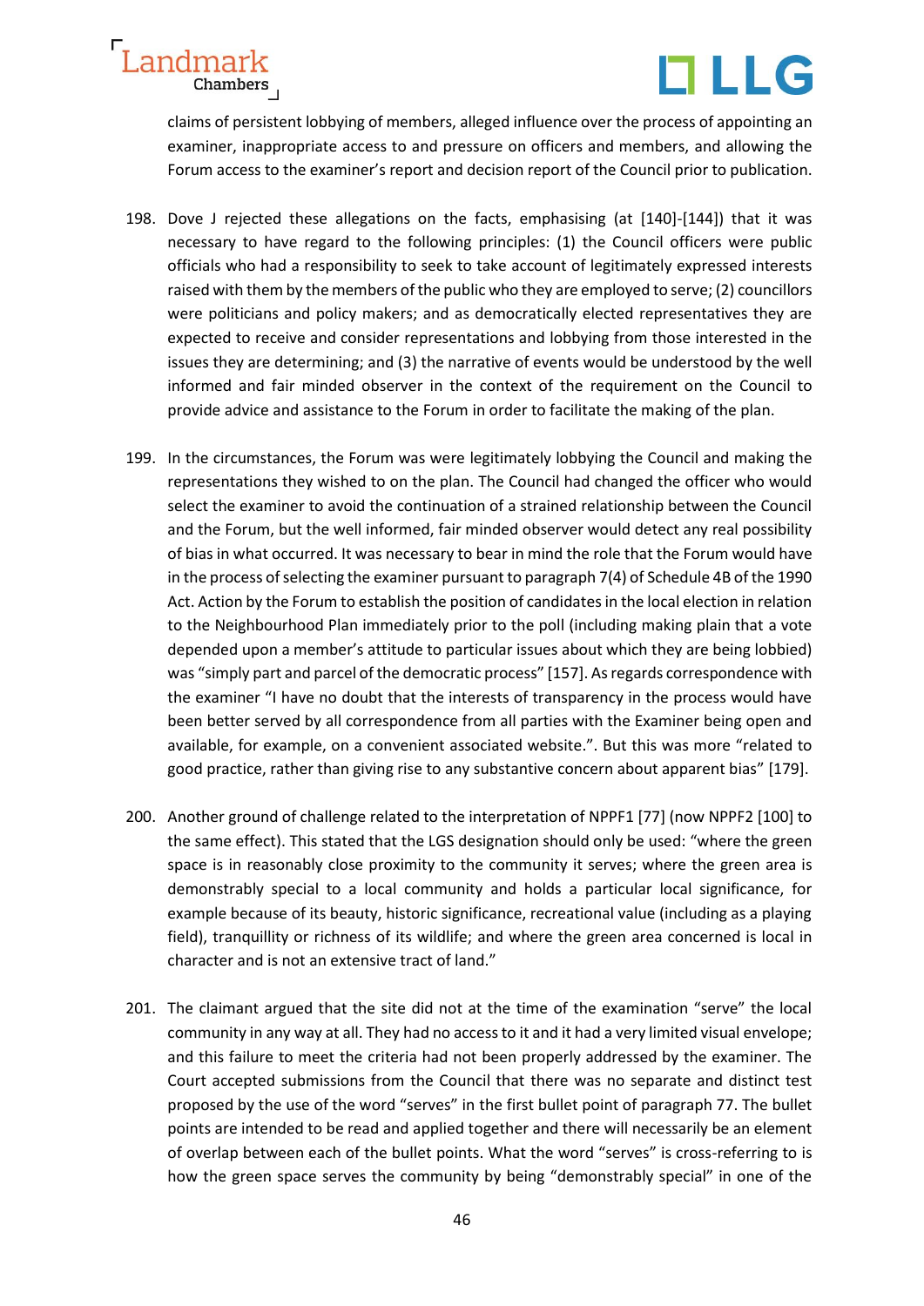claims of persistent lobbying of members, alleged influence over the process of appointing an examiner, inappropriate access to and pressure on officers and members, and allowing the Forum access to the examiner's report and decision report of the Council prior to publication.

198. Dove J rejected these allegations on the facts, emphasising (at [140]-[144]) that it was necessary to have regard to the following principles: (1) the Council officers were public officials who had a responsibility to seek to take account of legitimately expressed interests raised with them by the members of the public who they are employed to serve; (2) councillors were politicians and policy makers; and as democratically elected representatives they are expected to receive and consider representations and lobbying from those interested in the issues they are determining; and (3) the narrative of events would be understood by the well informed and fair minded observer in the context of the requirement on the Council to provide advice and assistance to the Forum in order to facilitate the making of the plan.

199. In the circumstances, the Forum was were legitimately lobbying the Council and making the representations they wished to on the plan. The Council had changed the officer who would select the examiner to avoid the continuation of a strained relationship between the Council and the Forum, but the well informed, fair minded observer would detect any real possibility of bias in what occurred. It was necessary to bear in mind the role that the Forum would have in the process of selecting the examiner pursuant to paragraph 7(4) of Schedule 4B of the 1990 Act. Action by the Forum to establish the position of candidates in the local election in relation to the Neighbourhood Plan immediately prior to the poll (including making plain that a vote depended upon a member's attitude to particular issues about which they are being lobbied) was "simply part and parcel of the democratic process" [157]. As regards correspondence with the examiner "I have no doubt that the interests of transparency in the process would have been better served by all correspondence from all parties with the Examiner being open and available, for example, on a convenient associated website.". But this was more "related to good practice, rather than giving rise to any substantive concern about apparent bias" [179].

200. Another ground of challenge related to the interpretation of NPPF1 [77] (now NPPF2 [100] to the same effect). This stated that the LGS designation should only be used: "where the green space is in reasonably close proximity to the community it serves; where the green area is demonstrably special to a local community and holds a particular local significance, for example because of its beauty, historic significance, recreational value (including as a playing field), tranquillity or richness of its wildlife; and where the green area concerned is local in character and is not an extensive tract of land."

201. The claimant argued that the site did not at the time of the examination "serve" the local community in any way at all. They had no access to it and it had a very limited visual envelope; and this failure to meet the criteria had not been properly addressed by the examiner. The Court accepted submissions from the Council that there was no separate and distinct test proposed by the use of the word "serves" in the first bullet point of paragraph 77. The bullet points are intended to be read and applied together and there will necessarily be an element of overlap between each of the bullet points. What the word "serves" is cross-referring to is how the green space serves the community by being "demonstrably special" in one of the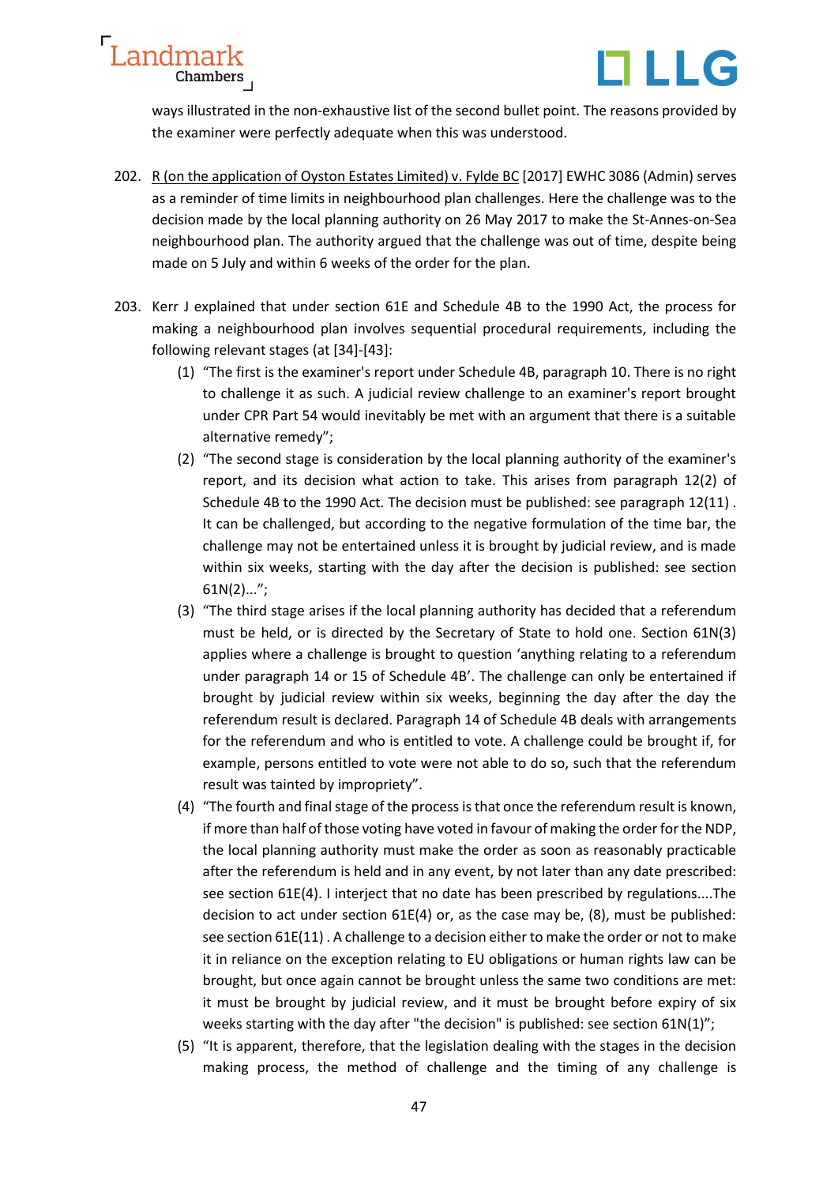ways illustrated in the non-exhaustive list of the second bullet point. The reasons provided by the examiner were perfectly adequate when this was understood.

202. R (on the application of Oyston Estates Limited) v. Fylde BC [2017] EWHC 3086 (Admin) serves as a reminder of time limits in neighbourhood plan challenges. Here the challenge was to the decision made by the local planning authority on 26 May 2017 to make the St-Annes-on-Sea neighbourhood plan. The authority argued that the challenge was out of time, despite being made on 5 July and within 6 weeks of the order for the plan.

203. Kerr J explained that under section 61E and Schedule 4B to the 1990 Act, the process for making a neighbourhood plan involves sequential procedural requirements, including the following relevant stages (at [34]-[43]:

   (1) "The first is the examiner's report under Schedule 4B, paragraph 10. There is no right to challenge it as such. A judicial review challenge to an examiner's report brought under CPR Part 54 would inevitably be met with an argument that there is a suitable alternative remedy";

   (2) "The second stage is consideration by the local planning authority of the examiner's report, and its decision what action to take. This arises from paragraph 12(2) of Schedule 4B to the 1990 Act. The decision must be published: see paragraph 12(11) . It can be challenged, but according to the negative formulation of the time bar, the challenge may not be entertained unless it is brought by judicial review, and is made within six weeks, starting with the day after the decision is published: see section 61N(2)...";

   (3) "The third stage arises if the local planning authority has decided that a referendum must be held, or is directed by the Secretary of State to hold one. Section 61N(3) applies where a challenge is brought to question 'anything relating to a referendum under paragraph 14 or 15 of Schedule 4B'. The challenge can only be entertained if brought by judicial review within six weeks, beginning the day after the day the referendum result is declared. Paragraph 14 of Schedule 4B deals with arrangements for the referendum and who is entitled to vote. A challenge could be brought if, for example, persons entitled to vote were not able to do so, such that the referendum result was tainted by impropriety".

   (4) "The fourth and final stage of the process is that once the referendum result is known, if more than half of those voting have voted in favour of making the order for the NDP, the local planning authority must make the order as soon as reasonably practicable after the referendum is held and in any event, by not later than any date prescribed: see section 61E(4). I interject that no date has been prescribed by regulations....The decision to act under section 61E(4) or, as the case may be, (8), must be published: see section 61E(11) . A challenge to a decision either to make the order or not to make it in reliance on the exception relating to EU obligations or human rights law can be brought, but once again cannot be brought unless the same two conditions are met: it must be brought by judicial review, and it must be brought before expiry of six weeks starting with the day after "the decision" is published: see section 61N(1)";

   (5) "It is apparent, therefore, that the legislation dealing with the stages in the decision making process, the method of challenge and the timing of any challenge is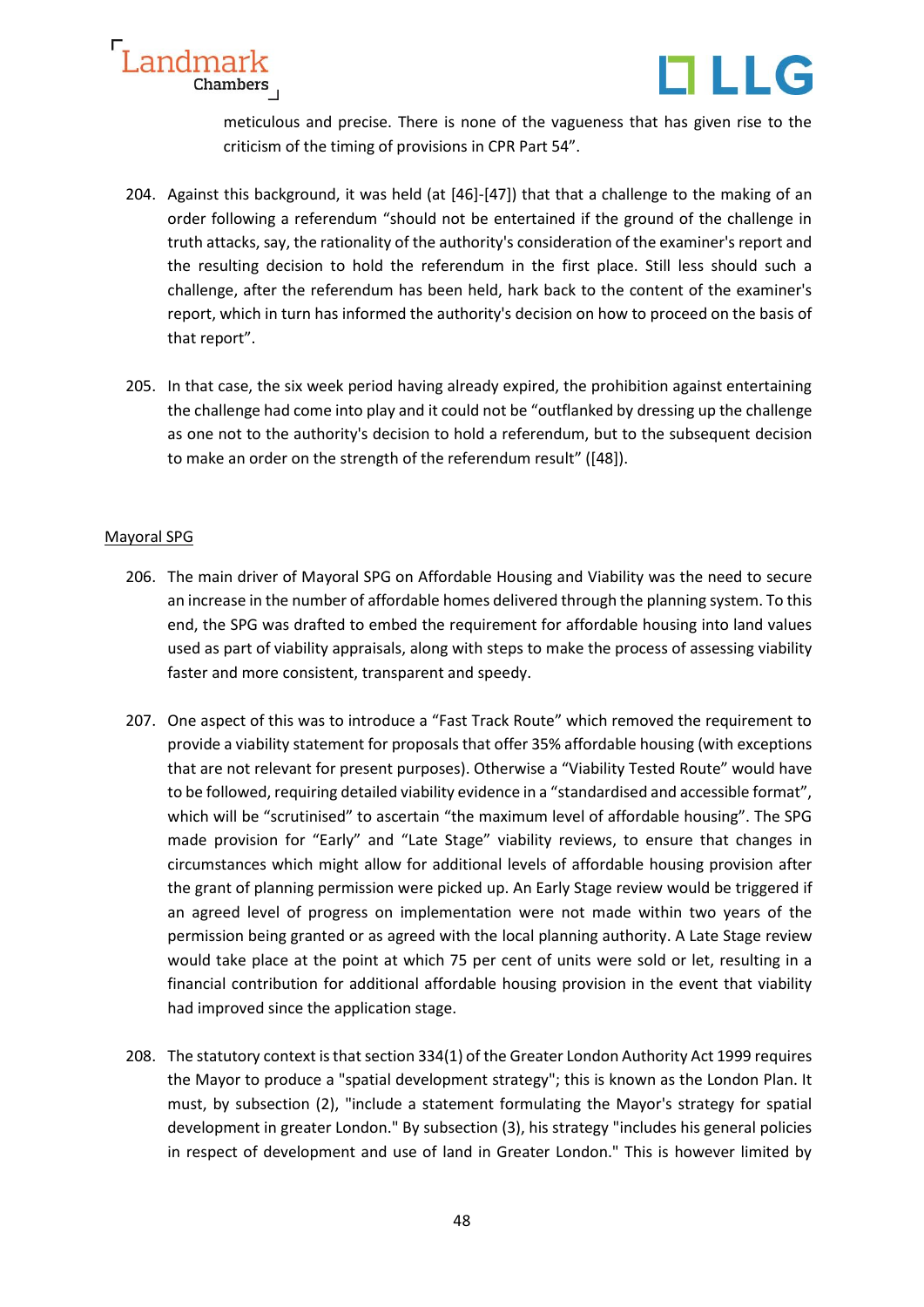meticulous and precise. There is none of the vagueness that has given rise to the criticism of the timing of provisions in CPR Part 54".

204. Against this background, it was held (at [46]-[47]) that that a challenge to the making of an order following a referendum "should not be entertained if the ground of the challenge in truth attacks, say, the rationality of the authority's consideration of the examiner's report and the resulting decision to hold the referendum in the first place. Still less should such a challenge, after the referendum has been held, hark back to the content of the examiner's report, which in turn has informed the authority's decision on how to proceed on the basis of that report".

205. In that case, the six week period having already expired, the prohibition against entertaining the challenge had come into play and it could not be "outflanked by dressing up the challenge as one not to the authority's decision to hold a referendum, but to the subsequent decision to make an order on the strength of the referendum result" ([48]).

<u>Mayoral SPG</u>

206. The main driver of Mayoral SPG on Affordable Housing and Viability was the need to secure an increase in the number of affordable homes delivered through the planning system. To this end, the SPG was drafted to embed the requirement for affordable housing into land values used as part of viability appraisals, along with steps to make the process of assessing viability faster and more consistent, transparent and speedy.

207. One aspect of this was to introduce a "Fast Track Route" which removed the requirement to provide a viability statement for proposals that offer 35% affordable housing (with exceptions that are not relevant for present purposes). Otherwise a "Viability Tested Route" would have to be followed, requiring detailed viability evidence in a "standardised and accessible format", which will be "scrutinised" to ascertain "the maximum level of affordable housing". The SPG made provision for "Early" and "Late Stage" viability reviews, to ensure that changes in circumstances which might allow for additional levels of affordable housing provision after the grant of planning permission were picked up. An Early Stage review would be triggered if an agreed level of progress on implementation were not made within two years of the permission being granted or as agreed with the local planning authority. A Late Stage review would take place at the point at which 75 per cent of units were sold or let, resulting in a financial contribution for additional affordable housing provision in the event that viability had improved since the application stage.

208. The statutory context is that section 334(1) of the Greater London Authority Act 1999 requires the Mayor to produce a "spatial development strategy"; this is known as the London Plan. It must, by subsection (2), "include a statement formulating the Mayor's strategy for spatial development in greater London." By subsection (3), his strategy "includes his general policies in respect of development and use of land in Greater London." This is however limited by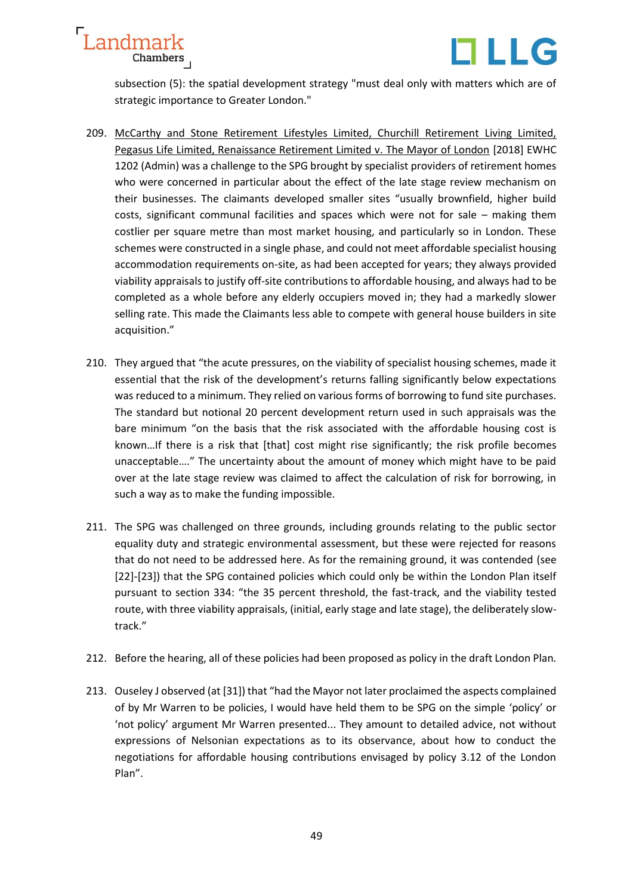subsection (5): the spatial development strategy "must deal only with matters which are of strategic importance to Greater London."

209. McCarthy and Stone Retirement Lifestyles Limited, Churchill Retirement Living Limited, Pegasus Life Limited, Renaissance Retirement Limited v. The Mayor of London [2018] EWHC 1202 (Admin) was a challenge to the SPG brought by specialist providers of retirement homes who were concerned in particular about the effect of the late stage review mechanism on their businesses. The claimants developed smaller sites "usually brownfield, higher build costs, significant communal facilities and spaces which were not for sale – making them costlier per square metre than most market housing, and particularly so in London. These schemes were constructed in a single phase, and could not meet affordable specialist housing accommodation requirements on-site, as had been accepted for years; they always provided viability appraisals to justify off-site contributions to affordable housing, and always had to be completed as a whole before any elderly occupiers moved in; they had a markedly slower selling rate. This made the Claimants less able to compete with general house builders in site acquisition."

210. They argued that "the acute pressures, on the viability of specialist housing schemes, made it essential that the risk of the development's returns falling significantly below expectations was reduced to a minimum. They relied on various forms of borrowing to fund site purchases. The standard but notional 20 percent development return used in such appraisals was the bare minimum "on the basis that the risk associated with the affordable housing cost is known…If there is a risk that [that] cost might rise significantly; the risk profile becomes unacceptable…." The uncertainty about the amount of money which might have to be paid over at the late stage review was claimed to affect the calculation of risk for borrowing, in such a way as to make the funding impossible.

211. The SPG was challenged on three grounds, including grounds relating to the public sector equality duty and strategic environmental assessment, but these were rejected for reasons that do not need to be addressed here. As for the remaining ground, it was contended (see [22]-[23]) that the SPG contained policies which could only be within the London Plan itself pursuant to section 334: "the 35 percent threshold, the fast-track, and the viability tested route, with three viability appraisals, (initial, early stage and late stage), the deliberately slow-track."

212. Before the hearing, all of these policies had been proposed as policy in the draft London Plan.

213. Ouseley J observed (at [31]) that "had the Mayor not later proclaimed the aspects complained of by Mr Warren to be policies, I would have held them to be SPG on the simple 'policy' or 'not policy' argument Mr Warren presented... They amount to detailed advice, not without expressions of Nelsonian expectations as to its observance, about how to conduct the negotiations for affordable housing contributions envisaged by policy 3.12 of the London Plan".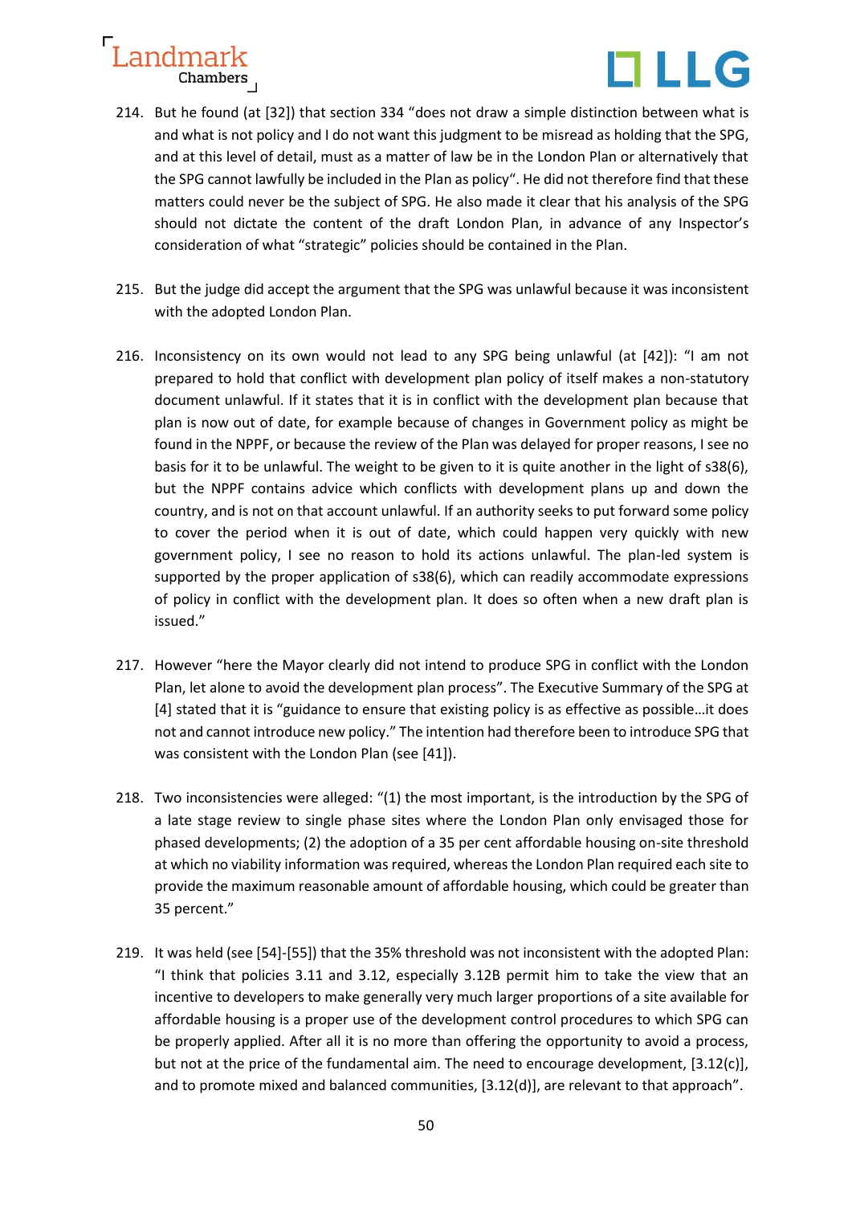214. But he found (at [32]) that section 334 "does not draw a simple distinction between what is and what is not policy and I do not want this judgment to be misread as holding that the SPG, and at this level of detail, must as a matter of law be in the London Plan or alternatively that the SPG cannot lawfully be included in the Plan as policy". He did not therefore find that these matters could never be the subject of SPG. He also made it clear that his analysis of the SPG should not dictate the content of the draft London Plan, in advance of any Inspector's consideration of what "strategic" policies should be contained in the Plan.

215. But the judge did accept the argument that the SPG was unlawful because it was inconsistent with the adopted London Plan.

216. Inconsistency on its own would not lead to any SPG being unlawful (at [42]): "I am not prepared to hold that conflict with development plan policy of itself makes a non-statutory document unlawful. If it states that it is in conflict with the development plan because that plan is now out of date, for example because of changes in Government policy as might be found in the NPPF, or because the review of the Plan was delayed for proper reasons, I see no basis for it to be unlawful. The weight to be given to it is quite another in the light of s38(6), but the NPPF contains advice which conflicts with development plans up and down the country, and is not on that account unlawful. If an authority seeks to put forward some policy to cover the period when it is out of date, which could happen very quickly with new government policy, I see no reason to hold its actions unlawful. The plan-led system is supported by the proper application of s38(6), which can readily accommodate expressions of policy in conflict with the development plan. It does so often when a new draft plan is issued."

217. However "here the Mayor clearly did not intend to produce SPG in conflict with the London Plan, let alone to avoid the development plan process". The Executive Summary of the SPG at [4] stated that it is "guidance to ensure that existing policy is as effective as possible…it does not and cannot introduce new policy." The intention had therefore been to introduce SPG that was consistent with the London Plan (see [41]).

218. Two inconsistencies were alleged: "(1) the most important, is the introduction by the SPG of a late stage review to single phase sites where the London Plan only envisaged those for phased developments; (2) the adoption of a 35 per cent affordable housing on-site threshold at which no viability information was required, whereas the London Plan required each site to provide the maximum reasonable amount of affordable housing, which could be greater than 35 percent."

219. It was held (see [54]-[55]) that the 35% threshold was not inconsistent with the adopted Plan: "I think that policies 3.11 and 3.12, especially 3.12B permit him to take the view that an incentive to developers to make generally very much larger proportions of a site available for affordable housing is a proper use of the development control procedures to which SPG can be properly applied. After all it is no more than offering the opportunity to avoid a process, but not at the price of the fundamental aim. The need to encourage development, [3.12(c)], and to promote mixed and balanced communities, [3.12(d)], are relevant to that approach".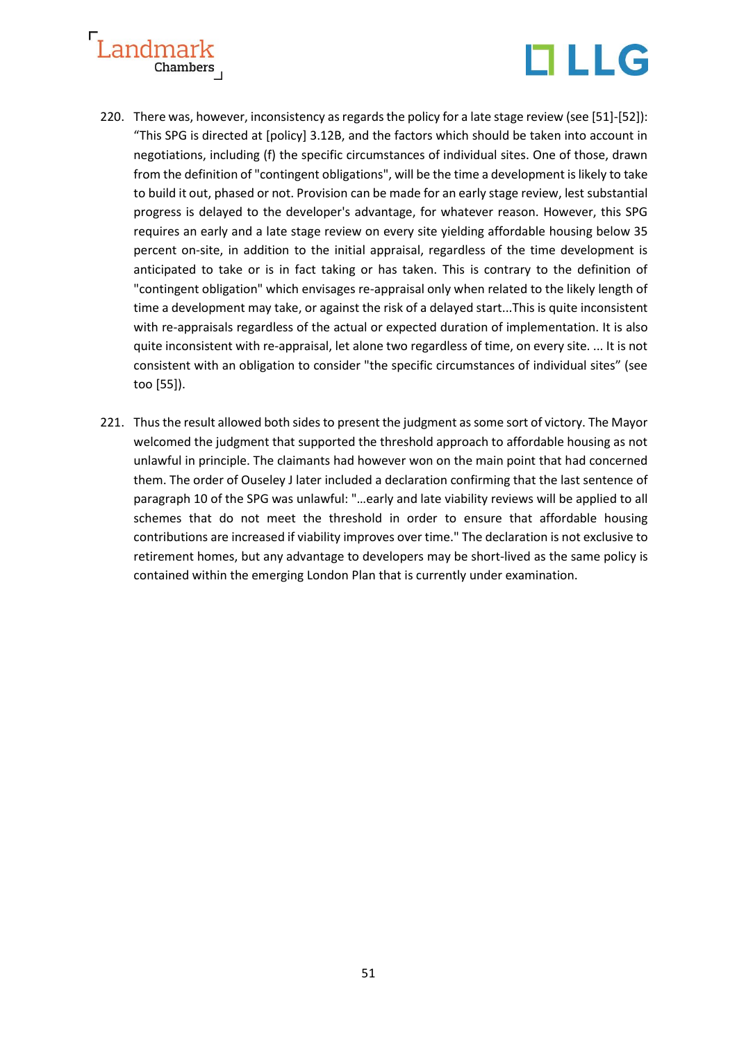220. There was, however, inconsistency as regards the policy for a late stage review (see [51]-[52]): "This SPG is directed at [policy] 3.12B, and the factors which should be taken into account in negotiations, including (f) the specific circumstances of individual sites. One of those, drawn from the definition of "contingent obligations", will be the time a development is likely to take to build it out, phased or not. Provision can be made for an early stage review, lest substantial progress is delayed to the developer's advantage, for whatever reason. However, this SPG requires an early and a late stage review on every site yielding affordable housing below 35 percent on-site, in addition to the initial appraisal, regardless of the time development is anticipated to take or is in fact taking or has taken. This is contrary to the definition of "contingent obligation" which envisages re-appraisal only when related to the likely length of time a development may take, or against the risk of a delayed start...This is quite inconsistent with re-appraisals regardless of the actual or expected duration of implementation. It is also quite inconsistent with re-appraisal, let alone two regardless of time, on every site. ... It is not consistent with an obligation to consider "the specific circumstances of individual sites" (see too [55]).

221. Thus the result allowed both sides to present the judgment as some sort of victory. The Mayor welcomed the judgment that supported the threshold approach to affordable housing as not unlawful in principle. The claimants had however won on the main point that had concerned them. The order of Ouseley J later included a declaration confirming that the last sentence of paragraph 10 of the SPG was unlawful: "…early and late viability reviews will be applied to all schemes that do not meet the threshold in order to ensure that affordable housing contributions are increased if viability improves over time." The declaration is not exclusive to retirement homes, but any advantage to developers may be short-lived as the same policy is contained within the emerging London Plan that is currently under examination.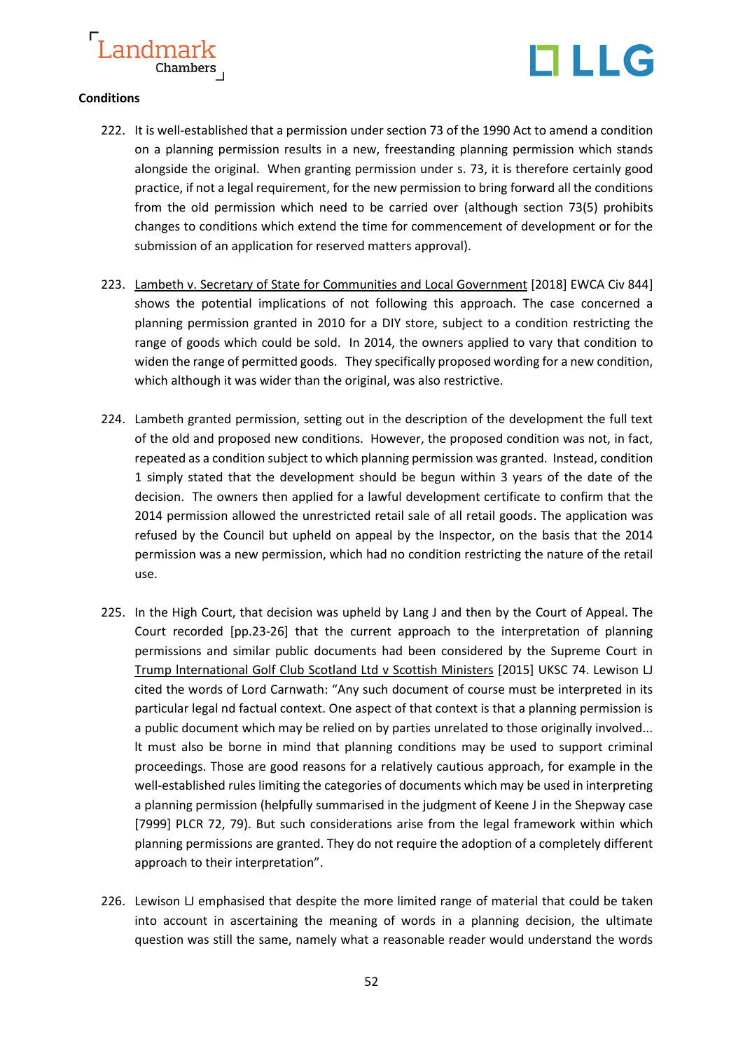**Conditions**

222. It is well-established that a permission under section 73 of the 1990 Act to amend a condition on a planning permission results in a new, freestanding planning permission which stands alongside the original. When granting permission under s. 73, it is therefore certainly good practice, if not a legal requirement, for the new permission to bring forward all the conditions from the old permission which need to be carried over (although section 73(5) prohibits changes to conditions which extend the time for commencement of development or for the submission of an application for reserved matters approval).

223. Lambeth v. Secretary of State for Communities and Local Government [2018] EWCA Civ 844] shows the potential implications of not following this approach. The case concerned a planning permission granted in 2010 for a DIY store, subject to a condition restricting the range of goods which could be sold. In 2014, the owners applied to vary that condition to widen the range of permitted goods. They specifically proposed wording for a new condition, which although it was wider than the original, was also restrictive.

224. Lambeth granted permission, setting out in the description of the development the full text of the old and proposed new conditions. However, the proposed condition was not, in fact, repeated as a condition subject to which planning permission was granted. Instead, condition 1 simply stated that the development should be begun within 3 years of the date of the decision. The owners then applied for a lawful development certificate to confirm that the 2014 permission allowed the unrestricted retail sale of all retail goods. The application was refused by the Council but upheld on appeal by the Inspector, on the basis that the 2014 permission was a new permission, which had no condition restricting the nature of the retail use.

225. In the High Court, that decision was upheld by Lang J and then by the Court of Appeal. The Court recorded [pp.23-26] that the current approach to the interpretation of planning permissions and similar public documents had been considered by the Supreme Court in Trump International Golf Club Scotland Ltd v Scottish Ministers [2015] UKSC 74. Lewison LJ cited the words of Lord Carnwath: "Any such document of course must be interpreted in its particular legal nd factual context. One aspect of that context is that a planning permission is a public document which may be relied on by parties unrelated to those originally involved... It must also be borne in mind that planning conditions may be used to support criminal proceedings. Those are good reasons for a relatively cautious approach, for example in the well-established rules limiting the categories of documents which may be used in interpreting a planning permission (helpfully summarised in the judgment of Keene J in the Shepway case [7999] PLCR 72, 79). But such considerations arise from the legal framework within which planning permissions are granted. They do not require the adoption of a completely different approach to their interpretation".

226. Lewison LJ emphasised that despite the more limited range of material that could be taken into account in ascertaining the meaning of words in a planning decision, the ultimate question was still the same, namely what a reasonable reader would understand the words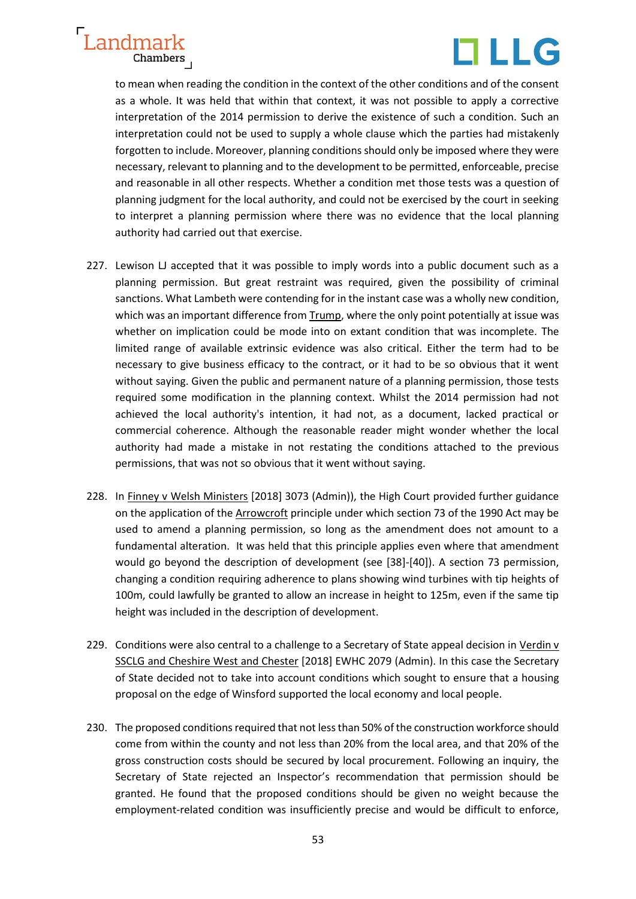to mean when reading the condition in the context of the other conditions and of the consent as a whole. It was held that within that context, it was not possible to apply a corrective interpretation of the 2014 permission to derive the existence of such a condition. Such an interpretation could not be used to supply a whole clause which the parties had mistakenly forgotten to include. Moreover, planning conditions should only be imposed where they were necessary, relevant to planning and to the development to be permitted, enforceable, precise and reasonable in all other respects. Whether a condition met those tests was a question of planning judgment for the local authority, and could not be exercised by the court in seeking to interpret a planning permission where there was no evidence that the local planning authority had carried out that exercise.

227. Lewison LJ accepted that it was possible to imply words into a public document such as a planning permission. But great restraint was required, given the possibility of criminal sanctions. What Lambeth were contending for in the instant case was a wholly new condition, which was an important difference from Trump, where the only point potentially at issue was whether on implication could be mode into on extant condition that was incomplete. The limited range of available extrinsic evidence was also critical. Either the term had to be necessary to give business efficacy to the contract, or it had to be so obvious that it went without saying. Given the public and permanent nature of a planning permission, those tests required some modification in the planning context. Whilst the 2014 permission had not achieved the local authority's intention, it had not, as a document, lacked practical or commercial coherence. Although the reasonable reader might wonder whether the local authority had made a mistake in not restating the conditions attached to the previous permissions, that was not so obvious that it went without saying.

228. In Finney v Welsh Ministers [2018] 3073 (Admin)), the High Court provided further guidance on the application of the Arrowcroft principle under which section 73 of the 1990 Act may be used to amend a planning permission, so long as the amendment does not amount to a fundamental alteration. It was held that this principle applies even where that amendment would go beyond the description of development (see [38]-[40]). A section 73 permission, changing a condition requiring adherence to plans showing wind turbines with tip heights of 100m, could lawfully be granted to allow an increase in height to 125m, even if the same tip height was included in the description of development.

229. Conditions were also central to a challenge to a Secretary of State appeal decision in Verdin v SSCLG and Cheshire West and Chester [2018] EWHC 2079 (Admin). In this case the Secretary of State decided not to take into account conditions which sought to ensure that a housing proposal on the edge of Winsford supported the local economy and local people.

230. The proposed conditions required that not less than 50% of the construction workforce should come from within the county and not less than 20% from the local area, and that 20% of the gross construction costs should be secured by local procurement. Following an inquiry, the Secretary of State rejected an Inspector's recommendation that permission should be granted. He found that the proposed conditions should be given no weight because the employment-related condition was insufficiently precise and would be difficult to enforce,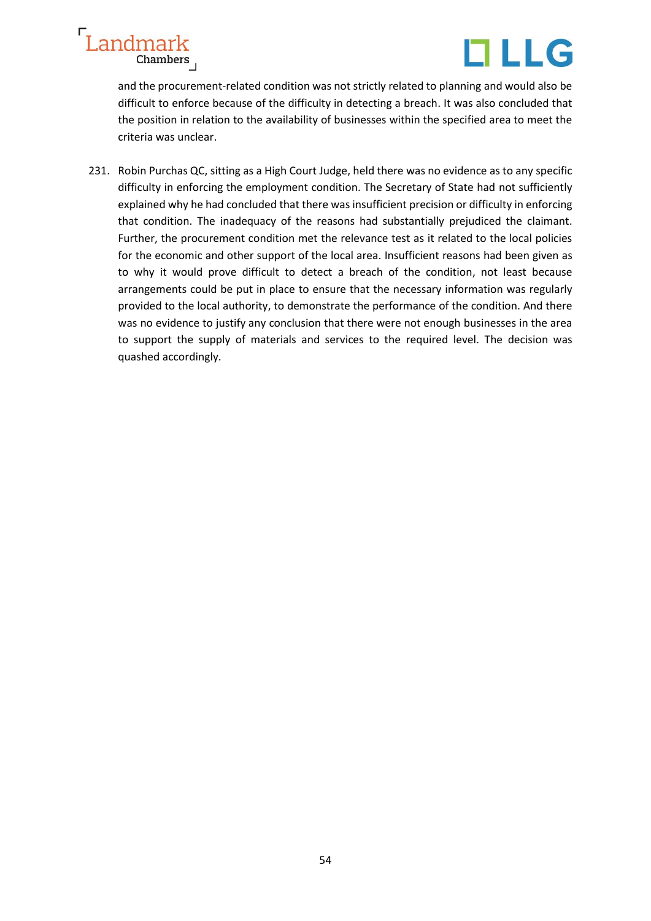and the procurement-related condition was not strictly related to planning and would also be difficult to enforce because of the difficulty in detecting a breach. It was also concluded that the position in relation to the availability of businesses within the specified area to meet the criteria was unclear.

231. Robin Purchas QC, sitting as a High Court Judge, held there was no evidence as to any specific difficulty in enforcing the employment condition. The Secretary of State had not sufficiently explained why he had concluded that there was insufficient precision or difficulty in enforcing that condition. The inadequacy of the reasons had substantially prejudiced the claimant. Further, the procurement condition met the relevance test as it related to the local policies for the economic and other support of the local area. Insufficient reasons had been given as to why it would prove difficult to detect a breach of the condition, not least because arrangements could be put in place to ensure that the necessary information was regularly provided to the local authority, to demonstrate the performance of the condition. And there was no evidence to justify any conclusion that there were not enough businesses in the area to support the supply of materials and services to the required level. The decision was quashed accordingly.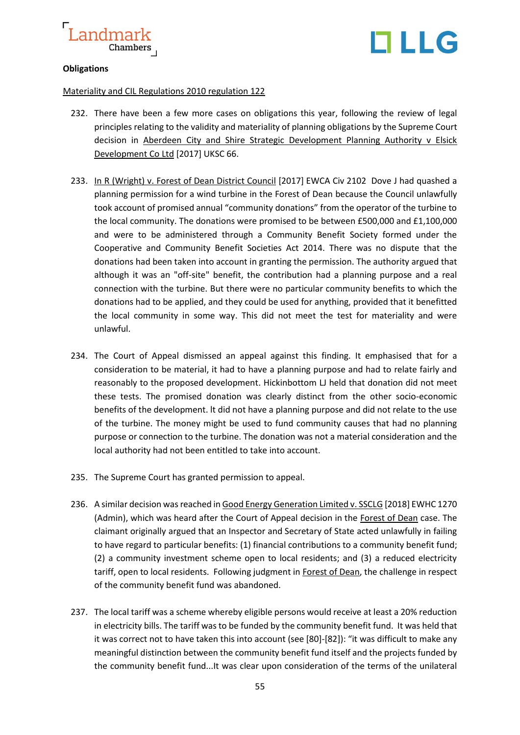**Obligations**

<u>Materiality and CIL Regulations 2010 regulation 122</u>

232. There have been a few more cases on obligations this year, following the review of legal principles relating to the validity and materiality of planning obligations by the Supreme Court decision in <u>Aberdeen City and Shire Strategic Development Planning Authority v Elsick Development Co Ltd</u> [2017] UKSC 66.

233. <u>In R (Wright) v. Forest of Dean District Council</u> [2017] EWCA Civ 2102 Dove J had quashed a planning permission for a wind turbine in the Forest of Dean because the Council unlawfully took account of promised annual "community donations" from the operator of the turbine to the local community. The donations were promised to be between £500,000 and £1,100,000 and were to be administered through a Community Benefit Society formed under the Cooperative and Community Benefit Societies Act 2014. There was no dispute that the donations had been taken into account in granting the permission. The authority argued that although it was an "off-site" benefit, the contribution had a planning purpose and a real connection with the turbine. But there were no particular community benefits to which the donations had to be applied, and they could be used for anything, provided that it benefitted the local community in some way. This did not meet the test for materiality and were unlawful.

234. The Court of Appeal dismissed an appeal against this finding. It emphasised that for a consideration to be material, it had to have a planning purpose and had to relate fairly and reasonably to the proposed development. Hickinbottom LJ held that donation did not meet these tests. The promised donation was clearly distinct from the other socio-economic benefits of the development. It did not have a planning purpose and did not relate to the use of the turbine. The money might be used to fund community causes that had no planning purpose or connection to the turbine. The donation was not a material consideration and the local authority had not been entitled to take into account.

235. The Supreme Court has granted permission to appeal.

236. A similar decision was reached in <u>Good Energy Generation Limited v. SSCLG</u> [2018] EWHC 1270 (Admin), which was heard after the Court of Appeal decision in the <u>Forest of Dean</u> case. The claimant originally argued that an Inspector and Secretary of State acted unlawfully in failing to have regard to particular benefits: (1) financial contributions to a community benefit fund; (2) a community investment scheme open to local residents; and (3) a reduced electricity tariff, open to local residents. Following judgment in <u>Forest of Dean</u>, the challenge in respect of the community benefit fund was abandoned.

237. The local tariff was a scheme whereby eligible persons would receive at least a 20% reduction in electricity bills. The tariff was to be funded by the community benefit fund. It was held that it was correct not to have taken this into account (see [80]-[82]): "it was difficult to make any meaningful distinction between the community benefit fund itself and the projects funded by the community benefit fund...It was clear upon consideration of the terms of the unilateral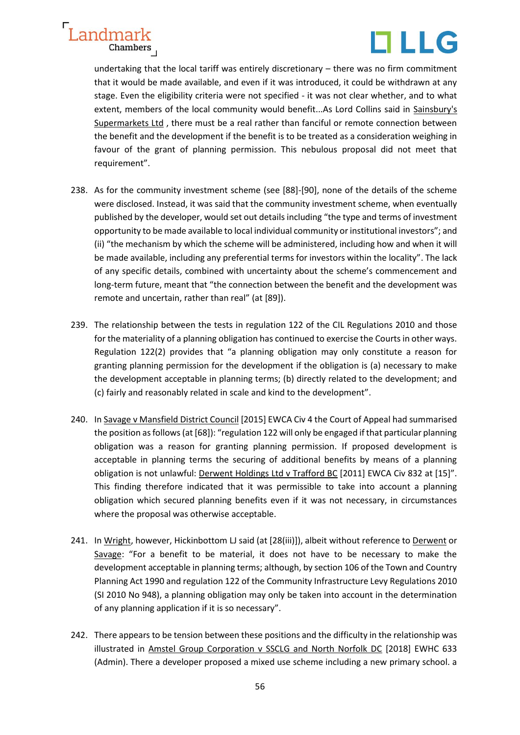undertaking that the local tariff was entirely discretionary – there was no firm commitment that it would be made available, and even if it was introduced, it could be withdrawn at any stage. Even the eligibility criteria were not specified - it was not clear whether, and to what extent, members of the local community would benefit...As Lord Collins said in Sainsbury's Supermarkets Ltd , there must be a real rather than fanciful or remote connection between the benefit and the development if the benefit is to be treated as a consideration weighing in favour of the grant of planning permission. This nebulous proposal did not meet that requirement".

238. As for the community investment scheme (see [88]-[90], none of the details of the scheme were disclosed. Instead, it was said that the community investment scheme, when eventually published by the developer, would set out details including "the type and terms of investment opportunity to be made available to local individual community or institutional investors"; and (ii) "the mechanism by which the scheme will be administered, including how and when it will be made available, including any preferential terms for investors within the locality". The lack of any specific details, combined with uncertainty about the scheme's commencement and long-term future, meant that "the connection between the benefit and the development was remote and uncertain, rather than real" (at [89]).

239. The relationship between the tests in regulation 122 of the CIL Regulations 2010 and those for the materiality of a planning obligation has continued to exercise the Courts in other ways. Regulation 122(2) provides that "a planning obligation may only constitute a reason for granting planning permission for the development if the obligation is (a) necessary to make the development acceptable in planning terms; (b) directly related to the development; and (c) fairly and reasonably related in scale and kind to the development".

240. In Savage v Mansfield District Council [2015] EWCA Civ 4 the Court of Appeal had summarised the position as follows (at [68]): "regulation 122 will only be engaged if that particular planning obligation was a reason for granting planning permission. If proposed development is acceptable in planning terms the securing of additional benefits by means of a planning obligation is not unlawful: Derwent Holdings Ltd v Trafford BC [2011] EWCA Civ 832 at [15]". This finding therefore indicated that it was permissible to take into account a planning obligation which secured planning benefits even if it was not necessary, in circumstances where the proposal was otherwise acceptable.

241. In Wright, however, Hickinbottom LJ said (at [28(iii)]), albeit without reference to Derwent or Savage: "For a benefit to be material, it does not have to be necessary to make the development acceptable in planning terms; although, by section 106 of the Town and Country Planning Act 1990 and regulation 122 of the Community Infrastructure Levy Regulations 2010 (SI 2010 No 948), a planning obligation may only be taken into account in the determination of any planning application if it is so necessary".

242. There appears to be tension between these positions and the difficulty in the relationship was illustrated in Amstel Group Corporation v SSCLG and North Norfolk DC [2018] EWHC 633 (Admin). There a developer proposed a mixed use scheme including a new primary school. a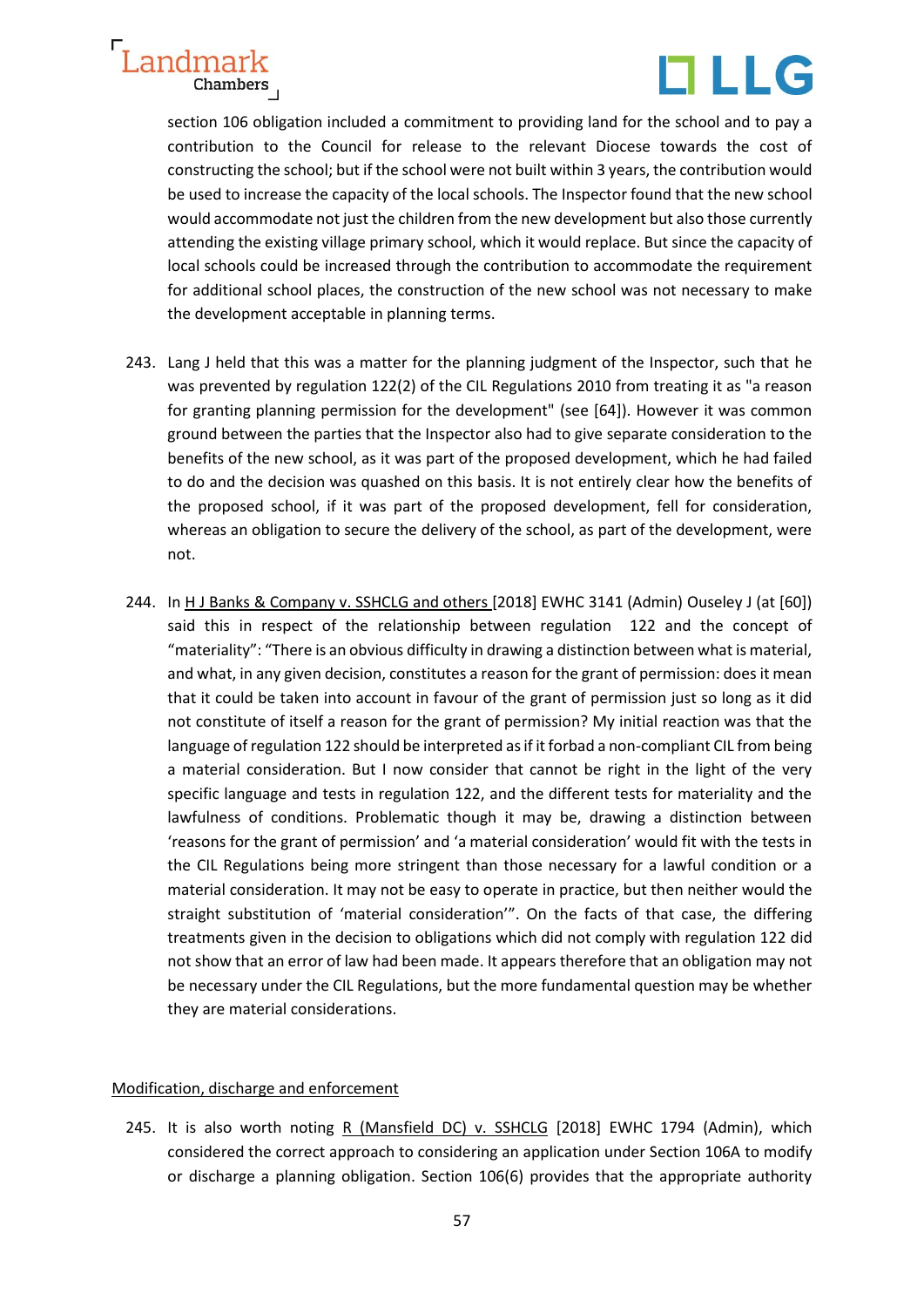section 106 obligation included a commitment to providing land for the school and to pay a contribution to the Council for release to the relevant Diocese towards the cost of constructing the school; but if the school were not built within 3 years, the contribution would be used to increase the capacity of the local schools. The Inspector found that the new school would accommodate not just the children from the new development but also those currently attending the existing village primary school, which it would replace. But since the capacity of local schools could be increased through the contribution to accommodate the requirement for additional school places, the construction of the new school was not necessary to make the development acceptable in planning terms.

243. Lang J held that this was a matter for the planning judgment of the Inspector, such that he was prevented by regulation 122(2) of the CIL Regulations 2010 from treating it as "a reason for granting planning permission for the development" (see [64]). However it was common ground between the parties that the Inspector also had to give separate consideration to the benefits of the new school, as it was part of the proposed development, which he had failed to do and the decision was quashed on this basis. It is not entirely clear how the benefits of the proposed school, if it was part of the proposed development, fell for consideration, whereas an obligation to secure the delivery of the school, as part of the development, were not.

244. In H J Banks & Company v. SSHCLG and others [2018] EWHC 3141 (Admin) Ouseley J (at [60]) said this in respect of the relationship between regulation 122 and the concept of "materiality": "There is an obvious difficulty in drawing a distinction between what is material, and what, in any given decision, constitutes a reason for the grant of permission: does it mean that it could be taken into account in favour of the grant of permission just so long as it did not constitute of itself a reason for the grant of permission? My initial reaction was that the language of regulation 122 should be interpreted as if it forbad a non-compliant CIL from being a material consideration. But I now consider that cannot be right in the light of the very specific language and tests in regulation 122, and the different tests for materiality and the lawfulness of conditions. Problematic though it may be, drawing a distinction between 'reasons for the grant of permission' and 'a material consideration' would fit with the tests in the CIL Regulations being more stringent than those necessary for a lawful condition or a material consideration. It may not be easy to operate in practice, but then neither would the straight substitution of 'material consideration'". On the facts of that case, the differing treatments given in the decision to obligations which did not comply with regulation 122 did not show that an error of law had been made. It appears therefore that an obligation may not be necessary under the CIL Regulations, but the more fundamental question may be whether they are material considerations.

## Modification, discharge and enforcement

245. It is also worth noting R (Mansfield DC) v. SSHCLG [2018] EWHC 1794 (Admin), which considered the correct approach to considering an application under Section 106A to modify or discharge a planning obligation. Section 106(6) provides that the appropriate authority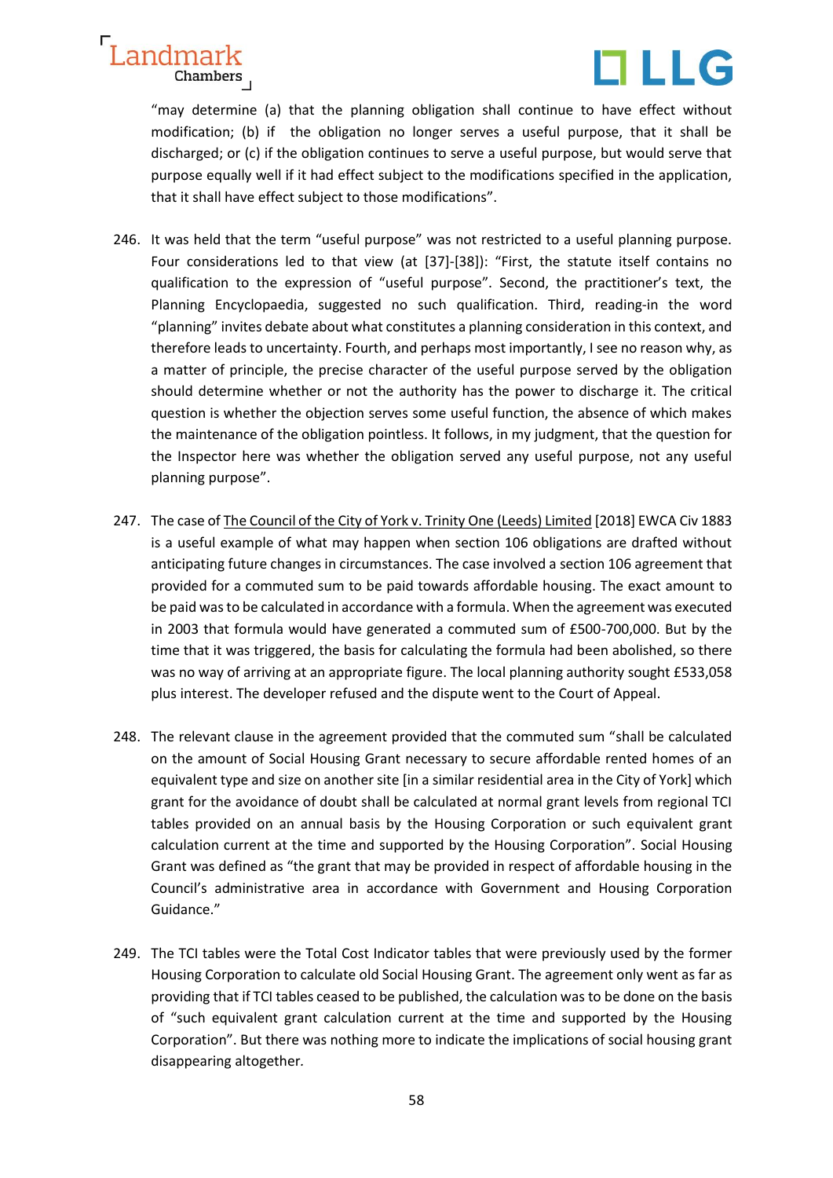"may determine (a) that the planning obligation shall continue to have effect without modification; (b) if the obligation no longer serves a useful purpose, that it shall be discharged; or (c) if the obligation continues to serve a useful purpose, but would serve that purpose equally well if it had effect subject to the modifications specified in the application, that it shall have effect subject to those modifications".

246. It was held that the term "useful purpose" was not restricted to a useful planning purpose. Four considerations led to that view (at [37]-[38]): "First, the statute itself contains no qualification to the expression of "useful purpose". Second, the practitioner's text, the Planning Encyclopaedia, suggested no such qualification. Third, reading-in the word "planning" invites debate about what constitutes a planning consideration in this context, and therefore leads to uncertainty. Fourth, and perhaps most importantly, I see no reason why, as a matter of principle, the precise character of the useful purpose served by the obligation should determine whether or not the authority has the power to discharge it. The critical question is whether the objection serves some useful function, the absence of which makes the maintenance of the obligation pointless. It follows, in my judgment, that the question for the Inspector here was whether the obligation served any useful purpose, not any useful planning purpose".

247. The case of <u>The Council of the City of York v. Trinity One (Leeds) Limited</u> [2018] EWCA Civ 1883 is a useful example of what may happen when section 106 obligations are drafted without anticipating future changes in circumstances. The case involved a section 106 agreement that provided for a commuted sum to be paid towards affordable housing. The exact amount to be paid was to be calculated in accordance with a formula. When the agreement was executed in 2003 that formula would have generated a commuted sum of £500-700,000. But by the time that it was triggered, the basis for calculating the formula had been abolished, so there was no way of arriving at an appropriate figure. The local planning authority sought £533,058 plus interest. The developer refused and the dispute went to the Court of Appeal.

248. The relevant clause in the agreement provided that the commuted sum "shall be calculated on the amount of Social Housing Grant necessary to secure affordable rented homes of an equivalent type and size on another site [in a similar residential area in the City of York] which grant for the avoidance of doubt shall be calculated at normal grant levels from regional TCI tables provided on an annual basis by the Housing Corporation or such equivalent grant calculation current at the time and supported by the Housing Corporation". Social Housing Grant was defined as "the grant that may be provided in respect of affordable housing in the Council's administrative area in accordance with Government and Housing Corporation Guidance."

249. The TCI tables were the Total Cost Indicator tables that were previously used by the former Housing Corporation to calculate old Social Housing Grant. The agreement only went as far as providing that if TCI tables ceased to be published, the calculation was to be done on the basis of "such equivalent grant calculation current at the time and supported by the Housing Corporation". But there was nothing more to indicate the implications of social housing grant disappearing altogether.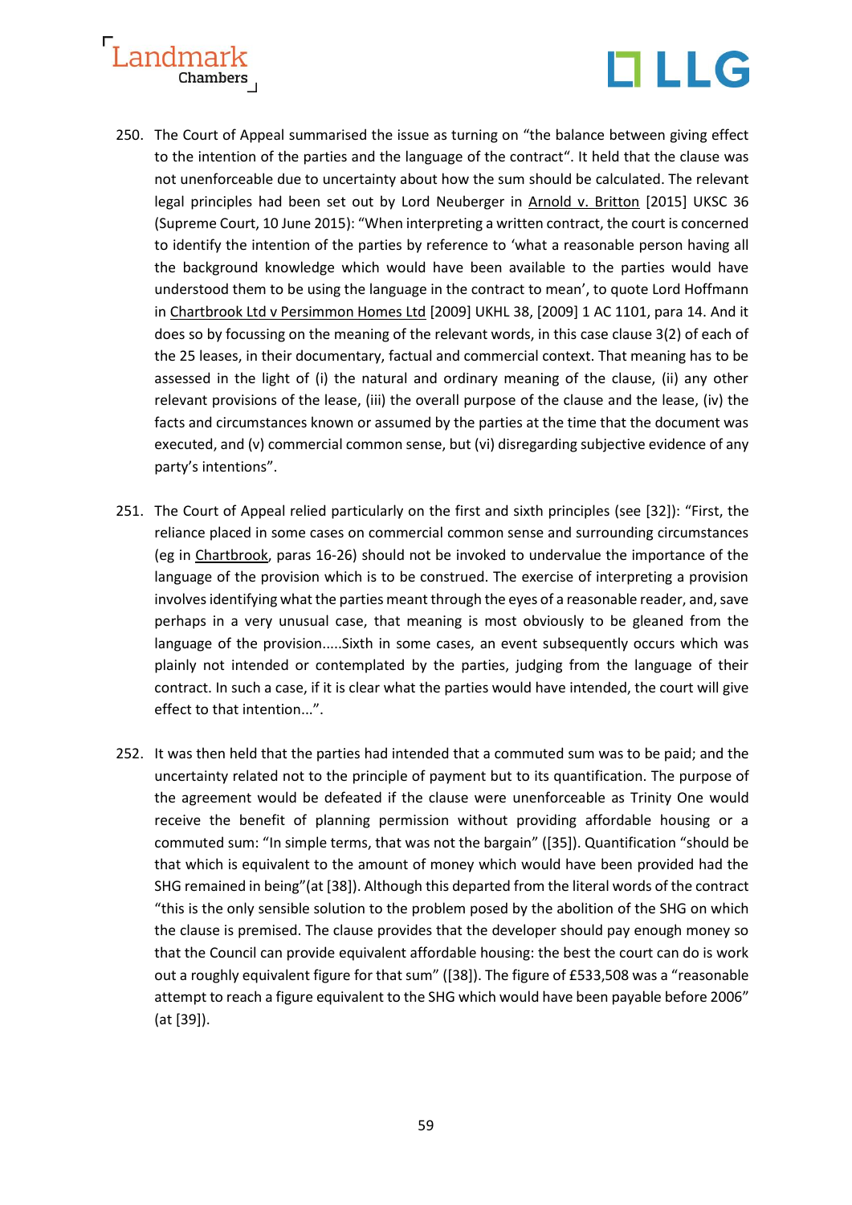250. The Court of Appeal summarised the issue as turning on "the balance between giving effect to the intention of the parties and the language of the contract". It held that the clause was not unenforceable due to uncertainty about how the sum should be calculated. The relevant legal principles had been set out by Lord Neuberger in Arnold v. Britton [2015] UKSC 36 (Supreme Court, 10 June 2015): "When interpreting a written contract, the court is concerned to identify the intention of the parties by reference to 'what a reasonable person having all the background knowledge which would have been available to the parties would have understood them to be using the language in the contract to mean', to quote Lord Hoffmann in Chartbrook Ltd v Persimmon Homes Ltd [2009] UKHL 38, [2009] 1 AC 1101, para 14. And it does so by focussing on the meaning of the relevant words, in this case clause 3(2) of each of the 25 leases, in their documentary, factual and commercial context. That meaning has to be assessed in the light of (i) the natural and ordinary meaning of the clause, (ii) any other relevant provisions of the lease, (iii) the overall purpose of the clause and the lease, (iv) the facts and circumstances known or assumed by the parties at the time that the document was executed, and (v) commercial common sense, but (vi) disregarding subjective evidence of any party's intentions".

251. The Court of Appeal relied particularly on the first and sixth principles (see [32]): "First, the reliance placed in some cases on commercial common sense and surrounding circumstances (eg in Chartbrook, paras 16-26) should not be invoked to undervalue the importance of the language of the provision which is to be construed. The exercise of interpreting a provision involves identifying what the parties meant through the eyes of a reasonable reader, and, save perhaps in a very unusual case, that meaning is most obviously to be gleaned from the language of the provision.....Sixth in some cases, an event subsequently occurs which was plainly not intended or contemplated by the parties, judging from the language of their contract. In such a case, if it is clear what the parties would have intended, the court will give effect to that intention...".

252. It was then held that the parties had intended that a commuted sum was to be paid; and the uncertainty related not to the principle of payment but to its quantification. The purpose of the agreement would be defeated if the clause were unenforceable as Trinity One would receive the benefit of planning permission without providing affordable housing or a commuted sum: "In simple terms, that was not the bargain" ([35]). Quantification "should be that which is equivalent to the amount of money which would have been provided had the SHG remained in being"(at [38]). Although this departed from the literal words of the contract "this is the only sensible solution to the problem posed by the abolition of the SHG on which the clause is premised. The clause provides that the developer should pay enough money so that the Council can provide equivalent affordable housing: the best the court can do is work out a roughly equivalent figure for that sum" ([38]). The figure of £533,508 was a "reasonable attempt to reach a figure equivalent to the SHG which would have been payable before 2006" (at [39]).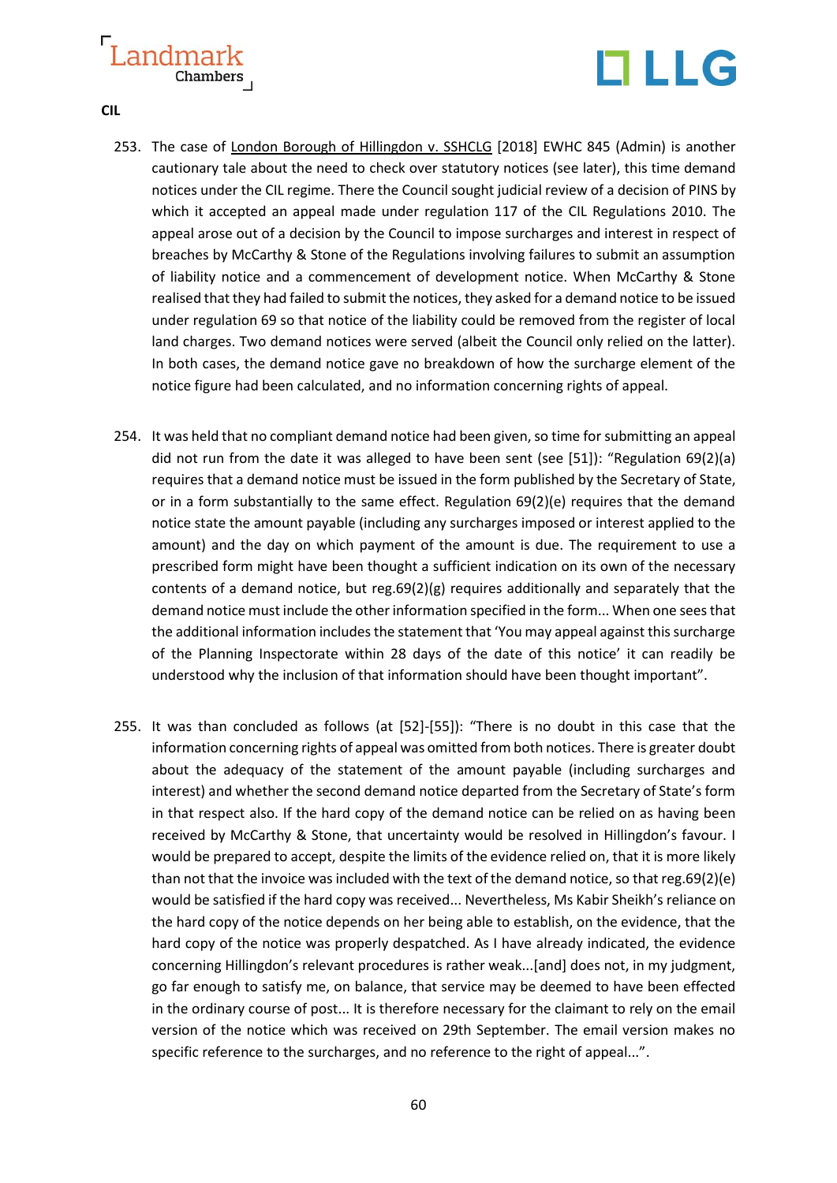**CIL**

253. The case of London Borough of Hillingdon v. SSHCLG [2018] EWHC 845 (Admin) is another cautionary tale about the need to check over statutory notices (see later), this time demand notices under the CIL regime. There the Council sought judicial review of a decision of PINS by which it accepted an appeal made under regulation 117 of the CIL Regulations 2010. The appeal arose out of a decision by the Council to impose surcharges and interest in respect of breaches by McCarthy & Stone of the Regulations involving failures to submit an assumption of liability notice and a commencement of development notice. When McCarthy & Stone realised that they had failed to submit the notices, they asked for a demand notice to be issued under regulation 69 so that notice of the liability could be removed from the register of local land charges. Two demand notices were served (albeit the Council only relied on the latter). In both cases, the demand notice gave no breakdown of how the surcharge element of the notice figure had been calculated, and no information concerning rights of appeal.

254. It was held that no compliant demand notice had been given, so time for submitting an appeal did not run from the date it was alleged to have been sent (see [51]): "Regulation 69(2)(a) requires that a demand notice must be issued in the form published by the Secretary of State, or in a form substantially to the same effect. Regulation 69(2)(e) requires that the demand notice state the amount payable (including any surcharges imposed or interest applied to the amount) and the day on which payment of the amount is due. The requirement to use a prescribed form might have been thought a sufficient indication on its own of the necessary contents of a demand notice, but reg.69(2)(g) requires additionally and separately that the demand notice must include the other information specified in the form... When one sees that the additional information includes the statement that 'You may appeal against this surcharge of the Planning Inspectorate within 28 days of the date of this notice' it can readily be understood why the inclusion of that information should have been thought important".

255. It was than concluded as follows (at [52]-[55]): "There is no doubt in this case that the information concerning rights of appeal was omitted from both notices. There is greater doubt about the adequacy of the statement of the amount payable (including surcharges and interest) and whether the second demand notice departed from the Secretary of State's form in that respect also. If the hard copy of the demand notice can be relied on as having been received by McCarthy & Stone, that uncertainty would be resolved in Hillingdon's favour. I would be prepared to accept, despite the limits of the evidence relied on, that it is more likely than not that the invoice was included with the text of the demand notice, so that reg.69(2)(e) would be satisfied if the hard copy was received... Nevertheless, Ms Kabir Sheikh's reliance on the hard copy of the notice depends on her being able to establish, on the evidence, that the hard copy of the notice was properly despatched. As I have already indicated, the evidence concerning Hillingdon's relevant procedures is rather weak...[and] does not, in my judgment, go far enough to satisfy me, on balance, that service may be deemed to have been effected in the ordinary course of post... It is therefore necessary for the claimant to rely on the email version of the notice which was received on 29th September. The email version makes no specific reference to the surcharges, and no reference to the right of appeal...".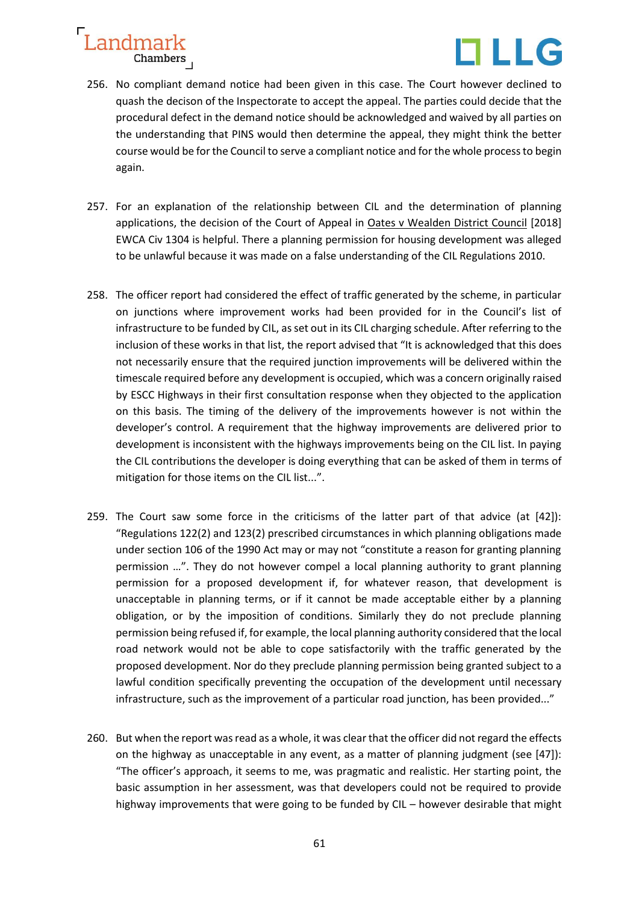256. No compliant demand notice had been given in this case. The Court however declined to quash the decison of the Inspectorate to accept the appeal. The parties could decide that the procedural defect in the demand notice should be acknowledged and waived by all parties on the understanding that PINS would then determine the appeal, they might think the better course would be for the Council to serve a compliant notice and for the whole process to begin again.

257. For an explanation of the relationship between CIL and the determination of planning applications, the decision of the Court of Appeal in Oates v Wealden District Council [2018] EWCA Civ 1304 is helpful. There a planning permission for housing development was alleged to be unlawful because it was made on a false understanding of the CIL Regulations 2010.

258. The officer report had considered the effect of traffic generated by the scheme, in particular on junctions where improvement works had been provided for in the Council's list of infrastructure to be funded by CIL, as set out in its CIL charging schedule. After referring to the inclusion of these works in that list, the report advised that "It is acknowledged that this does not necessarily ensure that the required junction improvements will be delivered within the timescale required before any development is occupied, which was a concern originally raised by ESCC Highways in their first consultation response when they objected to the application on this basis. The timing of the delivery of the improvements however is not within the developer's control. A requirement that the highway improvements are delivered prior to development is inconsistent with the highways improvements being on the CIL list. In paying the CIL contributions the developer is doing everything that can be asked of them in terms of mitigation for those items on the CIL list...".

259. The Court saw some force in the criticisms of the latter part of that advice (at [42]): "Regulations 122(2) and 123(2) prescribed circumstances in which planning obligations made under section 106 of the 1990 Act may or may not "constitute a reason for granting planning permission …". They do not however compel a local planning authority to grant planning permission for a proposed development if, for whatever reason, that development is unacceptable in planning terms, or if it cannot be made acceptable either by a planning obligation, or by the imposition of conditions. Similarly they do not preclude planning permission being refused if, for example, the local planning authority considered that the local road network would not be able to cope satisfactorily with the traffic generated by the proposed development. Nor do they preclude planning permission being granted subject to a lawful condition specifically preventing the occupation of the development until necessary infrastructure, such as the improvement of a particular road junction, has been provided..."

260. But when the report was read as a whole, it was clear that the officer did not regard the effects on the highway as unacceptable in any event, as a matter of planning judgment (see [47]): "The officer's approach, it seems to me, was pragmatic and realistic. Her starting point, the basic assumption in her assessment, was that developers could not be required to provide highway improvements that were going to be funded by CIL – however desirable that might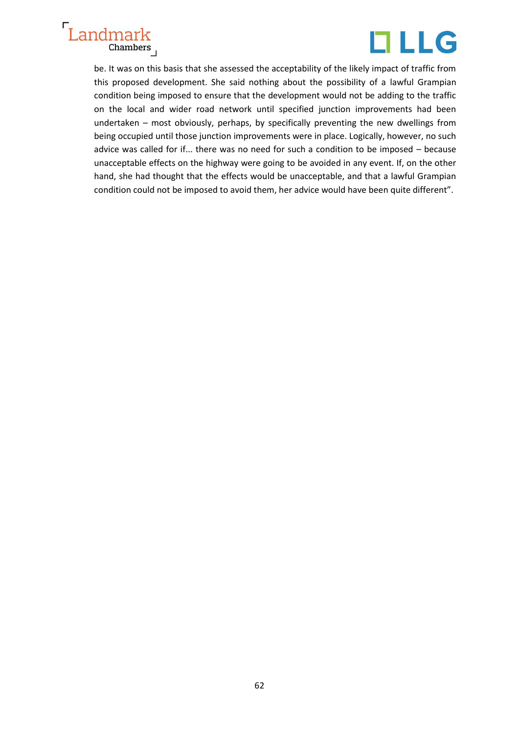be. It was on this basis that she assessed the acceptability of the likely impact of traffic from this proposed development. She said nothing about the possibility of a lawful Grampian condition being imposed to ensure that the development would not be adding to the traffic on the local and wider road network until specified junction improvements had been undertaken – most obviously, perhaps, by specifically preventing the new dwellings from being occupied until those junction improvements were in place. Logically, however, no such advice was called for if... there was no need for such a condition to be imposed – because unacceptable effects on the highway were going to be avoided in any event. If, on the other hand, she had thought that the effects would be unacceptable, and that a lawful Grampian condition could not be imposed to avoid them, her advice would have been quite different".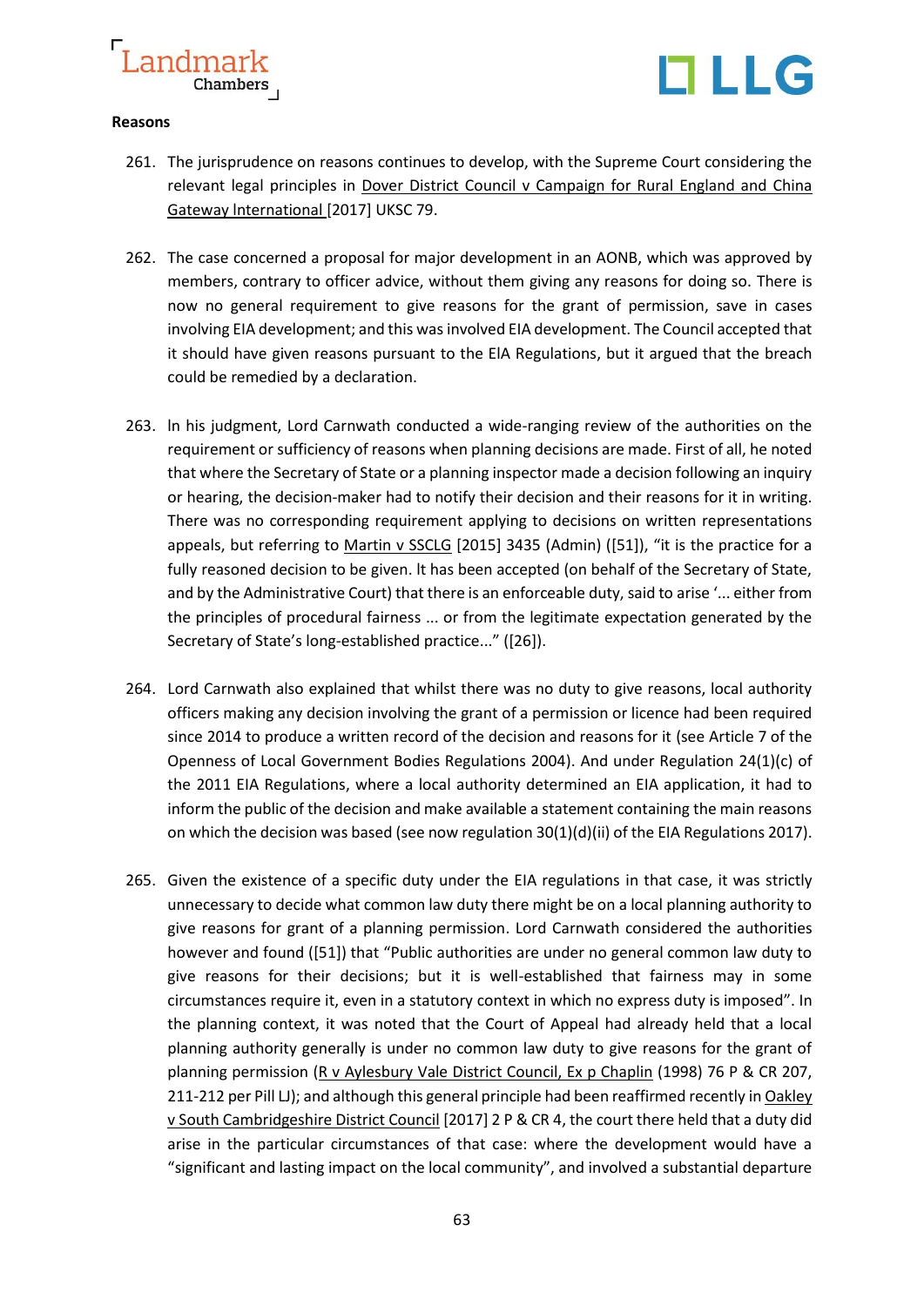**Reasons**

261. The jurisprudence on reasons continues to develop, with the Supreme Court considering the relevant legal principles in Dover District Council v Campaign for Rural England and China Gateway International [2017] UKSC 79.

262. The case concerned a proposal for major development in an AONB, which was approved by members, contrary to officer advice, without them giving any reasons for doing so. There is now no general requirement to give reasons for the grant of permission, save in cases involving EIA development; and this was involved EIA development. The Council accepted that it should have given reasons pursuant to the EIA Regulations, but it argued that the breach could be remedied by a declaration.

263. In his judgment, Lord Carnwath conducted a wide-ranging review of the authorities on the requirement or sufficiency of reasons when planning decisions are made. First of all, he noted that where the Secretary of State or a planning inspector made a decision following an inquiry or hearing, the decision-maker had to notify their decision and their reasons for it in writing. There was no corresponding requirement applying to decisions on written representations appeals, but referring to Martin v SSCLG [2015] 3435 (Admin) ([51]), "it is the practice for a fully reasoned decision to be given. It has been accepted (on behalf of the Secretary of State, and by the Administrative Court) that there is an enforceable duty, said to arise '... either from the principles of procedural fairness ... or from the legitimate expectation generated by the Secretary of State's long-established practice..." ([26]).

264. Lord Carnwath also explained that whilst there was no duty to give reasons, local authority officers making any decision involving the grant of a permission or licence had been required since 2014 to produce a written record of the decision and reasons for it (see Article 7 of the Openness of Local Government Bodies Regulations 2004). And under Regulation 24(1)(c) of the 2011 EIA Regulations, where a local authority determined an EIA application, it had to inform the public of the decision and make available a statement containing the main reasons on which the decision was based (see now regulation 30(1)(d)(ii) of the EIA Regulations 2017).

265. Given the existence of a specific duty under the EIA regulations in that case, it was strictly unnecessary to decide what common law duty there might be on a local planning authority to give reasons for grant of a planning permission. Lord Carnwath considered the authorities however and found ([51]) that "Public authorities are under no general common law duty to give reasons for their decisions; but it is well-established that fairness may in some circumstances require it, even in a statutory context in which no express duty is imposed". In the planning context, it was noted that the Court of Appeal had already held that a local planning authority generally is under no common law duty to give reasons for the grant of planning permission (R v Aylesbury Vale District Council, Ex p Chaplin (1998) 76 P & CR 207, 211-212 per Pill LJ); and although this general principle had been reaffirmed recently in Oakley v South Cambridgeshire District Council [2017] 2 P & CR 4, the court there held that a duty did arise in the particular circumstances of that case: where the development would have a "significant and lasting impact on the local community", and involved a substantial departure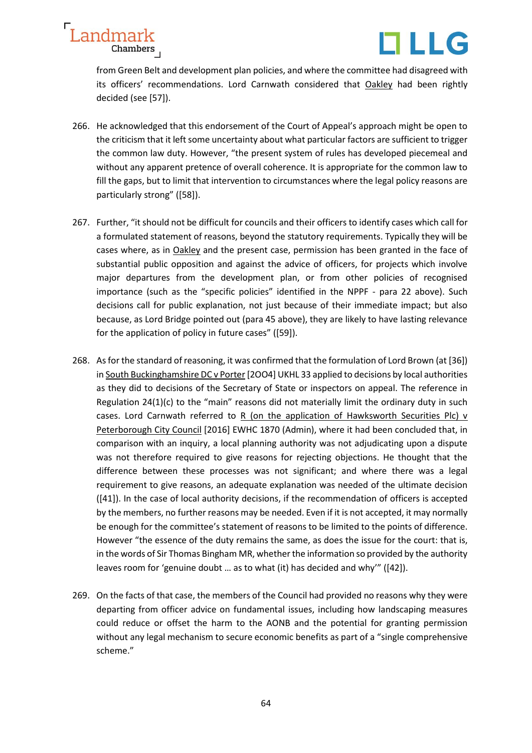from Green Belt and development plan policies, and where the committee had disagreed with its officers' recommendations. Lord Carnwath considered that Oakley had been rightly decided (see [57]).

266. He acknowledged that this endorsement of the Court of Appeal's approach might be open to the criticism that it left some uncertainty about what particular factors are sufficient to trigger the common law duty. However, "the present system of rules has developed piecemeal and without any apparent pretence of overall coherence. It is appropriate for the common law to fill the gaps, but to limit that intervention to circumstances where the legal policy reasons are particularly strong" ([58]).

267. Further, "it should not be difficult for councils and their officers to identify cases which call for a formulated statement of reasons, beyond the statutory requirements. Typically they will be cases where, as in Oakley and the present case, permission has been granted in the face of substantial public opposition and against the advice of officers, for projects which involve major departures from the development plan, or from other policies of recognised importance (such as the "specific policies" identified in the NPPF - para 22 above). Such decisions call for public explanation, not just because of their immediate impact; but also because, as Lord Bridge pointed out (para 45 above), they are likely to have lasting relevance for the application of policy in future cases" ([59]).

268. As for the standard of reasoning, it was confirmed that the formulation of Lord Brown (at [36]) in South Buckinghamshire DC v Porter [2OO4] UKHL 33 applied to decisions by local authorities as they did to decisions of the Secretary of State or inspectors on appeal. The reference in Regulation 24(1)(c) to the "main" reasons did not materially limit the ordinary duty in such cases. Lord Carnwath referred to R (on the application of Hawksworth Securities Plc) v Peterborough City Council [2016] EWHC 1870 (Admin), where it had been concluded that, in comparison with an inquiry, a local planning authority was not adjudicating upon a dispute was not therefore required to give reasons for rejecting objections. He thought that the difference between these processes was not significant; and where there was a legal requirement to give reasons, an adequate explanation was needed of the ultimate decision ([41]). In the case of local authority decisions, if the recommendation of officers is accepted by the members, no further reasons may be needed. Even if it is not accepted, it may normally be enough for the committee's statement of reasons to be limited to the points of difference. However "the essence of the duty remains the same, as does the issue for the court: that is, in the words of Sir Thomas Bingham MR, whether the information so provided by the authority leaves room for 'genuine doubt … as to what (it) has decided and why'" ([42]).

269. On the facts of that case, the members of the Council had provided no reasons why they were departing from officer advice on fundamental issues, including how landscaping measures could reduce or offset the harm to the AONB and the potential for granting permission without any legal mechanism to secure economic benefits as part of a "single comprehensive scheme."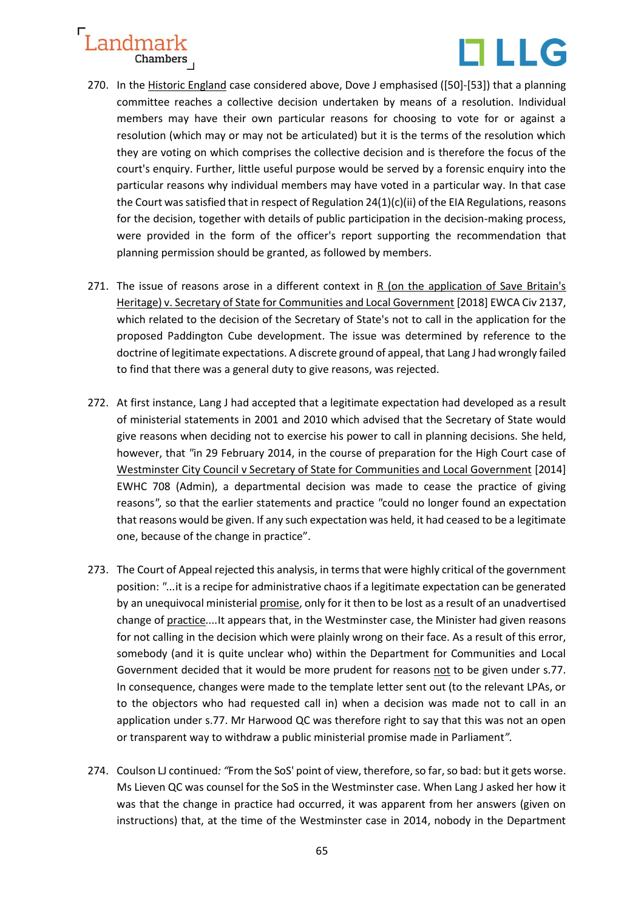270. In the Historic England case considered above, Dove J emphasised ([50]-[53]) that a planning committee reaches a collective decision undertaken by means of a resolution. Individual members may have their own particular reasons for choosing to vote for or against a resolution (which may or may not be articulated) but it is the terms of the resolution which they are voting on which comprises the collective decision and is therefore the focus of the court's enquiry. Further, little useful purpose would be served by a forensic enquiry into the particular reasons why individual members may have voted in a particular way. In that case the Court was satisfied that in respect of Regulation 24(1)(c)(ii) of the EIA Regulations, reasons for the decision, together with details of public participation in the decision-making process, were provided in the form of the officer's report supporting the recommendation that planning permission should be granted, as followed by members.

271. The issue of reasons arose in a different context in R (on the application of Save Britain's Heritage) v. Secretary of State for Communities and Local Government [2018] EWCA Civ 2137, which related to the decision of the Secretary of State's not to call in the application for the proposed Paddington Cube development. The issue was determined by reference to the doctrine of legitimate expectations. A discrete ground of appeal, that Lang J had wrongly failed to find that there was a general duty to give reasons, was rejected.

272. At first instance, Lang J had accepted that a legitimate expectation had developed as a result of ministerial statements in 2001 and 2010 which advised that the Secretary of State would give reasons when deciding not to exercise his power to call in planning decisions. She held, however, that *"in 29 February 2014, in the course of preparation for the High Court case of Westminster City Council v Secretary of State for Communities and Local Government [2014] EWHC 708 (Admin), a departmental decision was made to cease the practice of giving reasons",* so that the earlier statements and practice *"could no longer found an expectation that reasons would be given. If any such expectation was held, it had ceased to be a legitimate one, because of the change in practice".*

273. The Court of Appeal rejected this analysis, in terms that were highly critical of the government position: *"...it is a recipe for administrative chaos if a legitimate expectation can be generated by an unequivocal ministerial promise, only for it then to be lost as a result of an unadvertised change of practice....It appears that, in the Westminster case, the Minister had given reasons for not calling in the decision which were plainly wrong on their face. As a result of this error, somebody (and it is quite unclear who) within the Department for Communities and Local Government decided that it would be more prudent for reasons not to be given under s.77. In consequence, changes were made to the template letter sent out (to the relevant LPAs, or to the objectors who had requested call in) when a decision was made not to call in an application under s.77. Mr Harwood QC was therefore right to say that this was not an open or transparent way to withdraw a public ministerial promise made in Parliament".*

274. Coulson LJ continued: *"From the SoS' point of view, therefore, so far, so bad: but it gets worse. Ms Lieven QC was counsel for the SoS in the Westminster case. When Lang J asked her how it was that the change in practice had occurred, it was apparent from her answers (given on instructions) that, at the time of the Westminster case in 2014, nobody in the Department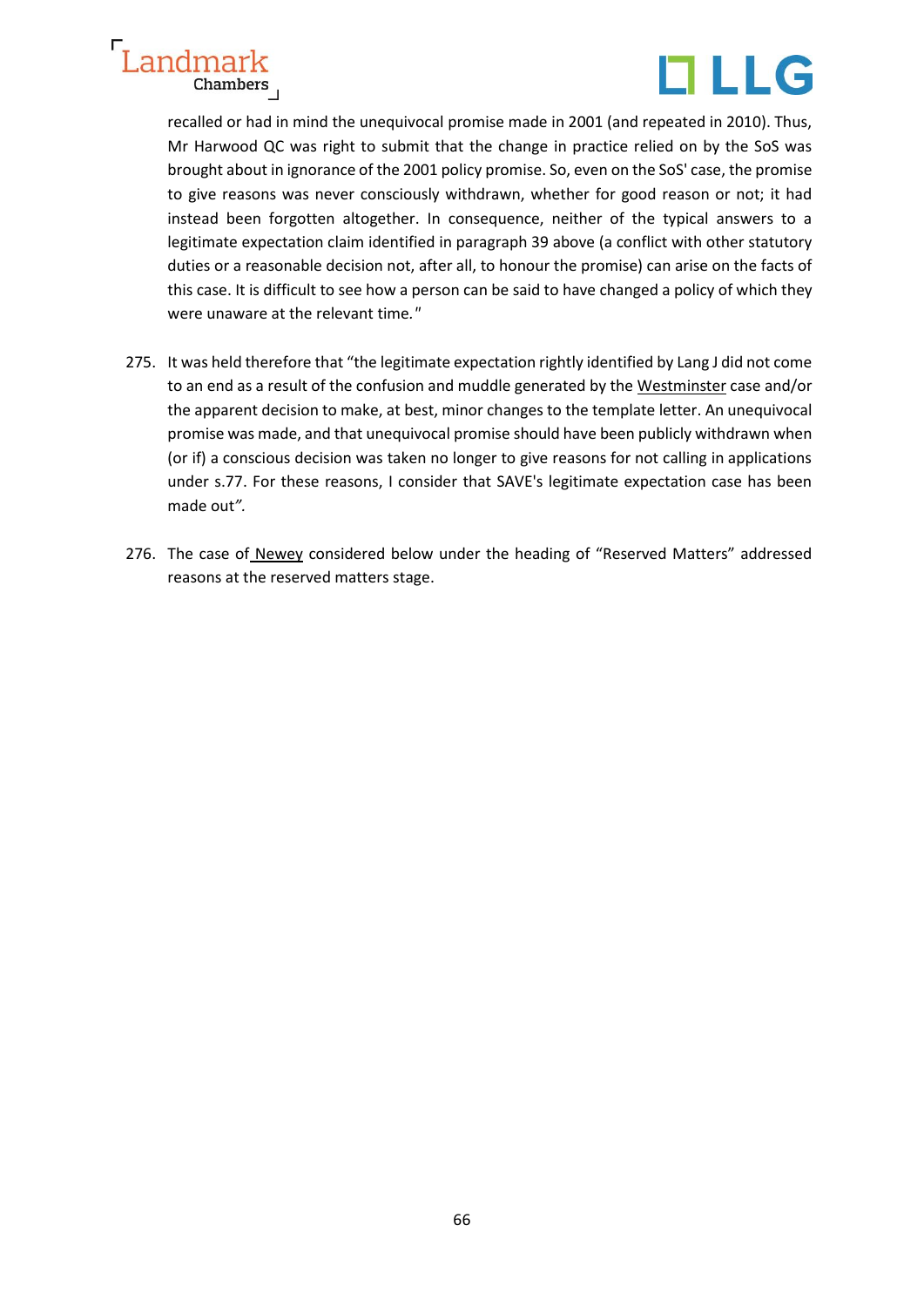recalled or had in mind the unequivocal promise made in 2001 (and repeated in 2010). Thus, Mr Harwood QC was right to submit that the change in practice relied on by the SoS was brought about in ignorance of the 2001 policy promise. So, even on the SoS' case, the promise to give reasons was never consciously withdrawn, whether for good reason or not; it had instead been forgotten altogether. In consequence, neither of the typical answers to a legitimate expectation claim identified in paragraph 39 above (a conflict with other statutory duties or a reasonable decision not, after all, to honour the promise) can arise on the facts of this case. It is difficult to see how a person can be said to have changed a policy of which they were unaware at the relevant time."

275. It was held therefore that "the legitimate expectation rightly identified by Lang J did not come to an end as a result of the confusion and muddle generated by the Westminster case and/or the apparent decision to make, at best, minor changes to the template letter. An unequivocal promise was made, and that unequivocal promise should have been publicly withdrawn when (or if) a conscious decision was taken no longer to give reasons for not calling in applications under s.77. For these reasons, I consider that SAVE's legitimate expectation case has been made out".

276. The case of Newey considered below under the heading of "Reserved Matters" addressed reasons at the reserved matters stage.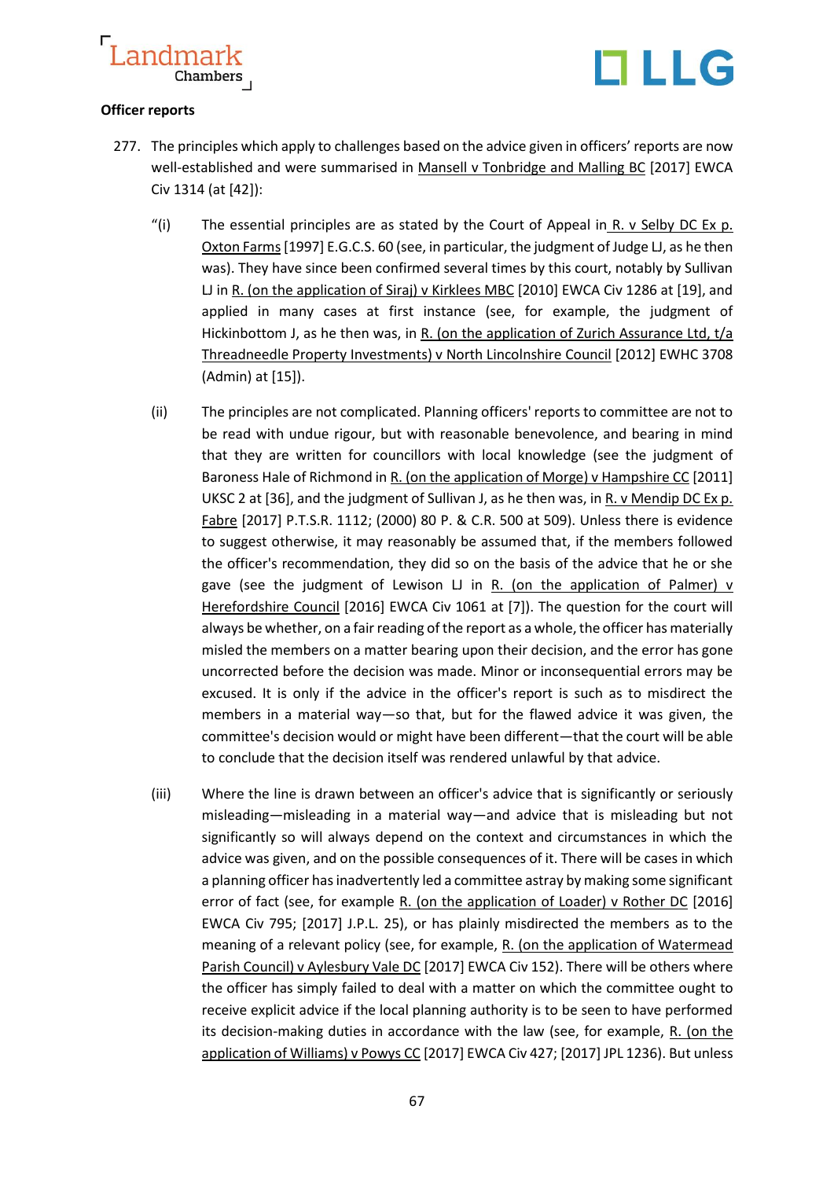**Officer reports**

277. The principles which apply to challenges based on the advice given in officers' reports are now well-established and were summarised in Mansell v Tonbridge and Malling BC [2017] EWCA Civ 1314 (at [42]):

"(i) The essential principles are as stated by the Court of Appeal in R. v Selby DC Ex p. Oxton Farms [1997] E.G.C.S. 60 (see, in particular, the judgment of Judge LJ, as he then was). They have since been confirmed several times by this court, notably by Sullivan LJ in R. (on the application of Siraj) v Kirklees MBC [2010] EWCA Civ 1286 at [19], and applied in many cases at first instance (see, for example, the judgment of Hickinbottom J, as he then was, in R. (on the application of Zurich Assurance Ltd, t/a Threadneedle Property Investments) v North Lincolnshire Council [2012] EWHC 3708 (Admin) at [15]).

(ii) The principles are not complicated. Planning officers' reports to committee are not to be read with undue rigour, but with reasonable benevolence, and bearing in mind that they are written for councillors with local knowledge (see the judgment of Baroness Hale of Richmond in R. (on the application of Morge) v Hampshire CC [2011] UKSC 2 at [36], and the judgment of Sullivan J, as he then was, in R. v Mendip DC Ex p. Fabre [2017] P.T.S.R. 1112; (2000) 80 P. & C.R. 500 at 509). Unless there is evidence to suggest otherwise, it may reasonably be assumed that, if the members followed the officer's recommendation, they did so on the basis of the advice that he or she gave (see the judgment of Lewison LJ in R. (on the application of Palmer) v Herefordshire Council [2016] EWCA Civ 1061 at [7]). The question for the court will always be whether, on a fair reading of the report as a whole, the officer has materially misled the members on a matter bearing upon their decision, and the error has gone uncorrected before the decision was made. Minor or inconsequential errors may be excused. It is only if the advice in the officer's report is such as to misdirect the members in a material way—so that, but for the flawed advice it was given, the committee's decision would or might have been different—that the court will be able to conclude that the decision itself was rendered unlawful by that advice.

(iii) Where the line is drawn between an officer's advice that is significantly or seriously misleading—misleading in a material way—and advice that is misleading but not significantly so will always depend on the context and circumstances in which the advice was given, and on the possible consequences of it. There will be cases in which a planning officer has inadvertently led a committee astray by making some significant error of fact (see, for example R. (on the application of Loader) v Rother DC [2016] EWCA Civ 795; [2017] J.P.L. 25), or has plainly misdirected the members as to the meaning of a relevant policy (see, for example, R. (on the application of Watermead Parish Council) v Aylesbury Vale DC [2017] EWCA Civ 152). There will be others where the officer has simply failed to deal with a matter on which the committee ought to receive explicit advice if the local planning authority is to be seen to have performed its decision-making duties in accordance with the law (see, for example, R. (on the application of Williams) v Powys CC [2017] EWCA Civ 427; [2017] JPL 1236). But unless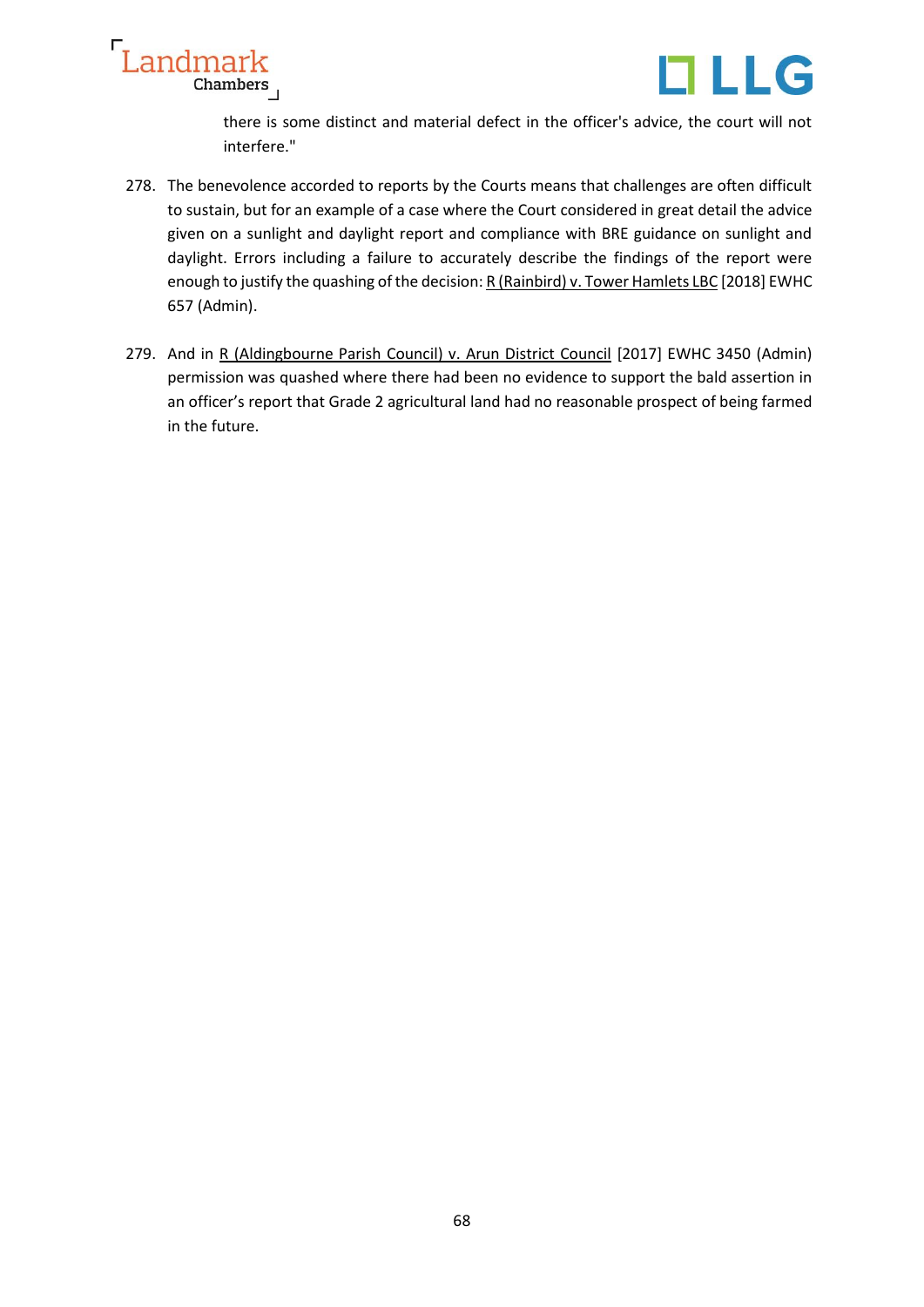> there is some distinct and material defect in the officer's advice, the court will not interfere."

278. The benevolence accorded to reports by the Courts means that challenges are often difficult to sustain, but for an example of a case where the Court considered in great detail the advice given on a sunlight and daylight report and compliance with BRE guidance on sunlight and daylight. Errors including a failure to accurately describe the findings of the report were enough to justify the quashing of the decision: R (Rainbird) v. Tower Hamlets LBC [2018] EWHC 657 (Admin).

279. And in R (Aldingbourne Parish Council) v. Arun District Council [2017] EWHC 3450 (Admin) permission was quashed where there had been no evidence to support the bald assertion in an officer's report that Grade 2 agricultural land had no reasonable prospect of being farmed in the future.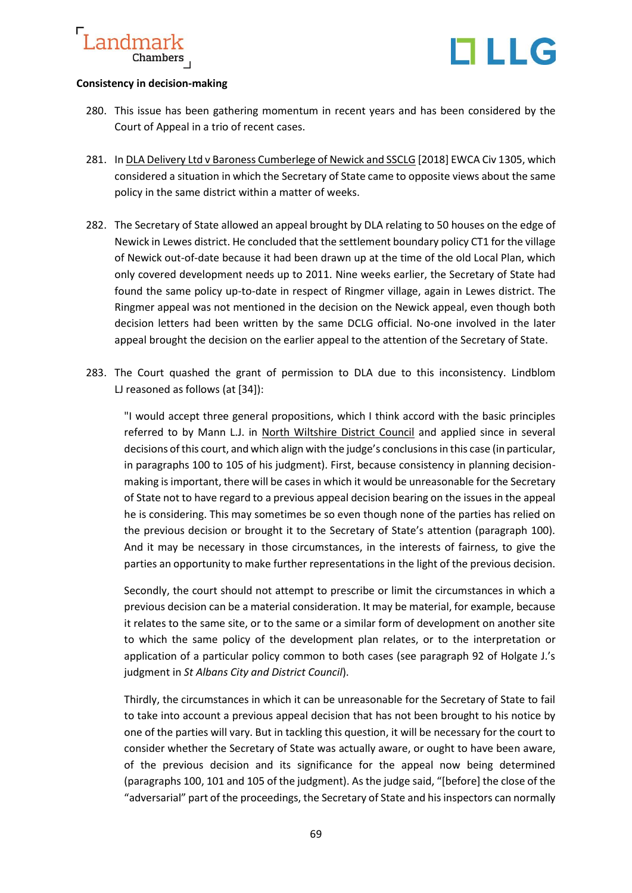**Consistency in decision-making**

280. This issue has been gathering momentum in recent years and has been considered by the Court of Appeal in a trio of recent cases.

281. In DLA Delivery Ltd v Baroness Cumberlege of Newick and SSCLG [2018] EWCA Civ 1305, which considered a situation in which the Secretary of State came to opposite views about the same policy in the same district within a matter of weeks.

282. The Secretary of State allowed an appeal brought by DLA relating to 50 houses on the edge of Newick in Lewes district. He concluded that the settlement boundary policy CT1 for the village of Newick out-of-date because it had been drawn up at the time of the old Local Plan, which only covered development needs up to 2011. Nine weeks earlier, the Secretary of State had found the same policy up-to-date in respect of Ringmer village, again in Lewes district. The Ringmer appeal was not mentioned in the decision on the Newick appeal, even though both decision letters had been written by the same DCLG official. No-one involved in the later appeal brought the decision on the earlier appeal to the attention of the Secretary of State.

283. The Court quashed the grant of permission to DLA due to this inconsistency. Lindblom LJ reasoned as follows (at [34]):

> "I would accept three general propositions, which I think accord with the basic principles referred to by Mann L.J. in North Wiltshire District Council and applied since in several decisions of this court, and which align with the judge's conclusions in this case (in particular, in paragraphs 100 to 105 of his judgment). First, because consistency in planning decision-making is important, there will be cases in which it would be unreasonable for the Secretary of State not to have regard to a previous appeal decision bearing on the issues in the appeal he is considering. This may sometimes be so even though none of the parties has relied on the previous decision or brought it to the Secretary of State's attention (paragraph 100). And it may be necessary in those circumstances, in the interests of fairness, to give the parties an opportunity to make further representations in the light of the previous decision.
>
> Secondly, the court should not attempt to prescribe or limit the circumstances in which a previous decision can be a material consideration. It may be material, for example, because it relates to the same site, or to the same or a similar form of development on another site to which the same policy of the development plan relates, or to the interpretation or application of a particular policy common to both cases (see paragraph 92 of Holgate J.'s judgment in *St Albans City and District Council*).
>
> Thirdly, the circumstances in which it can be unreasonable for the Secretary of State to fail to take into account a previous appeal decision that has not been brought to his notice by one of the parties will vary. But in tackling this question, it will be necessary for the court to consider whether the Secretary of State was actually aware, or ought to have been aware, of the previous decision and its significance for the appeal now being determined (paragraphs 100, 101 and 105 of the judgment). As the judge said, "[before] the close of the "adversarial" part of the proceedings, the Secretary of State and his inspectors can normally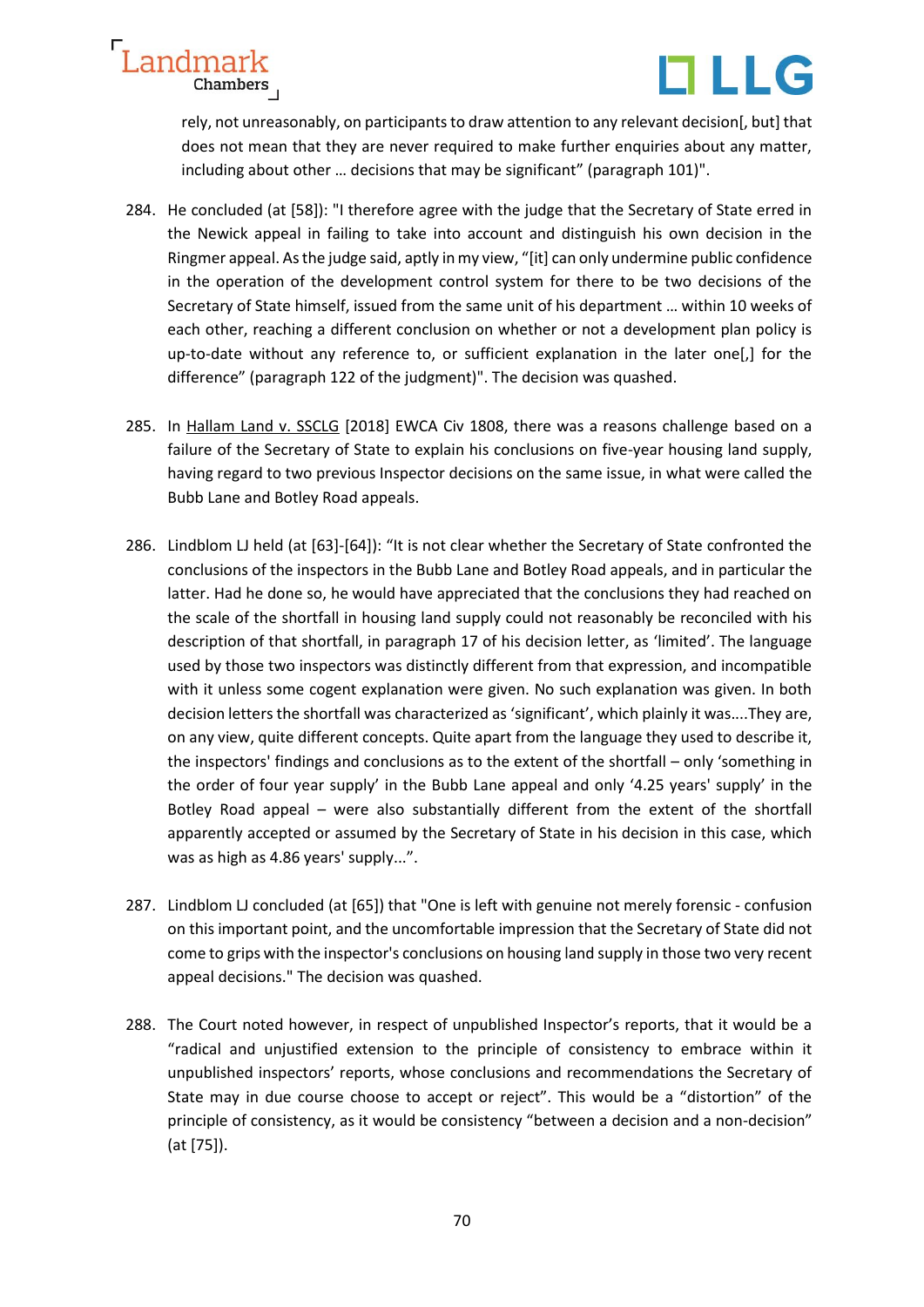rely, not unreasonably, on participants to draw attention to any relevant decision[, but] that does not mean that they are never required to make further enquiries about any matter, including about other … decisions that may be significant" (paragraph 101)".

284. He concluded (at [58]): "I therefore agree with the judge that the Secretary of State erred in the Newick appeal in failing to take into account and distinguish his own decision in the Ringmer appeal. As the judge said, aptly in my view, "[it] can only undermine public confidence in the operation of the development control system for there to be two decisions of the Secretary of State himself, issued from the same unit of his department … within 10 weeks of each other, reaching a different conclusion on whether or not a development plan policy is up-to-date without any reference to, or sufficient explanation in the later one[,] for the difference" (paragraph 122 of the judgment)". The decision was quashed.

285. In Hallam Land v. SSCLG [2018] EWCA Civ 1808, there was a reasons challenge based on a failure of the Secretary of State to explain his conclusions on five-year housing land supply, having regard to two previous Inspector decisions on the same issue, in what were called the Bubb Lane and Botley Road appeals.

286. Lindblom LJ held (at [63]-[64]): "It is not clear whether the Secretary of State confronted the conclusions of the inspectors in the Bubb Lane and Botley Road appeals, and in particular the latter. Had he done so, he would have appreciated that the conclusions they had reached on the scale of the shortfall in housing land supply could not reasonably be reconciled with his description of that shortfall, in paragraph 17 of his decision letter, as 'limited'. The language used by those two inspectors was distinctly different from that expression, and incompatible with it unless some cogent explanation were given. No such explanation was given. In both decision letters the shortfall was characterized as 'significant', which plainly it was....They are, on any view, quite different concepts. Quite apart from the language they used to describe it, the inspectors' findings and conclusions as to the extent of the shortfall – only 'something in the order of four year supply' in the Bubb Lane appeal and only '4.25 years' supply' in the Botley Road appeal – were also substantially different from the extent of the shortfall apparently accepted or assumed by the Secretary of State in his decision in this case, which was as high as 4.86 years' supply...".

287. Lindblom LJ concluded (at [65]) that "One is left with genuine not merely forensic - confusion on this important point, and the uncomfortable impression that the Secretary of State did not come to grips with the inspector's conclusions on housing land supply in those two very recent appeal decisions." The decision was quashed.

288. The Court noted however, in respect of unpublished Inspector's reports, that it would be a "radical and unjustified extension to the principle of consistency to embrace within it unpublished inspectors' reports, whose conclusions and recommendations the Secretary of State may in due course choose to accept or reject". This would be a "distortion" of the principle of consistency, as it would be consistency "between a decision and a non-decision" (at [75]).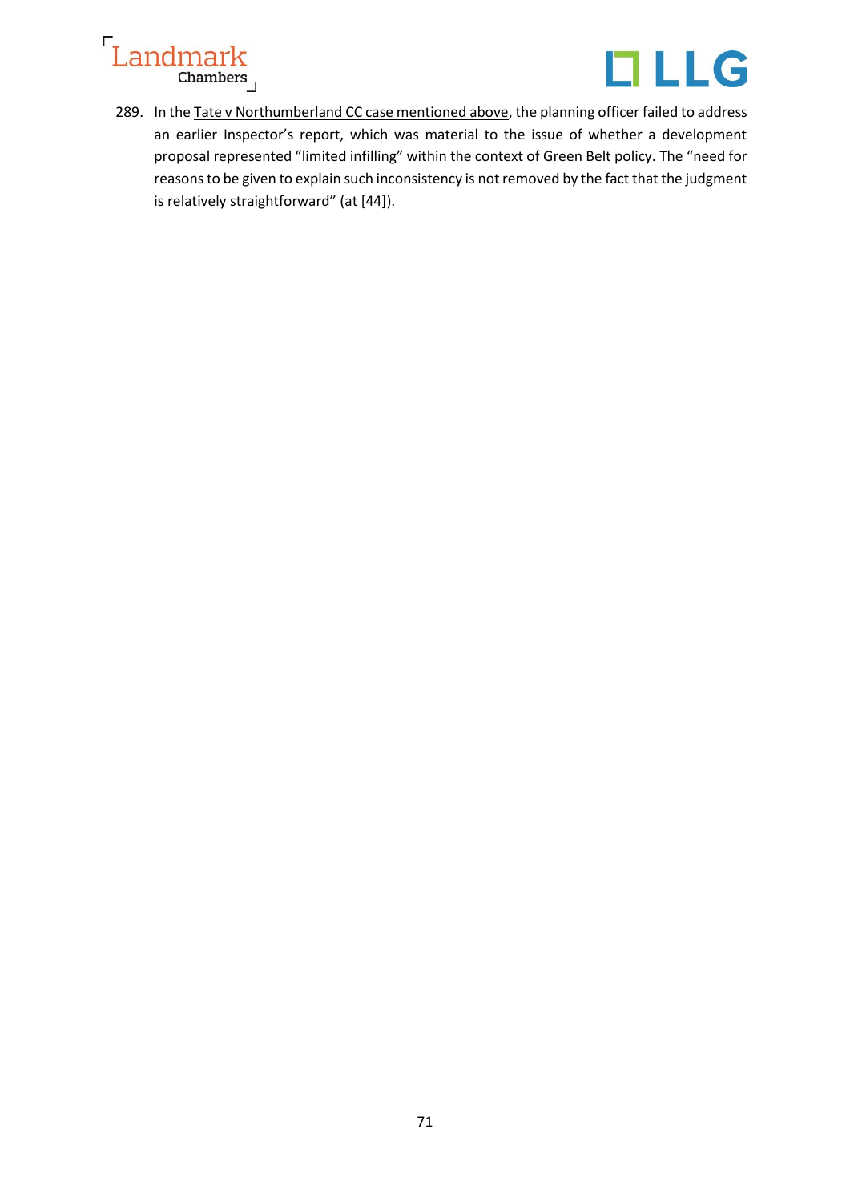289. In the Tate v Northumberland CC case mentioned above, the planning officer failed to address an earlier Inspector's report, which was material to the issue of whether a development proposal represented "limited infilling" within the context of Green Belt policy. The "need for reasons to be given to explain such inconsistency is not removed by the fact that the judgment is relatively straightforward" (at [44]).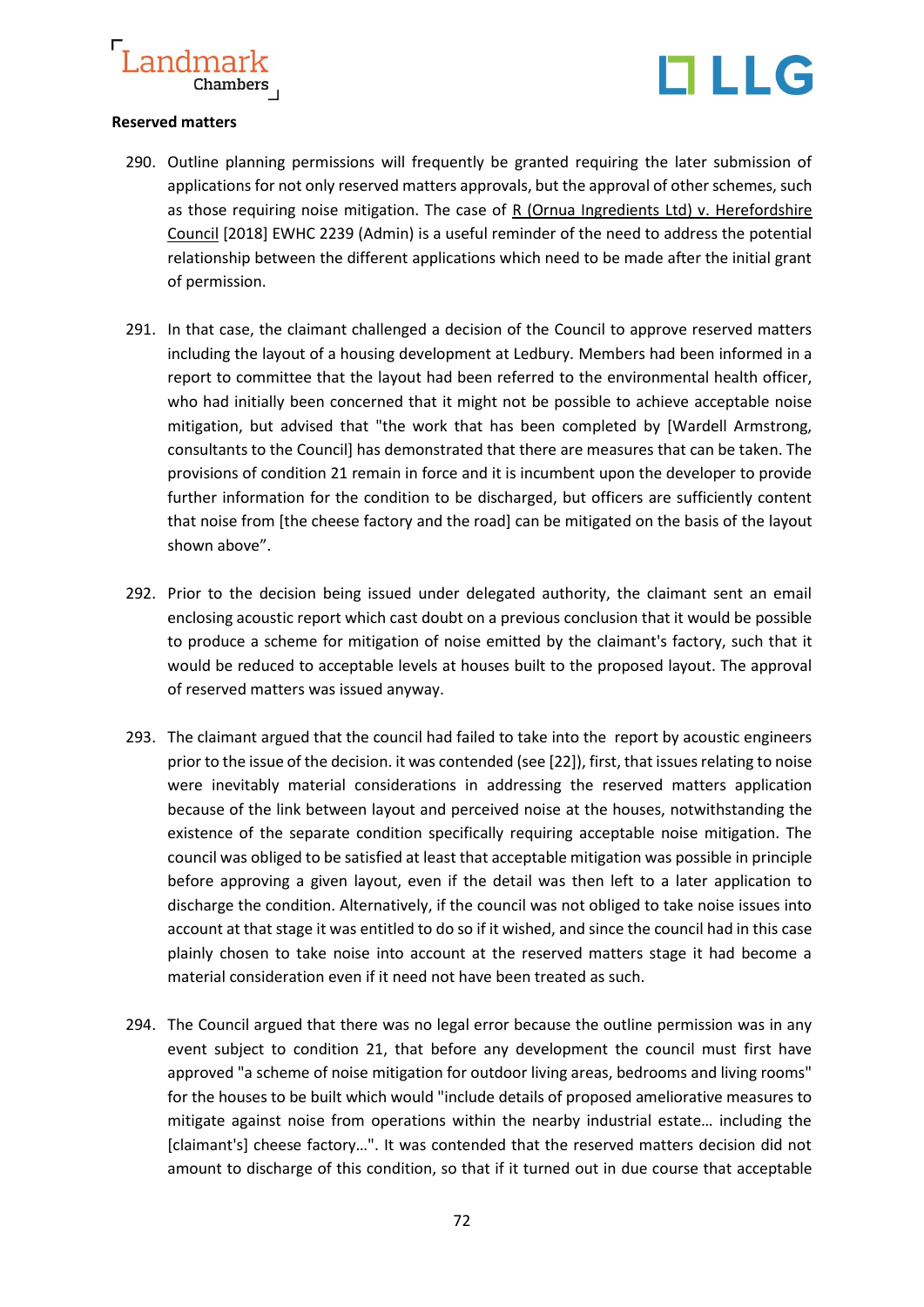**Reserved matters**

290. Outline planning permissions will frequently be granted requiring the later submission of applications for not only reserved matters approvals, but the approval of other schemes, such as those requiring noise mitigation. The case of R (Ornua Ingredients Ltd) v. Herefordshire Council [2018] EWHC 2239 (Admin) is a useful reminder of the need to address the potential relationship between the different applications which need to be made after the initial grant of permission.

291. In that case, the claimant challenged a decision of the Council to approve reserved matters including the layout of a housing development at Ledbury. Members had been informed in a report to committee that the layout had been referred to the environmental health officer, who had initially been concerned that it might not be possible to achieve acceptable noise mitigation, but advised that "the work that has been completed by [Wardell Armstrong, consultants to the Council] has demonstrated that there are measures that can be taken. The provisions of condition 21 remain in force and it is incumbent upon the developer to provide further information for the condition to be discharged, but officers are sufficiently content that noise from [the cheese factory and the road] can be mitigated on the basis of the layout shown above".

292. Prior to the decision being issued under delegated authority, the claimant sent an email enclosing acoustic report which cast doubt on a previous conclusion that it would be possible to produce a scheme for mitigation of noise emitted by the claimant's factory, such that it would be reduced to acceptable levels at houses built to the proposed layout. The approval of reserved matters was issued anyway.

293. The claimant argued that the council had failed to take into the report by acoustic engineers prior to the issue of the decision. it was contended (see [22]), first, that issues relating to noise were inevitably material considerations in addressing the reserved matters application because of the link between layout and perceived noise at the houses, notwithstanding the existence of the separate condition specifically requiring acceptable noise mitigation. The council was obliged to be satisfied at least that acceptable mitigation was possible in principle before approving a given layout, even if the detail was then left to a later application to discharge the condition. Alternatively, if the council was not obliged to take noise issues into account at that stage it was entitled to do so if it wished, and since the council had in this case plainly chosen to take noise into account at the reserved matters stage it had become a material consideration even if it need not have been treated as such.

294. The Council argued that there was no legal error because the outline permission was in any event subject to condition 21, that before any development the council must first have approved "a scheme of noise mitigation for outdoor living areas, bedrooms and living rooms" for the houses to be built which would "include details of proposed ameliorative measures to mitigate against noise from operations within the nearby industrial estate… including the [claimant's] cheese factory…". It was contended that the reserved matters decision did not amount to discharge of this condition, so that if it turned out in due course that acceptable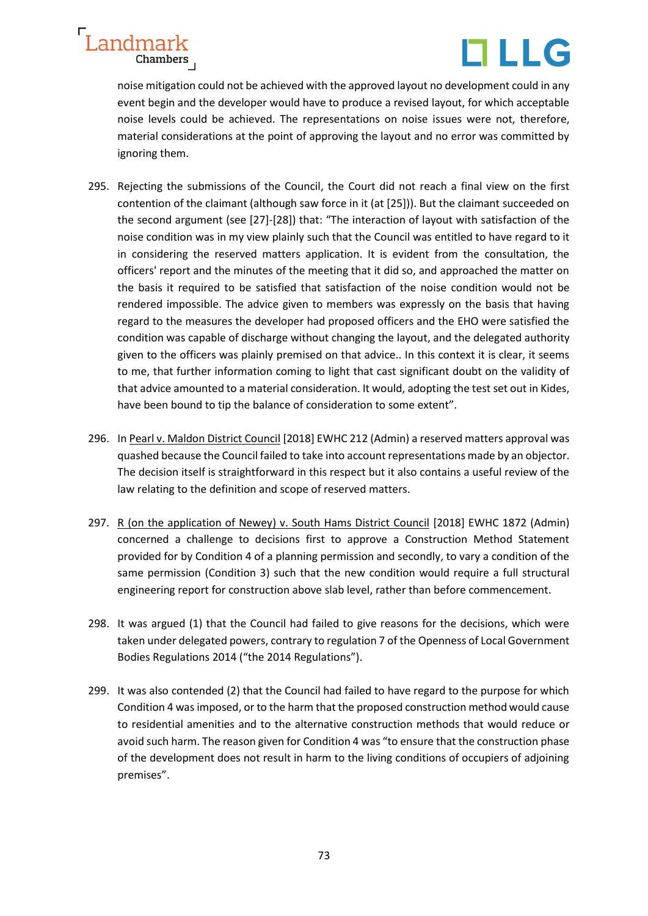noise mitigation could not be achieved with the approved layout no development could in any event begin and the developer would have to produce a revised layout, for which acceptable noise levels could be achieved. The representations on noise issues were not, therefore, material considerations at the point of approving the layout and no error was committed by ignoring them.

295. Rejecting the submissions of the Council, the Court did not reach a final view on the first contention of the claimant (although saw force in it (at [25])). But the claimant succeeded on the second argument (see [27]-[28]) that: "The interaction of layout with satisfaction of the noise condition was in my view plainly such that the Council was entitled to have regard to it in considering the reserved matters application. It is evident from the consultation, the officers' report and the minutes of the meeting that it did so, and approached the matter on the basis it required to be satisfied that satisfaction of the noise condition would not be rendered impossible. The advice given to members was expressly on the basis that having regard to the measures the developer had proposed officers and the EHO were satisfied the condition was capable of discharge without changing the layout, and the delegated authority given to the officers was plainly premised on that advice.. In this context it is clear, it seems to me, that further information coming to light that cast significant doubt on the validity of that advice amounted to a material consideration. It would, adopting the test set out in Kides, have been bound to tip the balance of consideration to some extent".

296. In Pearl v. Maldon District Council [2018] EWHC 212 (Admin) a reserved matters approval was quashed because the Council failed to take into account representations made by an objector. The decision itself is straightforward in this respect but it also contains a useful review of the law relating to the definition and scope of reserved matters.

297. R (on the application of Newey) v. South Hams District Council [2018] EWHC 1872 (Admin) concerned a challenge to decisions first to approve a Construction Method Statement provided for by Condition 4 of a planning permission and secondly, to vary a condition of the same permission (Condition 3) such that the new condition would require a full structural engineering report for construction above slab level, rather than before commencement.

298. It was argued (1) that the Council had failed to give reasons for the decisions, which were taken under delegated powers, contrary to regulation 7 of the Openness of Local Government Bodies Regulations 2014 ("the 2014 Regulations").

299. It was also contended (2) that the Council had failed to have regard to the purpose for which Condition 4 was imposed, or to the harm that the proposed construction method would cause to residential amenities and to the alternative construction methods that would reduce or avoid such harm. The reason given for Condition 4 was "to ensure that the construction phase of the development does not result in harm to the living conditions of occupiers of adjoining premises".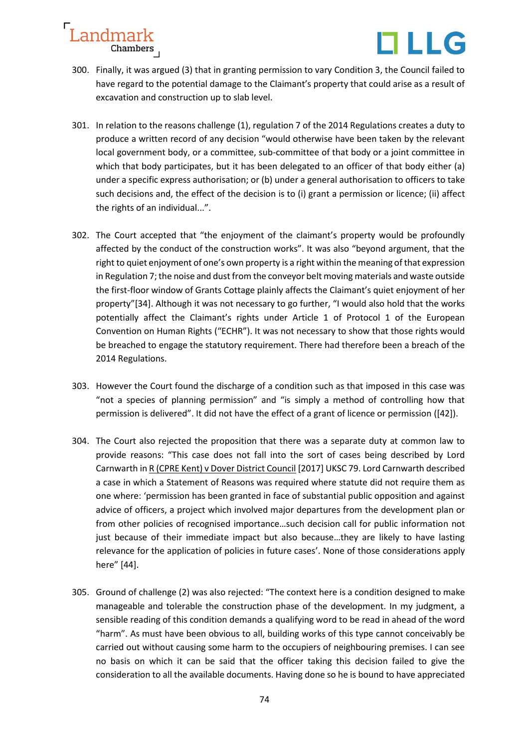300. Finally, it was argued (3) that in granting permission to vary Condition 3, the Council failed to have regard to the potential damage to the Claimant's property that could arise as a result of excavation and construction up to slab level.

301. In relation to the reasons challenge (1), regulation 7 of the 2014 Regulations creates a duty to produce a written record of any decision "would otherwise have been taken by the relevant local government body, or a committee, sub-committee of that body or a joint committee in which that body participates, but it has been delegated to an officer of that body either (a) under a specific express authorisation; or (b) under a general authorisation to officers to take such decisions and, the effect of the decision is to (i) grant a permission or licence; (ii) affect the rights of an individual...".

302. The Court accepted that "the enjoyment of the claimant's property would be profoundly affected by the conduct of the construction works". It was also "beyond argument, that the right to quiet enjoyment of one's own property is a right within the meaning of that expression in Regulation 7; the noise and dust from the conveyor belt moving materials and waste outside the first-floor window of Grants Cottage plainly affects the Claimant's quiet enjoyment of her property"[34]. Although it was not necessary to go further, "I would also hold that the works potentially affect the Claimant's rights under Article 1 of Protocol 1 of the European Convention on Human Rights ("ECHR"). It was not necessary to show that those rights would be breached to engage the statutory requirement. There had therefore been a breach of the 2014 Regulations.

303. However the Court found the discharge of a condition such as that imposed in this case was "not a species of planning permission" and "is simply a method of controlling how that permission is delivered". It did not have the effect of a grant of licence or permission ([42]).

304. The Court also rejected the proposition that there was a separate duty at common law to provide reasons: "This case does not fall into the sort of cases being described by Lord Carnwarth in R (CPRE Kent) v Dover District Council [2017] UKSC 79. Lord Carnwarth described a case in which a Statement of Reasons was required where statute did not require them as one where: 'permission has been granted in face of substantial public opposition and against advice of officers, a project which involved major departures from the development plan or from other policies of recognised importance…such decision call for public information not just because of their immediate impact but also because…they are likely to have lasting relevance for the application of policies in future cases'. None of those considerations apply here" [44].

305. Ground of challenge (2) was also rejected: "The context here is a condition designed to make manageable and tolerable the construction phase of the development. In my judgment, a sensible reading of this condition demands a qualifying word to be read in ahead of the word "harm". As must have been obvious to all, building works of this type cannot conceivably be carried out without causing some harm to the occupiers of neighbouring premises. I can see no basis on which it can be said that the officer taking this decision failed to give the consideration to all the available documents. Having done so he is bound to have appreciated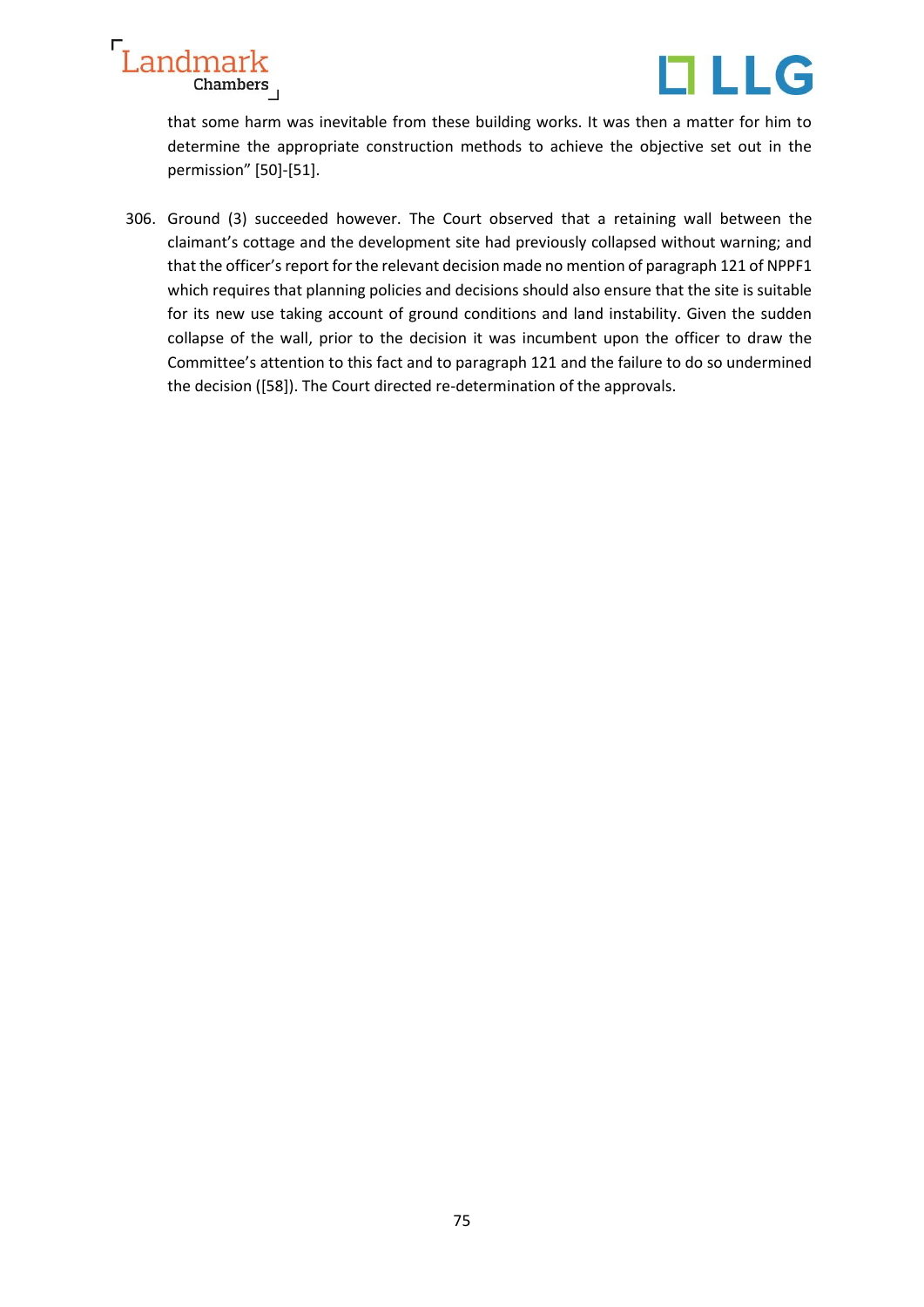that some harm was inevitable from these building works. It was then a matter for him to determine the appropriate construction methods to achieve the objective set out in the permission" [50]-[51].

306. Ground (3) succeeded however. The Court observed that a retaining wall between the claimant's cottage and the development site had previously collapsed without warning; and that the officer's report for the relevant decision made no mention of paragraph 121 of NPPF1 which requires that planning policies and decisions should also ensure that the site is suitable for its new use taking account of ground conditions and land instability. Given the sudden collapse of the wall, prior to the decision it was incumbent upon the officer to draw the Committee's attention to this fact and to paragraph 121 and the failure to do so undermined the decision ([58]). The Court directed re-determination of the approvals.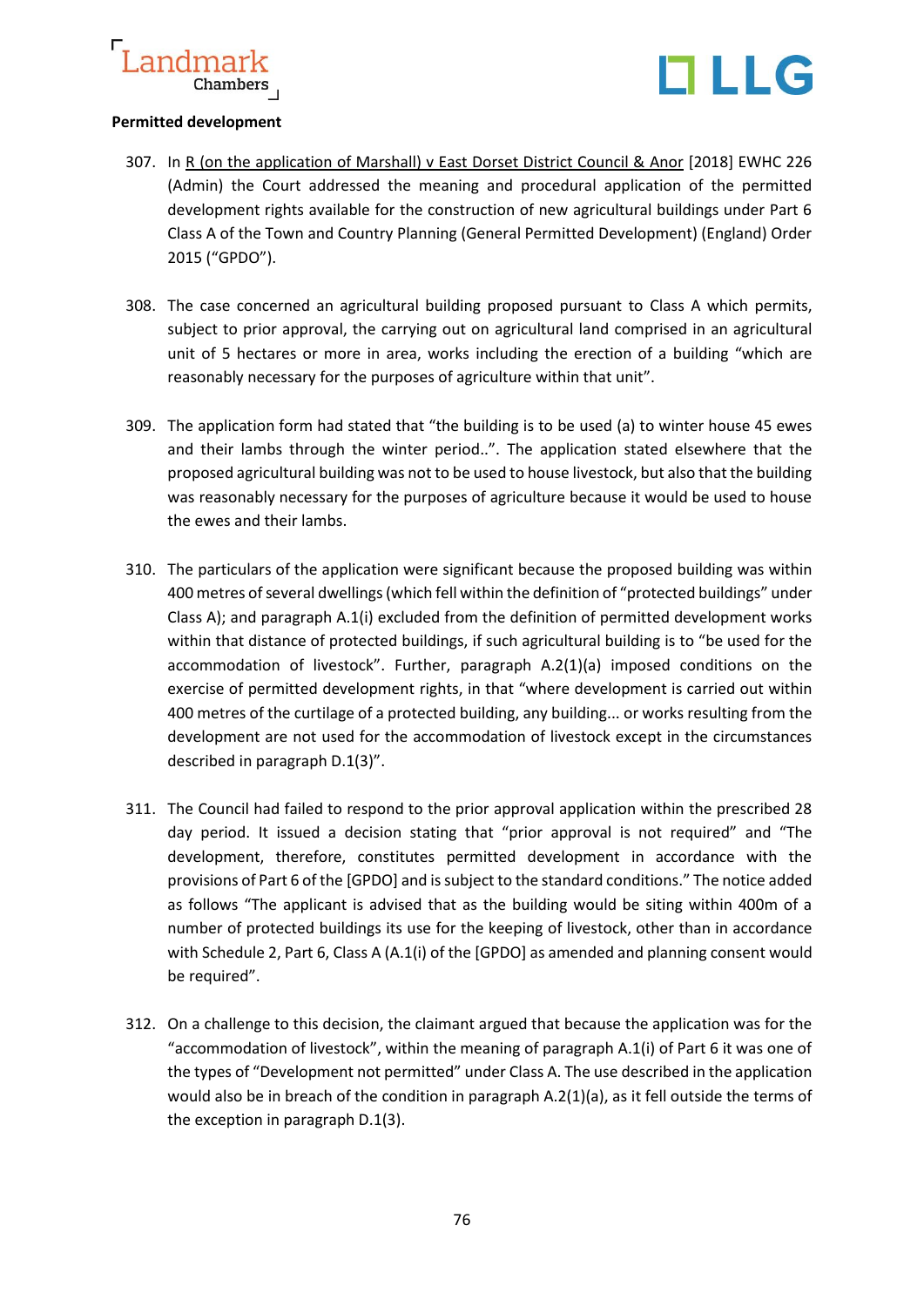**Permitted development**

307. In R (on the application of Marshall) v East Dorset District Council & Anor [2018] EWHC 226 (Admin) the Court addressed the meaning and procedural application of the permitted development rights available for the construction of new agricultural buildings under Part 6 Class A of the Town and Country Planning (General Permitted Development) (England) Order 2015 ("GPDO").

308. The case concerned an agricultural building proposed pursuant to Class A which permits, subject to prior approval, the carrying out on agricultural land comprised in an agricultural unit of 5 hectares or more in area, works including the erection of a building "which are reasonably necessary for the purposes of agriculture within that unit".

309. The application form had stated that "the building is to be used (a) to winter house 45 ewes and their lambs through the winter period..". The application stated elsewhere that the proposed agricultural building was not to be used to house livestock, but also that the building was reasonably necessary for the purposes of agriculture because it would be used to house the ewes and their lambs.

310. The particulars of the application were significant because the proposed building was within 400 metres of several dwellings (which fell within the definition of "protected buildings" under Class A); and paragraph A.1(i) excluded from the definition of permitted development works within that distance of protected buildings, if such agricultural building is to "be used for the accommodation of livestock". Further, paragraph A.2(1)(a) imposed conditions on the exercise of permitted development rights, in that "where development is carried out within 400 metres of the curtilage of a protected building, any building... or works resulting from the development are not used for the accommodation of livestock except in the circumstances described in paragraph D.1(3)".

311. The Council had failed to respond to the prior approval application within the prescribed 28 day period. It issued a decision stating that "prior approval is not required" and "The development, therefore, constitutes permitted development in accordance with the provisions of Part 6 of the [GPDO] and is subject to the standard conditions." The notice added as follows "The applicant is advised that as the building would be siting within 400m of a number of protected buildings its use for the keeping of livestock, other than in accordance with Schedule 2, Part 6, Class A (A.1(i) of the [GPDO] as amended and planning consent would be required".

312. On a challenge to this decision, the claimant argued that because the application was for the "accommodation of livestock", within the meaning of paragraph A.1(i) of Part 6 it was one of the types of "Development not permitted" under Class A. The use described in the application would also be in breach of the condition in paragraph A.2(1)(a), as it fell outside the terms of the exception in paragraph D.1(3).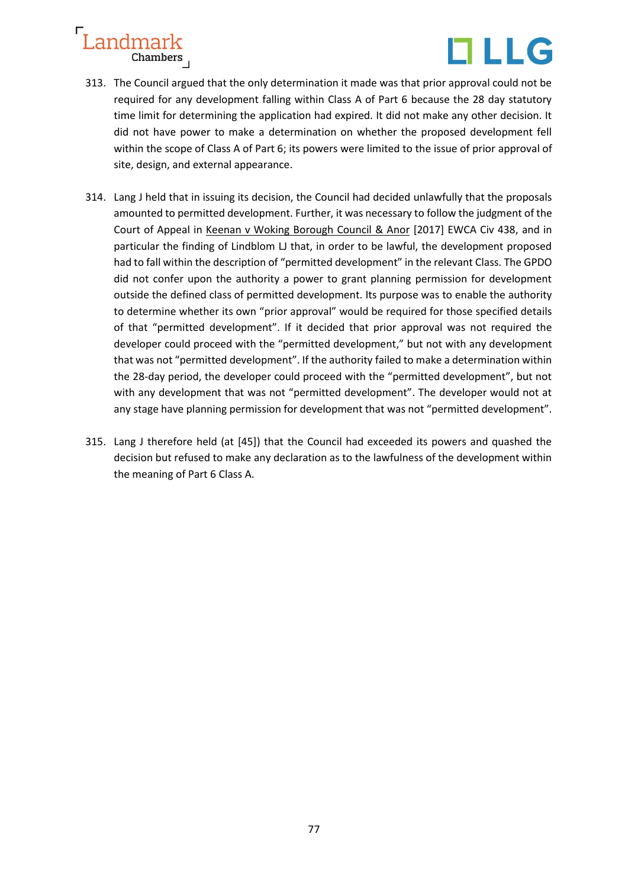313. The Council argued that the only determination it made was that prior approval could not be required for any development falling within Class A of Part 6 because the 28 day statutory time limit for determining the application had expired. It did not make any other decision. It did not have power to make a determination on whether the proposed development fell within the scope of Class A of Part 6; its powers were limited to the issue of prior approval of site, design, and external appearance.

314. Lang J held that in issuing its decision, the Council had decided unlawfully that the proposals amounted to permitted development. Further, it was necessary to follow the judgment of the Court of Appeal in Keenan v Woking Borough Council & Anor [2017] EWCA Civ 438, and in particular the finding of Lindblom LJ that, in order to be lawful, the development proposed had to fall within the description of "permitted development" in the relevant Class. The GPDO did not confer upon the authority a power to grant planning permission for development outside the defined class of permitted development. Its purpose was to enable the authority to determine whether its own "prior approval" would be required for those specified details of that "permitted development". If it decided that prior approval was not required the developer could proceed with the "permitted development," but not with any development that was not "permitted development". If the authority failed to make a determination within the 28-day period, the developer could proceed with the "permitted development", but not with any development that was not "permitted development". The developer would not at any stage have planning permission for development that was not "permitted development".

315. Lang J therefore held (at [45]) that the Council had exceeded its powers and quashed the decision but refused to make any declaration as to the lawfulness of the development within the meaning of Part 6 Class A.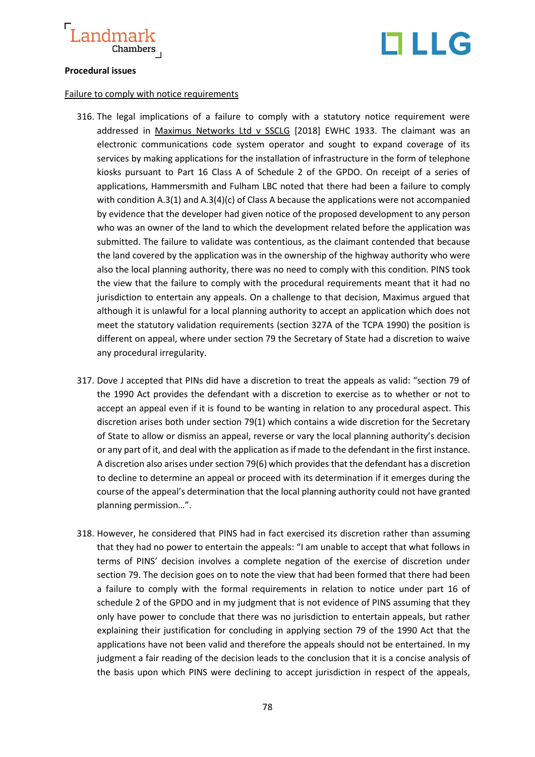**Procedural issues**

<u>Failure to comply with notice requirements</u>

316. The legal implications of a failure to comply with a statutory notice requirement were addressed in <u>Maximus Networks Ltd v SSCLG</u> [2018] EWHC 1933. The claimant was an electronic communications code system operator and sought to expand coverage of its services by making applications for the installation of infrastructure in the form of telephone kiosks pursuant to Part 16 Class A of Schedule 2 of the GPDO. On receipt of a series of applications, Hammersmith and Fulham LBC noted that there had been a failure to comply with condition A.3(1) and A.3(4)(c) of Class A because the applications were not accompanied by evidence that the developer had given notice of the proposed development to any person who was an owner of the land to which the development related before the application was submitted. The failure to validate was contentious, as the claimant contended that because the land covered by the application was in the ownership of the highway authority who were also the local planning authority, there was no need to comply with this condition. PINS took the view that the failure to comply with the procedural requirements meant that it had no jurisdiction to entertain any appeals. On a challenge to that decision, Maximus argued that although it is unlawful for a local planning authority to accept an application which does not meet the statutory validation requirements (section 327A of the TCPA 1990) the position is different on appeal, where under section 79 the Secretary of State had a discretion to waive any procedural irregularity.

317. Dove J accepted that PINs did have a discretion to treat the appeals as valid: "section 79 of the 1990 Act provides the defendant with a discretion to exercise as to whether or not to accept an appeal even if it is found to be wanting in relation to any procedural aspect. This discretion arises both under section 79(1) which contains a wide discretion for the Secretary of State to allow or dismiss an appeal, reverse or vary the local planning authority's decision or any part of it, and deal with the application as if made to the defendant in the first instance. A discretion also arises under section 79(6) which provides that the defendant has a discretion to decline to determine an appeal or proceed with its determination if it emerges during the course of the appeal's determination that the local planning authority could not have granted planning permission…".

318. However, he considered that PINS had in fact exercised its discretion rather than assuming that they had no power to entertain the appeals: "I am unable to accept that what follows in terms of PINS' decision involves a complete negation of the exercise of discretion under section 79. The decision goes on to note the view that had been formed that there had been a failure to comply with the formal requirements in relation to notice under part 16 of schedule 2 of the GPDO and in my judgment that is not evidence of PINS assuming that they only have power to conclude that there was no jurisdiction to entertain appeals, but rather explaining their justification for concluding in applying section 79 of the 1990 Act that the applications have not been valid and therefore the appeals should not be entertained. In my judgment a fair reading of the decision leads to the conclusion that it is a concise analysis of the basis upon which PINS were declining to accept jurisdiction in respect of the appeals,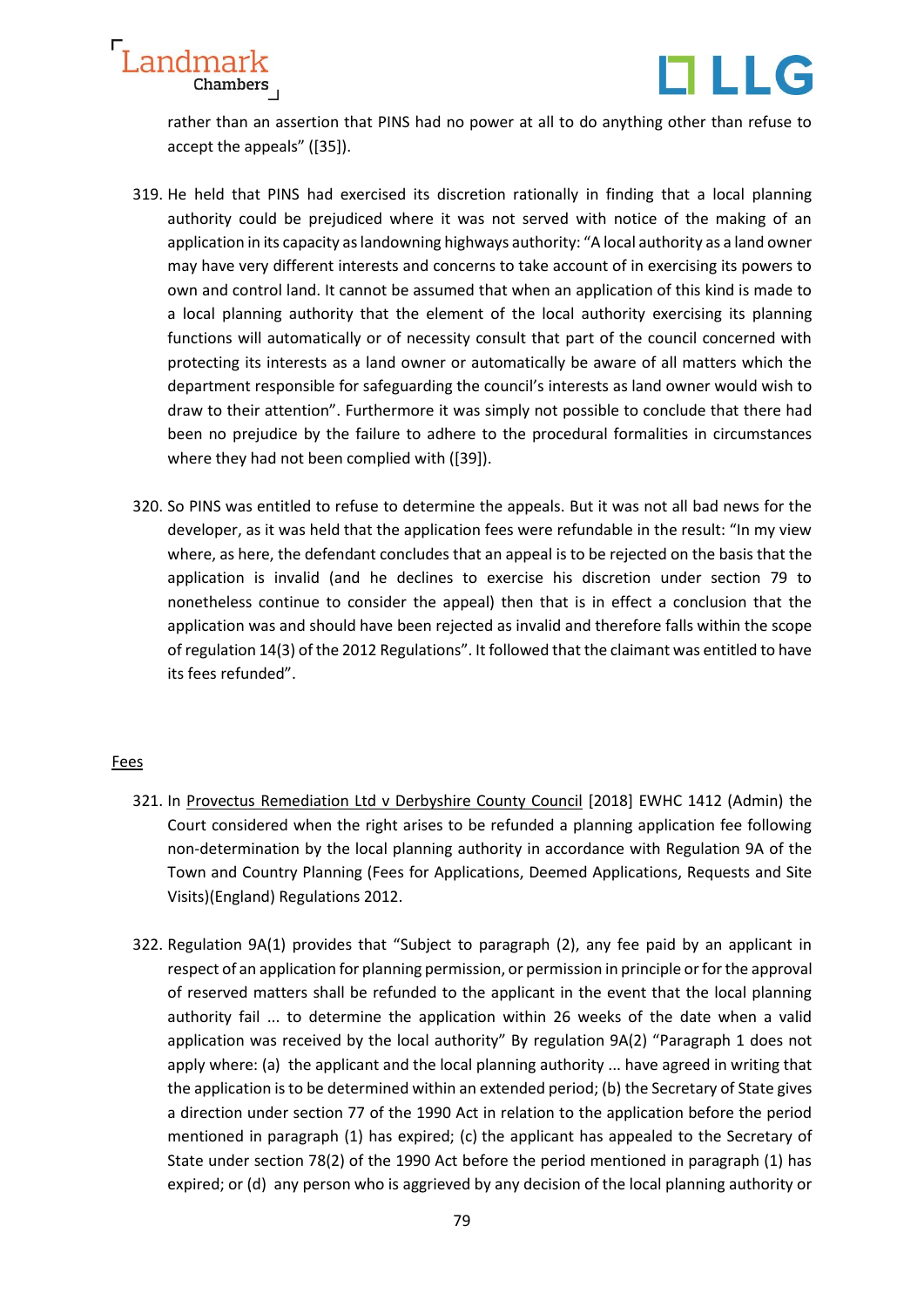rather than an assertion that PINS had no power at all to do anything other than refuse to accept the appeals" ([35]).

319. He held that PINS had exercised its discretion rationally in finding that a local planning authority could be prejudiced where it was not served with notice of the making of an application in its capacity as landowning highways authority: "A local authority as a land owner may have very different interests and concerns to take account of in exercising its powers to own and control land. It cannot be assumed that when an application of this kind is made to a local planning authority that the element of the local authority exercising its planning functions will automatically or of necessity consult that part of the council concerned with protecting its interests as a land owner or automatically be aware of all matters which the department responsible for safeguarding the council's interests as land owner would wish to draw to their attention". Furthermore it was simply not possible to conclude that there had been no prejudice by the failure to adhere to the procedural formalities in circumstances where they had not been complied with ([39]).

320. So PINS was entitled to refuse to determine the appeals. But it was not all bad news for the developer, as it was held that the application fees were refundable in the result: "In my view where, as here, the defendant concludes that an appeal is to be rejected on the basis that the application is invalid (and he declines to exercise his discretion under section 79 to nonetheless continue to consider the appeal) then that is in effect a conclusion that the application was and should have been rejected as invalid and therefore falls within the scope of regulation 14(3) of the 2012 Regulations". It followed that the claimant was entitled to have its fees refunded".

<u>Fees</u>

321. In <u>Provectus Remediation Ltd v Derbyshire County Council</u> [2018] EWHC 1412 (Admin) the Court considered when the right arises to be refunded a planning application fee following non-determination by the local planning authority in accordance with Regulation 9A of the Town and Country Planning (Fees for Applications, Deemed Applications, Requests and Site Visits)(England) Regulations 2012.

322. Regulation 9A(1) provides that "Subject to paragraph (2), any fee paid by an applicant in respect of an application for planning permission, or permission in principle or for the approval of reserved matters shall be refunded to the applicant in the event that the local planning authority fail ... to determine the application within 26 weeks of the date when a valid application was received by the local authority" By regulation 9A(2) "Paragraph 1 does not apply where: (a) the applicant and the local planning authority ... have agreed in writing that the application is to be determined within an extended period; (b) the Secretary of State gives a direction under section 77 of the 1990 Act in relation to the application before the period mentioned in paragraph (1) has expired; (c) the applicant has appealed to the Secretary of State under section 78(2) of the 1990 Act before the period mentioned in paragraph (1) has expired; or (d) any person who is aggrieved by any decision of the local planning authority or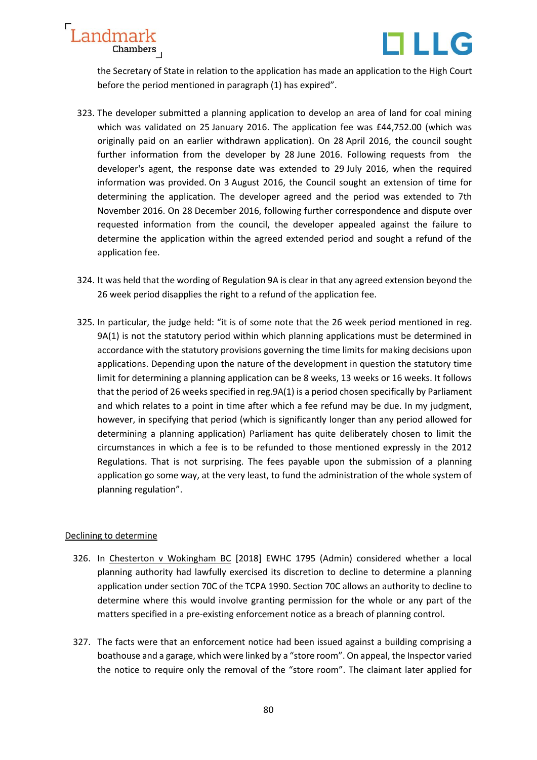the Secretary of State in relation to the application has made an application to the High Court before the period mentioned in paragraph (1) has expired".

323. The developer submitted a planning application to develop an area of land for coal mining which was validated on 25 January 2016. The application fee was £44,752.00 (which was originally paid on an earlier withdrawn application). On 28 April 2016, the council sought further information from the developer by 28 June 2016. Following requests from the developer's agent, the response date was extended to 29 July 2016, when the required information was provided. On 3 August 2016, the Council sought an extension of time for determining the application. The developer agreed and the period was extended to 7th November 2016. On 28 December 2016, following further correspondence and dispute over requested information from the council, the developer appealed against the failure to determine the application within the agreed extended period and sought a refund of the application fee.

324. It was held that the wording of Regulation 9A is clear in that any agreed extension beyond the 26 week period disapplies the right to a refund of the application fee.

325. In particular, the judge held: "it is of some note that the 26 week period mentioned in reg. 9A(1) is not the statutory period within which planning applications must be determined in accordance with the statutory provisions governing the time limits for making decisions upon applications. Depending upon the nature of the development in question the statutory time limit for determining a planning application can be 8 weeks, 13 weeks or 16 weeks. It follows that the period of 26 weeks specified in reg.9A(1) is a period chosen specifically by Parliament and which relates to a point in time after which a fee refund may be due. In my judgment, however, in specifying that period (which is significantly longer than any period allowed for determining a planning application) Parliament has quite deliberately chosen to limit the circumstances in which a fee is to be refunded to those mentioned expressly in the 2012 Regulations. That is not surprising. The fees payable upon the submission of a planning application go some way, at the very least, to fund the administration of the whole system of planning regulation".

## Declining to determine

326. In Chesterton v Wokingham BC [2018] EWHC 1795 (Admin) considered whether a local planning authority had lawfully exercised its discretion to decline to determine a planning application under section 70C of the TCPA 1990. Section 70C allows an authority to decline to determine where this would involve granting permission for the whole or any part of the matters specified in a pre-existing enforcement notice as a breach of planning control.

327. The facts were that an enforcement notice had been issued against a building comprising a boathouse and a garage, which were linked by a "store room". On appeal, the Inspector varied the notice to require only the removal of the "store room". The claimant later applied for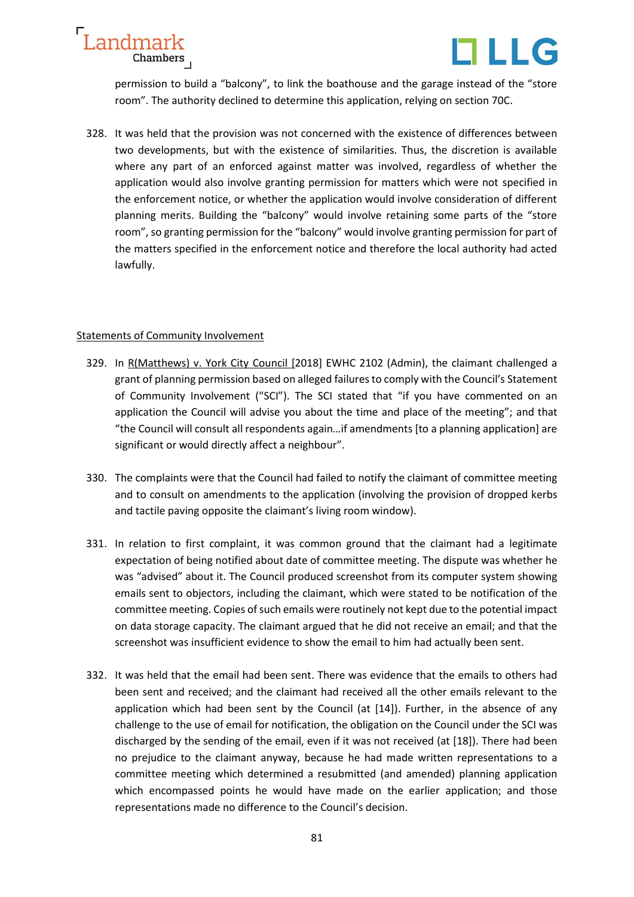permission to build a "balcony", to link the boathouse and the garage instead of the "store room". The authority declined to determine this application, relying on section 70C.

328. It was held that the provision was not concerned with the existence of differences between two developments, but with the existence of similarities. Thus, the discretion is available where any part of an enforced against matter was involved, regardless of whether the application would also involve granting permission for matters which were not specified in the enforcement notice, or whether the application would involve consideration of different planning merits. Building the "balcony" would involve retaining some parts of the "store room", so granting permission for the "balcony" would involve granting permission for part of the matters specified in the enforcement notice and therefore the local authority had acted lawfully.

<u>Statements of Community Involvement</u>

329. In <u>R(Matthews) v. York City Council</u> [2018] EWHC 2102 (Admin), the claimant challenged a grant of planning permission based on alleged failures to comply with the Council's Statement of Community Involvement ("SCI"). The SCI stated that "if you have commented on an application the Council will advise you about the time and place of the meeting"; and that "the Council will consult all respondents again…if amendments [to a planning application] are significant or would directly affect a neighbour".

330. The complaints were that the Council had failed to notify the claimant of committee meeting and to consult on amendments to the application (involving the provision of dropped kerbs and tactile paving opposite the claimant's living room window).

331. In relation to first complaint, it was common ground that the claimant had a legitimate expectation of being notified about date of committee meeting. The dispute was whether he was "advised" about it. The Council produced screenshot from its computer system showing emails sent to objectors, including the claimant, which were stated to be notification of the committee meeting. Copies of such emails were routinely not kept due to the potential impact on data storage capacity. The claimant argued that he did not receive an email; and that the screenshot was insufficient evidence to show the email to him had actually been sent.

332. It was held that the email had been sent. There was evidence that the emails to others had been sent and received; and the claimant had received all the other emails relevant to the application which had been sent by the Council (at [14]). Further, in the absence of any challenge to the use of email for notification, the obligation on the Council under the SCI was discharged by the sending of the email, even if it was not received (at [18]). There had been no prejudice to the claimant anyway, because he had made written representations to a committee meeting which determined a resubmitted (and amended) planning application which encompassed points he would have made on the earlier application; and those representations made no difference to the Council's decision.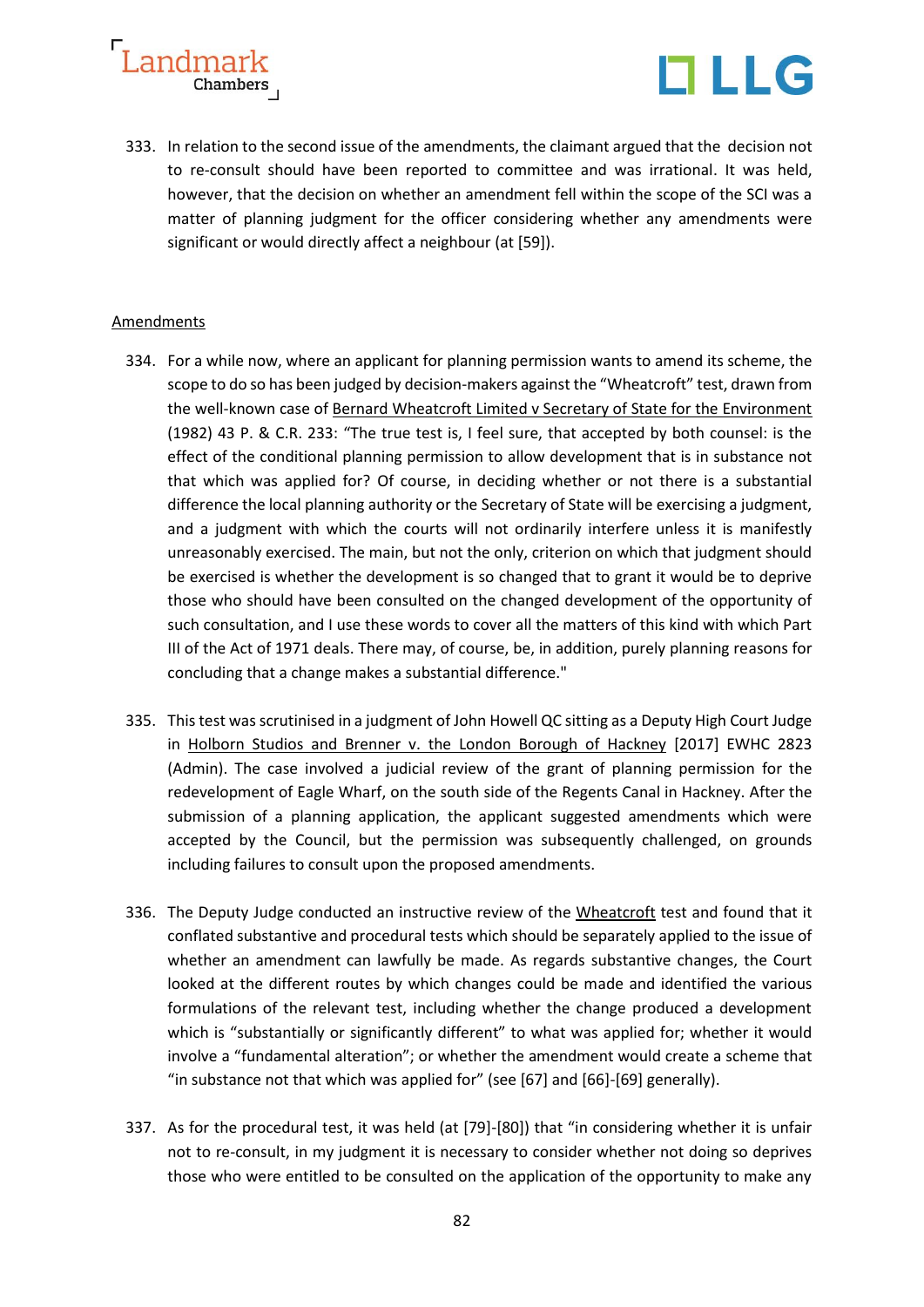333. In relation to the second issue of the amendments, the claimant argued that the decision not to re-consult should have been reported to committee and was irrational. It was held, however, that the decision on whether an amendment fell within the scope of the SCI was a matter of planning judgment for the officer considering whether any amendments were significant or would directly affect a neighbour (at [59]).

<u>Amendments</u>

334. For a while now, where an applicant for planning permission wants to amend its scheme, the scope to do so has been judged by decision-makers against the "Wheatcroft" test, drawn from the well-known case of <u>Bernard Wheatcroft Limited v Secretary of State for the Environment</u> (1982) 43 P. & C.R. 233: "The true test is, I feel sure, that accepted by both counsel: is the effect of the conditional planning permission to allow development that is in substance not that which was applied for? Of course, in deciding whether or not there is a substantial difference the local planning authority or the Secretary of State will be exercising a judgment, and a judgment with which the courts will not ordinarily interfere unless it is manifestly unreasonably exercised. The main, but not the only, criterion on which that judgment should be exercised is whether the development is so changed that to grant it would be to deprive those who should have been consulted on the changed development of the opportunity of such consultation, and I use these words to cover all the matters of this kind with which Part III of the Act of 1971 deals. There may, of course, be, in addition, purely planning reasons for concluding that a change makes a substantial difference."

335. This test was scrutinised in a judgment of John Howell QC sitting as a Deputy High Court Judge in <u>Holborn Studios and Brenner v. the London Borough of Hackney</u> [2017] EWHC 2823 (Admin). The case involved a judicial review of the grant of planning permission for the redevelopment of Eagle Wharf, on the south side of the Regents Canal in Hackney. After the submission of a planning application, the applicant suggested amendments which were accepted by the Council, but the permission was subsequently challenged, on grounds including failures to consult upon the proposed amendments.

336. The Deputy Judge conducted an instructive review of the <u>Wheatcroft</u> test and found that it conflated substantive and procedural tests which should be separately applied to the issue of whether an amendment can lawfully be made. As regards substantive changes, the Court looked at the different routes by which changes could be made and identified the various formulations of the relevant test, including whether the change produced a development which is "substantially or significantly different" to what was applied for; whether it would involve a "fundamental alteration"; or whether the amendment would create a scheme that "in substance not that which was applied for" (see [67] and [66]-[69] generally).

337. As for the procedural test, it was held (at [79]-[80]) that "in considering whether it is unfair not to re-consult, in my judgment it is necessary to consider whether not doing so deprives those who were entitled to be consulted on the application of the opportunity to make any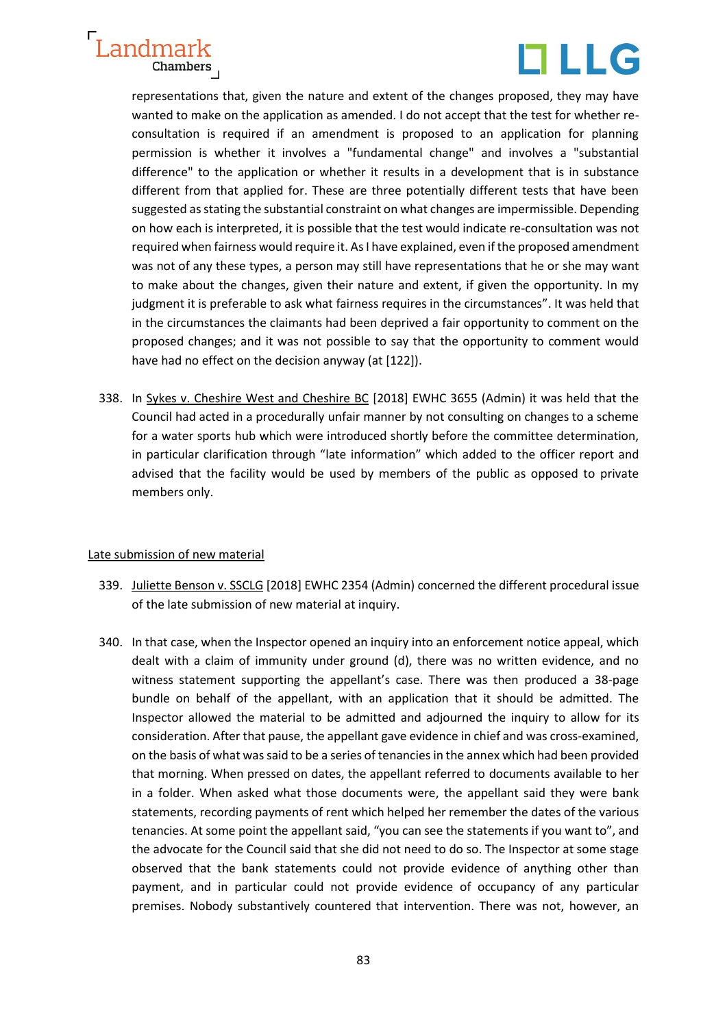representations that, given the nature and extent of the changes proposed, they may have wanted to make on the application as amended. I do not accept that the test for whether re-consultation is required if an amendment is proposed to an application for planning permission is whether it involves a "fundamental change" and involves a "substantial difference" to the application or whether it results in a development that is in substance different from that applied for. These are three potentially different tests that have been suggested as stating the substantial constraint on what changes are impermissible. Depending on how each is interpreted, it is possible that the test would indicate re-consultation was not required when fairness would require it. As I have explained, even if the proposed amendment was not of any these types, a person may still have representations that he or she may want to make about the changes, given their nature and extent, if given the opportunity. In my judgment it is preferable to ask what fairness requires in the circumstances". It was held that in the circumstances the claimants had been deprived a fair opportunity to comment on the proposed changes; and it was not possible to say that the opportunity to comment would have had no effect on the decision anyway (at [122]).

338. In Sykes v. Cheshire West and Cheshire BC [2018] EWHC 3655 (Admin) it was held that the Council had acted in a procedurally unfair manner by not consulting on changes to a scheme for a water sports hub which were introduced shortly before the committee determination, in particular clarification through "late information" which added to the officer report and advised that the facility would be used by members of the public as opposed to private members only.

Late submission of new material

339. Juliette Benson v. SSCLG [2018] EWHC 2354 (Admin) concerned the different procedural issue of the late submission of new material at inquiry.

340. In that case, when the Inspector opened an inquiry into an enforcement notice appeal, which dealt with a claim of immunity under ground (d), there was no written evidence, and no witness statement supporting the appellant's case. There was then produced a 38-page bundle on behalf of the appellant, with an application that it should be admitted. The Inspector allowed the material to be admitted and adjourned the inquiry to allow for its consideration. After that pause, the appellant gave evidence in chief and was cross-examined, on the basis of what was said to be a series of tenancies in the annex which had been provided that morning. When pressed on dates, the appellant referred to documents available to her in a folder. When asked what those documents were, the appellant said they were bank statements, recording payments of rent which helped her remember the dates of the various tenancies. At some point the appellant said, "you can see the statements if you want to", and the advocate for the Council said that she did not need to do so. The Inspector at some stage observed that the bank statements could not provide evidence of anything other than payment, and in particular could not provide evidence of occupancy of any particular premises. Nobody substantively countered that intervention. There was not, however, an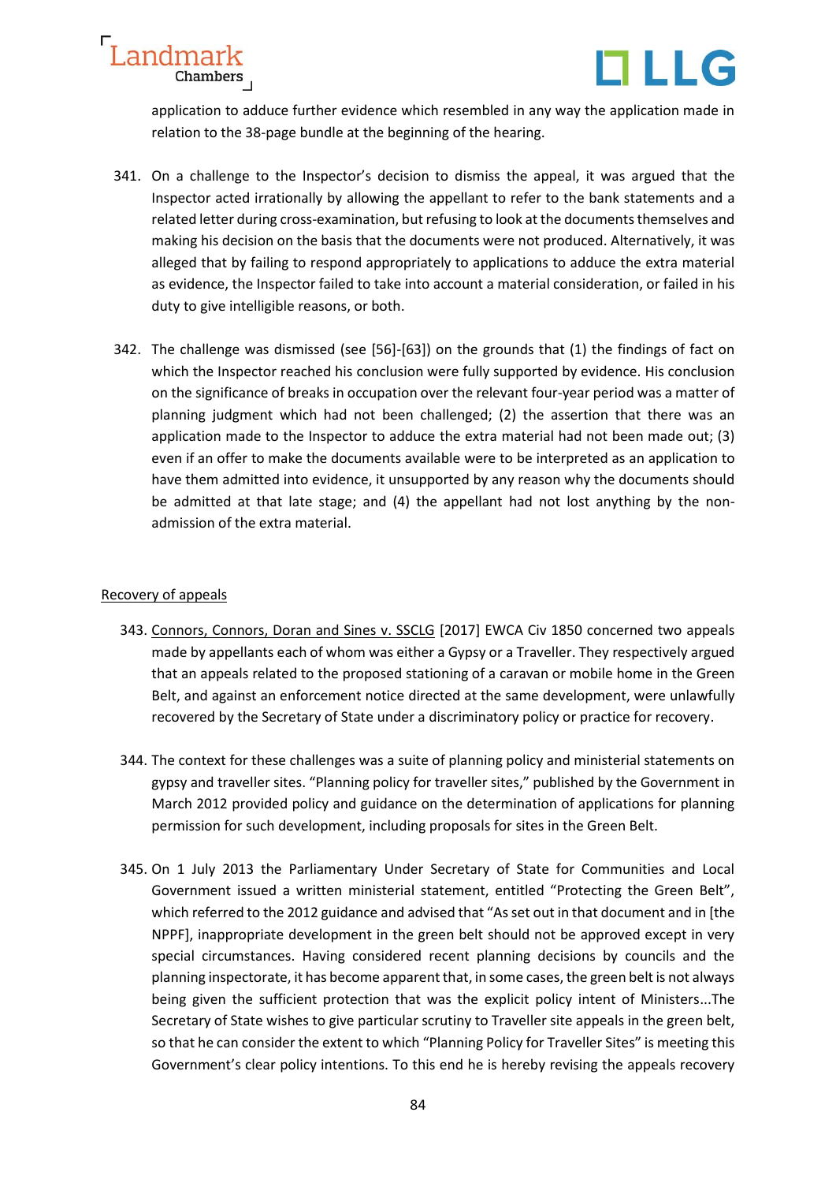application to adduce further evidence which resembled in any way the application made in relation to the 38-page bundle at the beginning of the hearing.

341. On a challenge to the Inspector's decision to dismiss the appeal, it was argued that the Inspector acted irrationally by allowing the appellant to refer to the bank statements and a related letter during cross-examination, but refusing to look at the documents themselves and making his decision on the basis that the documents were not produced. Alternatively, it was alleged that by failing to respond appropriately to applications to adduce the extra material as evidence, the Inspector failed to take into account a material consideration, or failed in his duty to give intelligible reasons, or both.

342. The challenge was dismissed (see [56]-[63]) on the grounds that (1) the findings of fact on which the Inspector reached his conclusion were fully supported by evidence. His conclusion on the significance of breaks in occupation over the relevant four-year period was a matter of planning judgment which had not been challenged; (2) the assertion that there was an application made to the Inspector to adduce the extra material had not been made out; (3) even if an offer to make the documents available were to be interpreted as an application to have them admitted into evidence, it unsupported by any reason why the documents should be admitted at that late stage; and (4) the appellant had not lost anything by the non-admission of the extra material.

## Recovery of appeals

343. Connors, Connors, Doran and Sines v. SSCLG [2017] EWCA Civ 1850 concerned two appeals made by appellants each of whom was either a Gypsy or a Traveller. They respectively argued that an appeals related to the proposed stationing of a caravan or mobile home in the Green Belt, and against an enforcement notice directed at the same development, were unlawfully recovered by the Secretary of State under a discriminatory policy or practice for recovery.

344. The context for these challenges was a suite of planning policy and ministerial statements on gypsy and traveller sites. "Planning policy for traveller sites," published by the Government in March 2012 provided policy and guidance on the determination of applications for planning permission for such development, including proposals for sites in the Green Belt.

345. On 1 July 2013 the Parliamentary Under Secretary of State for Communities and Local Government issued a written ministerial statement, entitled "Protecting the Green Belt", which referred to the 2012 guidance and advised that "As set out in that document and in [the NPPF], inappropriate development in the green belt should not be approved except in very special circumstances. Having considered recent planning decisions by councils and the planning inspectorate, it has become apparent that, in some cases, the green belt is not always being given the sufficient protection that was the explicit policy intent of Ministers...The Secretary of State wishes to give particular scrutiny to Traveller site appeals in the green belt, so that he can consider the extent to which "Planning Policy for Traveller Sites" is meeting this Government's clear policy intentions. To this end he is hereby revising the appeals recovery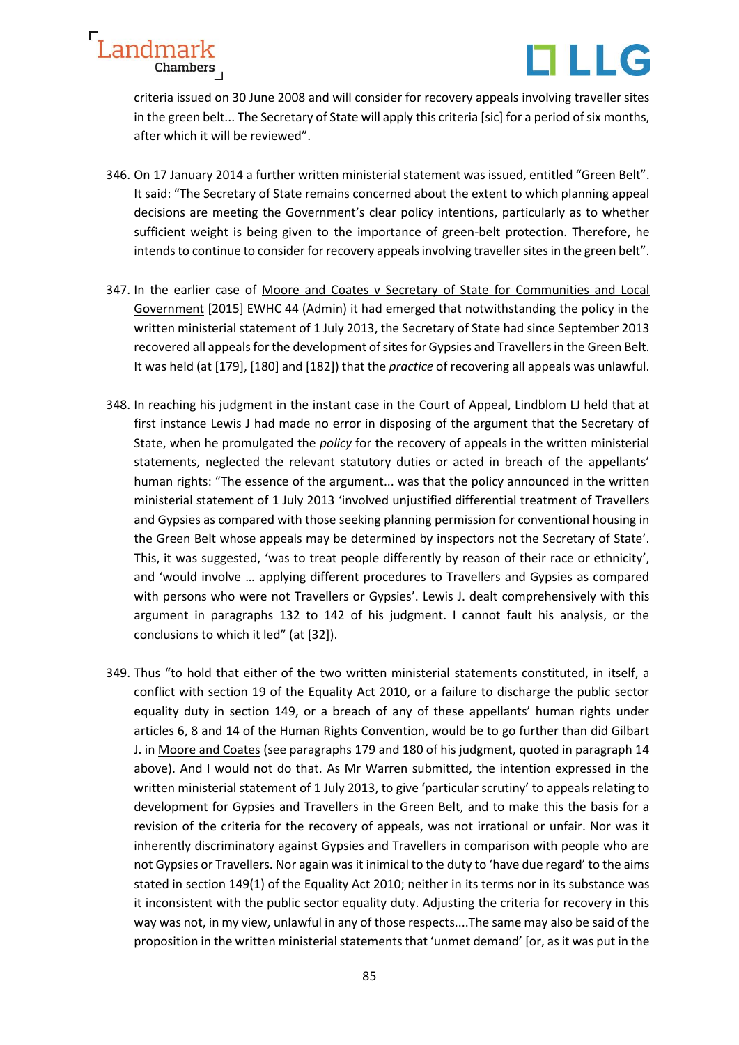criteria issued on 30 June 2008 and will consider for recovery appeals involving traveller sites in the green belt... The Secretary of State will apply this criteria [sic] for a period of six months, after which it will be reviewed".

346. On 17 January 2014 a further written ministerial statement was issued, entitled "Green Belt". It said: "The Secretary of State remains concerned about the extent to which planning appeal decisions are meeting the Government's clear policy intentions, particularly as to whether sufficient weight is being given to the importance of green-belt protection. Therefore, he intends to continue to consider for recovery appeals involving traveller sites in the green belt".

347. In the earlier case of Moore and Coates v Secretary of State for Communities and Local Government [2015] EWHC 44 (Admin) it had emerged that notwithstanding the policy in the written ministerial statement of 1 July 2013, the Secretary of State had since September 2013 recovered all appeals for the development of sites for Gypsies and Travellers in the Green Belt. It was held (at [179], [180] and [182]) that the *practice* of recovering all appeals was unlawful.

348. In reaching his judgment in the instant case in the Court of Appeal, Lindblom LJ held that at first instance Lewis J had made no error in disposing of the argument that the Secretary of State, when he promulgated the *policy* for the recovery of appeals in the written ministerial statements, neglected the relevant statutory duties or acted in breach of the appellants' human rights: "The essence of the argument... was that the policy announced in the written ministerial statement of 1 July 2013 'involved unjustified differential treatment of Travellers and Gypsies as compared with those seeking planning permission for conventional housing in the Green Belt whose appeals may be determined by inspectors not the Secretary of State'. This, it was suggested, 'was to treat people differently by reason of their race or ethnicity', and 'would involve … applying different procedures to Travellers and Gypsies as compared with persons who were not Travellers or Gypsies'. Lewis J. dealt comprehensively with this argument in paragraphs 132 to 142 of his judgment. I cannot fault his analysis, or the conclusions to which it led" (at [32]).

349. Thus "to hold that either of the two written ministerial statements constituted, in itself, a conflict with section 19 of the Equality Act 2010, or a failure to discharge the public sector equality duty in section 149, or a breach of any of these appellants' human rights under articles 6, 8 and 14 of the Human Rights Convention, would be to go further than did Gilbart J. in Moore and Coates (see paragraphs 179 and 180 of his judgment, quoted in paragraph 14 above). And I would not do that. As Mr Warren submitted, the intention expressed in the written ministerial statement of 1 July 2013, to give 'particular scrutiny' to appeals relating to development for Gypsies and Travellers in the Green Belt, and to make this the basis for a revision of the criteria for the recovery of appeals, was not irrational or unfair. Nor was it inherently discriminatory against Gypsies and Travellers in comparison with people who are not Gypsies or Travellers. Nor again was it inimical to the duty to 'have due regard' to the aims stated in section 149(1) of the Equality Act 2010; neither in its terms nor in its substance was it inconsistent with the public sector equality duty. Adjusting the criteria for recovery in this way was not, in my view, unlawful in any of those respects....The same may also be said of the proposition in the written ministerial statements that 'unmet demand' [or, as it was put in the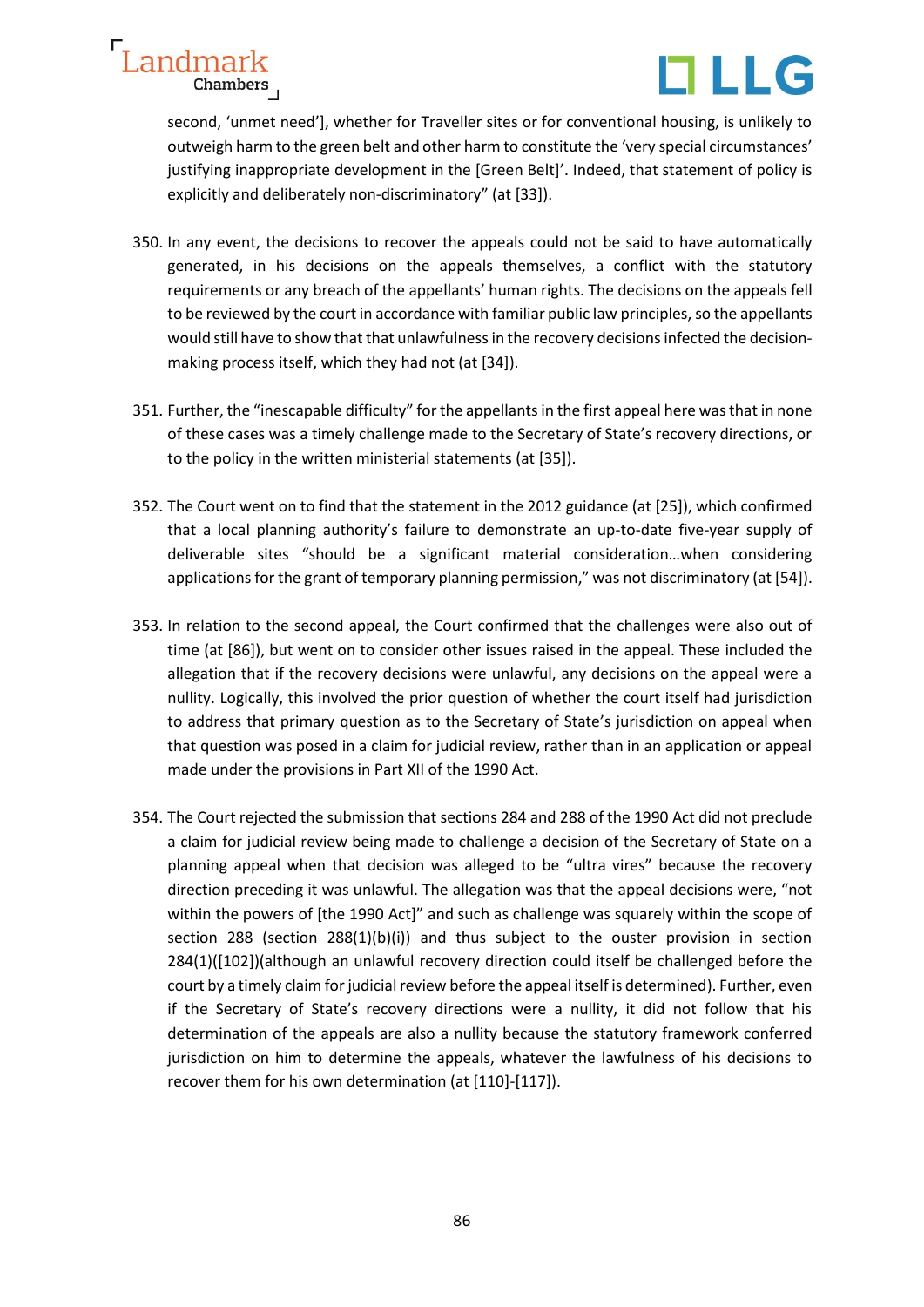second, 'unmet need'], whether for Traveller sites or for conventional housing, is unlikely to outweigh harm to the green belt and other harm to constitute the 'very special circumstances' justifying inappropriate development in the [Green Belt]'. Indeed, that statement of policy is explicitly and deliberately non-discriminatory" (at [33]).

350. In any event, the decisions to recover the appeals could not be said to have automatically generated, in his decisions on the appeals themselves, a conflict with the statutory requirements or any breach of the appellants' human rights. The decisions on the appeals fell to be reviewed by the court in accordance with familiar public law principles, so the appellants would still have to show that that unlawfulness in the recovery decisions infected the decision-making process itself, which they had not (at [34]).

351. Further, the "inescapable difficulty" for the appellants in the first appeal here was that in none of these cases was a timely challenge made to the Secretary of State's recovery directions, or to the policy in the written ministerial statements (at [35]).

352. The Court went on to find that the statement in the 2012 guidance (at [25]), which confirmed that a local planning authority's failure to demonstrate an up-to-date five-year supply of deliverable sites "should be a significant material consideration…when considering applications for the grant of temporary planning permission," was not discriminatory (at [54]).

353. In relation to the second appeal, the Court confirmed that the challenges were also out of time (at [86]), but went on to consider other issues raised in the appeal. These included the allegation that if the recovery decisions were unlawful, any decisions on the appeal were a nullity. Logically, this involved the prior question of whether the court itself had jurisdiction to address that primary question as to the Secretary of State's jurisdiction on appeal when that question was posed in a claim for judicial review, rather than in an application or appeal made under the provisions in Part XII of the 1990 Act.

354. The Court rejected the submission that sections 284 and 288 of the 1990 Act did not preclude a claim for judicial review being made to challenge a decision of the Secretary of State on a planning appeal when that decision was alleged to be "ultra vires" because the recovery direction preceding it was unlawful. The allegation was that the appeal decisions were, "not within the powers of [the 1990 Act]" and such as challenge was squarely within the scope of section 288 (section 288(1)(b)(i)) and thus subject to the ouster provision in section 284(1)([102])(although an unlawful recovery direction could itself be challenged before the court by a timely claim for judicial review before the appeal itself is determined). Further, even if the Secretary of State's recovery directions were a nullity, it did not follow that his determination of the appeals are also a nullity because the statutory framework conferred jurisdiction on him to determine the appeals, whatever the lawfulness of his decisions to recover them for his own determination (at [110]-[117]).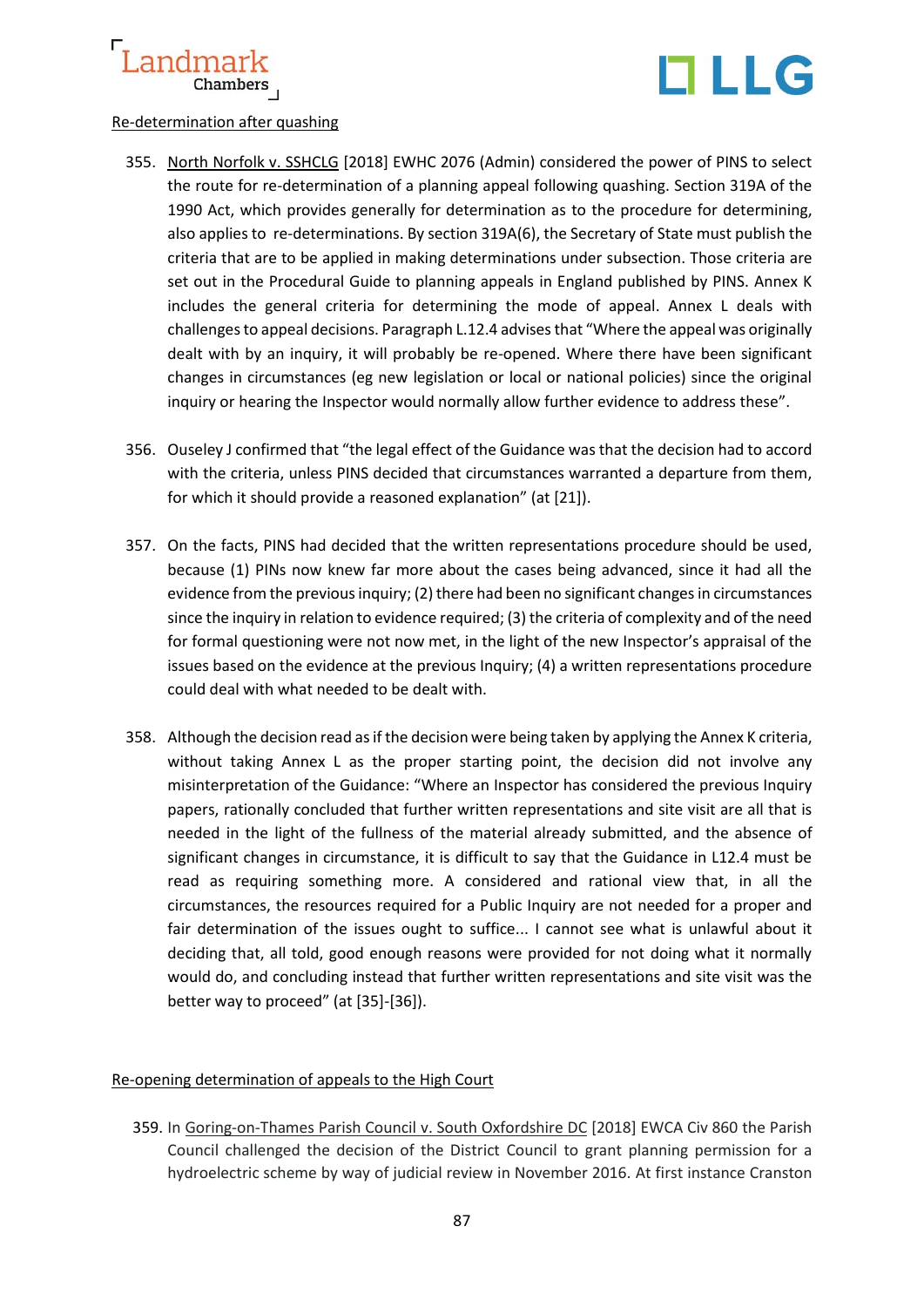Re-determination after quashing

355. North Norfolk v. SSHCLG [2018] EWHC 2076 (Admin) considered the power of PINS to select the route for re-determination of a planning appeal following quashing. Section 319A of the 1990 Act, which provides generally for determination as to the procedure for determining, also applies to re-determinations. By section 319A(6), the Secretary of State must publish the criteria that are to be applied in making determinations under subsection. Those criteria are set out in the Procedural Guide to planning appeals in England published by PINS. Annex K includes the general criteria for determining the mode of appeal. Annex L deals with challenges to appeal decisions. Paragraph L.12.4 advises that "Where the appeal was originally dealt with by an inquiry, it will probably be re-opened. Where there have been significant changes in circumstances (eg new legislation or local or national policies) since the original inquiry or hearing the Inspector would normally allow further evidence to address these".

356. Ouseley J confirmed that "the legal effect of the Guidance was that the decision had to accord with the criteria, unless PINS decided that circumstances warranted a departure from them, for which it should provide a reasoned explanation" (at [21]).

357. On the facts, PINS had decided that the written representations procedure should be used, because (1) PINs now knew far more about the cases being advanced, since it had all the evidence from the previous inquiry; (2) there had been no significant changes in circumstances since the inquiry in relation to evidence required; (3) the criteria of complexity and of the need for formal questioning were not now met, in the light of the new Inspector's appraisal of the issues based on the evidence at the previous Inquiry; (4) a written representations procedure could deal with what needed to be dealt with.

358. Although the decision read as if the decision were being taken by applying the Annex K criteria, without taking Annex L as the proper starting point, the decision did not involve any misinterpretation of the Guidance: "Where an Inspector has considered the previous Inquiry papers, rationally concluded that further written representations and site visit are all that is needed in the light of the fullness of the material already submitted, and the absence of significant changes in circumstance, it is difficult to say that the Guidance in L12.4 must be read as requiring something more. A considered and rational view that, in all the circumstances, the resources required for a Public Inquiry are not needed for a proper and fair determination of the issues ought to suffice... I cannot see what is unlawful about it deciding that, all told, good enough reasons were provided for not doing what it normally would do, and concluding instead that further written representations and site visit was the better way to proceed" (at [35]-[36]).

Re-opening determination of appeals to the High Court

359. In Goring-on-Thames Parish Council v. South Oxfordshire DC [2018] EWCA Civ 860 the Parish Council challenged the decision of the District Council to grant planning permission for a hydroelectric scheme by way of judicial review in November 2016. At first instance Cranston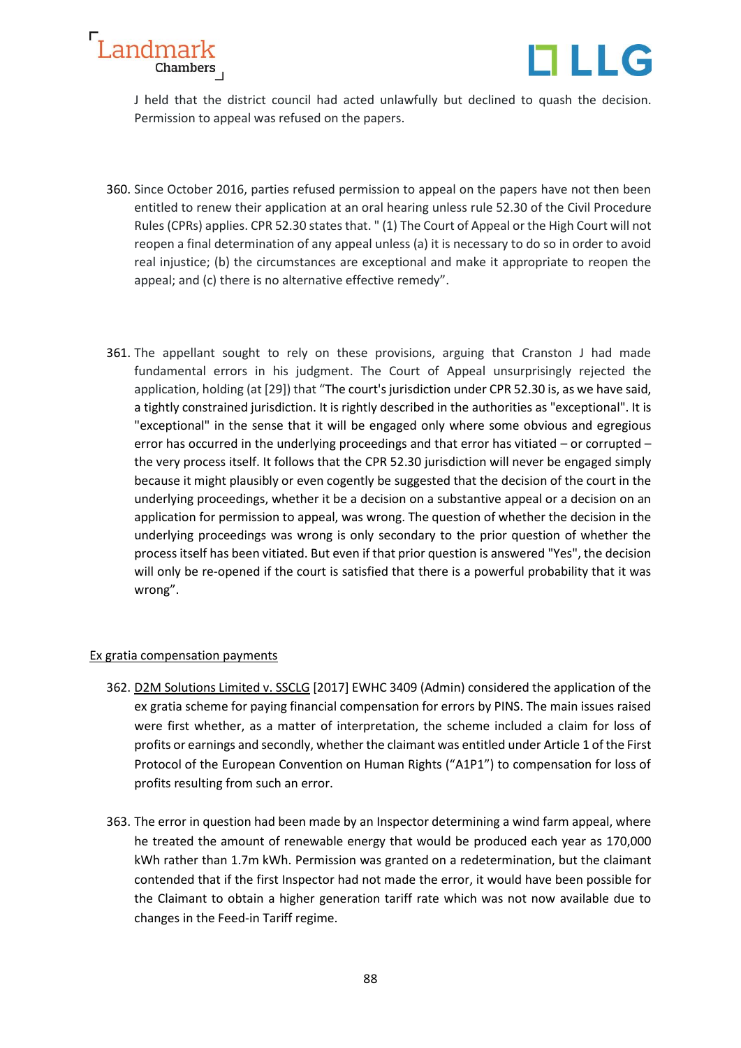J held that the district council had acted unlawfully but declined to quash the decision. Permission to appeal was refused on the papers.

360. Since October 2016, parties refused permission to appeal on the papers have not then been entitled to renew their application at an oral hearing unless rule 52.30 of the Civil Procedure Rules (CPRs) applies. CPR 52.30 states that. " (1) The Court of Appeal or the High Court will not reopen a final determination of any appeal unless (a) it is necessary to do so in order to avoid real injustice; (b) the circumstances are exceptional and make it appropriate to reopen the appeal; and (c) there is no alternative effective remedy".

361. The appellant sought to rely on these provisions, arguing that Cranston J had made fundamental errors in his judgment. The Court of Appeal unsurprisingly rejected the application, holding (at [29]) that "The court's jurisdiction under CPR 52.30 is, as we have said, a tightly constrained jurisdiction. It is rightly described in the authorities as "exceptional". It is "exceptional" in the sense that it will be engaged only where some obvious and egregious error has occurred in the underlying proceedings and that error has vitiated – or corrupted – the very process itself. It follows that the CPR 52.30 jurisdiction will never be engaged simply because it might plausibly or even cogently be suggested that the decision of the court in the underlying proceedings, whether it be a decision on a substantive appeal or a decision on an application for permission to appeal, was wrong. The question of whether the decision in the underlying proceedings was wrong is only secondary to the prior question of whether the process itself has been vitiated. But even if that prior question is answered "Yes", the decision will only be re-opened if the court is satisfied that there is a powerful probability that it was wrong".

## Ex gratia compensation payments

362. D2M Solutions Limited v. SSCLG [2017] EWHC 3409 (Admin) considered the application of the ex gratia scheme for paying financial compensation for errors by PINS. The main issues raised were first whether, as a matter of interpretation, the scheme included a claim for loss of profits or earnings and secondly, whether the claimant was entitled under Article 1 of the First Protocol of the European Convention on Human Rights ("A1P1") to compensation for loss of profits resulting from such an error.

363. The error in question had been made by an Inspector determining a wind farm appeal, where he treated the amount of renewable energy that would be produced each year as 170,000 kWh rather than 1.7m kWh. Permission was granted on a redetermination, but the claimant contended that if the first Inspector had not made the error, it would have been possible for the Claimant to obtain a higher generation tariff rate which was not now available due to changes in the Feed-in Tariff regime.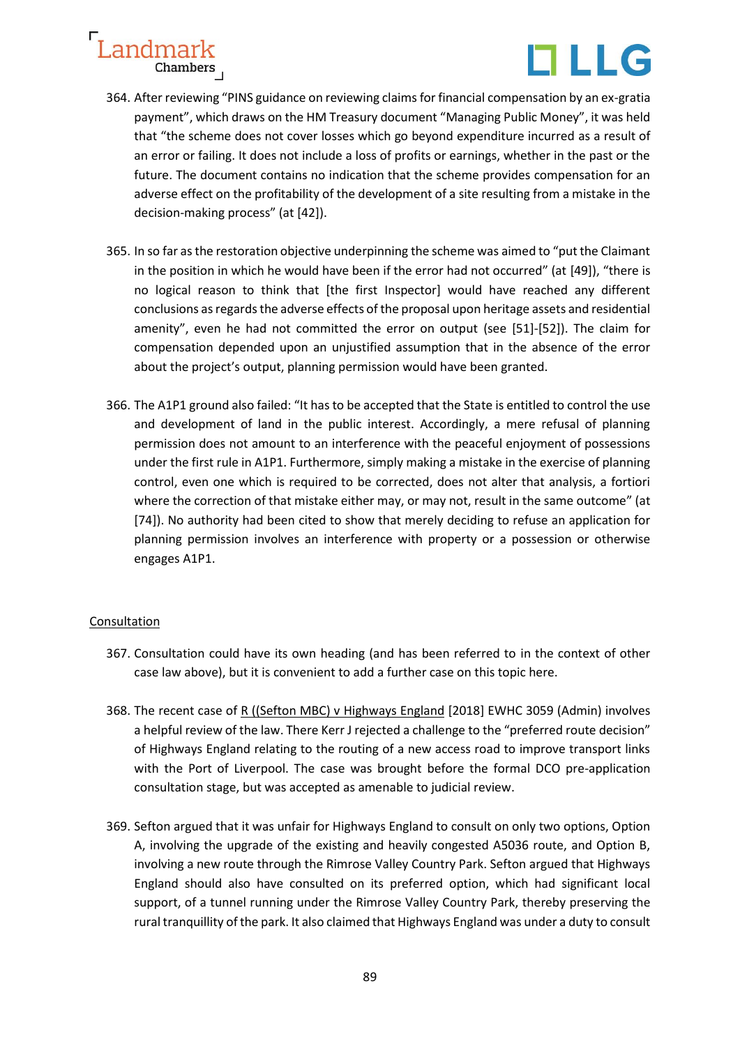364. After reviewing "PINS guidance on reviewing claims for financial compensation by an ex-gratia payment", which draws on the HM Treasury document "Managing Public Money", it was held that "the scheme does not cover losses which go beyond expenditure incurred as a result of an error or failing. It does not include a loss of profits or earnings, whether in the past or the future. The document contains no indication that the scheme provides compensation for an adverse effect on the profitability of the development of a site resulting from a mistake in the decision-making process" (at [42]).

365. In so far as the restoration objective underpinning the scheme was aimed to "put the Claimant in the position in which he would have been if the error had not occurred" (at [49]), "there is no logical reason to think that [the first Inspector] would have reached any different conclusions as regards the adverse effects of the proposal upon heritage assets and residential amenity", even he had not committed the error on output (see [51]-[52]). The claim for compensation depended upon an unjustified assumption that in the absence of the error about the project's output, planning permission would have been granted.

366. The A1P1 ground also failed: "It has to be accepted that the State is entitled to control the use and development of land in the public interest. Accordingly, a mere refusal of planning permission does not amount to an interference with the peaceful enjoyment of possessions under the first rule in A1P1. Furthermore, simply making a mistake in the exercise of planning control, even one which is required to be corrected, does not alter that analysis, a fortiori where the correction of that mistake either may, or may not, result in the same outcome" (at [74]). No authority had been cited to show that merely deciding to refuse an application for planning permission involves an interference with property or a possession or otherwise engages A1P1.

Consultation

367. Consultation could have its own heading (and has been referred to in the context of other case law above), but it is convenient to add a further case on this topic here.

368. The recent case of R ((Sefton MBC) v Highways England [2018] EWHC 3059 (Admin) involves a helpful review of the law. There Kerr J rejected a challenge to the "preferred route decision" of Highways England relating to the routing of a new access road to improve transport links with the Port of Liverpool. The case was brought before the formal DCO pre-application consultation stage, but was accepted as amenable to judicial review.

369. Sefton argued that it was unfair for Highways England to consult on only two options, Option A, involving the upgrade of the existing and heavily congested A5036 route, and Option B, involving a new route through the Rimrose Valley Country Park. Sefton argued that Highways England should also have consulted on its preferred option, which had significant local support, of a tunnel running under the Rimrose Valley Country Park, thereby preserving the rural tranquillity of the park. It also claimed that Highways England was under a duty to consult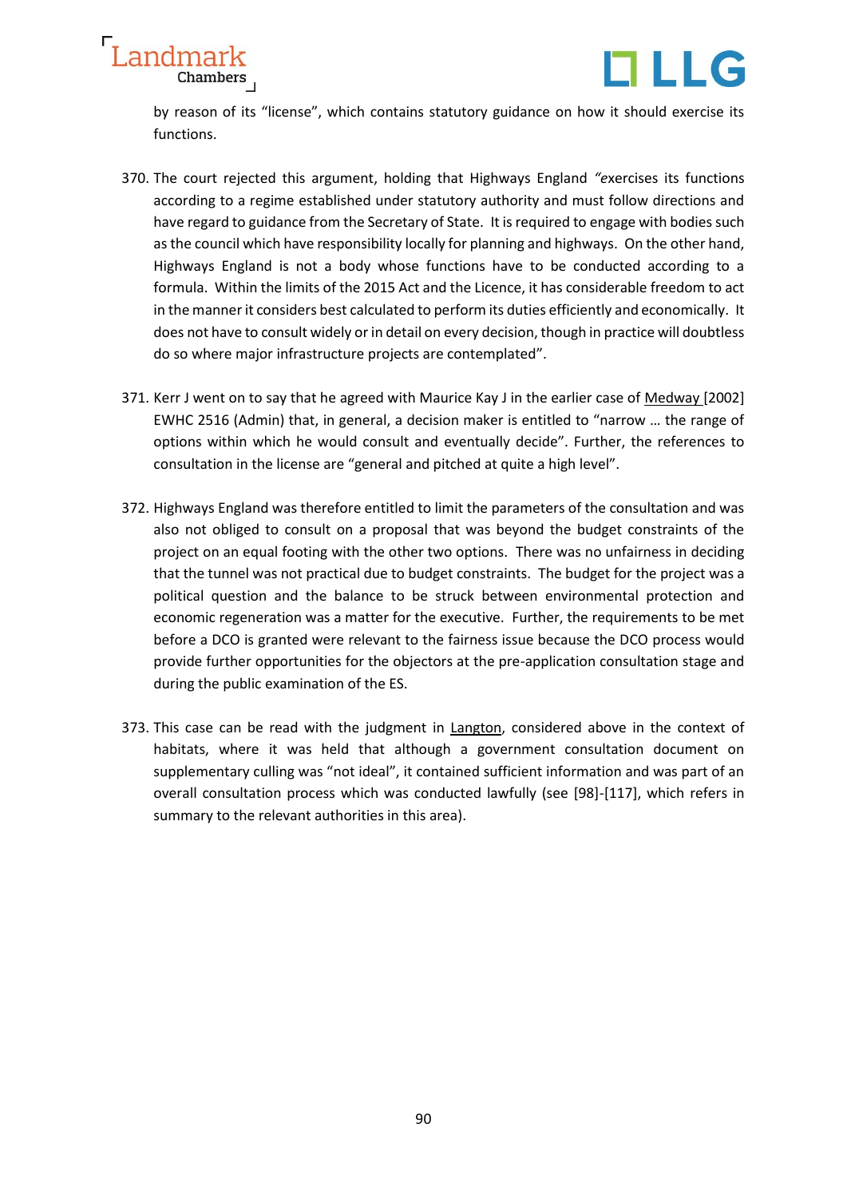by reason of its "license", which contains statutory guidance on how it should exercise its functions.

370. The court rejected this argument, holding that Highways England *"e*xercises its functions according to a regime established under statutory authority and must follow directions and have regard to guidance from the Secretary of State. It is required to engage with bodies such as the council which have responsibility locally for planning and highways. On the other hand, Highways England is not a body whose functions have to be conducted according to a formula. Within the limits of the 2015 Act and the Licence, it has considerable freedom to act in the manner it considers best calculated to perform its duties efficiently and economically. It does not have to consult widely or in detail on every decision, though in practice will doubtless do so where major infrastructure projects are contemplated".

371. Kerr J went on to say that he agreed with Maurice Kay J in the earlier case of Medway [2002] EWHC 2516 (Admin) that, in general, a decision maker is entitled to "narrow … the range of options within which he would consult and eventually decide". Further, the references to consultation in the license are "general and pitched at quite a high level".

372. Highways England was therefore entitled to limit the parameters of the consultation and was also not obliged to consult on a proposal that was beyond the budget constraints of the project on an equal footing with the other two options. There was no unfairness in deciding that the tunnel was not practical due to budget constraints. The budget for the project was a political question and the balance to be struck between environmental protection and economic regeneration was a matter for the executive. Further, the requirements to be met before a DCO is granted were relevant to the fairness issue because the DCO process would provide further opportunities for the objectors at the pre-application consultation stage and during the public examination of the ES.

373. This case can be read with the judgment in Langton, considered above in the context of habitats, where it was held that although a government consultation document on supplementary culling was "not ideal", it contained sufficient information and was part of an overall consultation process which was conducted lawfully (see [98]-[117], which refers in summary to the relevant authorities in this area).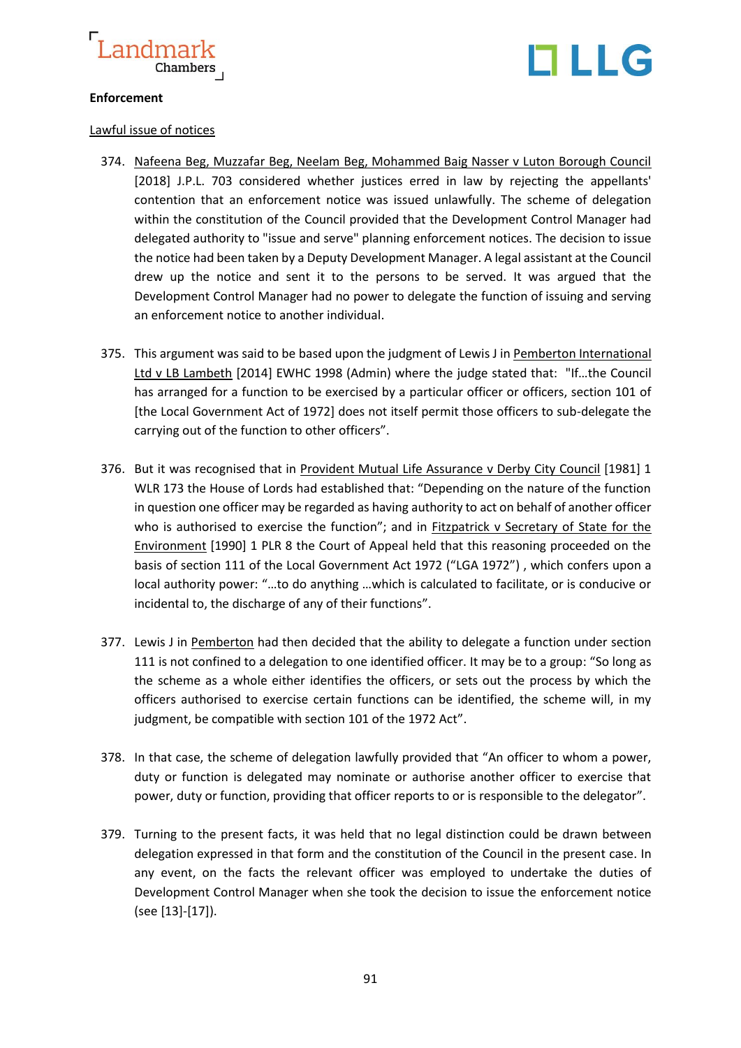**Enforcement**

Lawful issue of notices

374. Nafeena Beg, Muzzafar Beg, Neelam Beg, Mohammed Baig Nasser v Luton Borough Council [2018] J.P.L. 703 considered whether justices erred in law by rejecting the appellants' contention that an enforcement notice was issued unlawfully. The scheme of delegation within the constitution of the Council provided that the Development Control Manager had delegated authority to "issue and serve" planning enforcement notices. The decision to issue the notice had been taken by a Deputy Development Manager. A legal assistant at the Council drew up the notice and sent it to the persons to be served. It was argued that the Development Control Manager had no power to delegate the function of issuing and serving an enforcement notice to another individual.

375. This argument was said to be based upon the judgment of Lewis J in Pemberton International Ltd v LB Lambeth [2014] EWHC 1998 (Admin) where the judge stated that: "If…the Council has arranged for a function to be exercised by a particular officer or officers, section 101 of [the Local Government Act of 1972] does not itself permit those officers to sub-delegate the carrying out of the function to other officers".

376. But it was recognised that in Provident Mutual Life Assurance v Derby City Council [1981] 1 WLR 173 the House of Lords had established that: "Depending on the nature of the function in question one officer may be regarded as having authority to act on behalf of another officer who is authorised to exercise the function"; and in Fitzpatrick v Secretary of State for the Environment [1990] 1 PLR 8 the Court of Appeal held that this reasoning proceeded on the basis of section 111 of the Local Government Act 1972 ("LGA 1972") , which confers upon a local authority power: "…to do anything …which is calculated to facilitate, or is conducive or incidental to, the discharge of any of their functions".

377. Lewis J in Pemberton had then decided that the ability to delegate a function under section 111 is not confined to a delegation to one identified officer. It may be to a group: "So long as the scheme as a whole either identifies the officers, or sets out the process by which the officers authorised to exercise certain functions can be identified, the scheme will, in my judgment, be compatible with section 101 of the 1972 Act".

378. In that case, the scheme of delegation lawfully provided that "An officer to whom a power, duty or function is delegated may nominate or authorise another officer to exercise that power, duty or function, providing that officer reports to or is responsible to the delegator".

379. Turning to the present facts, it was held that no legal distinction could be drawn between delegation expressed in that form and the constitution of the Council in the present case. In any event, on the facts the relevant officer was employed to undertake the duties of Development Control Manager when she took the decision to issue the enforcement notice (see [13]-[17]).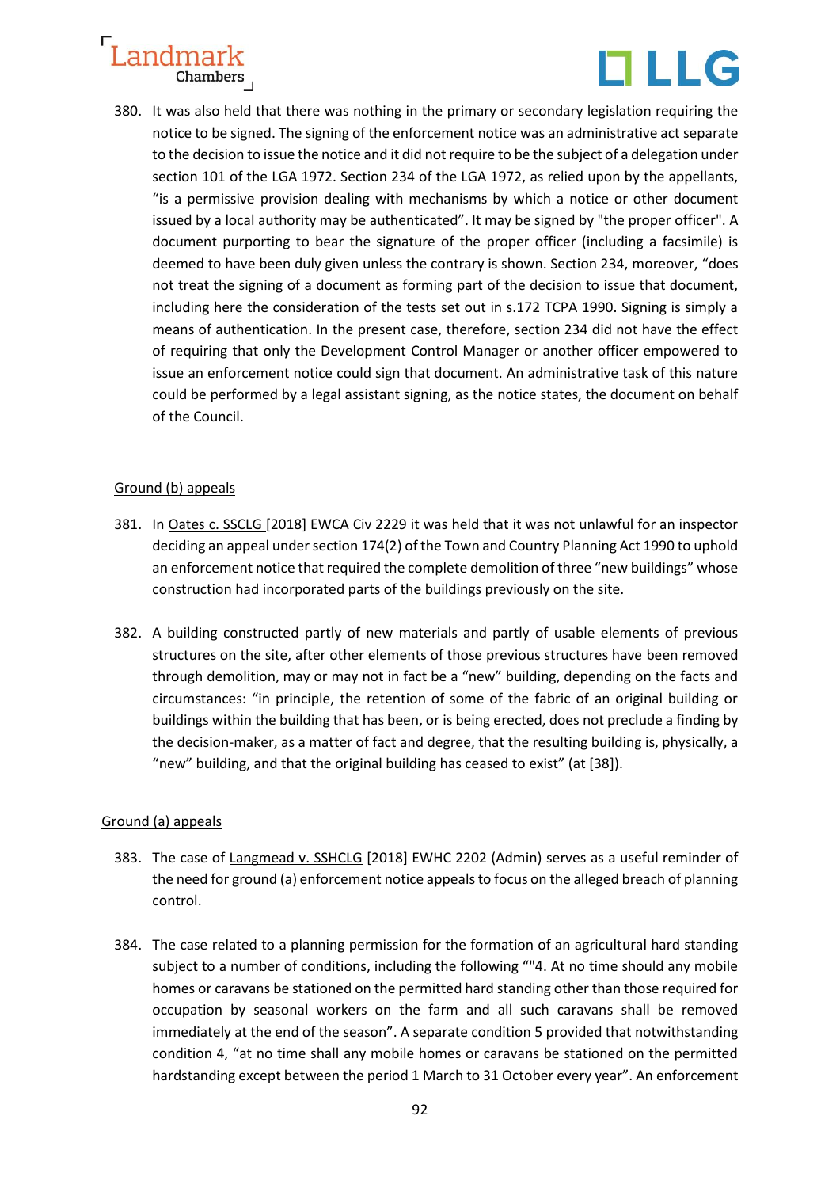380. It was also held that there was nothing in the primary or secondary legislation requiring the notice to be signed. The signing of the enforcement notice was an administrative act separate to the decision to issue the notice and it did not require to be the subject of a delegation under section 101 of the LGA 1972. Section 234 of the LGA 1972, as relied upon by the appellants, "is a permissive provision dealing with mechanisms by which a notice or other document issued by a local authority may be authenticated". It may be signed by "the proper officer". A document purporting to bear the signature of the proper officer (including a facsimile) is deemed to have been duly given unless the contrary is shown. Section 234, moreover, "does not treat the signing of a document as forming part of the decision to issue that document, including here the consideration of the tests set out in s.172 TCPA 1990. Signing is simply a means of authentication. In the present case, therefore, section 234 did not have the effect of requiring that only the Development Control Manager or another officer empowered to issue an enforcement notice could sign that document. An administrative task of this nature could be performed by a legal assistant signing, as the notice states, the document on behalf of the Council.

<u>Ground (b) appeals</u>

381. In <u>Oates c. SSCLG</u> [2018] EWCA Civ 2229 it was held that it was not unlawful for an inspector deciding an appeal under section 174(2) of the Town and Country Planning Act 1990 to uphold an enforcement notice that required the complete demolition of three "new buildings" whose construction had incorporated parts of the buildings previously on the site.

382. A building constructed partly of new materials and partly of usable elements of previous structures on the site, after other elements of those previous structures have been removed through demolition, may or may not in fact be a "new" building, depending on the facts and circumstances: "in principle, the retention of some of the fabric of an original building or buildings within the building that has been, or is being erected, does not preclude a finding by the decision-maker, as a matter of fact and degree, that the resulting building is, physically, a "new" building, and that the original building has ceased to exist" (at [38]).

<u>Ground (a) appeals</u>

383. The case of <u>Langmead v. SSHCLG</u> [2018] EWHC 2202 (Admin) serves as a useful reminder of the need for ground (a) enforcement notice appeals to focus on the alleged breach of planning control.

384. The case related to a planning permission for the formation of an agricultural hard standing subject to a number of conditions, including the following ""4. At no time should any mobile homes or caravans be stationed on the permitted hard standing other than those required for occupation by seasonal workers on the farm and all such caravans shall be removed immediately at the end of the season". A separate condition 5 provided that notwithstanding condition 4, "at no time shall any mobile homes or caravans be stationed on the permitted hardstanding except between the period 1 March to 31 October every year". An enforcement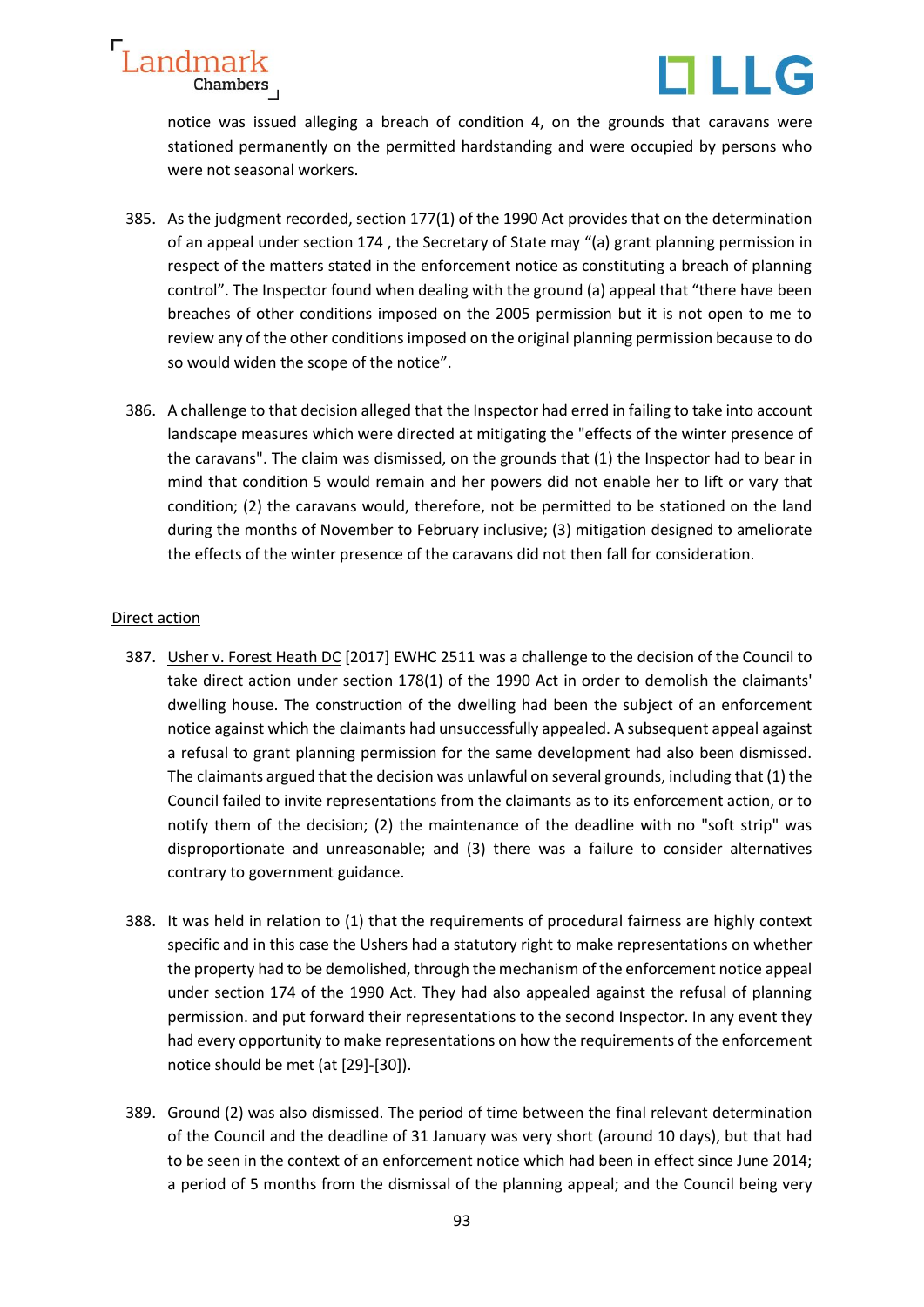notice was issued alleging a breach of condition 4, on the grounds that caravans were stationed permanently on the permitted hardstanding and were occupied by persons who were not seasonal workers.

385. As the judgment recorded, section 177(1) of the 1990 Act provides that on the determination of an appeal under section 174 , the Secretary of State may "(a) grant planning permission in respect of the matters stated in the enforcement notice as constituting a breach of planning control". The Inspector found when dealing with the ground (a) appeal that "there have been breaches of other conditions imposed on the 2005 permission but it is not open to me to review any of the other conditions imposed on the original planning permission because to do so would widen the scope of the notice".

386. A challenge to that decision alleged that the Inspector had erred in failing to take into account landscape measures which were directed at mitigating the "effects of the winter presence of the caravans". The claim was dismissed, on the grounds that (1) the Inspector had to bear in mind that condition 5 would remain and her powers did not enable her to lift or vary that condition; (2) the caravans would, therefore, not be permitted to be stationed on the land during the months of November to February inclusive; (3) mitigation designed to ameliorate the effects of the winter presence of the caravans did not then fall for consideration.

<u>Direct action</u>

387. <u>Usher v. Forest Heath DC</u> [2017] EWHC 2511 was a challenge to the decision of the Council to take direct action under section 178(1) of the 1990 Act in order to demolish the claimants' dwelling house. The construction of the dwelling had been the subject of an enforcement notice against which the claimants had unsuccessfully appealed. A subsequent appeal against a refusal to grant planning permission for the same development had also been dismissed. The claimants argued that the decision was unlawful on several grounds, including that (1) the Council failed to invite representations from the claimants as to its enforcement action, or to notify them of the decision; (2) the maintenance of the deadline with no "soft strip" was disproportionate and unreasonable; and (3) there was a failure to consider alternatives contrary to government guidance.

388. It was held in relation to (1) that the requirements of procedural fairness are highly context specific and in this case the Ushers had a statutory right to make representations on whether the property had to be demolished, through the mechanism of the enforcement notice appeal under section 174 of the 1990 Act. They had also appealed against the refusal of planning permission. and put forward their representations to the second Inspector. In any event they had every opportunity to make representations on how the requirements of the enforcement notice should be met (at [29]-[30]).

389. Ground (2) was also dismissed. The period of time between the final relevant determination of the Council and the deadline of 31 January was very short (around 10 days), but that had to be seen in the context of an enforcement notice which had been in effect since June 2014; a period of 5 months from the dismissal of the planning appeal; and the Council being very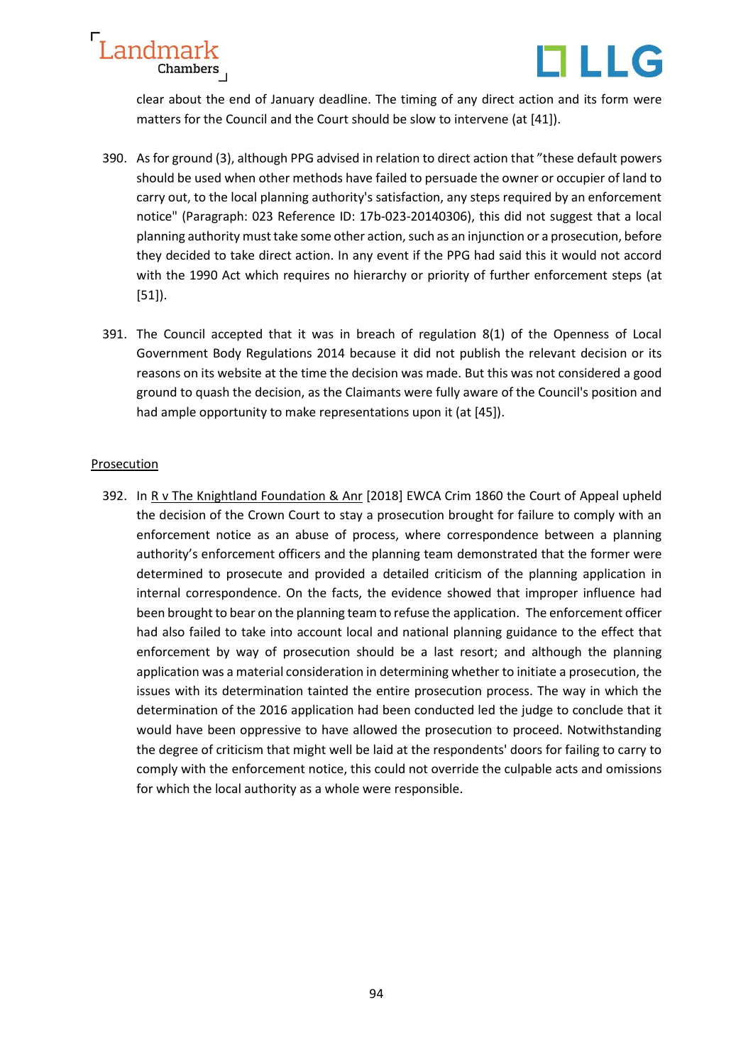clear about the end of January deadline. The timing of any direct action and its form were matters for the Council and the Court should be slow to intervene (at [41]).

390. As for ground (3), although PPG advised in relation to direct action that "these default powers should be used when other methods have failed to persuade the owner or occupier of land to carry out, to the local planning authority's satisfaction, any steps required by an enforcement notice" (Paragraph: 023 Reference ID: 17b-023-20140306), this did not suggest that a local planning authority must take some other action, such as an injunction or a prosecution, before they decided to take direct action. In any event if the PPG had said this it would not accord with the 1990 Act which requires no hierarchy or priority of further enforcement steps (at [51]).

391. The Council accepted that it was in breach of regulation 8(1) of the Openness of Local Government Body Regulations 2014 because it did not publish the relevant decision or its reasons on its website at the time the decision was made. But this was not considered a good ground to quash the decision, as the Claimants were fully aware of the Council's position and had ample opportunity to make representations upon it (at [45]).

Prosecution

392. In R v The Knightland Foundation & Anr [2018] EWCA Crim 1860 the Court of Appeal upheld the decision of the Crown Court to stay a prosecution brought for failure to comply with an enforcement notice as an abuse of process, where correspondence between a planning authority's enforcement officers and the planning team demonstrated that the former were determined to prosecute and provided a detailed criticism of the planning application in internal correspondence. On the facts, the evidence showed that improper influence had been brought to bear on the planning team to refuse the application. The enforcement officer had also failed to take into account local and national planning guidance to the effect that enforcement by way of prosecution should be a last resort; and although the planning application was a material consideration in determining whether to initiate a prosecution, the issues with its determination tainted the entire prosecution process. The way in which the determination of the 2016 application had been conducted led the judge to conclude that it would have been oppressive to have allowed the prosecution to proceed. Notwithstanding the degree of criticism that might well be laid at the respondents' doors for failing to carry to comply with the enforcement notice, this could not override the culpable acts and omissions for which the local authority as a whole were responsible.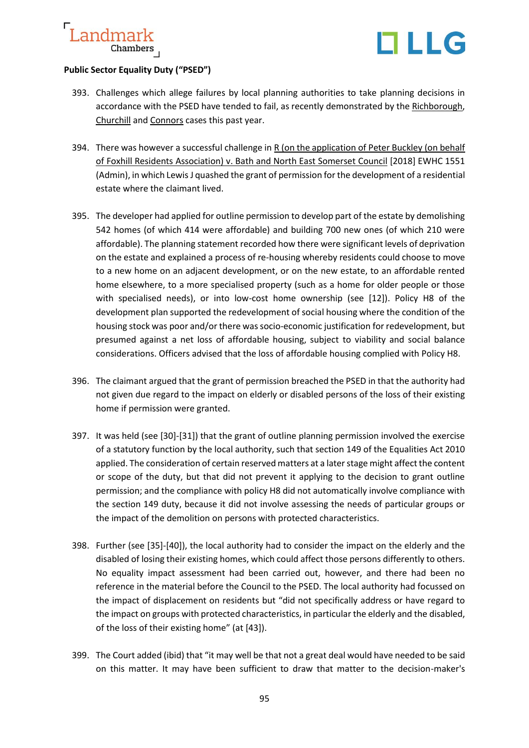**Public Sector Equality Duty ("PSED")**

393. Challenges which allege failures by local planning authorities to take planning decisions in accordance with the PSED have tended to fail, as recently demonstrated by the Richborough, Churchill and Connors cases this past year.

394. There was however a successful challenge in R (on the application of Peter Buckley (on behalf of Foxhill Residents Association) v. Bath and North East Somerset Council [2018] EWHC 1551 (Admin), in which Lewis J quashed the grant of permission for the development of a residential estate where the claimant lived.

395. The developer had applied for outline permission to develop part of the estate by demolishing 542 homes (of which 414 were affordable) and building 700 new ones (of which 210 were affordable). The planning statement recorded how there were significant levels of deprivation on the estate and explained a process of re-housing whereby residents could choose to move to a new home on an adjacent development, or on the new estate, to an affordable rented home elsewhere, to a more specialised property (such as a home for older people or those with specialised needs), or into low-cost home ownership (see [12]). Policy H8 of the development plan supported the redevelopment of social housing where the condition of the housing stock was poor and/or there was socio-economic justification for redevelopment, but presumed against a net loss of affordable housing, subject to viability and social balance considerations. Officers advised that the loss of affordable housing complied with Policy H8.

396. The claimant argued that the grant of permission breached the PSED in that the authority had not given due regard to the impact on elderly or disabled persons of the loss of their existing home if permission were granted.

397. It was held (see [30]-[31]) that the grant of outline planning permission involved the exercise of a statutory function by the local authority, such that section 149 of the Equalities Act 2010 applied. The consideration of certain reserved matters at a later stage might affect the content or scope of the duty, but that did not prevent it applying to the decision to grant outline permission; and the compliance with policy H8 did not automatically involve compliance with the section 149 duty, because it did not involve assessing the needs of particular groups or the impact of the demolition on persons with protected characteristics.

398. Further (see [35]-[40]), the local authority had to consider the impact on the elderly and the disabled of losing their existing homes, which could affect those persons differently to others. No equality impact assessment had been carried out, however, and there had been no reference in the material before the Council to the PSED. The local authority had focussed on the impact of displacement on residents but "did not specifically address or have regard to the impact on groups with protected characteristics, in particular the elderly and the disabled, of the loss of their existing home" (at [43]).

399. The Court added (ibid) that "it may well be that not a great deal would have needed to be said on this matter. It may have been sufficient to draw that matter to the decision-maker's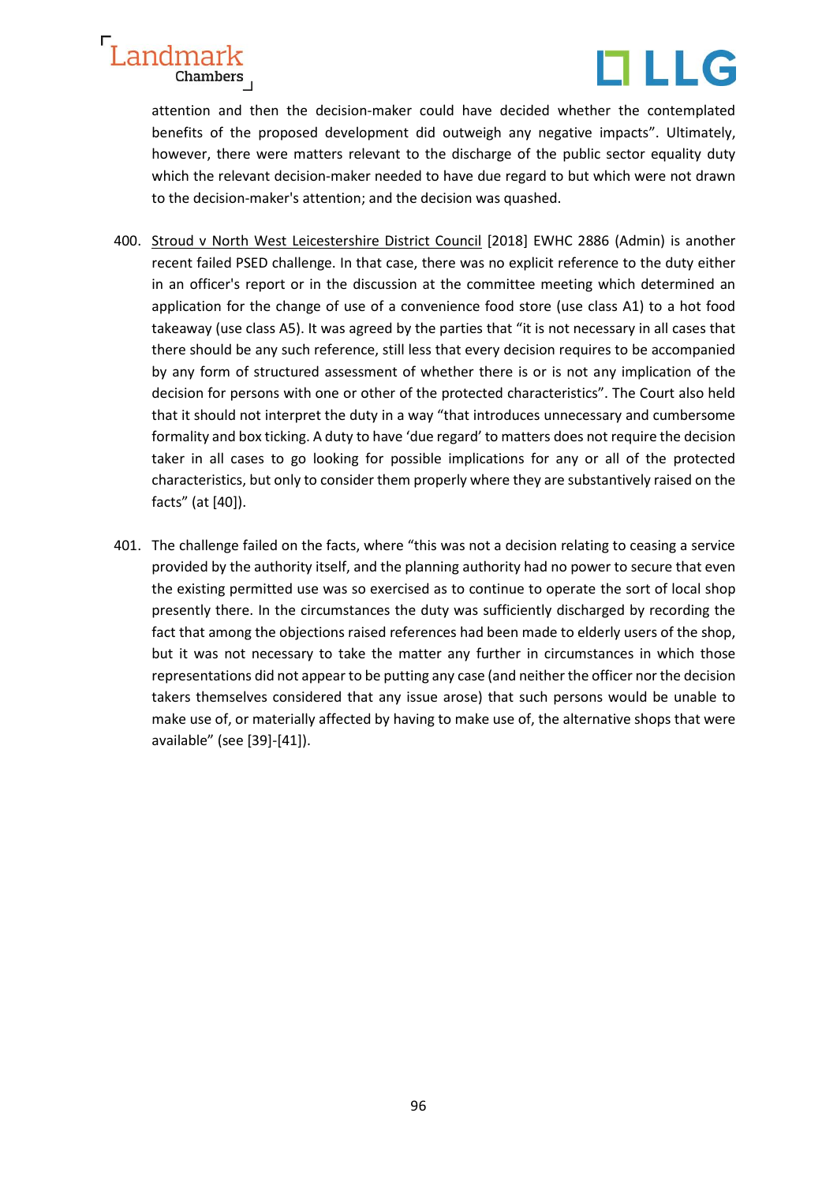attention and then the decision-maker could have decided whether the contemplated benefits of the proposed development did outweigh any negative impacts". Ultimately, however, there were matters relevant to the discharge of the public sector equality duty which the relevant decision-maker needed to have due regard to but which were not drawn to the decision-maker's attention; and the decision was quashed.

400. Stroud v North West Leicestershire District Council [2018] EWHC 2886 (Admin) is another recent failed PSED challenge. In that case, there was no explicit reference to the duty either in an officer's report or in the discussion at the committee meeting which determined an application for the change of use of a convenience food store (use class A1) to a hot food takeaway (use class A5). It was agreed by the parties that "it is not necessary in all cases that there should be any such reference, still less that every decision requires to be accompanied by any form of structured assessment of whether there is or is not any implication of the decision for persons with one or other of the protected characteristics". The Court also held that it should not interpret the duty in a way "that introduces unnecessary and cumbersome formality and box ticking. A duty to have 'due regard' to matters does not require the decision taker in all cases to go looking for possible implications for any or all of the protected characteristics, but only to consider them properly where they are substantively raised on the facts" (at [40]).

401. The challenge failed on the facts, where "this was not a decision relating to ceasing a service provided by the authority itself, and the planning authority had no power to secure that even the existing permitted use was so exercised as to continue to operate the sort of local shop presently there. In the circumstances the duty was sufficiently discharged by recording the fact that among the objections raised references had been made to elderly users of the shop, but it was not necessary to take the matter any further in circumstances in which those representations did not appear to be putting any case (and neither the officer nor the decision takers themselves considered that any issue arose) that such persons would be unable to make use of, or materially affected by having to make use of, the alternative shops that were available" (see [39]-[41]).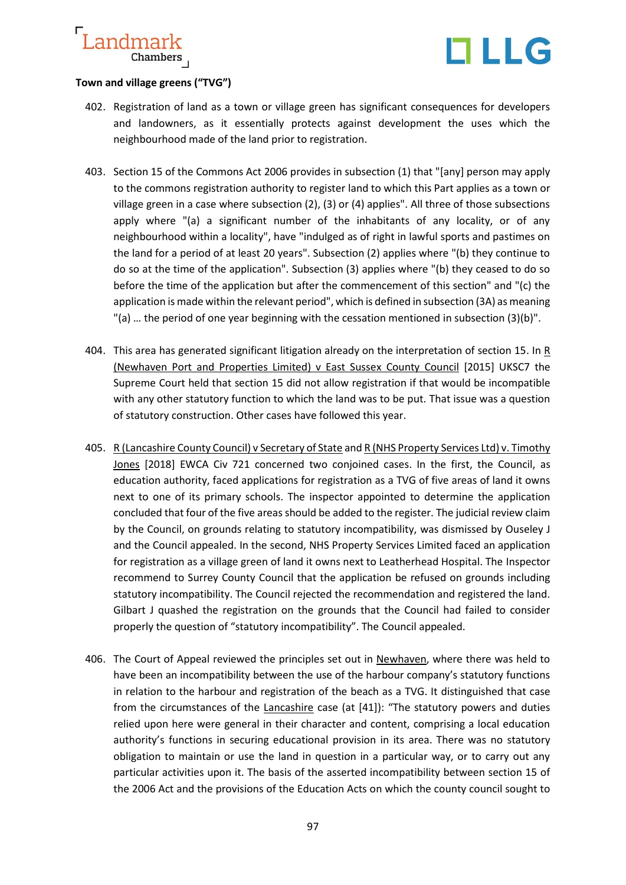**Town and village greens ("TVG")**

402. Registration of land as a town or village green has significant consequences for developers and landowners, as it essentially protects against development the uses which the neighbourhood made of the land prior to registration.

403. Section 15 of the Commons Act 2006 provides in subsection (1) that "[any] person may apply to the commons registration authority to register land to which this Part applies as a town or village green in a case where subsection (2), (3) or (4) applies". All three of those subsections apply where "(a) a significant number of the inhabitants of any locality, or of any neighbourhood within a locality", have "indulged as of right in lawful sports and pastimes on the land for a period of at least 20 years". Subsection (2) applies where "(b) they continue to do so at the time of the application". Subsection (3) applies where "(b) they ceased to do so before the time of the application but after the commencement of this section" and "(c) the application is made within the relevant period", which is defined in subsection (3A) as meaning "(a) … the period of one year beginning with the cessation mentioned in subsection (3)(b)".

404. This area has generated significant litigation already on the interpretation of section 15. In R (Newhaven Port and Properties Limited) v East Sussex County Council [2015] UKSC7 the Supreme Court held that section 15 did not allow registration if that would be incompatible with any other statutory function to which the land was to be put. That issue was a question of statutory construction. Other cases have followed this year.

405. R (Lancashire County Council) v Secretary of State and R (NHS Property Services Ltd) v. Timothy Jones [2018] EWCA Civ 721 concerned two conjoined cases. In the first, the Council, as education authority, faced applications for registration as a TVG of five areas of land it owns next to one of its primary schools. The inspector appointed to determine the application concluded that four of the five areas should be added to the register. The judicial review claim by the Council, on grounds relating to statutory incompatibility, was dismissed by Ouseley J and the Council appealed. In the second, NHS Property Services Limited faced an application for registration as a village green of land it owns next to Leatherhead Hospital. The Inspector recommend to Surrey County Council that the application be refused on grounds including statutory incompatibility. The Council rejected the recommendation and registered the land. Gilbart J quashed the registration on the grounds that the Council had failed to consider properly the question of "statutory incompatibility". The Council appealed.

406. The Court of Appeal reviewed the principles set out in Newhaven, where there was held to have been an incompatibility between the use of the harbour company's statutory functions in relation to the harbour and registration of the beach as a TVG. It distinguished that case from the circumstances of the Lancashire case (at [41]): "The statutory powers and duties relied upon here were general in their character and content, comprising a local education authority's functions in securing educational provision in its area. There was no statutory obligation to maintain or use the land in question in a particular way, or to carry out any particular activities upon it. The basis of the asserted incompatibility between section 15 of the 2006 Act and the provisions of the Education Acts on which the county council sought to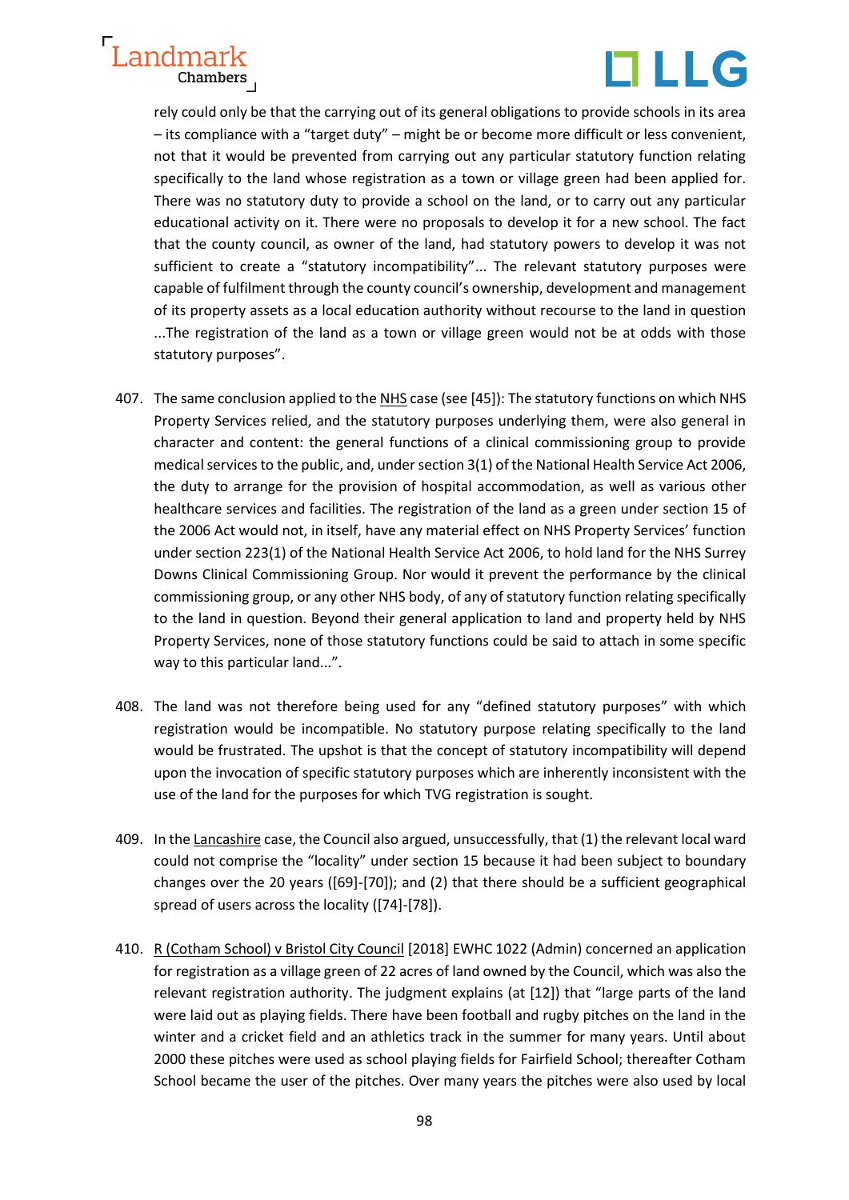rely could only be that the carrying out of its general obligations to provide schools in its area – its compliance with a "target duty" – might be or become more difficult or less convenient, not that it would be prevented from carrying out any particular statutory function relating specifically to the land whose registration as a town or village green had been applied for. There was no statutory duty to provide a school on the land, or to carry out any particular educational activity on it. There were no proposals to develop it for a new school. The fact that the county council, as owner of the land, had statutory powers to develop it was not sufficient to create a "statutory incompatibility"... The relevant statutory purposes were capable of fulfilment through the county council's ownership, development and management of its property assets as a local education authority without recourse to the land in question ...The registration of the land as a town or village green would not be at odds with those statutory purposes".

407. The same conclusion applied to the NHS case (see [45]): The statutory functions on which NHS Property Services relied, and the statutory purposes underlying them, were also general in character and content: the general functions of a clinical commissioning group to provide medical services to the public, and, under section 3(1) of the National Health Service Act 2006, the duty to arrange for the provision of hospital accommodation, as well as various other healthcare services and facilities. The registration of the land as a green under section 15 of the 2006 Act would not, in itself, have any material effect on NHS Property Services' function under section 223(1) of the National Health Service Act 2006, to hold land for the NHS Surrey Downs Clinical Commissioning Group. Nor would it prevent the performance by the clinical commissioning group, or any other NHS body, of any of statutory function relating specifically to the land in question. Beyond their general application to land and property held by NHS Property Services, none of those statutory functions could be said to attach in some specific way to this particular land...".

408. The land was not therefore being used for any "defined statutory purposes" with which registration would be incompatible. No statutory purpose relating specifically to the land would be frustrated. The upshot is that the concept of statutory incompatibility will depend upon the invocation of specific statutory purposes which are inherently inconsistent with the use of the land for the purposes for which TVG registration is sought.

409. In the Lancashire case, the Council also argued, unsuccessfully, that (1) the relevant local ward could not comprise the "locality" under section 15 because it had been subject to boundary changes over the 20 years ([69]-[70]); and (2) that there should be a sufficient geographical spread of users across the locality ([74]-[78]).

410. R (Cotham School) v Bristol City Council [2018] EWHC 1022 (Admin) concerned an application for registration as a village green of 22 acres of land owned by the Council, which was also the relevant registration authority. The judgment explains (at [12]) that "large parts of the land were laid out as playing fields. There have been football and rugby pitches on the land in the winter and a cricket field and an athletics track in the summer for many years. Until about 2000 these pitches were used as school playing fields for Fairfield School; thereafter Cotham School became the user of the pitches. Over many years the pitches were also used by local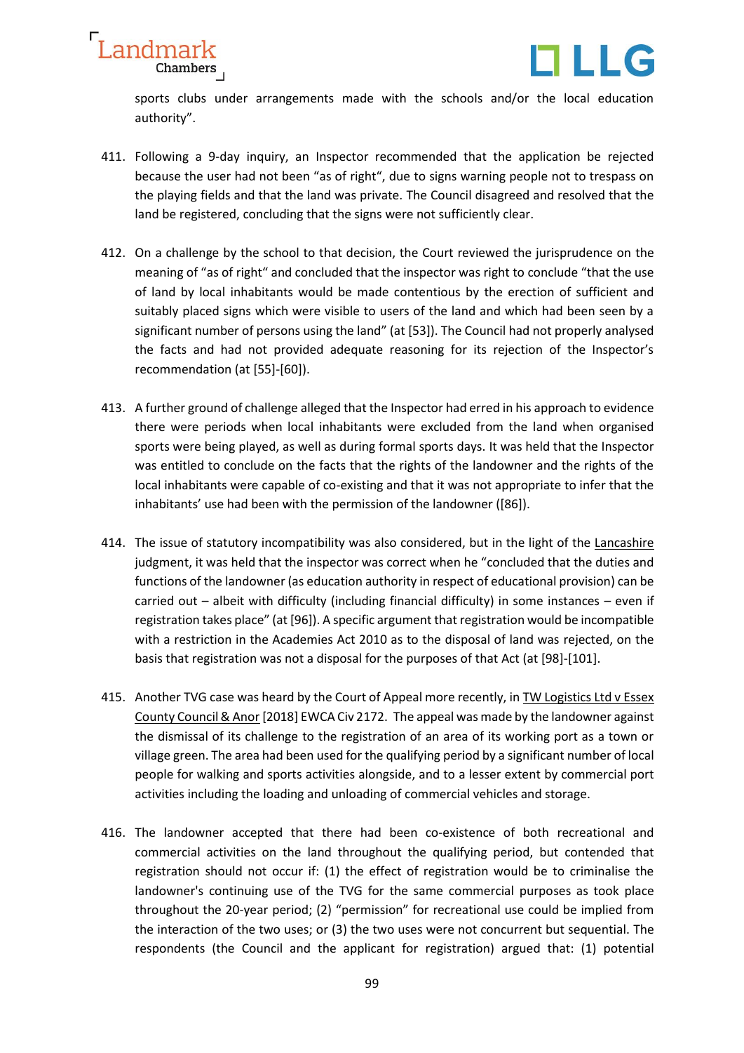sports clubs under arrangements made with the schools and/or the local education authority".

411. Following a 9-day inquiry, an Inspector recommended that the application be rejected because the user had not been "as of right", due to signs warning people not to trespass on the playing fields and that the land was private. The Council disagreed and resolved that the land be registered, concluding that the signs were not sufficiently clear.

412. On a challenge by the school to that decision, the Court reviewed the jurisprudence on the meaning of "as of right" and concluded that the inspector was right to conclude "that the use of land by local inhabitants would be made contentious by the erection of sufficient and suitably placed signs which were visible to users of the land and which had been seen by a significant number of persons using the land" (at [53]). The Council had not properly analysed the facts and had not provided adequate reasoning for its rejection of the Inspector's recommendation (at [55]-[60]).

413. A further ground of challenge alleged that the Inspector had erred in his approach to evidence there were periods when local inhabitants were excluded from the land when organised sports were being played, as well as during formal sports days. It was held that the Inspector was entitled to conclude on the facts that the rights of the landowner and the rights of the local inhabitants were capable of co-existing and that it was not appropriate to infer that the inhabitants' use had been with the permission of the landowner ([86]).

414. The issue of statutory incompatibility was also considered, but in the light of the Lancashire judgment, it was held that the inspector was correct when he "concluded that the duties and functions of the landowner (as education authority in respect of educational provision) can be carried out – albeit with difficulty (including financial difficulty) in some instances – even if registration takes place" (at [96]). A specific argument that registration would be incompatible with a restriction in the Academies Act 2010 as to the disposal of land was rejected, on the basis that registration was not a disposal for the purposes of that Act (at [98]-[101].

415. Another TVG case was heard by the Court of Appeal more recently, in TW Logistics Ltd v Essex County Council & Anor [2018] EWCA Civ 2172. The appeal was made by the landowner against the dismissal of its challenge to the registration of an area of its working port as a town or village green. The area had been used for the qualifying period by a significant number of local people for walking and sports activities alongside, and to a lesser extent by commercial port activities including the loading and unloading of commercial vehicles and storage.

416. The landowner accepted that there had been co-existence of both recreational and commercial activities on the land throughout the qualifying period, but contended that registration should not occur if: (1) the effect of registration would be to criminalise the landowner's continuing use of the TVG for the same commercial purposes as took place throughout the 20-year period; (2) "permission" for recreational use could be implied from the interaction of the two uses; or (3) the two uses were not concurrent but sequential. The respondents (the Council and the applicant for registration) argued that: (1) potential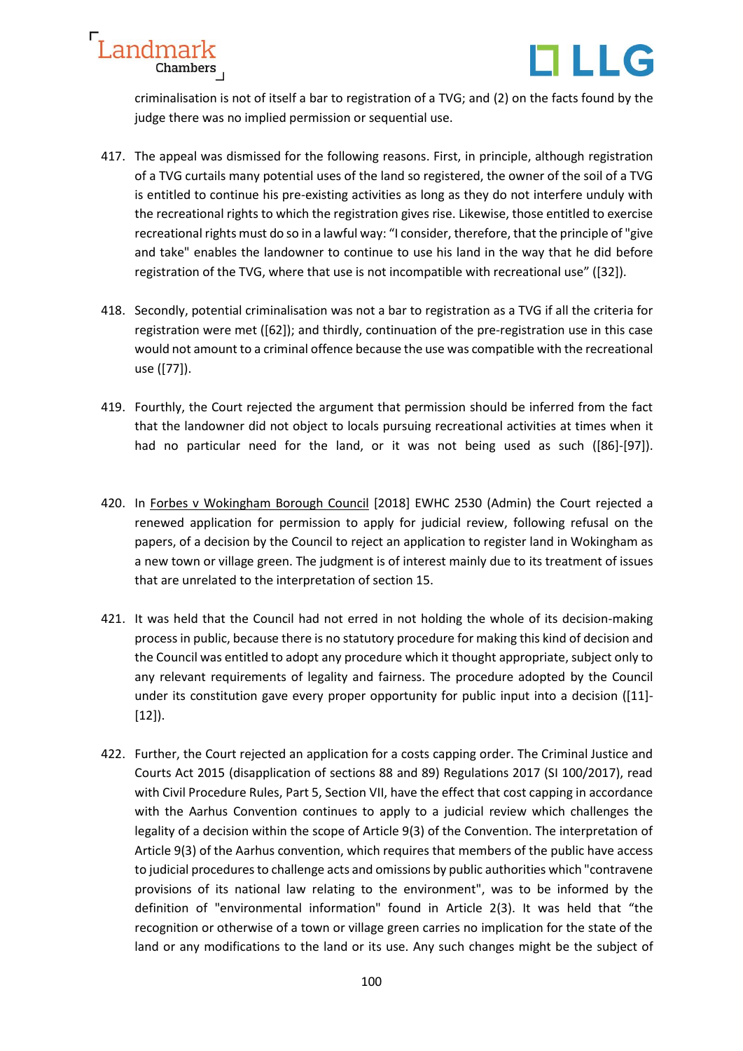criminalisation is not of itself a bar to registration of a TVG; and (2) on the facts found by the judge there was no implied permission or sequential use.

417. The appeal was dismissed for the following reasons. First, in principle, although registration of a TVG curtails many potential uses of the land so registered, the owner of the soil of a TVG is entitled to continue his pre-existing activities as long as they do not interfere unduly with the recreational rights to which the registration gives rise. Likewise, those entitled to exercise recreational rights must do so in a lawful way: "I consider, therefore, that the principle of "give and take" enables the landowner to continue to use his land in the way that he did before registration of the TVG, where that use is not incompatible with recreational use" ([32]).

418. Secondly, potential criminalisation was not a bar to registration as a TVG if all the criteria for registration were met ([62]); and thirdly, continuation of the pre-registration use in this case would not amount to a criminal offence because the use was compatible with the recreational use ([77]).

419. Fourthly, the Court rejected the argument that permission should be inferred from the fact that the landowner did not object to locals pursuing recreational activities at times when it had no particular need for the land, or it was not being used as such ([86]-[97]).

420. In Forbes v Wokingham Borough Council [2018] EWHC 2530 (Admin) the Court rejected a renewed application for permission to apply for judicial review, following refusal on the papers, of a decision by the Council to reject an application to register land in Wokingham as a new town or village green. The judgment is of interest mainly due to its treatment of issues that are unrelated to the interpretation of section 15.

421. It was held that the Council had not erred in not holding the whole of its decision-making process in public, because there is no statutory procedure for making this kind of decision and the Council was entitled to adopt any procedure which it thought appropriate, subject only to any relevant requirements of legality and fairness. The procedure adopted by the Council under its constitution gave every proper opportunity for public input into a decision ([11]-[12]).

422. Further, the Court rejected an application for a costs capping order. The Criminal Justice and Courts Act 2015 (disapplication of sections 88 and 89) Regulations 2017 (SI 100/2017), read with Civil Procedure Rules, Part 5, Section VII, have the effect that cost capping in accordance with the Aarhus Convention continues to apply to a judicial review which challenges the legality of a decision within the scope of Article 9(3) of the Convention. The interpretation of Article 9(3) of the Aarhus convention, which requires that members of the public have access to judicial procedures to challenge acts and omissions by public authorities which "contravene provisions of its national law relating to the environment", was to be informed by the definition of "environmental information" found in Article 2(3). It was held that "the recognition or otherwise of a town or village green carries no implication for the state of the land or any modifications to the land or its use. Any such changes might be the subject of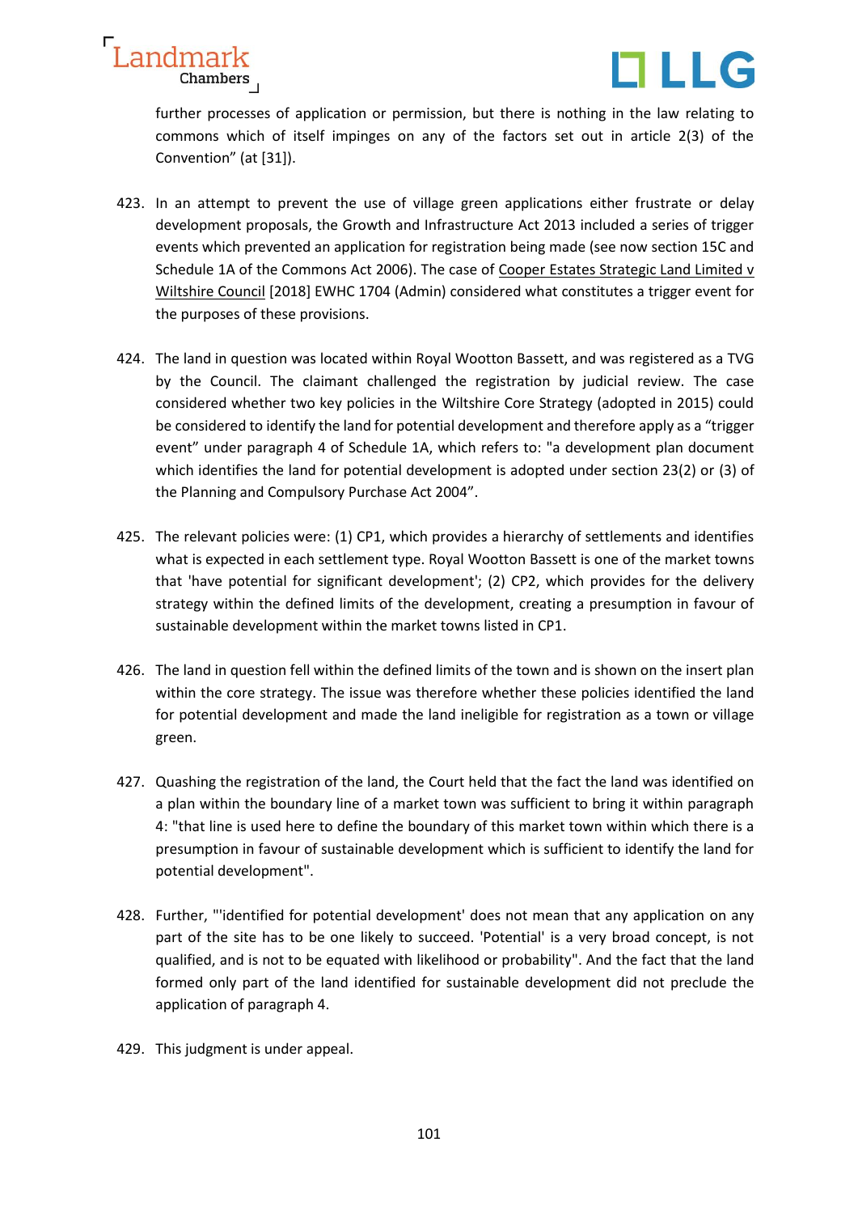further processes of application or permission, but there is nothing in the law relating to commons which of itself impinges on any of the factors set out in article 2(3) of the Convention" (at [31]).

423. In an attempt to prevent the use of village green applications either frustrate or delay development proposals, the Growth and Infrastructure Act 2013 included a series of trigger events which prevented an application for registration being made (see now section 15C and Schedule 1A of the Commons Act 2006). The case of Cooper Estates Strategic Land Limited v Wiltshire Council [2018] EWHC 1704 (Admin) considered what constitutes a trigger event for the purposes of these provisions.

424. The land in question was located within Royal Wootton Bassett, and was registered as a TVG by the Council. The claimant challenged the registration by judicial review. The case considered whether two key policies in the Wiltshire Core Strategy (adopted in 2015) could be considered to identify the land for potential development and therefore apply as a "trigger event" under paragraph 4 of Schedule 1A, which refers to: "a development plan document which identifies the land for potential development is adopted under section 23(2) or (3) of the Planning and Compulsory Purchase Act 2004".

425. The relevant policies were: (1) CP1, which provides a hierarchy of settlements and identifies what is expected in each settlement type. Royal Wootton Bassett is one of the market towns that 'have potential for significant development'; (2) CP2, which provides for the delivery strategy within the defined limits of the development, creating a presumption in favour of sustainable development within the market towns listed in CP1.

426. The land in question fell within the defined limits of the town and is shown on the insert plan within the core strategy. The issue was therefore whether these policies identified the land for potential development and made the land ineligible for registration as a town or village green.

427. Quashing the registration of the land, the Court held that the fact the land was identified on a plan within the boundary line of a market town was sufficient to bring it within paragraph 4: "that line is used here to define the boundary of this market town within which there is a presumption in favour of sustainable development which is sufficient to identify the land for potential development".

428. Further, "'identified for potential development' does not mean that any application on any part of the site has to be one likely to succeed. 'Potential' is a very broad concept, is not qualified, and is not to be equated with likelihood or probability". And the fact that the land formed only part of the land identified for sustainable development did not preclude the application of paragraph 4.

429. This judgment is under appeal.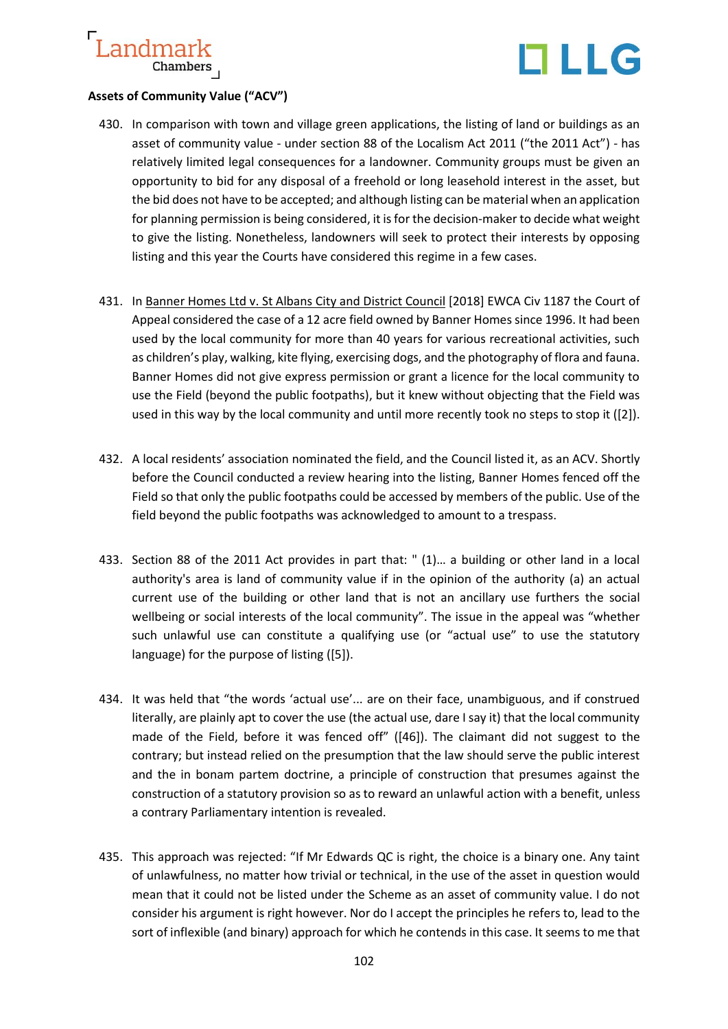**Assets of Community Value ("ACV")**

430. In comparison with town and village green applications, the listing of land or buildings as an asset of community value - under section 88 of the Localism Act 2011 ("the 2011 Act") - has relatively limited legal consequences for a landowner. Community groups must be given an opportunity to bid for any disposal of a freehold or long leasehold interest in the asset, but the bid does not have to be accepted; and although listing can be material when an application for planning permission is being considered, it is for the decision-maker to decide what weight to give the listing. Nonetheless, landowners will seek to protect their interests by opposing listing and this year the Courts have considered this regime in a few cases.

431. In Banner Homes Ltd v. St Albans City and District Council [2018] EWCA Civ 1187 the Court of Appeal considered the case of a 12 acre field owned by Banner Homes since 1996. It had been used by the local community for more than 40 years for various recreational activities, such as children's play, walking, kite flying, exercising dogs, and the photography of flora and fauna. Banner Homes did not give express permission or grant a licence for the local community to use the Field (beyond the public footpaths), but it knew without objecting that the Field was used in this way by the local community and until more recently took no steps to stop it ([2]).

432. A local residents' association nominated the field, and the Council listed it, as an ACV. Shortly before the Council conducted a review hearing into the listing, Banner Homes fenced off the Field so that only the public footpaths could be accessed by members of the public. Use of the field beyond the public footpaths was acknowledged to amount to a trespass.

433. Section 88 of the 2011 Act provides in part that: " (1)… a building or other land in a local authority's area is land of community value if in the opinion of the authority (a) an actual current use of the building or other land that is not an ancillary use furthers the social wellbeing or social interests of the local community". The issue in the appeal was "whether such unlawful use can constitute a qualifying use (or "actual use" to use the statutory language) for the purpose of listing ([5]).

434. It was held that "the words 'actual use'... are on their face, unambiguous, and if construed literally, are plainly apt to cover the use (the actual use, dare I say it) that the local community made of the Field, before it was fenced off" ([46]). The claimant did not suggest to the contrary; but instead relied on the presumption that the law should serve the public interest and the in bonam partem doctrine, a principle of construction that presumes against the construction of a statutory provision so as to reward an unlawful action with a benefit, unless a contrary Parliamentary intention is revealed.

435. This approach was rejected: "If Mr Edwards QC is right, the choice is a binary one. Any taint of unlawfulness, no matter how trivial or technical, in the use of the asset in question would mean that it could not be listed under the Scheme as an asset of community value. I do not consider his argument is right however. Nor do I accept the principles he refers to, lead to the sort of inflexible (and binary) approach for which he contends in this case. It seems to me that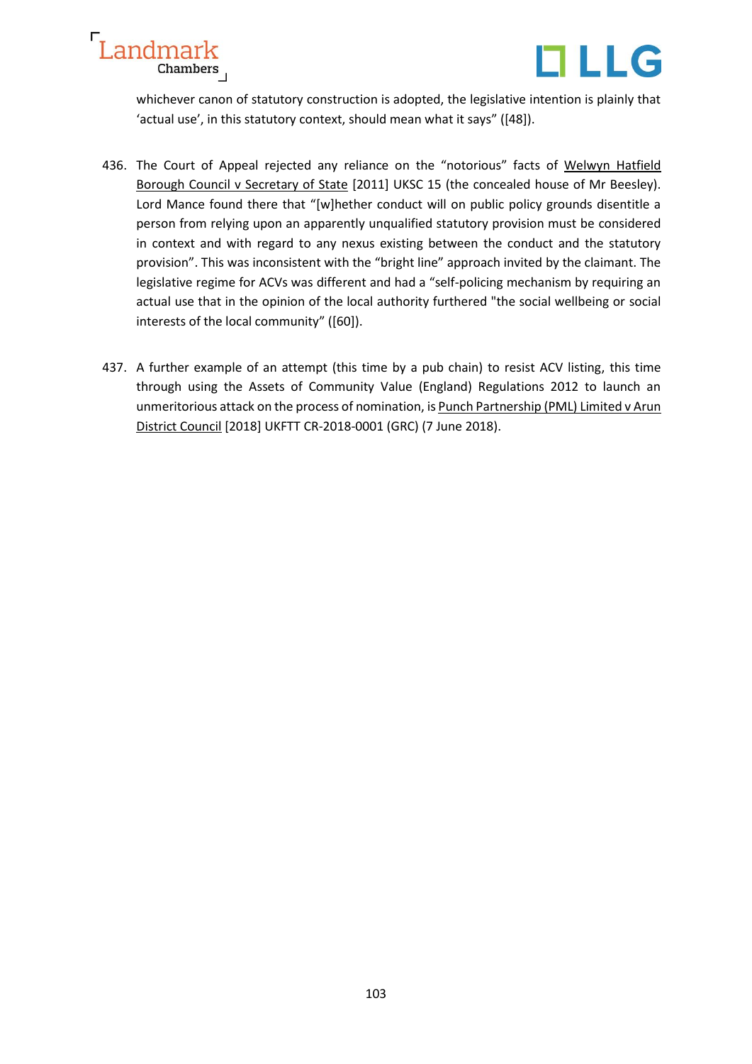whichever canon of statutory construction is adopted, the legislative intention is plainly that 'actual use', in this statutory context, should mean what it says" ([48]).

436. The Court of Appeal rejected any reliance on the "notorious" facts of Welwyn Hatfield Borough Council v Secretary of State [2011] UKSC 15 (the concealed house of Mr Beesley). Lord Mance found there that "[w]hether conduct will on public policy grounds disentitle a person from relying upon an apparently unqualified statutory provision must be considered in context and with regard to any nexus existing between the conduct and the statutory provision". This was inconsistent with the "bright line" approach invited by the claimant. The legislative regime for ACVs was different and had a "self-policing mechanism by requiring an actual use that in the opinion of the local authority furthered "the social wellbeing or social interests of the local community" ([60]).

437. A further example of an attempt (this time by a pub chain) to resist ACV listing, this time through using the Assets of Community Value (England) Regulations 2012 to launch an unmeritorious attack on the process of nomination, is Punch Partnership (PML) Limited v Arun District Council [2018] UKFTT CR-2018-0001 (GRC) (7 June 2018).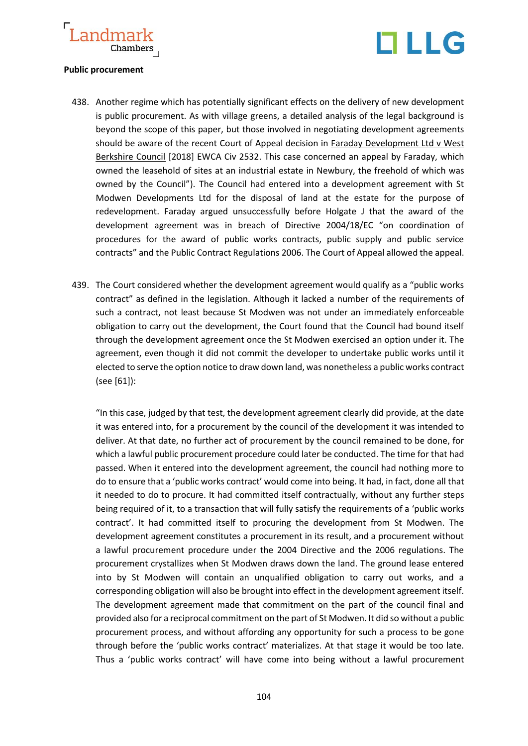**Public procurement**

438. Another regime which has potentially significant effects on the delivery of new development is public procurement. As with village greens, a detailed analysis of the legal background is beyond the scope of this paper, but those involved in negotiating development agreements should be aware of the recent Court of Appeal decision in Faraday Development Ltd v West Berkshire Council [2018] EWCA Civ 2532. This case concerned an appeal by Faraday, which owned the leasehold of sites at an industrial estate in Newbury, the freehold of which was owned by the Council"). The Council had entered into a development agreement with St Modwen Developments Ltd for the disposal of land at the estate for the purpose of redevelopment. Faraday argued unsuccessfully before Holgate J that the award of the development agreement was in breach of Directive 2004/18/EC "on coordination of procedures for the award of public works contracts, public supply and public service contracts" and the Public Contract Regulations 2006. The Court of Appeal allowed the appeal.

439. The Court considered whether the development agreement would qualify as a "public works contract" as defined in the legislation. Although it lacked a number of the requirements of such a contract, not least because St Modwen was not under an immediately enforceable obligation to carry out the development, the Court found that the Council had bound itself through the development agreement once the St Modwen exercised an option under it. The agreement, even though it did not commit the developer to undertake public works until it elected to serve the option notice to draw down land, was nonetheless a public works contract (see [61]):

"In this case, judged by that test, the development agreement clearly did provide, at the date it was entered into, for a procurement by the council of the development it was intended to deliver. At that date, no further act of procurement by the council remained to be done, for which a lawful public procurement procedure could later be conducted. The time for that had passed. When it entered into the development agreement, the council had nothing more to do to ensure that a 'public works contract' would come into being. It had, in fact, done all that it needed to do to procure. It had committed itself contractually, without any further steps being required of it, to a transaction that will fully satisfy the requirements of a 'public works contract'. It had committed itself to procuring the development from St Modwen. The development agreement constitutes a procurement in its result, and a procurement without a lawful procurement procedure under the 2004 Directive and the 2006 regulations. The procurement crystallizes when St Modwen draws down the land. The ground lease entered into by St Modwen will contain an unqualified obligation to carry out works, and a corresponding obligation will also be brought into effect in the development agreement itself. The development agreement made that commitment on the part of the council final and provided also for a reciprocal commitment on the part of St Modwen. It did so without a public procurement process, and without affording any opportunity for such a process to be gone through before the 'public works contract' materializes. At that stage it would be too late. Thus a 'public works contract' will have come into being without a lawful procurement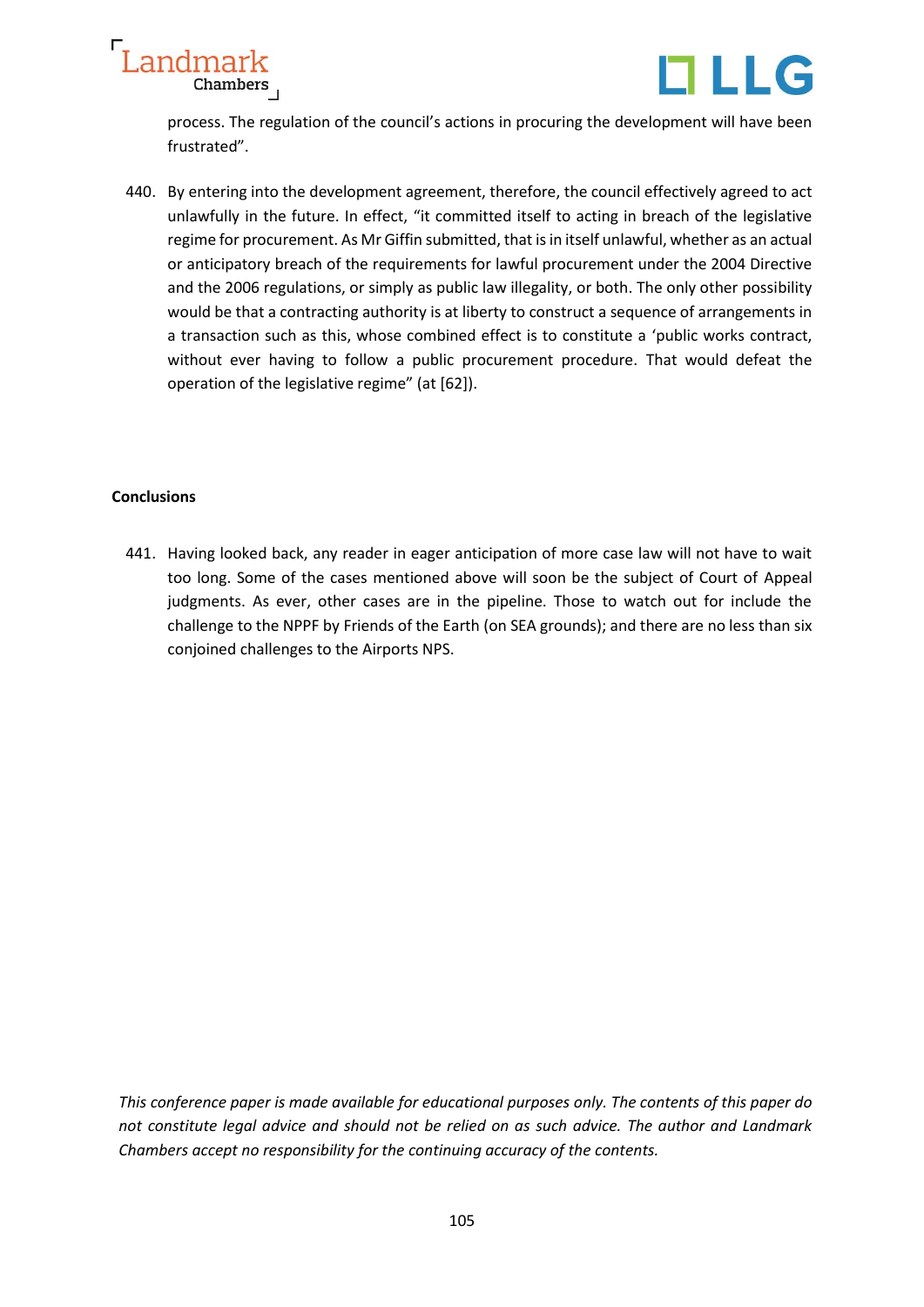process. The regulation of the council's actions in procuring the development will have been frustrated".

440. By entering into the development agreement, therefore, the council effectively agreed to act unlawfully in the future. In effect, "it committed itself to acting in breach of the legislative regime for procurement. As Mr Giffin submitted, that is in itself unlawful, whether as an actual or anticipatory breach of the requirements for lawful procurement under the 2004 Directive and the 2006 regulations, or simply as public law illegality, or both. The only other possibility would be that a contracting authority is at liberty to construct a sequence of arrangements in a transaction such as this, whose combined effect is to constitute a 'public works contract, without ever having to follow a public procurement procedure. That would defeat the operation of the legislative regime" (at [62]).

**Conclusions**

441. Having looked back, any reader in eager anticipation of more case law will not have to wait too long. Some of the cases mentioned above will soon be the subject of Court of Appeal judgments. As ever, other cases are in the pipeline. Those to watch out for include the challenge to the NPPF by Friends of the Earth (on SEA grounds); and there are no less than six conjoined challenges to the Airports NPS.

*This conference paper is made available for educational purposes only. The contents of this paper do not constitute legal advice and should not be relied on as such advice. The author and Landmark Chambers accept no responsibility for the continuing accuracy of the contents.*